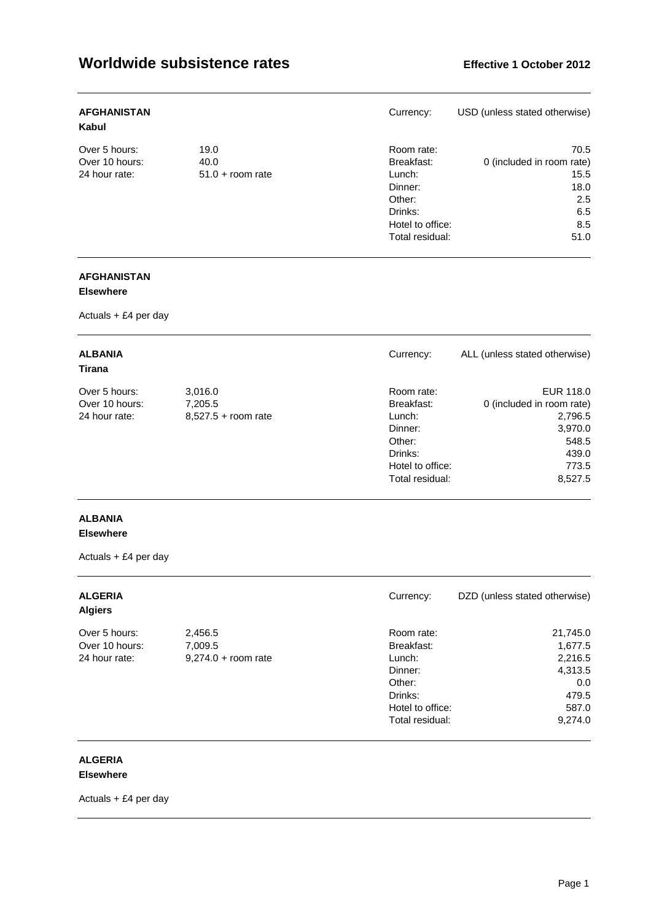# Worldwide subsistence rates

**Effective 1 October 2012**

---

**AFGHANISTAN**
**Kabul**

Currency: USD (unless stated otherwise)

| | | | |
|---|---|---|---|
| Over 5 hours: | 19.0 | Room rate: | 70.5 |
| Over 10 hours: | 40.0 | Breakfast: | 0 (included in room rate) |
| 24 hour rate: | 51.0 + room rate | Lunch: | 15.5 |
| | | Dinner: | 18.0 |
| | | Other: | 2.5 |
| | | Drinks: | 6.5 |
| | | Hotel to office: | 8.5 |
| | | Total residual: | 51.0 |

---

**AFGHANISTAN**
**Elsewhere**

Actuals + £4 per day

---

**ALBANIA**
**Tirana**

Currency: ALL (unless stated otherwise)

| | | | |
|---|---|---|---|
| Over 5 hours: | 3,016.0 | Room rate: | EUR 118.0 |
| Over 10 hours: | 7,205.5 | Breakfast: | 0 (included in room rate) |
| 24 hour rate: | 8,527.5 + room rate | Lunch: | 2,796.5 |
| | | Dinner: | 3,970.0 |
| | | Other: | 548.5 |
| | | Drinks: | 439.0 |
| | | Hotel to office: | 773.5 |
| | | Total residual: | 8,527.5 |

---

**ALBANIA**
**Elsewhere**

Actuals + £4 per day

---

**ALGERIA**
**Algiers**

Currency: DZD (unless stated otherwise)

| | | | |
|---|---|---|---|
| Over 5 hours: | 2,456.5 | Room rate: | 21,745.0 |
| Over 10 hours: | 7,009.5 | Breakfast: | 1,677.5 |
| 24 hour rate: | 9,274.0 + room rate | Lunch: | 2,216.5 |
| | | Dinner: | 4,313.5 |
| | | Other: | 0.0 |
| | | Drinks: | 479.5 |
| | | Hotel to office: | 587.0 |
| | | Total residual: | 9,274.0 |

---

**ALGERIA**
**Elsewhere**

Actuals + £4 per day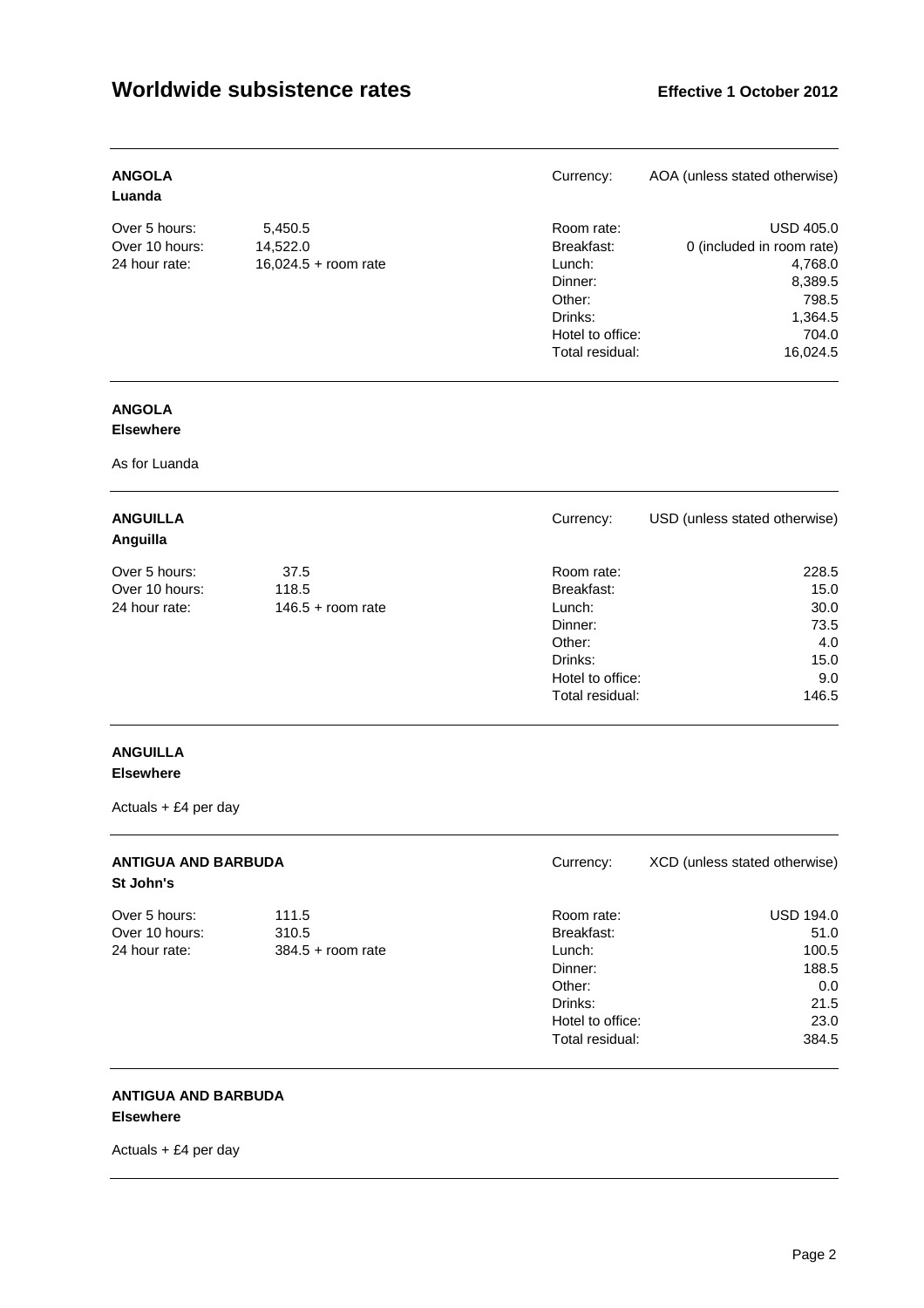# Worldwide subsistence rates

**Effective 1 October 2012**

---

**ANGOLA**
**Luanda**

Currency: AOA (unless stated otherwise)

| | |
|---|---|
| Over 5 hours: | 5,450.5 |
| Over 10 hours: | 14,522.0 |
| 24 hour rate: | 16,024.5 + room rate |

| | |
|---|---|
| Room rate: | USD 405.0 |
| Breakfast: | 0 (included in room rate) |
| Lunch: | 4,768.0 |
| Dinner: | 8,389.5 |
| Other: | 798.5 |
| Drinks: | 1,364.5 |
| Hotel to office: | 704.0 |
| Total residual: | 16,024.5 |

---

**ANGOLA**
**Elsewhere**

As for Luanda

---

**ANGUILLA**
**Anguilla**

Currency: USD (unless stated otherwise)

| | |
|---|---|
| Over 5 hours: | 37.5 |
| Over 10 hours: | 118.5 |
| 24 hour rate: | 146.5 + room rate |

| | |
|---|---|
| Room rate: | 228.5 |
| Breakfast: | 15.0 |
| Lunch: | 30.0 |
| Dinner: | 73.5 |
| Other: | 4.0 |
| Drinks: | 15.0 |
| Hotel to office: | 9.0 |
| Total residual: | 146.5 |

---

**ANGUILLA**
**Elsewhere**

Actuals + £4 per day

---

**ANTIGUA AND BARBUDA**
**St John's**

Currency: XCD (unless stated otherwise)

| | |
|---|---|
| Over 5 hours: | 111.5 |
| Over 10 hours: | 310.5 |
| 24 hour rate: | 384.5 + room rate |

| | |
|---|---|
| Room rate: | USD 194.0 |
| Breakfast: | 51.0 |
| Lunch: | 100.5 |
| Dinner: | 188.5 |
| Other: | 0.0 |
| Drinks: | 21.5 |
| Hotel to office: | 23.0 |
| Total residual: | 384.5 |

---

**ANTIGUA AND BARBUDA**
**Elsewhere**

Actuals + £4 per day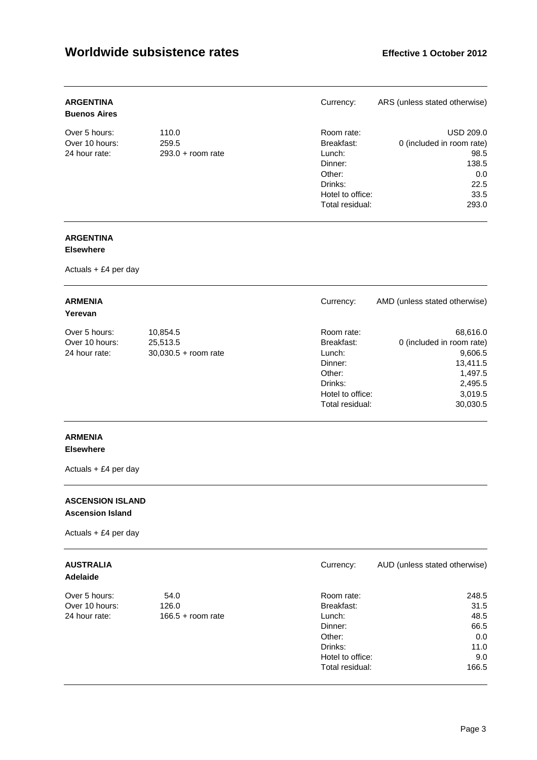# Worldwide subsistence rates

**Effective 1 October 2012**

---

**ARGENTINA**
**Buenos Aires**

Currency: ARS (unless stated otherwise)

| | |
|---|---|
| Over 5 hours: | 110.0 |
| Over 10 hours: | 259.5 |
| 24 hour rate: | 293.0 + room rate |

| | |
|---|---|
| Room rate: | USD 209.0 |
| Breakfast: | 0 (included in room rate) |
| Lunch: | 98.5 |
| Dinner: | 138.5 |
| Other: | 0.0 |
| Drinks: | 22.5 |
| Hotel to office: | 33.5 |
| Total residual: | 293.0 |

---

**ARGENTINA**
**Elsewhere**

Actuals + £4 per day

---

**ARMENIA**
**Yerevan**

Currency: AMD (unless stated otherwise)

| | |
|---|---|
| Over 5 hours: | 10,854.5 |
| Over 10 hours: | 25,513.5 |
| 24 hour rate: | 30,030.5 + room rate |

| | |
|---|---|
| Room rate: | 68,616.0 |
| Breakfast: | 0 (included in room rate) |
| Lunch: | 9,606.5 |
| Dinner: | 13,411.5 |
| Other: | 1,497.5 |
| Drinks: | 2,495.5 |
| Hotel to office: | 3,019.5 |
| Total residual: | 30,030.5 |

---

**ARMENIA**
**Elsewhere**

Actuals + £4 per day

---

**ASCENSION ISLAND**
**Ascension Island**

Actuals + £4 per day

---

**AUSTRALIA**
**Adelaide**

Currency: AUD (unless stated otherwise)

| | |
|---|---|
| Over 5 hours: | 54.0 |
| Over 10 hours: | 126.0 |
| 24 hour rate: | 166.5 + room rate |

| | |
|---|---|
| Room rate: | 248.5 |
| Breakfast: | 31.5 |
| Lunch: | 48.5 |
| Dinner: | 66.5 |
| Other: | 0.0 |
| Drinks: | 11.0 |
| Hotel to office: | 9.0 |
| Total residual: | 166.5 |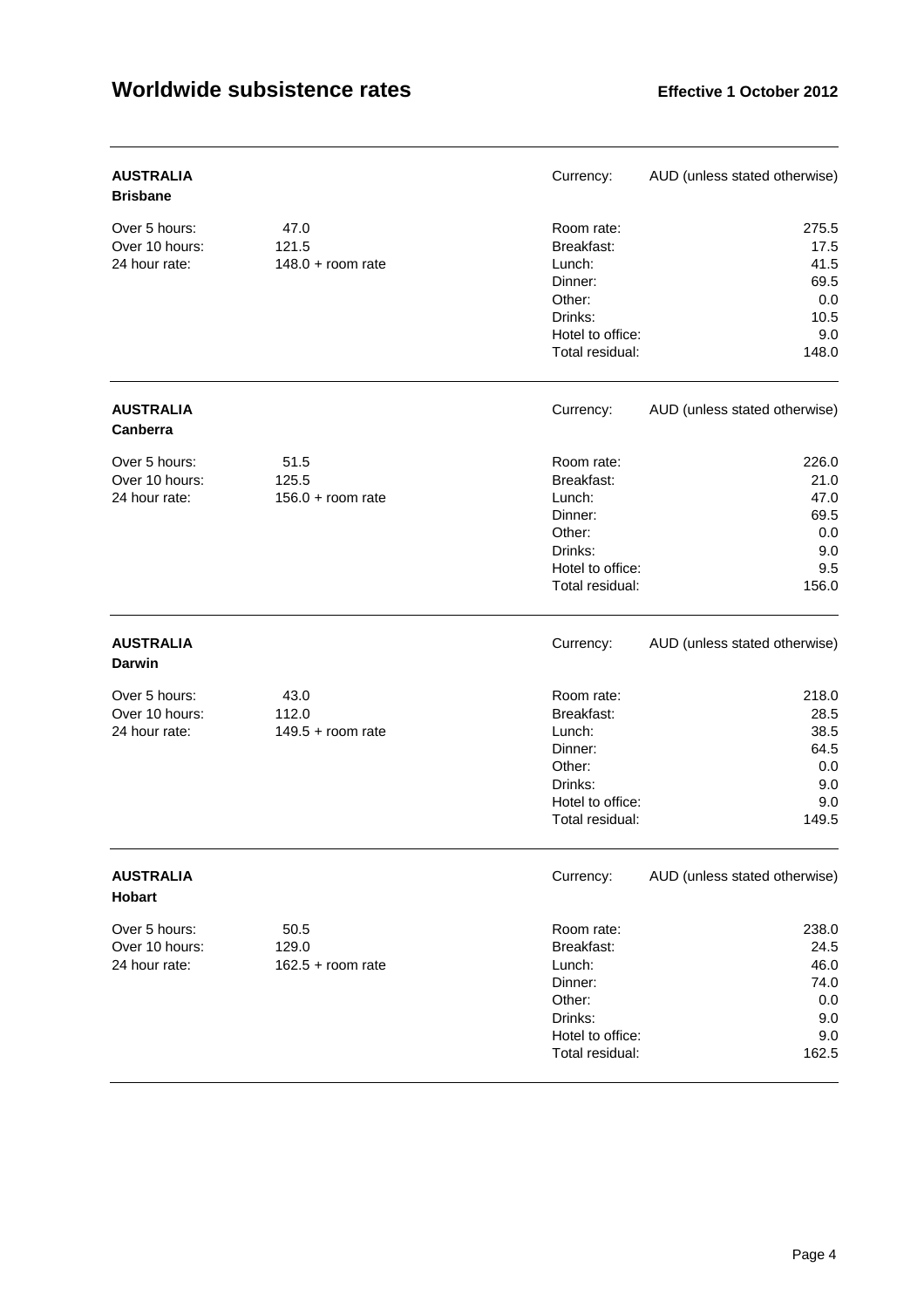## AUSTRALIA

### Brisbane

Currency: AUD (unless stated otherwise)

| | | | |
|---|---|---|---|
| Over 5 hours: | 47.0 | Room rate: | 275.5 |
| Over 10 hours: | 121.5 | Breakfast: | 17.5 |
| 24 hour rate: | 148.0 + room rate | Lunch: | 41.5 |
| | | Dinner: | 69.5 |
| | | Other: | 0.0 |
| | | Drinks: | 10.5 |
| | | Hotel to office: | 9.0 |
| | | Total residual: | 148.0 |

## AUSTRALIA

### Canberra

Currency: AUD (unless stated otherwise)

| | | | |
|---|---|---|---|
| Over 5 hours: | 51.5 | Room rate: | 226.0 |
| Over 10 hours: | 125.5 | Breakfast: | 21.0 |
| 24 hour rate: | 156.0 + room rate | Lunch: | 47.0 |
| | | Dinner: | 69.5 |
| | | Other: | 0.0 |
| | | Drinks: | 9.0 |
| | | Hotel to office: | 9.5 |
| | | Total residual: | 156.0 |

## AUSTRALIA

### Darwin

Currency: AUD (unless stated otherwise)

| | | | |
|---|---|---|---|
| Over 5 hours: | 43.0 | Room rate: | 218.0 |
| Over 10 hours: | 112.0 | Breakfast: | 28.5 |
| 24 hour rate: | 149.5 + room rate | Lunch: | 38.5 |
| | | Dinner: | 64.5 |
| | | Other: | 0.0 |
| | | Drinks: | 9.0 |
| | | Hotel to office: | 9.0 |
| | | Total residual: | 149.5 |

## AUSTRALIA

### Hobart

Currency: AUD (unless stated otherwise)

| | | | |
|---|---|---|---|
| Over 5 hours: | 50.5 | Room rate: | 238.0 |
| Over 10 hours: | 129.0 | Breakfast: | 24.5 |
| 24 hour rate: | 162.5 + room rate | Lunch: | 46.0 |
| | | Dinner: | 74.0 |
| | | Other: | 0.0 |
| | | Drinks: | 9.0 |
| | | Hotel to office: | 9.0 |
| | | Total residual: | 162.5 |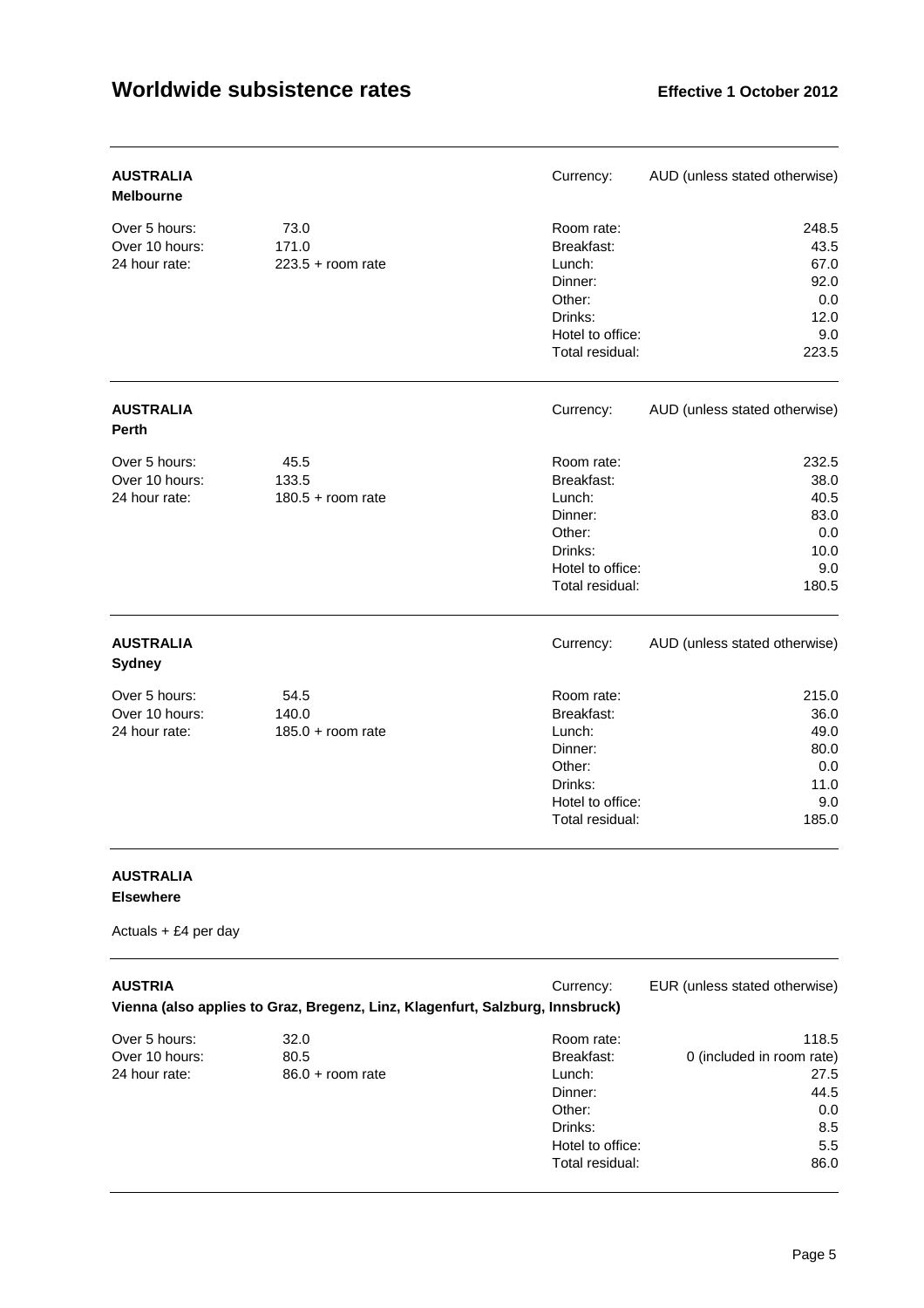## AUSTRALIA

### Melbourne

Currency: AUD (unless stated otherwise)

| | |
|---|---|
| Over 5 hours: | 73.0 |
| Over 10 hours: | 171.0 |
| 24 hour rate: | 223.5 + room rate |

| | |
|---|---|
| Room rate: | 248.5 |
| Breakfast: | 43.5 |
| Lunch: | 67.0 |
| Dinner: | 92.0 |
| Other: | 0.0 |
| Drinks: | 12.0 |
| Hotel to office: | 9.0 |
| Total residual: | 223.5 |

## AUSTRALIA

### Perth

Currency: AUD (unless stated otherwise)

| | |
|---|---|
| Over 5 hours: | 45.5 |
| Over 10 hours: | 133.5 |
| 24 hour rate: | 180.5 + room rate |

| | |
|---|---|
| Room rate: | 232.5 |
| Breakfast: | 38.0 |
| Lunch: | 40.5 |
| Dinner: | 83.0 |
| Other: | 0.0 |
| Drinks: | 10.0 |
| Hotel to office: | 9.0 |
| Total residual: | 180.5 |

## AUSTRALIA

### Sydney

Currency: AUD (unless stated otherwise)

| | |
|---|---|
| Over 5 hours: | 54.5 |
| Over 10 hours: | 140.0 |
| 24 hour rate: | 185.0 + room rate |

| | |
|---|---|
| Room rate: | 215.0 |
| Breakfast: | 36.0 |
| Lunch: | 49.0 |
| Dinner: | 80.0 |
| Other: | 0.0 |
| Drinks: | 11.0 |
| Hotel to office: | 9.0 |
| Total residual: | 185.0 |

## AUSTRALIA

### Elsewhere

Actuals + £4 per day

## AUSTRIA

### Vienna (also applies to Graz, Bregenz, Linz, Klagenfurt, Salzburg, Innsbruck)

Currency: EUR (unless stated otherwise)

| | |
|---|---|
| Over 5 hours: | 32.0 |
| Over 10 hours: | 80.5 |
| 24 hour rate: | 86.0 + room rate |

| | |
|---|---|
| Room rate: | 118.5 |
| Breakfast: | 0 (included in room rate) |
| Lunch: | 27.5 |
| Dinner: | 44.5 |
| Other: | 0.0 |
| Drinks: | 8.5 |
| Hotel to office: | 5.5 |
| Total residual: | 86.0 |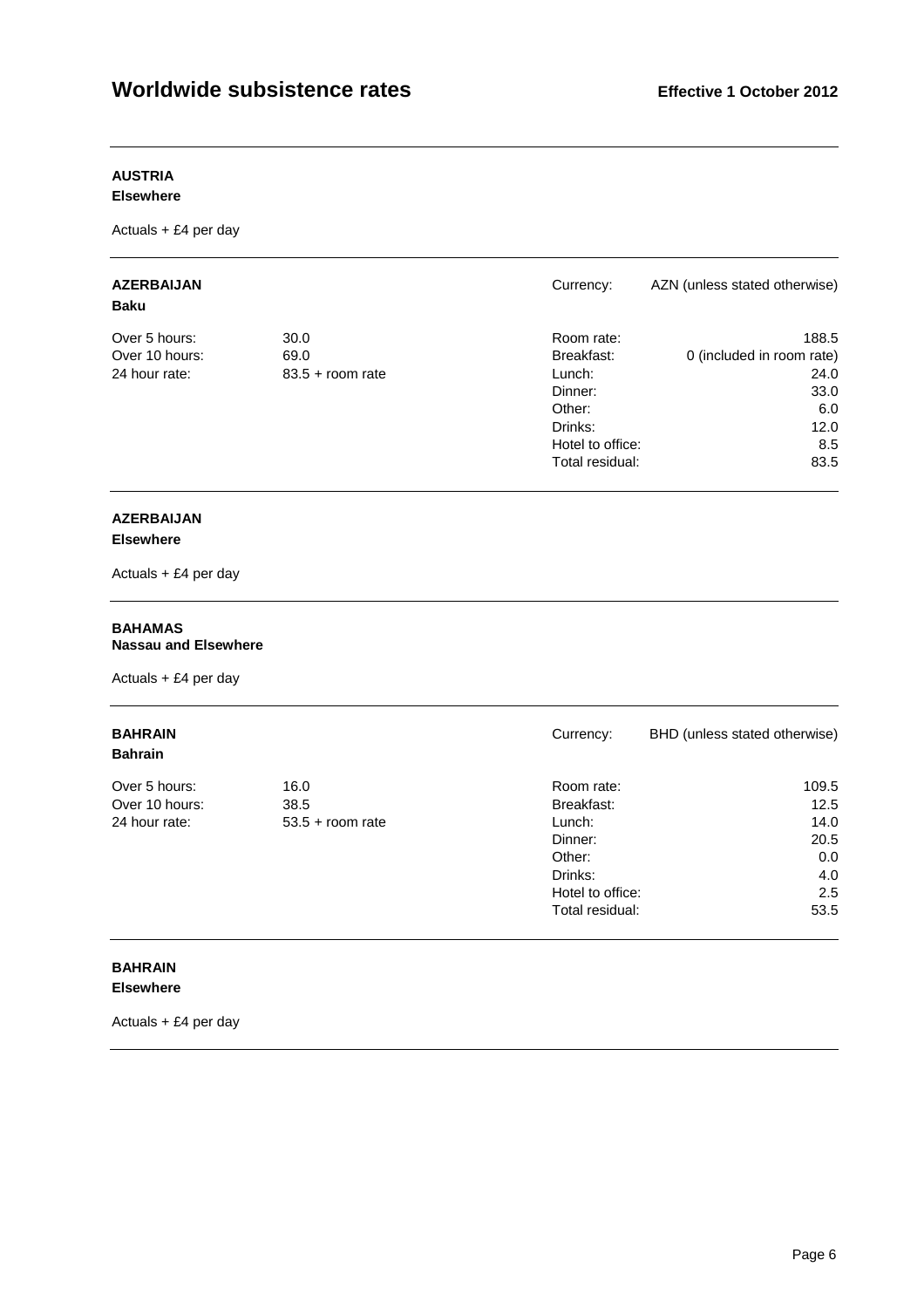**AUSTRIA**
**Elsewhere**

Actuals + £4 per day

---

**AZERBAIJAN**
**Baku**

Currency: AZN (unless stated otherwise)

| | | | |
|---|---|---|---|
| Over 5 hours: | 30.0 | Room rate: | 188.5 |
| Over 10 hours: | 69.0 | Breakfast: | 0 (included in room rate) |
| 24 hour rate: | 83.5 + room rate | Lunch: | 24.0 |
| | | Dinner: | 33.0 |
| | | Other: | 6.0 |
| | | Drinks: | 12.0 |
| | | Hotel to office: | 8.5 |
| | | Total residual: | 83.5 |

---

**AZERBAIJAN**
**Elsewhere**

Actuals + £4 per day

---

**BAHAMAS**
**Nassau and Elsewhere**

Actuals + £4 per day

---

**BAHRAIN**
**Bahrain**

Currency: BHD (unless stated otherwise)

| | | | |
|---|---|---|---|
| Over 5 hours: | 16.0 | Room rate: | 109.5 |
| Over 10 hours: | 38.5 | Breakfast: | 12.5 |
| 24 hour rate: | 53.5 + room rate | Lunch: | 14.0 |
| | | Dinner: | 20.5 |
| | | Other: | 0.0 |
| | | Drinks: | 4.0 |
| | | Hotel to office: | 2.5 |
| | | Total residual: | 53.5 |

---

**BAHRAIN**
**Elsewhere**

Actuals + £4 per day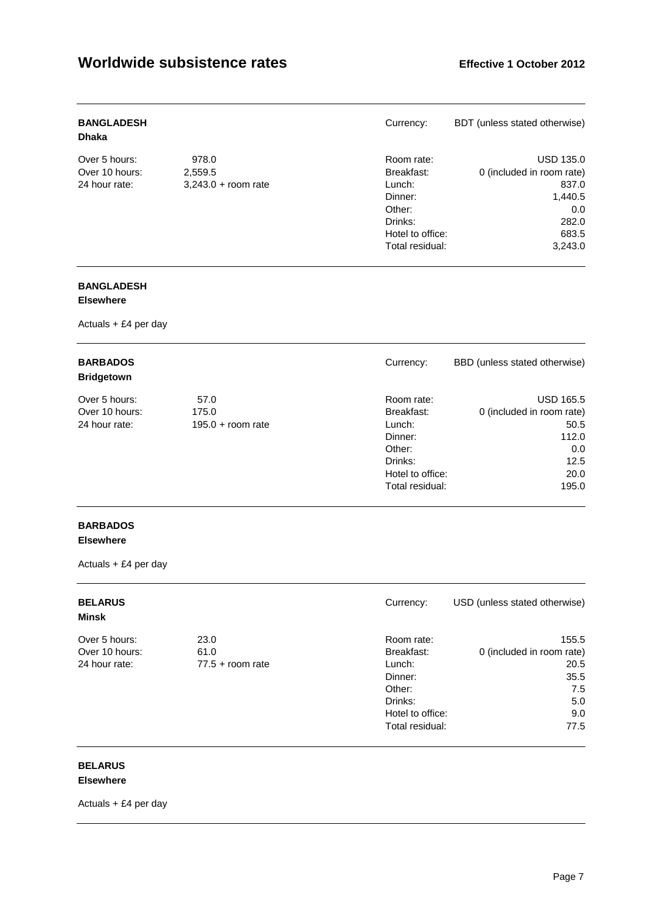## BANGLADESH
### Dhaka

Currency: BDT (unless stated otherwise)

| | |
|---|---|
| Over 5 hours: | 978.0 |
| Over 10 hours: | 2,559.5 |
| 24 hour rate: | 3,243.0 + room rate |

| | |
|---|---|
| Room rate: | USD 135.0 |
| Breakfast: | 0 (included in room rate) |
| Lunch: | 837.0 |
| Dinner: | 1,440.5 |
| Other: | 0.0 |
| Drinks: | 282.0 |
| Hotel to office: | 683.5 |
| Total residual: | 3,243.0 |

## BANGLADESH
### Elsewhere

Actuals + £4 per day

## BARBADOS
### Bridgetown

Currency: BBD (unless stated otherwise)

| | |
|---|---|
| Over 5 hours: | 57.0 |
| Over 10 hours: | 175.0 |
| 24 hour rate: | 195.0 + room rate |

| | |
|---|---|
| Room rate: | USD 165.5 |
| Breakfast: | 0 (included in room rate) |
| Lunch: | 50.5 |
| Dinner: | 112.0 |
| Other: | 0.0 |
| Drinks: | 12.5 |
| Hotel to office: | 20.0 |
| Total residual: | 195.0 |

## BARBADOS
### Elsewhere

Actuals + £4 per day

## BELARUS
### Minsk

Currency: USD (unless stated otherwise)

| | |
|---|---|
| Over 5 hours: | 23.0 |
| Over 10 hours: | 61.0 |
| 24 hour rate: | 77.5 + room rate |

| | |
|---|---|
| Room rate: | 155.5 |
| Breakfast: | 0 (included in room rate) |
| Lunch: | 20.5 |
| Dinner: | 35.5 |
| Other: | 7.5 |
| Drinks: | 5.0 |
| Hotel to office: | 9.0 |
| Total residual: | 77.5 |

## BELARUS
### Elsewhere

Actuals + £4 per day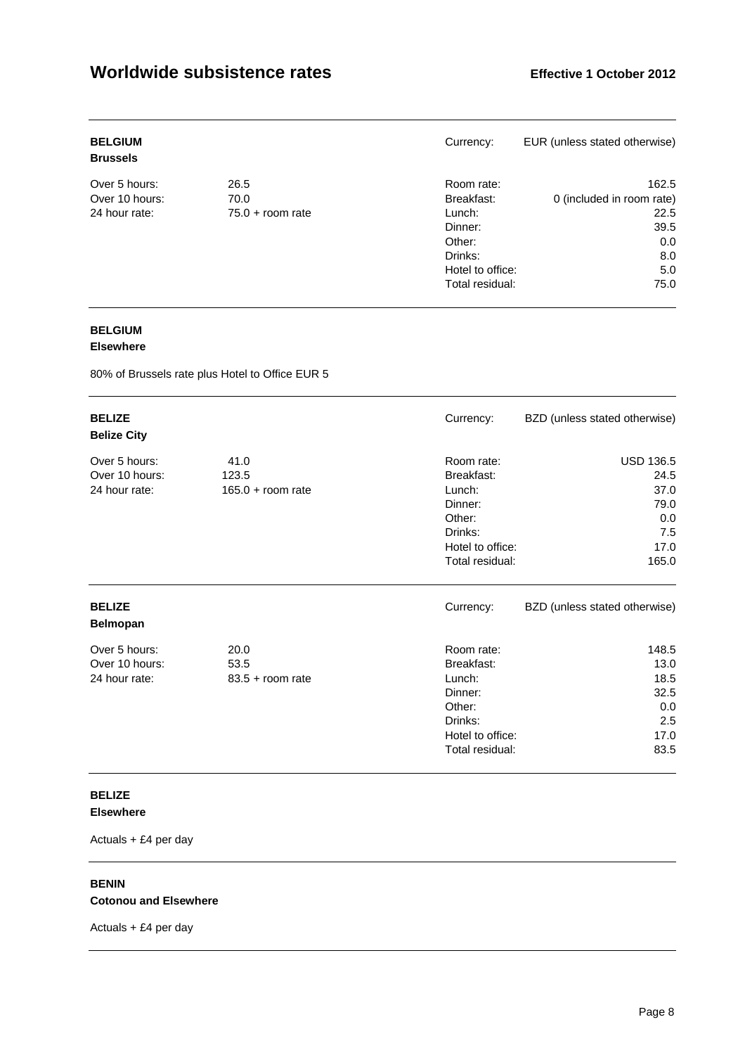## Worldwide subsistence rates

**Effective 1 October 2012**

---

**BELGIUM**
**Brussels**

Currency: EUR (unless stated otherwise)

| | | | |
|---|---|---|---|
| Over 5 hours: | 26.5 | Room rate: | 162.5 |
| Over 10 hours: | 70.0 | Breakfast: | 0 (included in room rate) |
| 24 hour rate: | 75.0 + room rate | Lunch: | 22.5 |
| | | Dinner: | 39.5 |
| | | Other: | 0.0 |
| | | Drinks: | 8.0 |
| | | Hotel to office: | 5.0 |
| | | Total residual: | 75.0 |

---

**BELGIUM**
**Elsewhere**

80% of Brussels rate plus Hotel to Office EUR 5

---

**BELIZE**
**Belize City**

Currency: BZD (unless stated otherwise)

| | | | |
|---|---|---|---|
| Over 5 hours: | 41.0 | Room rate: | USD 136.5 |
| Over 10 hours: | 123.5 | Breakfast: | 24.5 |
| 24 hour rate: | 165.0 + room rate | Lunch: | 37.0 |
| | | Dinner: | 79.0 |
| | | Other: | 0.0 |
| | | Drinks: | 7.5 |
| | | Hotel to office: | 17.0 |
| | | Total residual: | 165.0 |

---

**BELIZE**
**Belmopan**

Currency: BZD (unless stated otherwise)

| | | | |
|---|---|---|---|
| Over 5 hours: | 20.0 | Room rate: | 148.5 |
| Over 10 hours: | 53.5 | Breakfast: | 13.0 |
| 24 hour rate: | 83.5 + room rate | Lunch: | 18.5 |
| | | Dinner: | 32.5 |
| | | Other: | 0.0 |
| | | Drinks: | 2.5 |
| | | Hotel to office: | 17.0 |
| | | Total residual: | 83.5 |

---

**BELIZE**
**Elsewhere**

Actuals + £4 per day

---

**BENIN**
**Cotonou and Elsewhere**

Actuals + £4 per day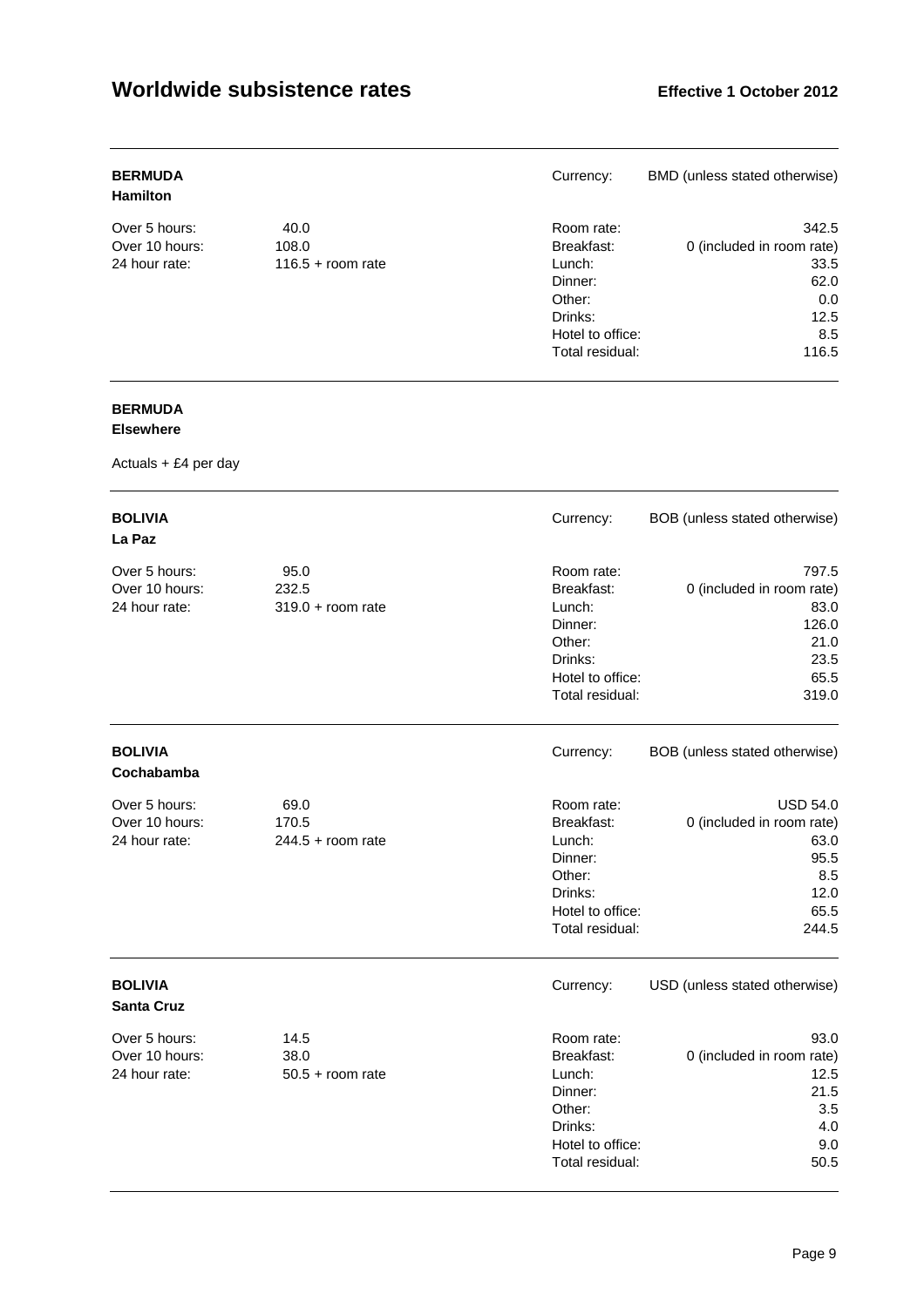## BERMUDA
**Hamilton**

| | | | |
|---|---|---|---|
| | | Currency: | BMD (unless stated otherwise) |
| Over 5 hours: | 40.0 | Room rate: | 342.5 |
| Over 10 hours: | 108.0 | Breakfast: | 0 (included in room rate) |
| 24 hour rate: | 116.5 + room rate | Lunch: | 33.5 |
| | | Dinner: | 62.0 |
| | | Other: | 0.0 |
| | | Drinks: | 12.5 |
| | | Hotel to office: | 8.5 |
| | | Total residual: | 116.5 |

## BERMUDA
**Elsewhere**

Actuals + £4 per day

## BOLIVIA
**La Paz**

| | | | |
|---|---|---|---|
| | | Currency: | BOB (unless stated otherwise) |
| Over 5 hours: | 95.0 | Room rate: | 797.5 |
| Over 10 hours: | 232.5 | Breakfast: | 0 (included in room rate) |
| 24 hour rate: | 319.0 + room rate | Lunch: | 83.0 |
| | | Dinner: | 126.0 |
| | | Other: | 21.0 |
| | | Drinks: | 23.5 |
| | | Hotel to office: | 65.5 |
| | | Total residual: | 319.0 |

## BOLIVIA
**Cochabamba**

| | | | |
|---|---|---|---|
| | | Currency: | BOB (unless stated otherwise) |
| Over 5 hours: | 69.0 | Room rate: | USD 54.0 |
| Over 10 hours: | 170.5 | Breakfast: | 0 (included in room rate) |
| 24 hour rate: | 244.5 + room rate | Lunch: | 63.0 |
| | | Dinner: | 95.5 |
| | | Other: | 8.5 |
| | | Drinks: | 12.0 |
| | | Hotel to office: | 65.5 |
| | | Total residual: | 244.5 |

## BOLIVIA
**Santa Cruz**

| | | | |
|---|---|---|---|
| | | Currency: | USD (unless stated otherwise) |
| Over 5 hours: | 14.5 | Room rate: | 93.0 |
| Over 10 hours: | 38.0 | Breakfast: | 0 (included in room rate) |
| 24 hour rate: | 50.5 + room rate | Lunch: | 12.5 |
| | | Dinner: | 21.5 |
| | | Other: | 3.5 |
| | | Drinks: | 4.0 |
| | | Hotel to office: | 9.0 |
| | | Total residual: | 50.5 |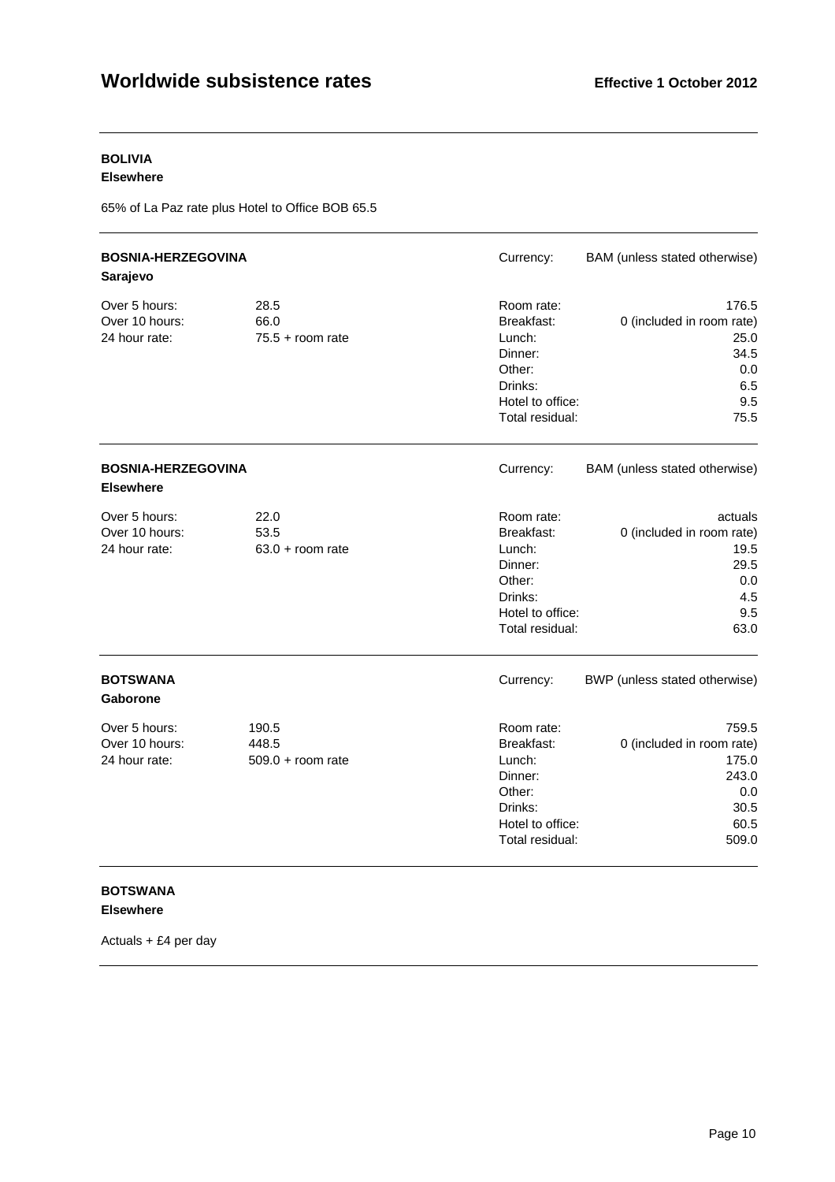### BOLIVIA
**Elsewhere**

65% of La Paz rate plus Hotel to Office BOB 65.5

---

### BOSNIA-HERZEGOVINA
**Sarajevo**

Currency: BAM (unless stated otherwise)

| | | | |
|---|---|---|---|
| Over 5 hours: | 28.5 | Room rate: | 176.5 |
| Over 10 hours: | 66.0 | Breakfast: | 0 (included in room rate) |
| 24 hour rate: | 75.5 + room rate | Lunch: | 25.0 |
| | | Dinner: | 34.5 |
| | | Other: | 0.0 |
| | | Drinks: | 6.5 |
| | | Hotel to office: | 9.5 |
| | | Total residual: | 75.5 |

---

### BOSNIA-HERZEGOVINA
**Elsewhere**

Currency: BAM (unless stated otherwise)

| | | | |
|---|---|---|---|
| Over 5 hours: | 22.0 | Room rate: | actuals |
| Over 10 hours: | 53.5 | Breakfast: | 0 (included in room rate) |
| 24 hour rate: | 63.0 + room rate | Lunch: | 19.5 |
| | | Dinner: | 29.5 |
| | | Other: | 0.0 |
| | | Drinks: | 4.5 |
| | | Hotel to office: | 9.5 |
| | | Total residual: | 63.0 |

---

### BOTSWANA
**Gaborone**

Currency: BWP (unless stated otherwise)

| | | | |
|---|---|---|---|
| Over 5 hours: | 190.5 | Room rate: | 759.5 |
| Over 10 hours: | 448.5 | Breakfast: | 0 (included in room rate) |
| 24 hour rate: | 509.0 + room rate | Lunch: | 175.0 |
| | | Dinner: | 243.0 |
| | | Other: | 0.0 |
| | | Drinks: | 30.5 |
| | | Hotel to office: | 60.5 |
| | | Total residual: | 509.0 |

---

### BOTSWANA
**Elsewhere**

Actuals + £4 per day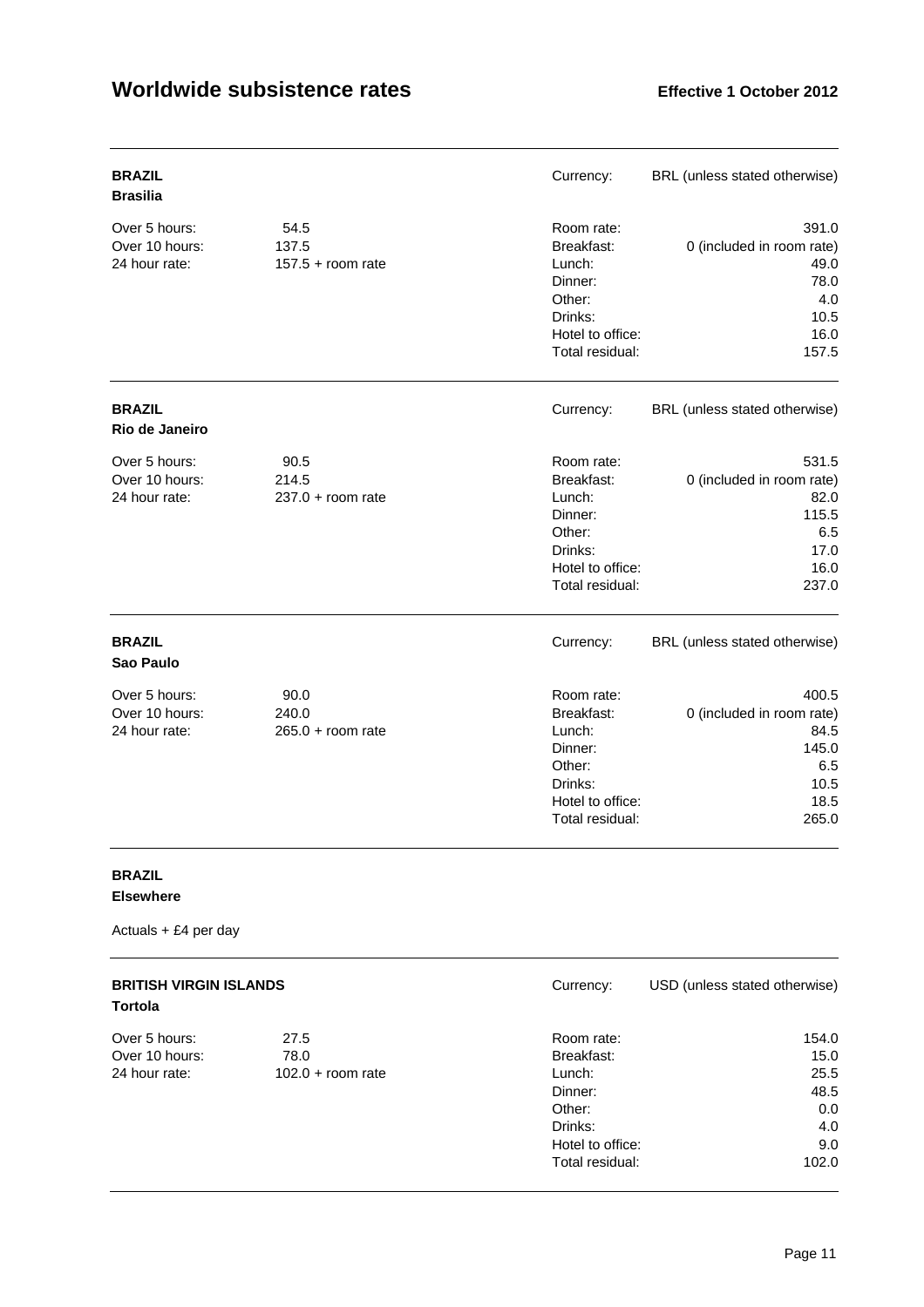## BRAZIL
### Brasilia

Currency: BRL (unless stated otherwise)

| | |
|---|---|
| Over 5 hours: | 54.5 |
| Over 10 hours: | 137.5 |
| 24 hour rate: | 157.5 + room rate |

| | |
|---|---|
| Room rate: | 391.0 |
| Breakfast: | 0 (included in room rate) |
| Lunch: | 49.0 |
| Dinner: | 78.0 |
| Other: | 4.0 |
| Drinks: | 10.5 |
| Hotel to office: | 16.0 |
| Total residual: | 157.5 |

## BRAZIL
### Rio de Janeiro

Currency: BRL (unless stated otherwise)

| | |
|---|---|
| Over 5 hours: | 90.5 |
| Over 10 hours: | 214.5 |
| 24 hour rate: | 237.0 + room rate |

| | |
|---|---|
| Room rate: | 531.5 |
| Breakfast: | 0 (included in room rate) |
| Lunch: | 82.0 |
| Dinner: | 115.5 |
| Other: | 6.5 |
| Drinks: | 17.0 |
| Hotel to office: | 16.0 |
| Total residual: | 237.0 |

## BRAZIL
### Sao Paulo

Currency: BRL (unless stated otherwise)

| | |
|---|---|
| Over 5 hours: | 90.0 |
| Over 10 hours: | 240.0 |
| 24 hour rate: | 265.0 + room rate |

| | |
|---|---|
| Room rate: | 400.5 |
| Breakfast: | 0 (included in room rate) |
| Lunch: | 84.5 |
| Dinner: | 145.0 |
| Other: | 6.5 |
| Drinks: | 10.5 |
| Hotel to office: | 18.5 |
| Total residual: | 265.0 |

## BRAZIL
### Elsewhere

Actuals + £4 per day

## BRITISH VIRGIN ISLANDS
### Tortola

Currency: USD (unless stated otherwise)

| | |
|---|---|
| Over 5 hours: | 27.5 |
| Over 10 hours: | 78.0 |
| 24 hour rate: | 102.0 + room rate |

| | |
|---|---|
| Room rate: | 154.0 |
| Breakfast: | 15.0 |
| Lunch: | 25.5 |
| Dinner: | 48.5 |
| Other: | 0.0 |
| Drinks: | 4.0 |
| Hotel to office: | 9.0 |
| Total residual: | 102.0 |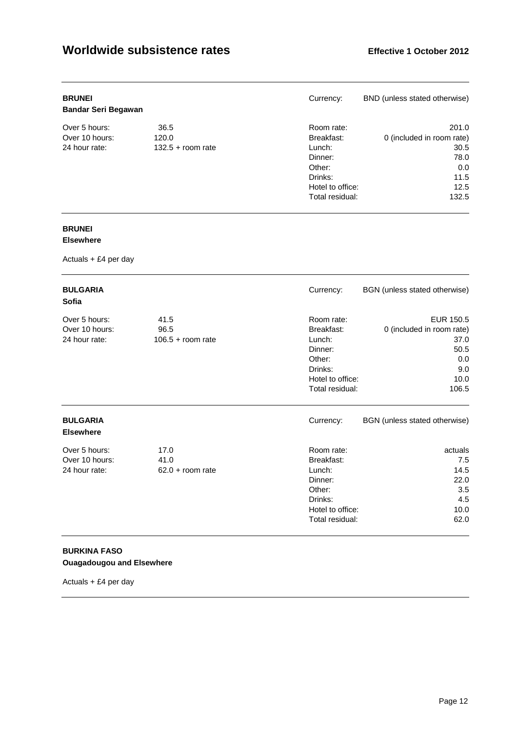**BRUNEI**
**Bandar Seri Begawan**

Currency: BND (unless stated otherwise)

| | | | |
|---|---|---|---|
| Over 5 hours: | 36.5 | Room rate: | 201.0 |
| Over 10 hours: | 120.0 | Breakfast: | 0 (included in room rate) |
| 24 hour rate: | 132.5 + room rate | Lunch: | 30.5 |
| | | Dinner: | 78.0 |
| | | Other: | 0.0 |
| | | Drinks: | 11.5 |
| | | Hotel to office: | 12.5 |
| | | Total residual: | 132.5 |

---

**BRUNEI**
**Elsewhere**

Actuals + £4 per day

---

**BULGARIA**
**Sofia**

Currency: BGN (unless stated otherwise)

| | | | |
|---|---|---|---|
| Over 5 hours: | 41.5 | Room rate: | EUR 150.5 |
| Over 10 hours: | 96.5 | Breakfast: | 0 (included in room rate) |
| 24 hour rate: | 106.5 + room rate | Lunch: | 37.0 |
| | | Dinner: | 50.5 |
| | | Other: | 0.0 |
| | | Drinks: | 9.0 |
| | | Hotel to office: | 10.0 |
| | | Total residual: | 106.5 |

---

**BULGARIA**
**Elsewhere**

Currency: BGN (unless stated otherwise)

| | | | |
|---|---|---|---|
| Over 5 hours: | 17.0 | Room rate: | actuals |
| Over 10 hours: | 41.0 | Breakfast: | 7.5 |
| 24 hour rate: | 62.0 + room rate | Lunch: | 14.5 |
| | | Dinner: | 22.0 |
| | | Other: | 3.5 |
| | | Drinks: | 4.5 |
| | | Hotel to office: | 10.0 |
| | | Total residual: | 62.0 |

---

**BURKINA FASO**
**Ouagadougou and Elsewhere**

Actuals + £4 per day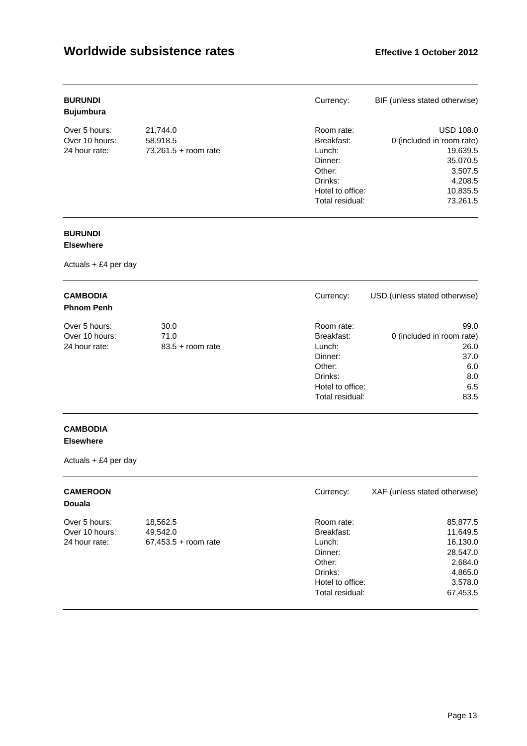**BURUNDI**
**Bujumbura**

Currency: BIF (unless stated otherwise)

| | |
|---|---|
| Over 5 hours: | 21,744.0 |
| Over 10 hours: | 58,918.5 |
| 24 hour rate: | 73,261.5 + room rate |

| | |
|---|---|
| Room rate: | USD 108.0 |
| Breakfast: | 0 (included in room rate) |
| Lunch: | 19,639.5 |
| Dinner: | 35,070.5 |
| Other: | 3,507.5 |
| Drinks: | 4,208.5 |
| Hotel to office: | 10,835.5 |
| Total residual: | 73,261.5 |

**BURUNDI**
**Elsewhere**

Actuals + £4 per day

**CAMBODIA**
**Phnom Penh**

Currency: USD (unless stated otherwise)

| | |
|---|---|
| Over 5 hours: | 30.0 |
| Over 10 hours: | 71.0 |
| 24 hour rate: | 83.5 + room rate |

| | |
|---|---|
| Room rate: | 99.0 |
| Breakfast: | 0 (included in room rate) |
| Lunch: | 26.0 |
| Dinner: | 37.0 |
| Other: | 6.0 |
| Drinks: | 8.0 |
| Hotel to office: | 6.5 |
| Total residual: | 83.5 |

**CAMBODIA**
**Elsewhere**

Actuals + £4 per day

**CAMEROON**
**Douala**

Currency: XAF (unless stated otherwise)

| | |
|---|---|
| Over 5 hours: | 18,562.5 |
| Over 10 hours: | 49,542.0 |
| 24 hour rate: | 67,453.5 + room rate |

| | |
|---|---|
| Room rate: | 85,877.5 |
| Breakfast: | 11,649.5 |
| Lunch: | 16,130.0 |
| Dinner: | 28,547.0 |
| Other: | 2,684.0 |
| Drinks: | 4,865.0 |
| Hotel to office: | 3,578.0 |
| Total residual: | 67,453.5 |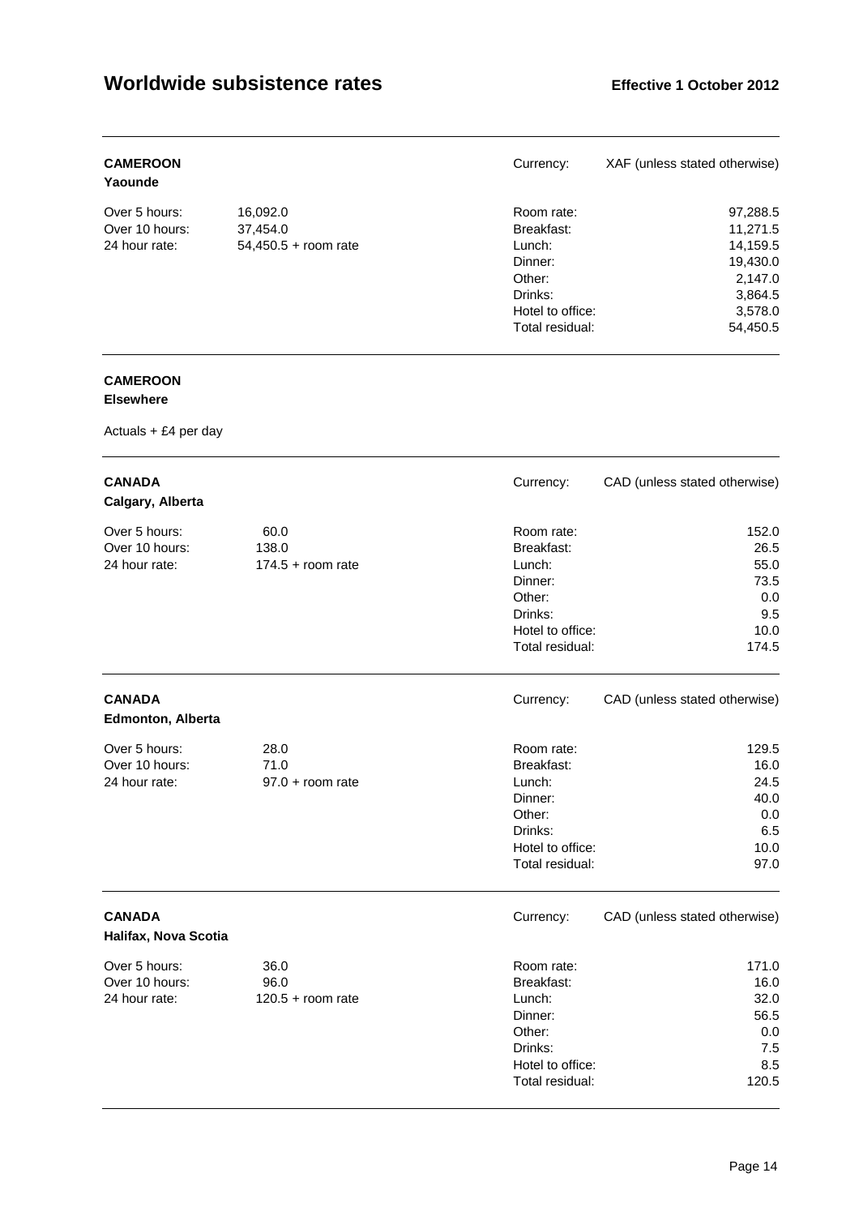**CAMEROON**
**Yaounde**

Currency: XAF (unless stated otherwise)

| | | | |
|---|---|---|---|
| Over 5 hours: | 16,092.0 | Room rate: | 97,288.5 |
| Over 10 hours: | 37,454.0 | Breakfast: | 11,271.5 |
| 24 hour rate: | 54,450.5 + room rate | Lunch: | 14,159.5 |
| | | Dinner: | 19,430.0 |
| | | Other: | 2,147.0 |
| | | Drinks: | 3,864.5 |
| | | Hotel to office: | 3,578.0 |
| | | Total residual: | 54,450.5 |

**CAMEROON**
**Elsewhere**

Actuals + £4 per day

**CANADA**
**Calgary, Alberta**

Currency: CAD (unless stated otherwise)

| | | | |
|---|---|---|---|
| Over 5 hours: | 60.0 | Room rate: | 152.0 |
| Over 10 hours: | 138.0 | Breakfast: | 26.5 |
| 24 hour rate: | 174.5 + room rate | Lunch: | 55.0 |
| | | Dinner: | 73.5 |
| | | Other: | 0.0 |
| | | Drinks: | 9.5 |
| | | Hotel to office: | 10.0 |
| | | Total residual: | 174.5 |

**CANADA**
**Edmonton, Alberta**

Currency: CAD (unless stated otherwise)

| | | | |
|---|---|---|---|
| Over 5 hours: | 28.0 | Room rate: | 129.5 |
| Over 10 hours: | 71.0 | Breakfast: | 16.0 |
| 24 hour rate: | 97.0 + room rate | Lunch: | 24.5 |
| | | Dinner: | 40.0 |
| | | Other: | 0.0 |
| | | Drinks: | 6.5 |
| | | Hotel to office: | 10.0 |
| | | Total residual: | 97.0 |

**CANADA**
**Halifax, Nova Scotia**

Currency: CAD (unless stated otherwise)

| | | | |
|---|---|---|---|
| Over 5 hours: | 36.0 | Room rate: | 171.0 |
| Over 10 hours: | 96.0 | Breakfast: | 16.0 |
| 24 hour rate: | 120.5 + room rate | Lunch: | 32.0 |
| | | Dinner: | 56.5 |
| | | Other: | 0.0 |
| | | Drinks: | 7.5 |
| | | Hotel to office: | 8.5 |
| | | Total residual: | 120.5 |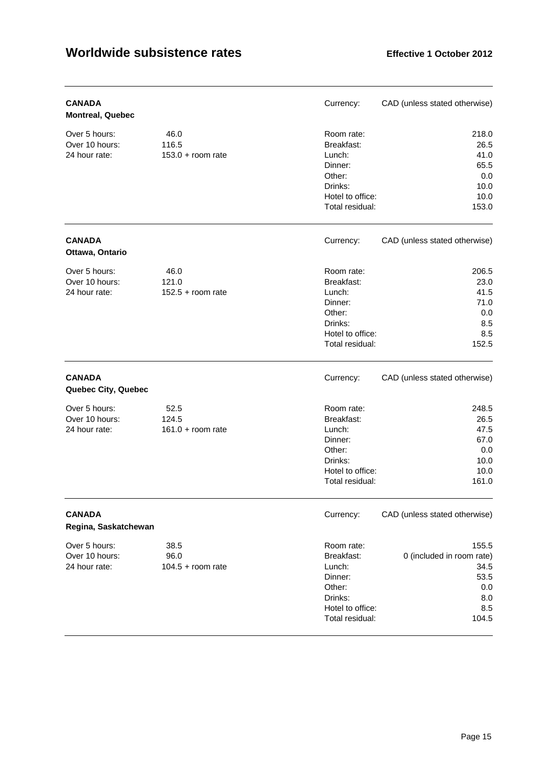# Worldwide subsistence rates

**Effective 1 October 2012**

---

**CANADA**
**Montreal, Quebec**

Currency: CAD (unless stated otherwise)

| | | | |
|---|---|---|---|
| Over 5 hours: | 46.0 | Room rate: | 218.0 |
| Over 10 hours: | 116.5 | Breakfast: | 26.5 |
| 24 hour rate: | 153.0 + room rate | Lunch: | 41.0 |
| | | Dinner: | 65.5 |
| | | Other: | 0.0 |
| | | Drinks: | 10.0 |
| | | Hotel to office: | 10.0 |
| | | Total residual: | 153.0 |

---

**CANADA**
**Ottawa, Ontario**

Currency: CAD (unless stated otherwise)

| | | | |
|---|---|---|---|
| Over 5 hours: | 46.0 | Room rate: | 206.5 |
| Over 10 hours: | 121.0 | Breakfast: | 23.0 |
| 24 hour rate: | 152.5 + room rate | Lunch: | 41.5 |
| | | Dinner: | 71.0 |
| | | Other: | 0.0 |
| | | Drinks: | 8.5 |
| | | Hotel to office: | 8.5 |
| | | Total residual: | 152.5 |

---

**CANADA**
**Quebec City, Quebec**

Currency: CAD (unless stated otherwise)

| | | | |
|---|---|---|---|
| Over 5 hours: | 52.5 | Room rate: | 248.5 |
| Over 10 hours: | 124.5 | Breakfast: | 26.5 |
| 24 hour rate: | 161.0 + room rate | Lunch: | 47.5 |
| | | Dinner: | 67.0 |
| | | Other: | 0.0 |
| | | Drinks: | 10.0 |
| | | Hotel to office: | 10.0 |
| | | Total residual: | 161.0 |

---

**CANADA**
**Regina, Saskatchewan**

Currency: CAD (unless stated otherwise)

| | | | |
|---|---|---|---|
| Over 5 hours: | 38.5 | Room rate: | 155.5 |
| Over 10 hours: | 96.0 | Breakfast: | 0 (included in room rate) |
| 24 hour rate: | 104.5 + room rate | Lunch: | 34.5 |
| | | Dinner: | 53.5 |
| | | Other: | 0.0 |
| | | Drinks: | 8.0 |
| | | Hotel to office: | 8.5 |
| | | Total residual: | 104.5 |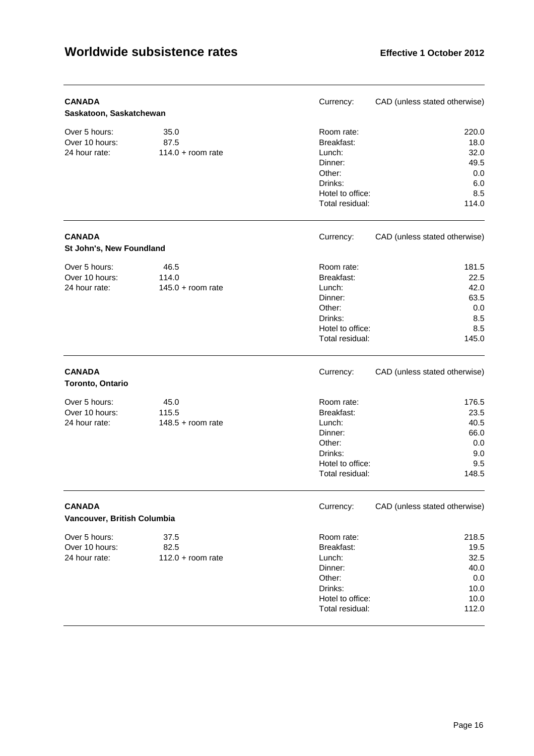**CANADA**
**Saskatoon, Saskatchewan**

Currency: CAD (unless stated otherwise)

| | | | |
|---|---|---|---|
| Over 5 hours: | 35.0 | Room rate: | 220.0 |
| Over 10 hours: | 87.5 | Breakfast: | 18.0 |
| 24 hour rate: | 114.0 + room rate | Lunch: | 32.0 |
| | | Dinner: | 49.5 |
| | | Other: | 0.0 |
| | | Drinks: | 6.0 |
| | | Hotel to office: | 8.5 |
| | | Total residual: | 114.0 |

**CANADA**
**St John's, New Foundland**

Currency: CAD (unless stated otherwise)

| | | | |
|---|---|---|---|
| Over 5 hours: | 46.5 | Room rate: | 181.5 |
| Over 10 hours: | 114.0 | Breakfast: | 22.5 |
| 24 hour rate: | 145.0 + room rate | Lunch: | 42.0 |
| | | Dinner: | 63.5 |
| | | Other: | 0.0 |
| | | Drinks: | 8.5 |
| | | Hotel to office: | 8.5 |
| | | Total residual: | 145.0 |

**CANADA**
**Toronto, Ontario**

Currency: CAD (unless stated otherwise)

| | | | |
|---|---|---|---|
| Over 5 hours: | 45.0 | Room rate: | 176.5 |
| Over 10 hours: | 115.5 | Breakfast: | 23.5 |
| 24 hour rate: | 148.5 + room rate | Lunch: | 40.5 |
| | | Dinner: | 66.0 |
| | | Other: | 0.0 |
| | | Drinks: | 9.0 |
| | | Hotel to office: | 9.5 |
| | | Total residual: | 148.5 |

**CANADA**
**Vancouver, British Columbia**

Currency: CAD (unless stated otherwise)

| | | | |
|---|---|---|---|
| Over 5 hours: | 37.5 | Room rate: | 218.5 |
| Over 10 hours: | 82.5 | Breakfast: | 19.5 |
| 24 hour rate: | 112.0 + room rate | Lunch: | 32.5 |
| | | Dinner: | 40.0 |
| | | Other: | 0.0 |
| | | Drinks: | 10.0 |
| | | Hotel to office: | 10.0 |
| | | Total residual: | 112.0 |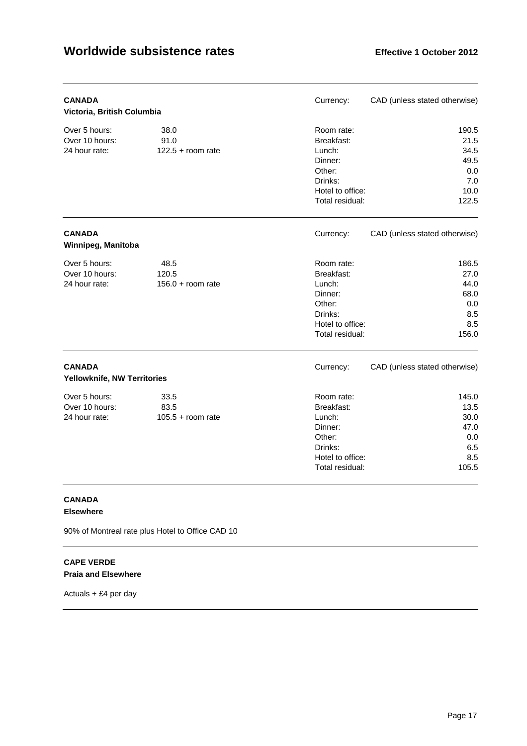## CANADA
### Victoria, British Columbia

Currency: CAD (unless stated otherwise)

| | |
|---|---|
| Over 5 hours: | 38.0 |
| Over 10 hours: | 91.0 |
| 24 hour rate: | 122.5 + room rate |

| | |
|---|---|
| Room rate: | 190.5 |
| Breakfast: | 21.5 |
| Lunch: | 34.5 |
| Dinner: | 49.5 |
| Other: | 0.0 |
| Drinks: | 7.0 |
| Hotel to office: | 10.0 |
| Total residual: | 122.5 |

## CANADA
### Winnipeg, Manitoba

Currency: CAD (unless stated otherwise)

| | |
|---|---|
| Over 5 hours: | 48.5 |
| Over 10 hours: | 120.5 |
| 24 hour rate: | 156.0 + room rate |

| | |
|---|---|
| Room rate: | 186.5 |
| Breakfast: | 27.0 |
| Lunch: | 44.0 |
| Dinner: | 68.0 |
| Other: | 0.0 |
| Drinks: | 8.5 |
| Hotel to office: | 8.5 |
| Total residual: | 156.0 |

## CANADA
### Yellowknife, NW Territories

Currency: CAD (unless stated otherwise)

| | |
|---|---|
| Over 5 hours: | 33.5 |
| Over 10 hours: | 83.5 |
| 24 hour rate: | 105.5 + room rate |

| | |
|---|---|
| Room rate: | 145.0 |
| Breakfast: | 13.5 |
| Lunch: | 30.0 |
| Dinner: | 47.0 |
| Other: | 0.0 |
| Drinks: | 6.5 |
| Hotel to office: | 8.5 |
| Total residual: | 105.5 |

## CANADA
### Elsewhere

90% of Montreal rate plus Hotel to Office CAD 10

## CAPE VERDE
### Praia and Elsewhere

Actuals + £4 per day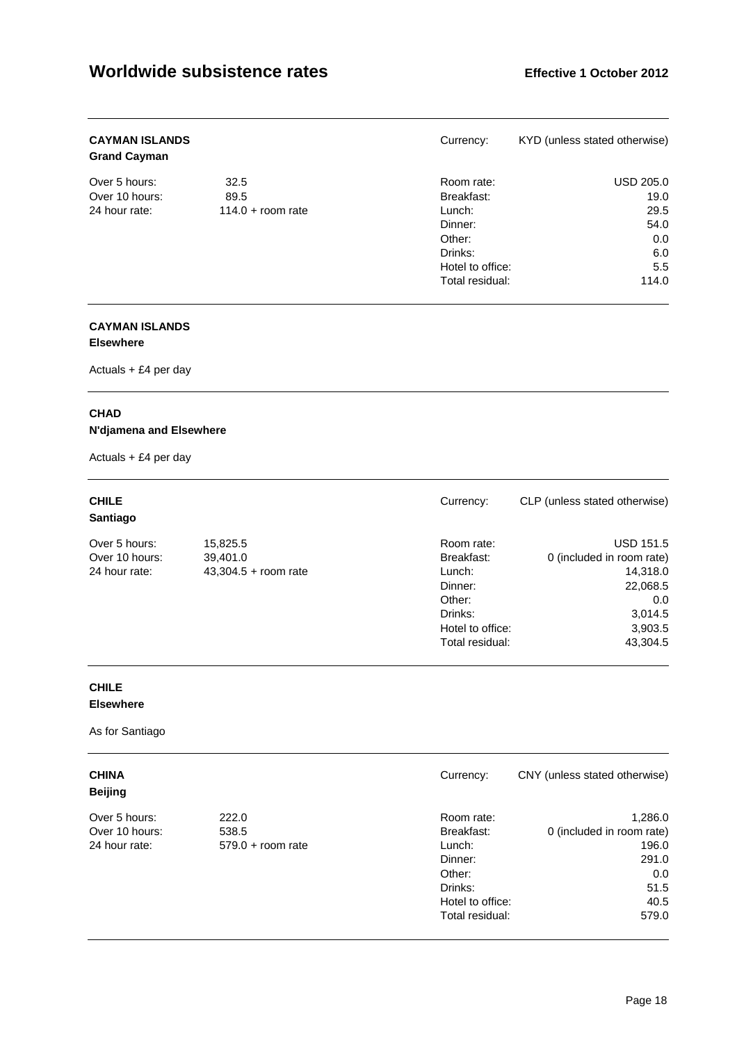# Worldwide subsistence rates

**Effective 1 October 2012**

---

**CAYMAN ISLANDS**
**Grand Cayman**

Currency: KYD (unless stated otherwise)

| | | | |
|---|---|---|---|
| Over 5 hours: | 32.5 | Room rate: | USD 205.0 |
| Over 10 hours: | 89.5 | Breakfast: | 19.0 |
| 24 hour rate: | 114.0 + room rate | Lunch: | 29.5 |
| | | Dinner: | 54.0 |
| | | Other: | 0.0 |
| | | Drinks: | 6.0 |
| | | Hotel to office: | 5.5 |
| | | Total residual: | 114.0 |

---

**CAYMAN ISLANDS**
**Elsewhere**

Actuals + £4 per day

---

**CHAD**
**N'djamena and Elsewhere**

Actuals + £4 per day

---

**CHILE**
**Santiago**

Currency: CLP (unless stated otherwise)

| | | | |
|---|---|---|---|
| Over 5 hours: | 15,825.5 | Room rate: | USD 151.5 |
| Over 10 hours: | 39,401.0 | Breakfast: | 0 (included in room rate) |
| 24 hour rate: | 43,304.5 + room rate | Lunch: | 14,318.0 |
| | | Dinner: | 22,068.5 |
| | | Other: | 0.0 |
| | | Drinks: | 3,014.5 |
| | | Hotel to office: | 3,903.5 |
| | | Total residual: | 43,304.5 |

---

**CHILE**
**Elsewhere**

As for Santiago

---

**CHINA**
**Beijing**

Currency: CNY (unless stated otherwise)

| | | | |
|---|---|---|---|
| Over 5 hours: | 222.0 | Room rate: | 1,286.0 |
| Over 10 hours: | 538.5 | Breakfast: | 0 (included in room rate) |
| 24 hour rate: | 579.0 + room rate | Lunch: | 196.0 |
| | | Dinner: | 291.0 |
| | | Other: | 0.0 |
| | | Drinks: | 51.5 |
| | | Hotel to office: | 40.5 |
| | | Total residual: | 579.0 |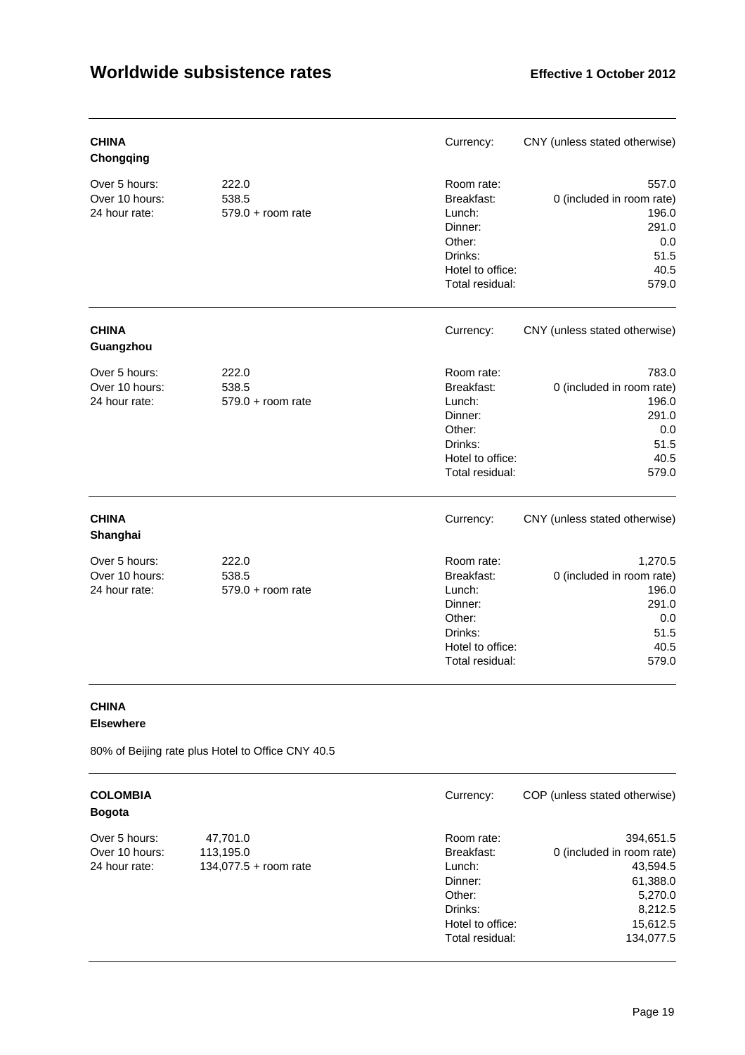**CHINA**
**Chongqing**

Currency: CNY (unless stated otherwise)

| | | | |
|---|---|---|---|
| Over 5 hours: | 222.0 | Room rate: | 557.0 |
| Over 10 hours: | 538.5 | Breakfast: | 0 (included in room rate) |
| 24 hour rate: | 579.0 + room rate | Lunch: | 196.0 |
| | | Dinner: | 291.0 |
| | | Other: | 0.0 |
| | | Drinks: | 51.5 |
| | | Hotel to office: | 40.5 |
| | | Total residual: | 579.0 |

**CHINA**
**Guangzhou**

Currency: CNY (unless stated otherwise)

| | | | |
|---|---|---|---|
| Over 5 hours: | 222.0 | Room rate: | 783.0 |
| Over 10 hours: | 538.5 | Breakfast: | 0 (included in room rate) |
| 24 hour rate: | 579.0 + room rate | Lunch: | 196.0 |
| | | Dinner: | 291.0 |
| | | Other: | 0.0 |
| | | Drinks: | 51.5 |
| | | Hotel to office: | 40.5 |
| | | Total residual: | 579.0 |

**CHINA**
**Shanghai**

Currency: CNY (unless stated otherwise)

| | | | |
|---|---|---|---|
| Over 5 hours: | 222.0 | Room rate: | 1,270.5 |
| Over 10 hours: | 538.5 | Breakfast: | 0 (included in room rate) |
| 24 hour rate: | 579.0 + room rate | Lunch: | 196.0 |
| | | Dinner: | 291.0 |
| | | Other: | 0.0 |
| | | Drinks: | 51.5 |
| | | Hotel to office: | 40.5 |
| | | Total residual: | 579.0 |

**CHINA**
**Elsewhere**

80% of Beijing rate plus Hotel to Office CNY 40.5

**COLOMBIA**
**Bogota**

Currency: COP (unless stated otherwise)

| | | | |
|---|---|---|---|
| Over 5 hours: | 47,701.0 | Room rate: | 394,651.5 |
| Over 10 hours: | 113,195.0 | Breakfast: | 0 (included in room rate) |
| 24 hour rate: | 134,077.5 + room rate | Lunch: | 43,594.5 |
| | | Dinner: | 61,388.0 |
| | | Other: | 5,270.0 |
| | | Drinks: | 8,212.5 |
| | | Hotel to office: | 15,612.5 |
| | | Total residual: | 134,077.5 |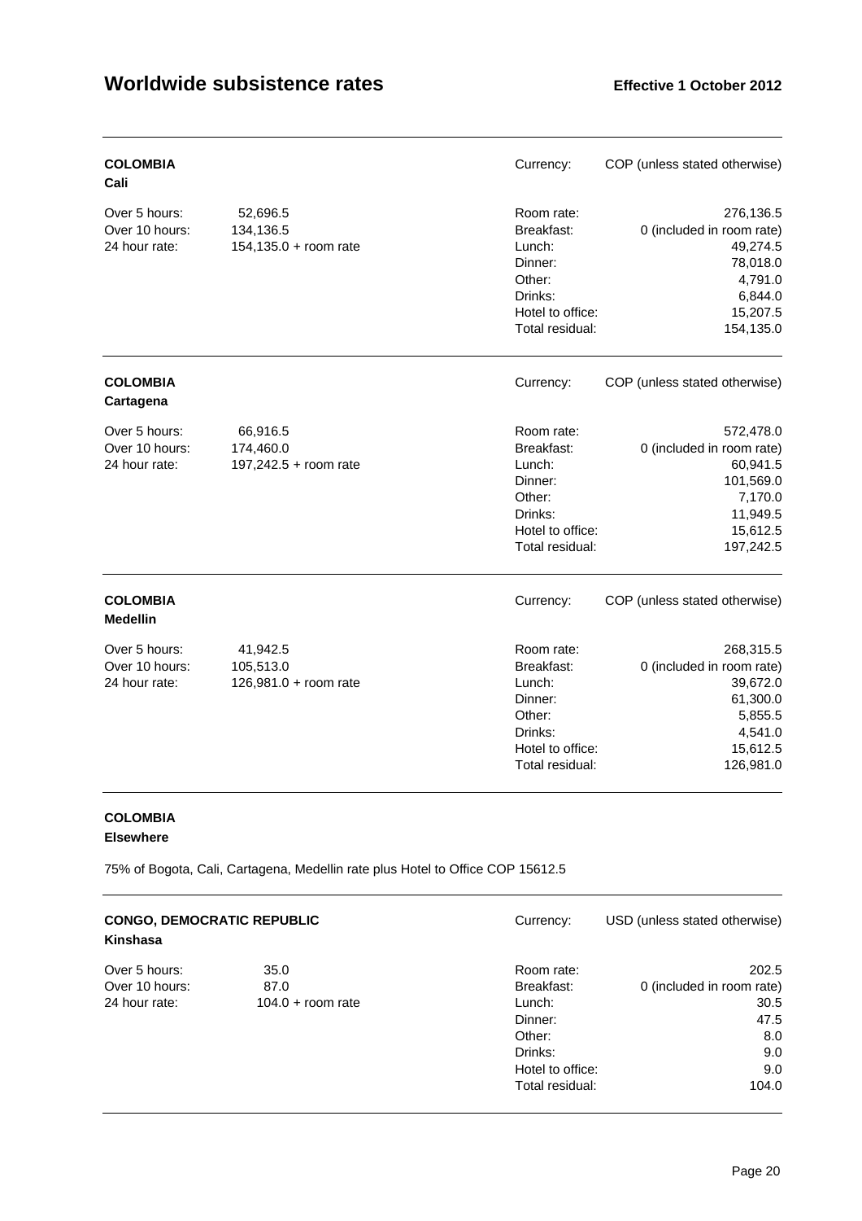## COLOMBIA
**Cali**

Currency: COP (unless stated otherwise)

| | |
|---|---|
| Over 5 hours: | 52,696.5 |
| Over 10 hours: | 134,136.5 |
| 24 hour rate: | 154,135.0 + room rate |

| | |
|---|---|
| Room rate: | 276,136.5 |
| Breakfast: | 0 (included in room rate) |
| Lunch: | 49,274.5 |
| Dinner: | 78,018.0 |
| Other: | 4,791.0 |
| Drinks: | 6,844.0 |
| Hotel to office: | 15,207.5 |
| Total residual: | 154,135.0 |

## COLOMBIA
**Cartagena**

Currency: COP (unless stated otherwise)

| | |
|---|---|
| Over 5 hours: | 66,916.5 |
| Over 10 hours: | 174,460.0 |
| 24 hour rate: | 197,242.5 + room rate |

| | |
|---|---|
| Room rate: | 572,478.0 |
| Breakfast: | 0 (included in room rate) |
| Lunch: | 60,941.5 |
| Dinner: | 101,569.0 |
| Other: | 7,170.0 |
| Drinks: | 11,949.5 |
| Hotel to office: | 15,612.5 |
| Total residual: | 197,242.5 |

## COLOMBIA
**Medellin**

Currency: COP (unless stated otherwise)

| | |
|---|---|
| Over 5 hours: | 41,942.5 |
| Over 10 hours: | 105,513.0 |
| 24 hour rate: | 126,981.0 + room rate |

| | |
|---|---|
| Room rate: | 268,315.5 |
| Breakfast: | 0 (included in room rate) |
| Lunch: | 39,672.0 |
| Dinner: | 61,300.0 |
| Other: | 5,855.5 |
| Drinks: | 4,541.0 |
| Hotel to office: | 15,612.5 |
| Total residual: | 126,981.0 |

## COLOMBIA
**Elsewhere**

75% of Bogota, Cali, Cartagena, Medellin rate plus Hotel to Office COP 15612.5

## CONGO, DEMOCRATIC REPUBLIC
**Kinshasa**

Currency: USD (unless stated otherwise)

| | |
|---|---|
| Over 5 hours: | 35.0 |
| Over 10 hours: | 87.0 |
| 24 hour rate: | 104.0 + room rate |

| | |
|---|---|
| Room rate: | 202.5 |
| Breakfast: | 0 (included in room rate) |
| Lunch: | 30.5 |
| Dinner: | 47.5 |
| Other: | 8.0 |
| Drinks: | 9.0 |
| Hotel to office: | 9.0 |
| Total residual: | 104.0 |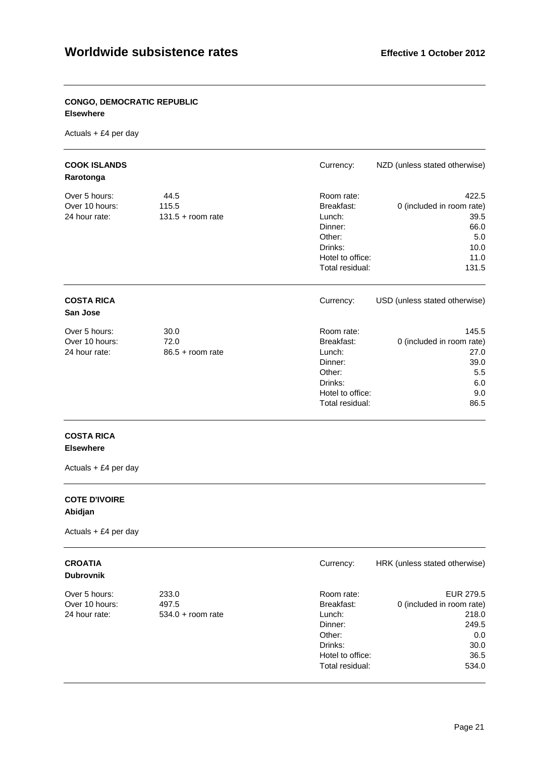**CONGO, DEMOCRATIC REPUBLIC**
**Elsewhere**

Actuals + £4 per day

---

**COOK ISLANDS**
**Rarotonga**

Currency: NZD (unless stated otherwise)

| | | | |
|---|---|---|---|
| Over 5 hours: | 44.5 | Room rate: | 422.5 |
| Over 10 hours: | 115.5 | Breakfast: | 0 (included in room rate) |
| 24 hour rate: | 131.5 + room rate | Lunch: | 39.5 |
| | | Dinner: | 66.0 |
| | | Other: | 5.0 |
| | | Drinks: | 10.0 |
| | | Hotel to office: | 11.0 |
| | | Total residual: | 131.5 |

---

**COSTA RICA**
**San Jose**

Currency: USD (unless stated otherwise)

| | | | |
|---|---|---|---|
| Over 5 hours: | 30.0 | Room rate: | 145.5 |
| Over 10 hours: | 72.0 | Breakfast: | 0 (included in room rate) |
| 24 hour rate: | 86.5 + room rate | Lunch: | 27.0 |
| | | Dinner: | 39.0 |
| | | Other: | 5.5 |
| | | Drinks: | 6.0 |
| | | Hotel to office: | 9.0 |
| | | Total residual: | 86.5 |

---

**COSTA RICA**
**Elsewhere**

Actuals + £4 per day

---

**COTE D'IVOIRE**
**Abidjan**

Actuals + £4 per day

---

**CROATIA**
**Dubrovnik**

Currency: HRK (unless stated otherwise)

| | | | |
|---|---|---|---|
| Over 5 hours: | 233.0 | Room rate: | EUR 279.5 |
| Over 10 hours: | 497.5 | Breakfast: | 0 (included in room rate) |
| 24 hour rate: | 534.0 + room rate | Lunch: | 218.0 |
| | | Dinner: | 249.5 |
| | | Other: | 0.0 |
| | | Drinks: | 30.0 |
| | | Hotel to office: | 36.5 |
| | | Total residual: | 534.0 |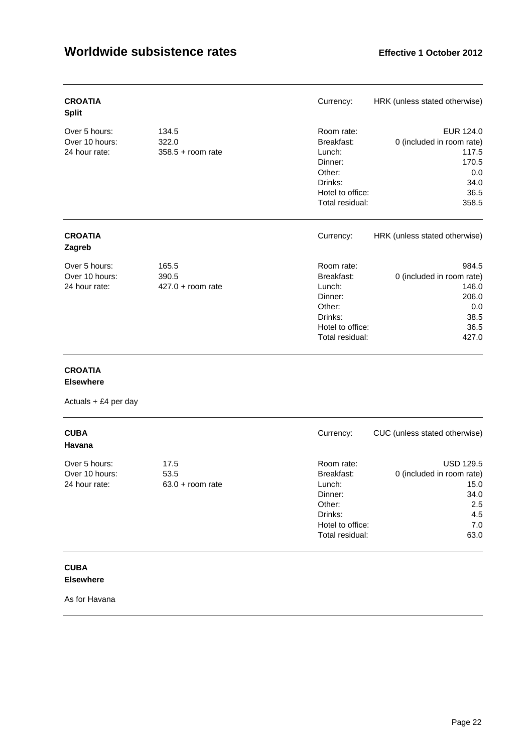# Worldwide subsistence rates

**Effective 1 October 2012**

---

**CROATIA**
**Split**

| | | | |
|---|---|---|---|
| Over 5 hours: | 134.5 | Currency: | HRK (unless stated otherwise) |
| Over 10 hours: | 322.0 | Room rate: | EUR 124.0 |
| 24 hour rate: | 358.5 + room rate | Breakfast: | 0 (included in room rate) |
| | | Lunch: | 117.5 |
| | | Dinner: | 170.5 |
| | | Other: | 0.0 |
| | | Drinks: | 34.0 |
| | | Hotel to office: | 36.5 |
| | | Total residual: | 358.5 |

---

**CROATIA**
**Zagreb**

| | | | |
|---|---|---|---|
| Over 5 hours: | 165.5 | Currency: | HRK (unless stated otherwise) |
| Over 10 hours: | 390.5 | Room rate: | 984.5 |
| 24 hour rate: | 427.0 + room rate | Breakfast: | 0 (included in room rate) |
| | | Lunch: | 146.0 |
| | | Dinner: | 206.0 |
| | | Other: | 0.0 |
| | | Drinks: | 38.5 |
| | | Hotel to office: | 36.5 |
| | | Total residual: | 427.0 |

---

**CROATIA**
**Elsewhere**

Actuals + £4 per day

---

**CUBA**
**Havana**

| | | | |
|---|---|---|---|
| Over 5 hours: | 17.5 | Currency: | CUC (unless stated otherwise) |
| Over 10 hours: | 53.5 | Room rate: | USD 129.5 |
| 24 hour rate: | 63.0 + room rate | Breakfast: | 0 (included in room rate) |
| | | Lunch: | 15.0 |
| | | Dinner: | 34.0 |
| | | Other: | 2.5 |
| | | Drinks: | 4.5 |
| | | Hotel to office: | 7.0 |
| | | Total residual: | 63.0 |

---

**CUBA**
**Elsewhere**

As for Havana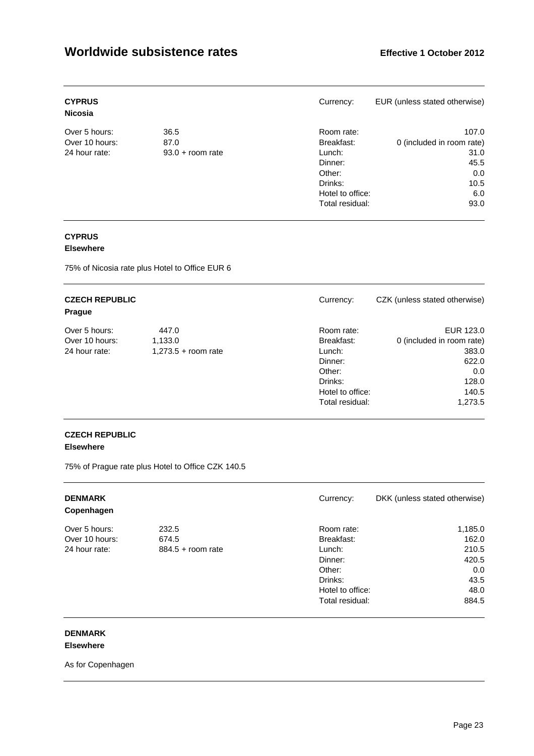## CYPRUS

**Nicosia**

Currency: EUR (unless stated otherwise)

| | | | |
|---|---|---|---|
| Over 5 hours: | 36.5 | Room rate: | 107.0 |
| Over 10 hours: | 87.0 | Breakfast: | 0 (included in room rate) |
| 24 hour rate: | 93.0 + room rate | Lunch: | 31.0 |
| | | Dinner: | 45.5 |
| | | Other: | 0.0 |
| | | Drinks: | 10.5 |
| | | Hotel to office: | 6.0 |
| | | Total residual: | 93.0 |

## CYPRUS

**Elsewhere**

75% of Nicosia rate plus Hotel to Office EUR 6

## CZECH REPUBLIC

**Prague**

Currency: CZK (unless stated otherwise)

| | | | |
|---|---|---|---|
| Over 5 hours: | 447.0 | Room rate: | EUR 123.0 |
| Over 10 hours: | 1,133.0 | Breakfast: | 0 (included in room rate) |
| 24 hour rate: | 1,273.5 + room rate | Lunch: | 383.0 |
| | | Dinner: | 622.0 |
| | | Other: | 0.0 |
| | | Drinks: | 128.0 |
| | | Hotel to office: | 140.5 |
| | | Total residual: | 1,273.5 |

## CZECH REPUBLIC

**Elsewhere**

75% of Prague rate plus Hotel to Office CZK 140.5

## DENMARK

**Copenhagen**

Currency: DKK (unless stated otherwise)

| | | | |
|---|---|---|---|
| Over 5 hours: | 232.5 | Room rate: | 1,185.0 |
| Over 10 hours: | 674.5 | Breakfast: | 162.0 |
| 24 hour rate: | 884.5 + room rate | Lunch: | 210.5 |
| | | Dinner: | 420.5 |
| | | Other: | 0.0 |
| | | Drinks: | 43.5 |
| | | Hotel to office: | 48.0 |
| | | Total residual: | 884.5 |

## DENMARK

**Elsewhere**

As for Copenhagen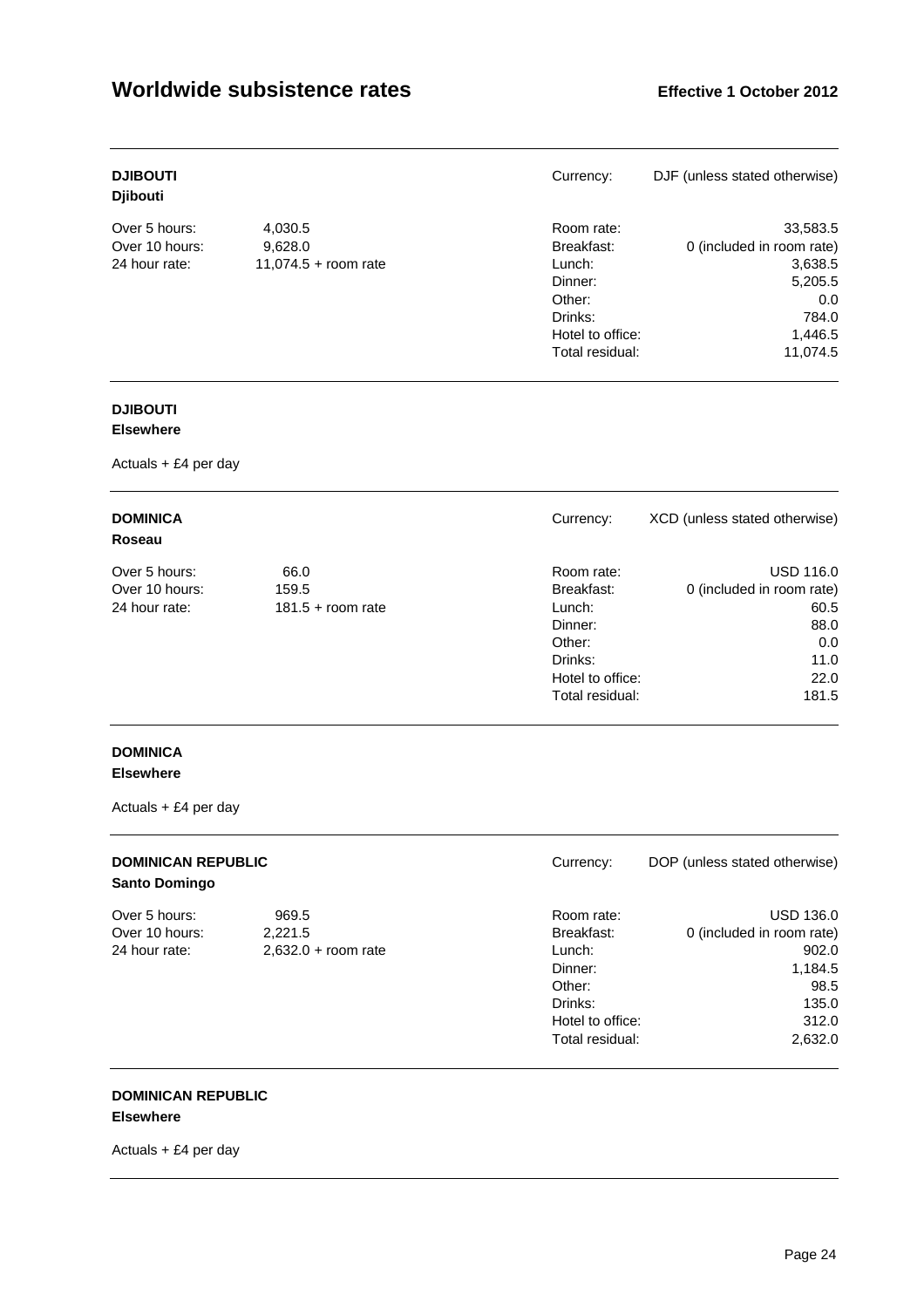## DJIBOUTI
**Djibouti**

Currency: DJF (unless stated otherwise)

| | | | |
|---|---|---|---|
| Over 5 hours: | 4,030.5 | Room rate: | 33,583.5 |
| Over 10 hours: | 9,628.0 | Breakfast: | 0 (included in room rate) |
| 24 hour rate: | 11,074.5 + room rate | Lunch: | 3,638.5 |
| | | Dinner: | 5,205.5 |
| | | Other: | 0.0 |
| | | Drinks: | 784.0 |
| | | Hotel to office: | 1,446.5 |
| | | Total residual: | 11,074.5 |

## DJIBOUTI
**Elsewhere**

Actuals + £4 per day

## DOMINICA
**Roseau**

Currency: XCD (unless stated otherwise)

| | | | |
|---|---|---|---|
| Over 5 hours: | 66.0 | Room rate: | USD 116.0 |
| Over 10 hours: | 159.5 | Breakfast: | 0 (included in room rate) |
| 24 hour rate: | 181.5 + room rate | Lunch: | 60.5 |
| | | Dinner: | 88.0 |
| | | Other: | 0.0 |
| | | Drinks: | 11.0 |
| | | Hotel to office: | 22.0 |
| | | Total residual: | 181.5 |

## DOMINICA
**Elsewhere**

Actuals + £4 per day

## DOMINICAN REPUBLIC
**Santo Domingo**

Currency: DOP (unless stated otherwise)

| | | | |
|---|---|---|---|
| Over 5 hours: | 969.5 | Room rate: | USD 136.0 |
| Over 10 hours: | 2,221.5 | Breakfast: | 0 (included in room rate) |
| 24 hour rate: | 2,632.0 + room rate | Lunch: | 902.0 |
| | | Dinner: | 1,184.5 |
| | | Other: | 98.5 |
| | | Drinks: | 135.0 |
| | | Hotel to office: | 312.0 |
| | | Total residual: | 2,632.0 |

## DOMINICAN REPUBLIC
**Elsewhere**

Actuals + £4 per day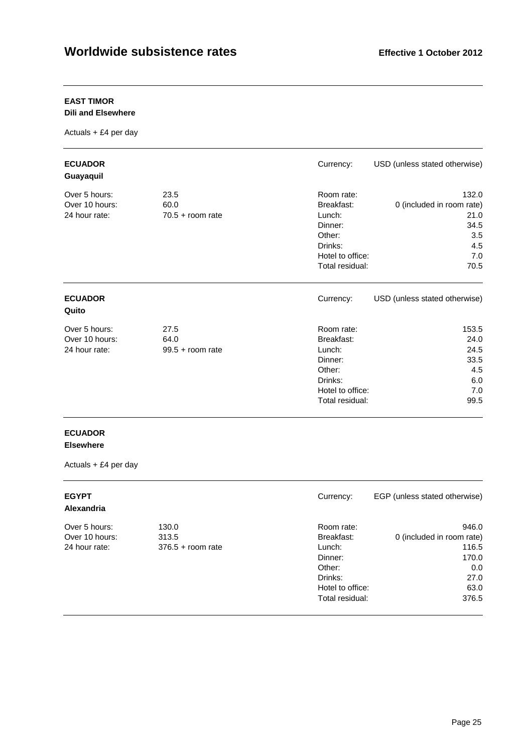## EAST TIMOR
### Dili and Elsewhere

Actuals + £4 per day

---

## ECUADOR
### Guayaquil

Currency: USD (unless stated otherwise)

| | | | |
|---|---|---|---|
| Over 5 hours: | 23.5 | Room rate: | 132.0 |
| Over 10 hours: | 60.0 | Breakfast: | 0 (included in room rate) |
| 24 hour rate: | 70.5 + room rate | Lunch: | 21.0 |
| | | Dinner: | 34.5 |
| | | Other: | 3.5 |
| | | Drinks: | 4.5 |
| | | Hotel to office: | 7.0 |
| | | Total residual: | 70.5 |

---

## ECUADOR
### Quito

Currency: USD (unless stated otherwise)

| | | | |
|---|---|---|---|
| Over 5 hours: | 27.5 | Room rate: | 153.5 |
| Over 10 hours: | 64.0 | Breakfast: | 24.0 |
| 24 hour rate: | 99.5 + room rate | Lunch: | 24.5 |
| | | Dinner: | 33.5 |
| | | Other: | 4.5 |
| | | Drinks: | 6.0 |
| | | Hotel to office: | 7.0 |
| | | Total residual: | 99.5 |

---

## ECUADOR
### Elsewhere

Actuals + £4 per day

---

## EGYPT
### Alexandria

Currency: EGP (unless stated otherwise)

| | | | |
|---|---|---|---|
| Over 5 hours: | 130.0 | Room rate: | 946.0 |
| Over 10 hours: | 313.5 | Breakfast: | 0 (included in room rate) |
| 24 hour rate: | 376.5 + room rate | Lunch: | 116.5 |
| | | Dinner: | 170.0 |
| | | Other: | 0.0 |
| | | Drinks: | 27.0 |
| | | Hotel to office: | 63.0 |
| | | Total residual: | 376.5 |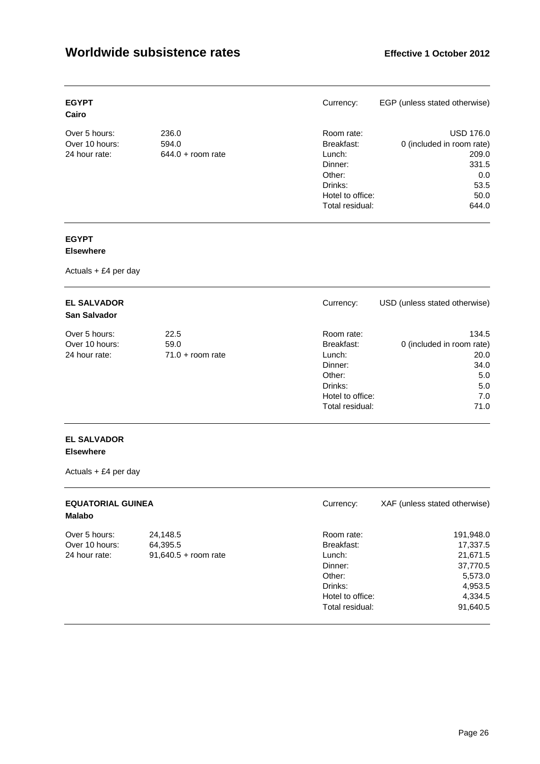# Worldwide subsistence rates

**Effective 1 October 2012**

**EGYPT**
**Cairo**

Currency: EGP (unless stated otherwise)

| | | | |
|---|---|---|---|
| Over 5 hours: | 236.0 | Room rate: | USD 176.0 |
| Over 10 hours: | 594.0 | Breakfast: | 0 (included in room rate) |
| 24 hour rate: | 644.0 + room rate | Lunch: | 209.0 |
| | | Dinner: | 331.5 |
| | | Other: | 0.0 |
| | | Drinks: | 53.5 |
| | | Hotel to office: | 50.0 |
| | | Total residual: | 644.0 |

**EGYPT**
**Elsewhere**

Actuals + £4 per day

**EL SALVADOR**
**San Salvador**

Currency: USD (unless stated otherwise)

| | | | |
|---|---|---|---|
| Over 5 hours: | 22.5 | Room rate: | 134.5 |
| Over 10 hours: | 59.0 | Breakfast: | 0 (included in room rate) |
| 24 hour rate: | 71.0 + room rate | Lunch: | 20.0 |
| | | Dinner: | 34.0 |
| | | Other: | 5.0 |
| | | Drinks: | 5.0 |
| | | Hotel to office: | 7.0 |
| | | Total residual: | 71.0 |

**EL SALVADOR**
**Elsewhere**

Actuals + £4 per day

**EQUATORIAL GUINEA**
**Malabo**

Currency: XAF (unless stated otherwise)

| | | | |
|---|---|---|---|
| Over 5 hours: | 24,148.5 | Room rate: | 191,948.0 |
| Over 10 hours: | 64,395.5 | Breakfast: | 17,337.5 |
| 24 hour rate: | 91,640.5 + room rate | Lunch: | 21,671.5 |
| | | Dinner: | 37,770.5 |
| | | Other: | 5,573.0 |
| | | Drinks: | 4,953.5 |
| | | Hotel to office: | 4,334.5 |
| | | Total residual: | 91,640.5 |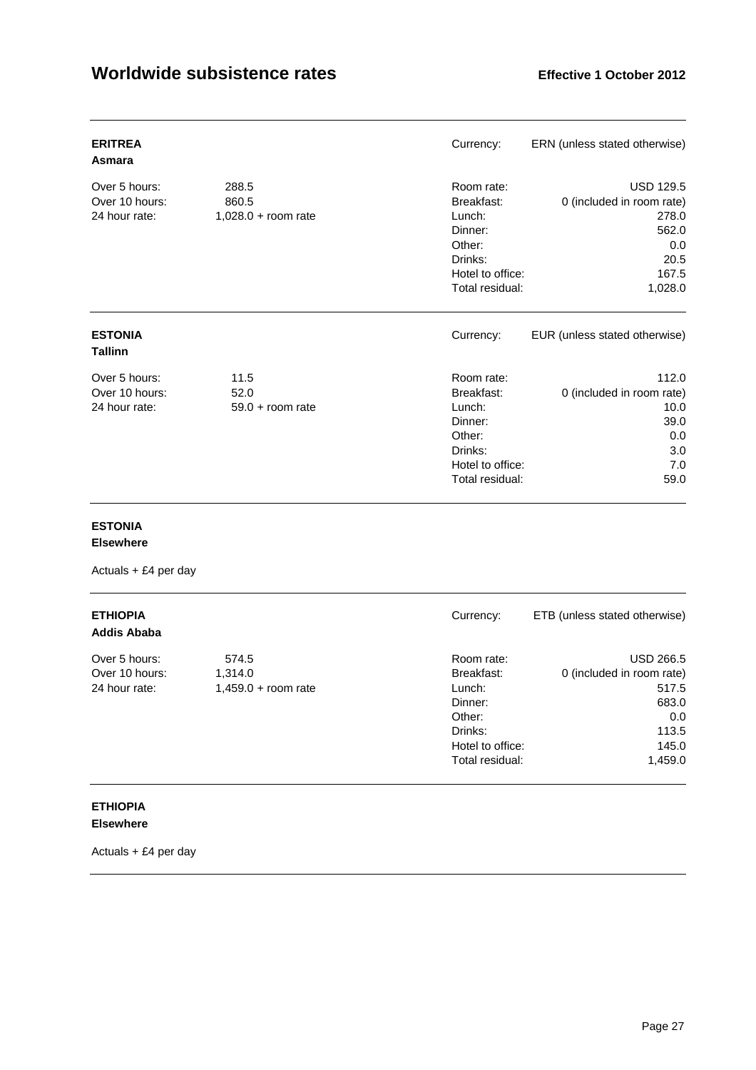## ERITREA
**Asmara**

Currency: ERN (unless stated otherwise)

| | |
|---|---|
| Over 5 hours: | 288.5 |
| Over 10 hours: | 860.5 |
| 24 hour rate: | 1,028.0 + room rate |

| | |
|---|---|
| Room rate: | USD 129.5 |
| Breakfast: | 0 (included in room rate) |
| Lunch: | 278.0 |
| Dinner: | 562.0 |
| Other: | 0.0 |
| Drinks: | 20.5 |
| Hotel to office: | 167.5 |
| Total residual: | 1,028.0 |

## ESTONIA
**Tallinn**

Currency: EUR (unless stated otherwise)

| | |
|---|---|
| Over 5 hours: | 11.5 |
| Over 10 hours: | 52.0 |
| 24 hour rate: | 59.0 + room rate |

| | |
|---|---|
| Room rate: | 112.0 |
| Breakfast: | 0 (included in room rate) |
| Lunch: | 10.0 |
| Dinner: | 39.0 |
| Other: | 0.0 |
| Drinks: | 3.0 |
| Hotel to office: | 7.0 |
| Total residual: | 59.0 |

## ESTONIA
**Elsewhere**

Actuals + £4 per day

## ETHIOPIA
**Addis Ababa**

Currency: ETB (unless stated otherwise)

| | |
|---|---|
| Over 5 hours: | 574.5 |
| Over 10 hours: | 1,314.0 |
| 24 hour rate: | 1,459.0 + room rate |

| | |
|---|---|
| Room rate: | USD 266.5 |
| Breakfast: | 0 (included in room rate) |
| Lunch: | 517.5 |
| Dinner: | 683.0 |
| Other: | 0.0 |
| Drinks: | 113.5 |
| Hotel to office: | 145.0 |
| Total residual: | 1,459.0 |

## ETHIOPIA
**Elsewhere**

Actuals + £4 per day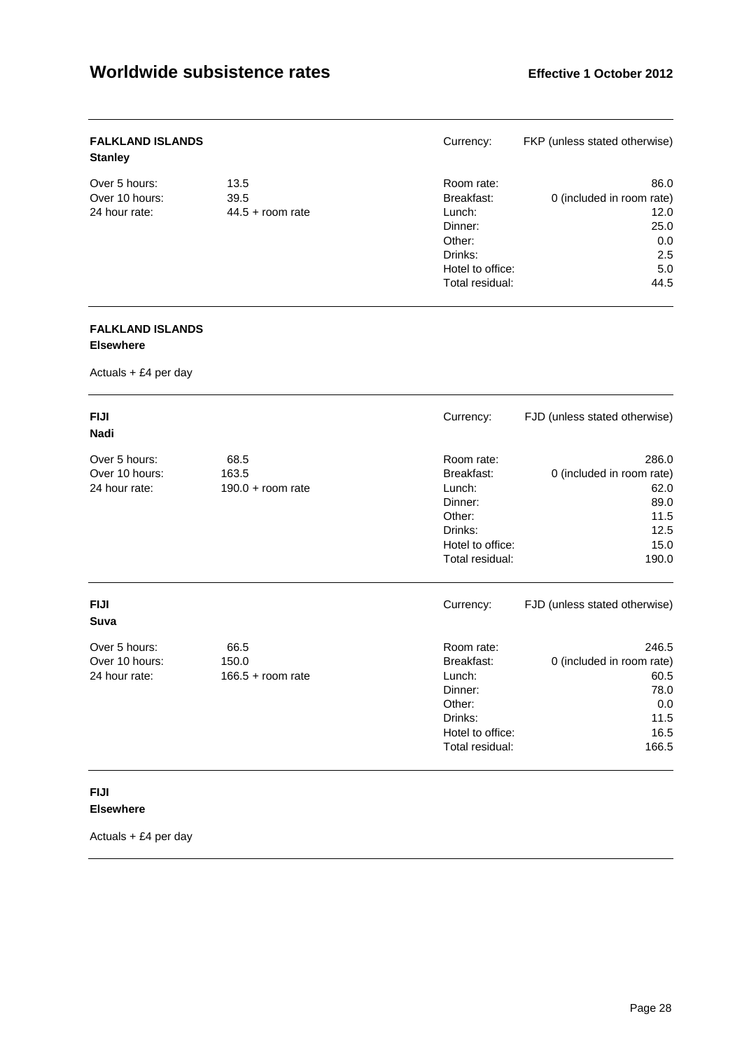## FALKLAND ISLANDS

### Stanley

Currency: FKP (unless stated otherwise)

| | | | |
|---|---|---|---|
| Over 5 hours: | 13.5 | Room rate: | 86.0 |
| Over 10 hours: | 39.5 | Breakfast: | 0 (included in room rate) |
| 24 hour rate: | 44.5 + room rate | Lunch: | 12.0 |
| | | Dinner: | 25.0 |
| | | Other: | 0.0 |
| | | Drinks: | 2.5 |
| | | Hotel to office: | 5.0 |
| | | Total residual: | 44.5 |

## FALKLAND ISLANDS

### Elsewhere

Actuals + £4 per day

## FIJI

### Nadi

Currency: FJD (unless stated otherwise)

| | | | |
|---|---|---|---|
| Over 5 hours: | 68.5 | Room rate: | 286.0 |
| Over 10 hours: | 163.5 | Breakfast: | 0 (included in room rate) |
| 24 hour rate: | 190.0 + room rate | Lunch: | 62.0 |
| | | Dinner: | 89.0 |
| | | Other: | 11.5 |
| | | Drinks: | 12.5 |
| | | Hotel to office: | 15.0 |
| | | Total residual: | 190.0 |

## FIJI

### Suva

Currency: FJD (unless stated otherwise)

| | | | |
|---|---|---|---|
| Over 5 hours: | 66.5 | Room rate: | 246.5 |
| Over 10 hours: | 150.0 | Breakfast: | 0 (included in room rate) |
| 24 hour rate: | 166.5 + room rate | Lunch: | 60.5 |
| | | Dinner: | 78.0 |
| | | Other: | 0.0 |
| | | Drinks: | 11.5 |
| | | Hotel to office: | 16.5 |
| | | Total residual: | 166.5 |

## FIJI

### Elsewhere

Actuals + £4 per day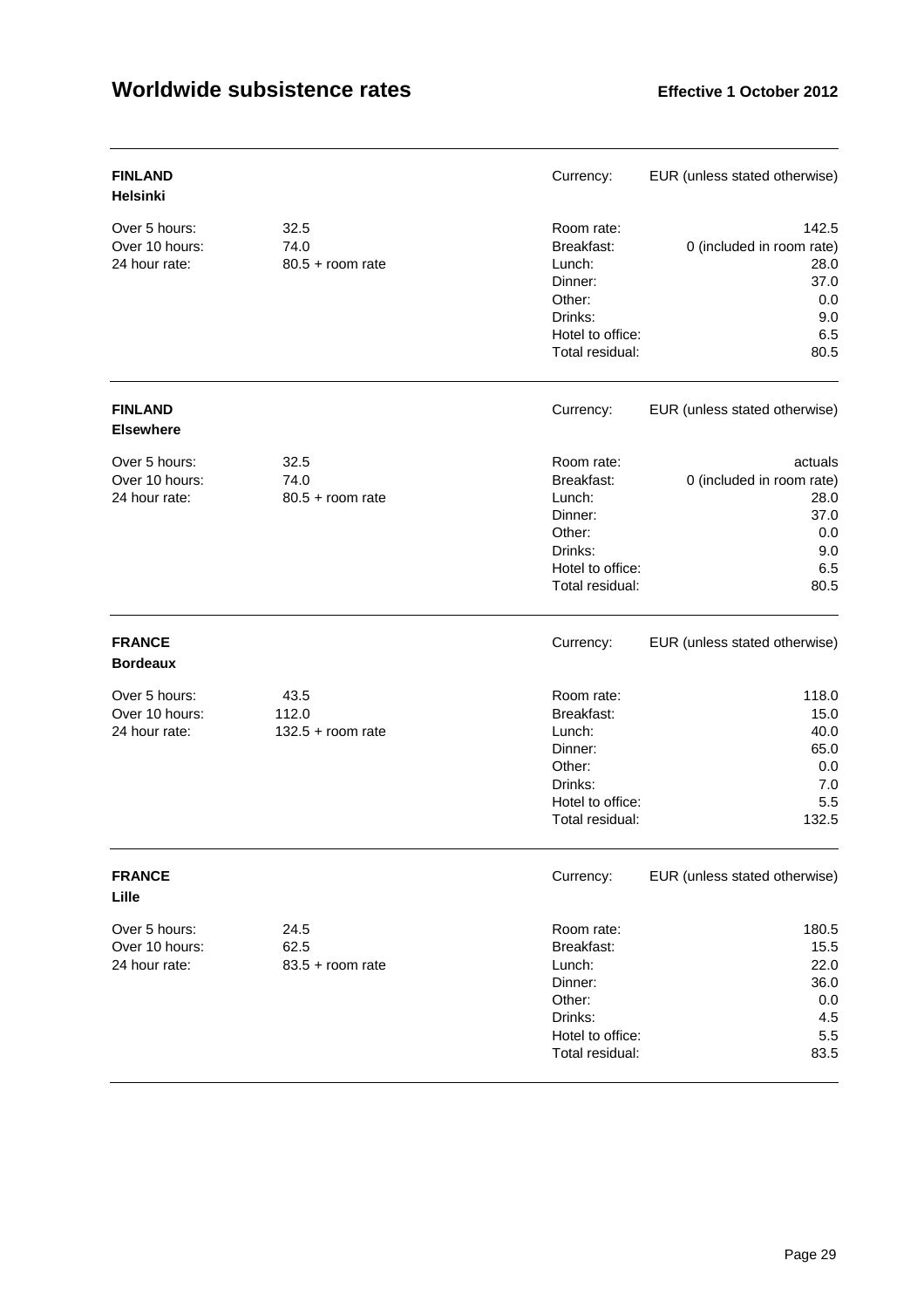# Worldwide subsistence rates

**Effective 1 October 2012**

---

**FINLAND**
**Helsinki**

Currency: EUR (unless stated otherwise)

| | | | |
|---|---|---|---|
| Over 5 hours: | 32.5 | Room rate: | 142.5 |
| Over 10 hours: | 74.0 | Breakfast: | 0 (included in room rate) |
| 24 hour rate: | 80.5 + room rate | Lunch: | 28.0 |
| | | Dinner: | 37.0 |
| | | Other: | 0.0 |
| | | Drinks: | 9.0 |
| | | Hotel to office: | 6.5 |
| | | Total residual: | 80.5 |

---

**FINLAND**
**Elsewhere**

Currency: EUR (unless stated otherwise)

| | | | |
|---|---|---|---|
| Over 5 hours: | 32.5 | Room rate: | actuals |
| Over 10 hours: | 74.0 | Breakfast: | 0 (included in room rate) |
| 24 hour rate: | 80.5 + room rate | Lunch: | 28.0 |
| | | Dinner: | 37.0 |
| | | Other: | 0.0 |
| | | Drinks: | 9.0 |
| | | Hotel to office: | 6.5 |
| | | Total residual: | 80.5 |

---

**FRANCE**
**Bordeaux**

Currency: EUR (unless stated otherwise)

| | | | |
|---|---|---|---|
| Over 5 hours: | 43.5 | Room rate: | 118.0 |
| Over 10 hours: | 112.0 | Breakfast: | 15.0 |
| 24 hour rate: | 132.5 + room rate | Lunch: | 40.0 |
| | | Dinner: | 65.0 |
| | | Other: | 0.0 |
| | | Drinks: | 7.0 |
| | | Hotel to office: | 5.5 |
| | | Total residual: | 132.5 |

---

**FRANCE**
**Lille**

Currency: EUR (unless stated otherwise)

| | | | |
|---|---|---|---|
| Over 5 hours: | 24.5 | Room rate: | 180.5 |
| Over 10 hours: | 62.5 | Breakfast: | 15.5 |
| 24 hour rate: | 83.5 + room rate | Lunch: | 22.0 |
| | | Dinner: | 36.0 |
| | | Other: | 0.0 |
| | | Drinks: | 4.5 |
| | | Hotel to office: | 5.5 |
| | | Total residual: | 83.5 |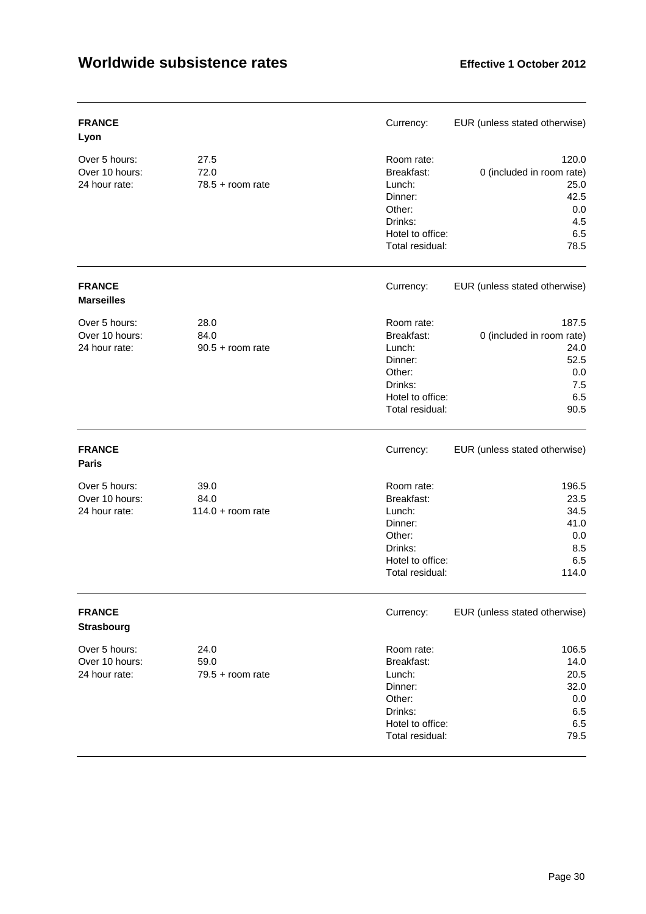# Worldwide subsistence rates

**Effective 1 October 2012**

**FRANCE**
**Lyon**

Currency: EUR (unless stated otherwise)

| | | | |
|---|---|---|---|
| Over 5 hours: | 27.5 | Room rate: | 120.0 |
| Over 10 hours: | 72.0 | Breakfast: | 0 (included in room rate) |
| 24 hour rate: | 78.5 + room rate | Lunch: | 25.0 |
| | | Dinner: | 42.5 |
| | | Other: | 0.0 |
| | | Drinks: | 4.5 |
| | | Hotel to office: | 6.5 |
| | | Total residual: | 78.5 |

**FRANCE**
**Marseilles**

Currency: EUR (unless stated otherwise)

| | | | |
|---|---|---|---|
| Over 5 hours: | 28.0 | Room rate: | 187.5 |
| Over 10 hours: | 84.0 | Breakfast: | 0 (included in room rate) |
| 24 hour rate: | 90.5 + room rate | Lunch: | 24.0 |
| | | Dinner: | 52.5 |
| | | Other: | 0.0 |
| | | Drinks: | 7.5 |
| | | Hotel to office: | 6.5 |
| | | Total residual: | 90.5 |

**FRANCE**
**Paris**

Currency: EUR (unless stated otherwise)

| | | | |
|---|---|---|---|
| Over 5 hours: | 39.0 | Room rate: | 196.5 |
| Over 10 hours: | 84.0 | Breakfast: | 23.5 |
| 24 hour rate: | 114.0 + room rate | Lunch: | 34.5 |
| | | Dinner: | 41.0 |
| | | Other: | 0.0 |
| | | Drinks: | 8.5 |
| | | Hotel to office: | 6.5 |
| | | Total residual: | 114.0 |

**FRANCE**
**Strasbourg**

Currency: EUR (unless stated otherwise)

| | | | |
|---|---|---|---|
| Over 5 hours: | 24.0 | Room rate: | 106.5 |
| Over 10 hours: | 59.0 | Breakfast: | 14.0 |
| 24 hour rate: | 79.5 + room rate | Lunch: | 20.5 |
| | | Dinner: | 32.0 |
| | | Other: | 0.0 |
| | | Drinks: | 6.5 |
| | | Hotel to office: | 6.5 |
| | | Total residual: | 79.5 |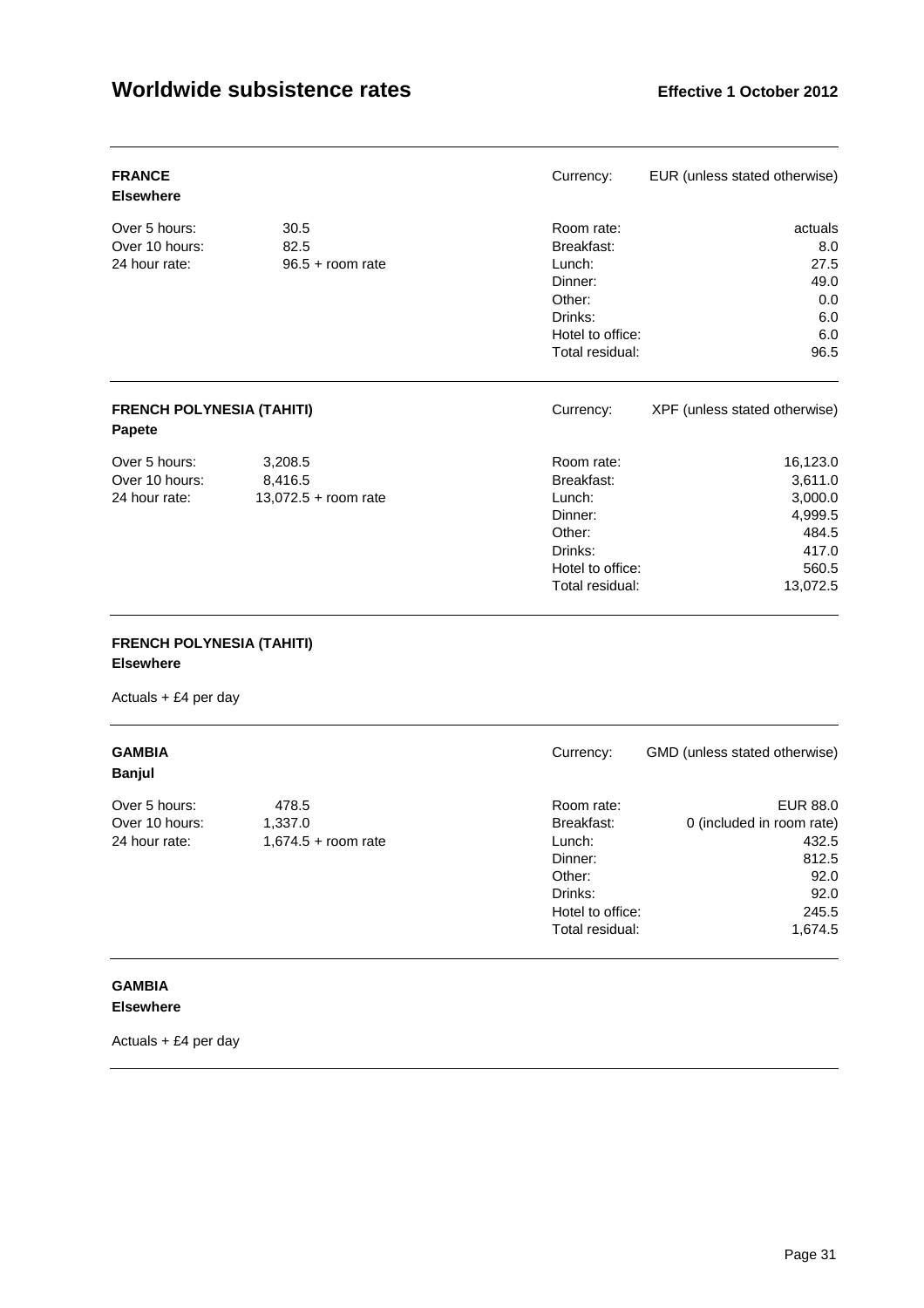# Worldwide subsistence rates

**Effective 1 October 2012**

---

**FRANCE**
**Elsewhere**

Currency: EUR (unless stated otherwise)

| | | | |
|---|---|---|---|
| Over 5 hours: | 30.5 | Room rate: | actuals |
| Over 10 hours: | 82.5 | Breakfast: | 8.0 |
| 24 hour rate: | 96.5 + room rate | Lunch: | 27.5 |
| | | Dinner: | 49.0 |
| | | Other: | 0.0 |
| | | Drinks: | 6.0 |
| | | Hotel to office: | 6.0 |
| | | Total residual: | 96.5 |

---

**FRENCH POLYNESIA (TAHITI)**
**Papete**

Currency: XPF (unless stated otherwise)

| | | | |
|---|---|---|---|
| Over 5 hours: | 3,208.5 | Room rate: | 16,123.0 |
| Over 10 hours: | 8,416.5 | Breakfast: | 3,611.0 |
| 24 hour rate: | 13,072.5 + room rate | Lunch: | 3,000.0 |
| | | Dinner: | 4,999.5 |
| | | Other: | 484.5 |
| | | Drinks: | 417.0 |
| | | Hotel to office: | 560.5 |
| | | Total residual: | 13,072.5 |

---

**FRENCH POLYNESIA (TAHITI)**
**Elsewhere**

Actuals + £4 per day

---

**GAMBIA**
**Banjul**

Currency: GMD (unless stated otherwise)

| | | | |
|---|---|---|---|
| Over 5 hours: | 478.5 | Room rate: | EUR 88.0 |
| Over 10 hours: | 1,337.0 | Breakfast: | 0 (included in room rate) |
| 24 hour rate: | 1,674.5 + room rate | Lunch: | 432.5 |
| | | Dinner: | 812.5 |
| | | Other: | 92.0 |
| | | Drinks: | 92.0 |
| | | Hotel to office: | 245.5 |
| | | Total residual: | 1,674.5 |

---

**GAMBIA**
**Elsewhere**

Actuals + £4 per day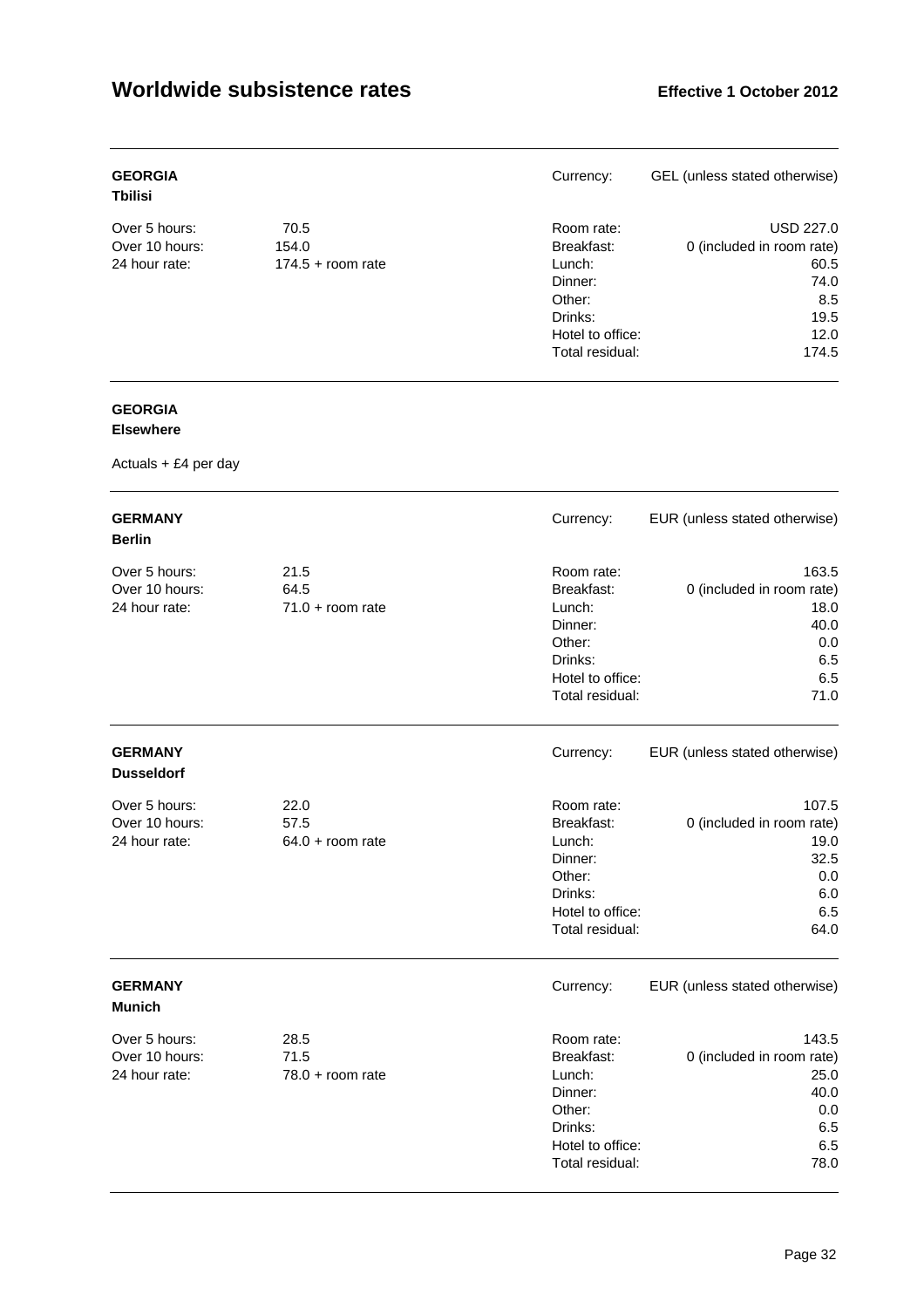# Worldwide subsistence rates

**Effective 1 October 2012**

---

**GEORGIA**
**Tbilisi**

Currency: GEL (unless stated otherwise)

| | | | |
|---|---|---|---|
| Over 5 hours: | 70.5 | Room rate: | USD 227.0 |
| Over 10 hours: | 154.0 | Breakfast: | 0 (included in room rate) |
| 24 hour rate: | 174.5 + room rate | Lunch: | 60.5 |
| | | Dinner: | 74.0 |
| | | Other: | 8.5 |
| | | Drinks: | 19.5 |
| | | Hotel to office: | 12.0 |
| | | Total residual: | 174.5 |

---

**GEORGIA**
**Elsewhere**

Actuals + £4 per day

---

**GERMANY**
**Berlin**

Currency: EUR (unless stated otherwise)

| | | | |
|---|---|---|---|
| Over 5 hours: | 21.5 | Room rate: | 163.5 |
| Over 10 hours: | 64.5 | Breakfast: | 0 (included in room rate) |
| 24 hour rate: | 71.0 + room rate | Lunch: | 18.0 |
| | | Dinner: | 40.0 |
| | | Other: | 0.0 |
| | | Drinks: | 6.5 |
| | | Hotel to office: | 6.5 |
| | | Total residual: | 71.0 |

---

**GERMANY**
**Dusseldorf**

Currency: EUR (unless stated otherwise)

| | | | |
|---|---|---|---|
| Over 5 hours: | 22.0 | Room rate: | 107.5 |
| Over 10 hours: | 57.5 | Breakfast: | 0 (included in room rate) |
| 24 hour rate: | 64.0 + room rate | Lunch: | 19.0 |
| | | Dinner: | 32.5 |
| | | Other: | 0.0 |
| | | Drinks: | 6.0 |
| | | Hotel to office: | 6.5 |
| | | Total residual: | 64.0 |

---

**GERMANY**
**Munich**

Currency: EUR (unless stated otherwise)

| | | | |
|---|---|---|---|
| Over 5 hours: | 28.5 | Room rate: | 143.5 |
| Over 10 hours: | 71.5 | Breakfast: | 0 (included in room rate) |
| 24 hour rate: | 78.0 + room rate | Lunch: | 25.0 |
| | | Dinner: | 40.0 |
| | | Other: | 0.0 |
| | | Drinks: | 6.5 |
| | | Hotel to office: | 6.5 |
| | | Total residual: | 78.0 |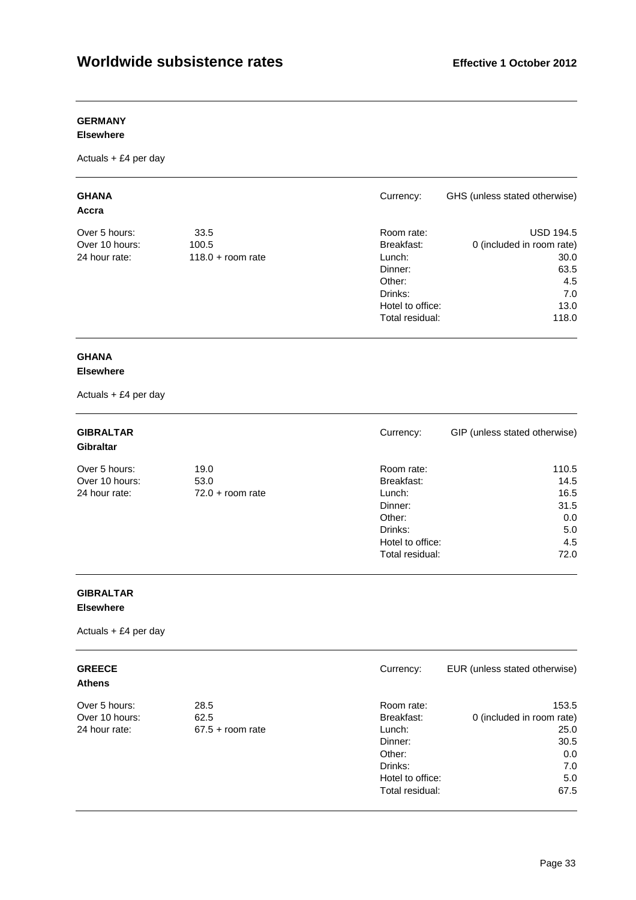**GERMANY**
**Elsewhere**

Actuals + £4 per day

---

**GHANA**
**Accra**

Currency: GHS (unless stated otherwise)

| | | | |
|---|---|---|---|
| Over 5 hours: | 33.5 | Room rate: | USD 194.5 |
| Over 10 hours: | 100.5 | Breakfast: | 0 (included in room rate) |
| 24 hour rate: | 118.0 + room rate | Lunch: | 30.0 |
| | | Dinner: | 63.5 |
| | | Other: | 4.5 |
| | | Drinks: | 7.0 |
| | | Hotel to office: | 13.0 |
| | | Total residual: | 118.0 |

---

**GHANA**
**Elsewhere**

Actuals + £4 per day

---

**GIBRALTAR**
**Gibraltar**

Currency: GIP (unless stated otherwise)

| | | | |
|---|---|---|---|
| Over 5 hours: | 19.0 | Room rate: | 110.5 |
| Over 10 hours: | 53.0 | Breakfast: | 14.5 |
| 24 hour rate: | 72.0 + room rate | Lunch: | 16.5 |
| | | Dinner: | 31.5 |
| | | Other: | 0.0 |
| | | Drinks: | 5.0 |
| | | Hotel to office: | 4.5 |
| | | Total residual: | 72.0 |

---

**GIBRALTAR**
**Elsewhere**

Actuals + £4 per day

---

**GREECE**
**Athens**

Currency: EUR (unless stated otherwise)

| | | | |
|---|---|---|---|
| Over 5 hours: | 28.5 | Room rate: | 153.5 |
| Over 10 hours: | 62.5 | Breakfast: | 0 (included in room rate) |
| 24 hour rate: | 67.5 + room rate | Lunch: | 25.0 |
| | | Dinner: | 30.5 |
| | | Other: | 0.0 |
| | | Drinks: | 7.0 |
| | | Hotel to office: | 5.0 |
| | | Total residual: | 67.5 |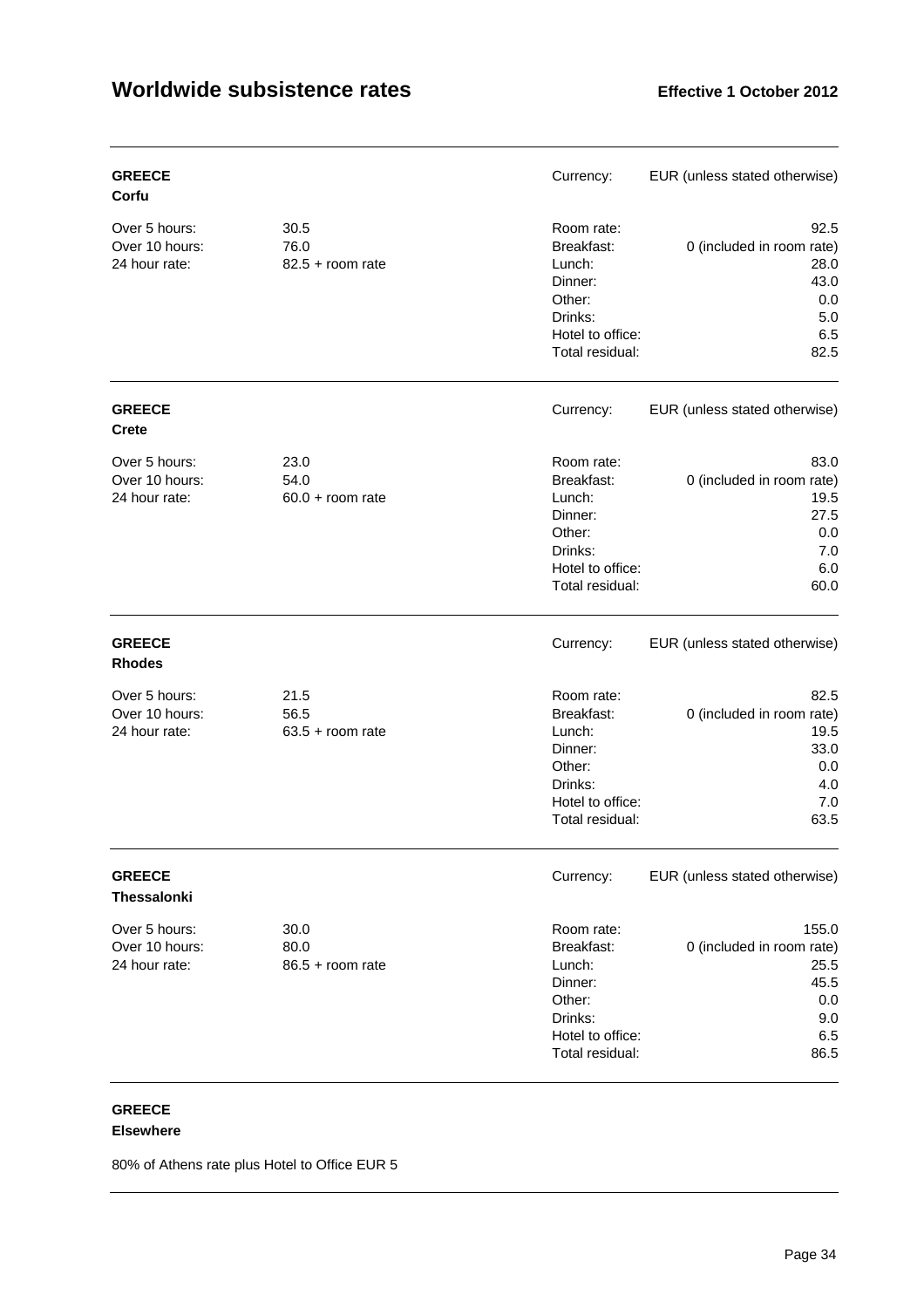# Worldwide subsistence rates

**Effective 1 October 2012**

---

**GREECE**
**Corfu**

Currency: EUR (unless stated otherwise)

| | | | |
|---|---|---|---|
| Over 5 hours: | 30.5 | Room rate: | 92.5 |
| Over 10 hours: | 76.0 | Breakfast: | 0 (included in room rate) |
| 24 hour rate: | 82.5 + room rate | Lunch: | 28.0 |
| | | Dinner: | 43.0 |
| | | Other: | 0.0 |
| | | Drinks: | 5.0 |
| | | Hotel to office: | 6.5 |
| | | Total residual: | 82.5 |

---

**GREECE**
**Crete**

Currency: EUR (unless stated otherwise)

| | | | |
|---|---|---|---|
| Over 5 hours: | 23.0 | Room rate: | 83.0 |
| Over 10 hours: | 54.0 | Breakfast: | 0 (included in room rate) |
| 24 hour rate: | 60.0 + room rate | Lunch: | 19.5 |
| | | Dinner: | 27.5 |
| | | Other: | 0.0 |
| | | Drinks: | 7.0 |
| | | Hotel to office: | 6.0 |
| | | Total residual: | 60.0 |

---

**GREECE**
**Rhodes**

Currency: EUR (unless stated otherwise)

| | | | |
|---|---|---|---|
| Over 5 hours: | 21.5 | Room rate: | 82.5 |
| Over 10 hours: | 56.5 | Breakfast: | 0 (included in room rate) |
| 24 hour rate: | 63.5 + room rate | Lunch: | 19.5 |
| | | Dinner: | 33.0 |
| | | Other: | 0.0 |
| | | Drinks: | 4.0 |
| | | Hotel to office: | 7.0 |
| | | Total residual: | 63.5 |

---

**GREECE**
**Thessalonki**

Currency: EUR (unless stated otherwise)

| | | | |
|---|---|---|---|
| Over 5 hours: | 30.0 | Room rate: | 155.0 |
| Over 10 hours: | 80.0 | Breakfast: | 0 (included in room rate) |
| 24 hour rate: | 86.5 + room rate | Lunch: | 25.5 |
| | | Dinner: | 45.5 |
| | | Other: | 0.0 |
| | | Drinks: | 9.0 |
| | | Hotel to office: | 6.5 |
| | | Total residual: | 86.5 |

---

**GREECE**
**Elsewhere**

80% of Athens rate plus Hotel to Office EUR 5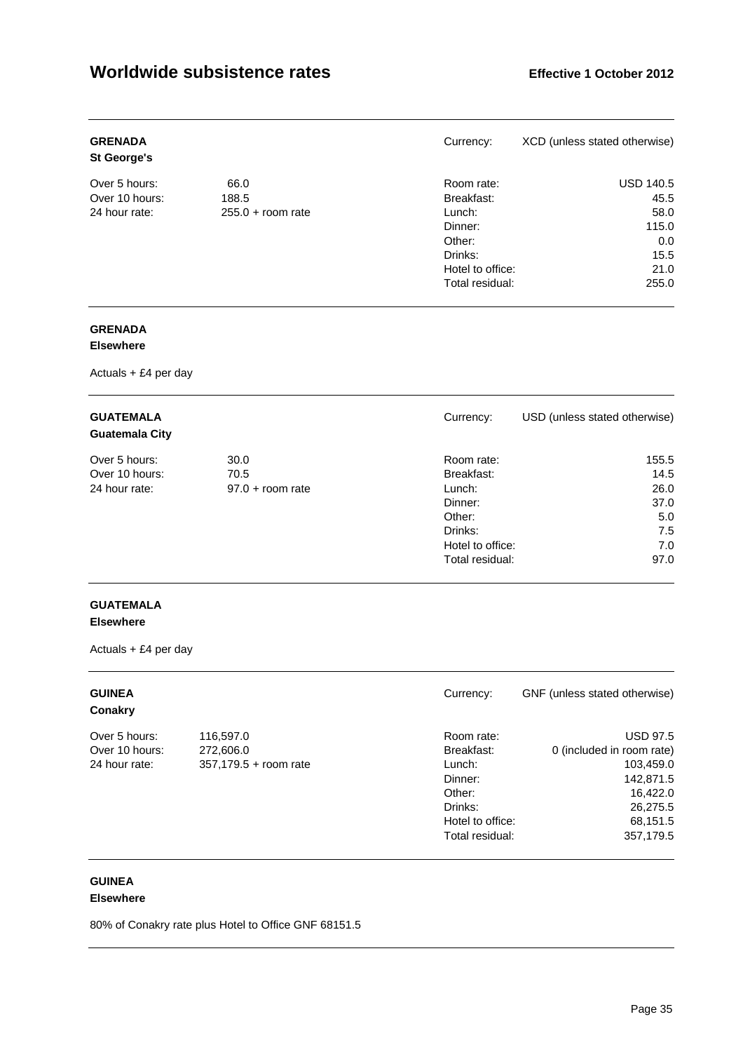# Worldwide subsistence rates

**Effective 1 October 2012**

---

**GRENADA**
**St George's**

Currency: XCD (unless stated otherwise)

| | | | |
|---|---|---|---|
| Over 5 hours: | 66.0 | Room rate: | USD 140.5 |
| Over 10 hours: | 188.5 | Breakfast: | 45.5 |
| 24 hour rate: | 255.0 + room rate | Lunch: | 58.0 |
| | | Dinner: | 115.0 |
| | | Other: | 0.0 |
| | | Drinks: | 15.5 |
| | | Hotel to office: | 21.0 |
| | | Total residual: | 255.0 |

---

**GRENADA**
**Elsewhere**

Actuals + £4 per day

---

**GUATEMALA**
**Guatemala City**

Currency: USD (unless stated otherwise)

| | | | |
|---|---|---|---|
| Over 5 hours: | 30.0 | Room rate: | 155.5 |
| Over 10 hours: | 70.5 | Breakfast: | 14.5 |
| 24 hour rate: | 97.0 + room rate | Lunch: | 26.0 |
| | | Dinner: | 37.0 |
| | | Other: | 5.0 |
| | | Drinks: | 7.5 |
| | | Hotel to office: | 7.0 |
| | | Total residual: | 97.0 |

---

**GUATEMALA**
**Elsewhere**

Actuals + £4 per day

---

**GUINEA**
**Conakry**

Currency: GNF (unless stated otherwise)

| | | | |
|---|---|---|---|
| Over 5 hours: | 116,597.0 | Room rate: | USD 97.5 |
| Over 10 hours: | 272,606.0 | Breakfast: | 0 (included in room rate) |
| 24 hour rate: | 357,179.5 + room rate | Lunch: | 103,459.0 |
| | | Dinner: | 142,871.5 |
| | | Other: | 16,422.0 |
| | | Drinks: | 26,275.5 |
| | | Hotel to office: | 68,151.5 |
| | | Total residual: | 357,179.5 |

---

**GUINEA**
**Elsewhere**

80% of Conakry rate plus Hotel to Office GNF 68151.5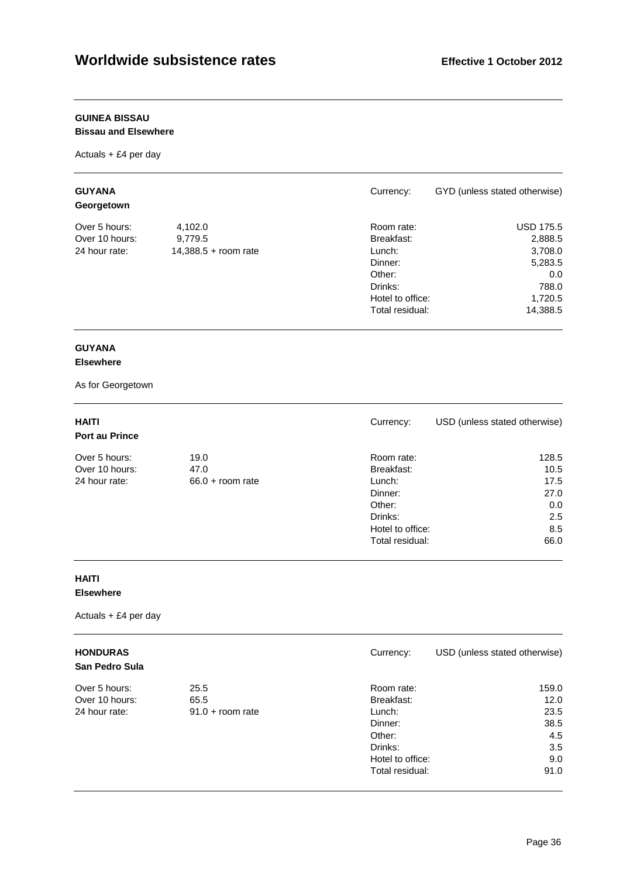## GUINEA BISSAU

**Bissau and Elsewhere**

Actuals + £4 per day

## GUYANA

**Georgetown**

Currency: GYD (unless stated otherwise)

| | | | |
|---|---|---|---|
| Over 5 hours: | 4,102.0 | Room rate: | USD 175.5 |
| Over 10 hours: | 9,779.5 | Breakfast: | 2,888.5 |
| 24 hour rate: | 14,388.5 + room rate | Lunch: | 3,708.0 |
| | | Dinner: | 5,283.5 |
| | | Other: | 0.0 |
| | | Drinks: | 788.0 |
| | | Hotel to office: | 1,720.5 |
| | | Total residual: | 14,388.5 |

## GUYANA

**Elsewhere**

As for Georgetown

## HAITI

**Port au Prince**

Currency: USD (unless stated otherwise)

| | | | |
|---|---|---|---|
| Over 5 hours: | 19.0 | Room rate: | 128.5 |
| Over 10 hours: | 47.0 | Breakfast: | 10.5 |
| 24 hour rate: | 66.0 + room rate | Lunch: | 17.5 |
| | | Dinner: | 27.0 |
| | | Other: | 0.0 |
| | | Drinks: | 2.5 |
| | | Hotel to office: | 8.5 |
| | | Total residual: | 66.0 |

## HAITI

**Elsewhere**

Actuals + £4 per day

## HONDURAS

**San Pedro Sula**

Currency: USD (unless stated otherwise)

| | | | |
|---|---|---|---|
| Over 5 hours: | 25.5 | Room rate: | 159.0 |
| Over 10 hours: | 65.5 | Breakfast: | 12.0 |
| 24 hour rate: | 91.0 + room rate | Lunch: | 23.5 |
| | | Dinner: | 38.5 |
| | | Other: | 4.5 |
| | | Drinks: | 3.5 |
| | | Hotel to office: | 9.0 |
| | | Total residual: | 91.0 |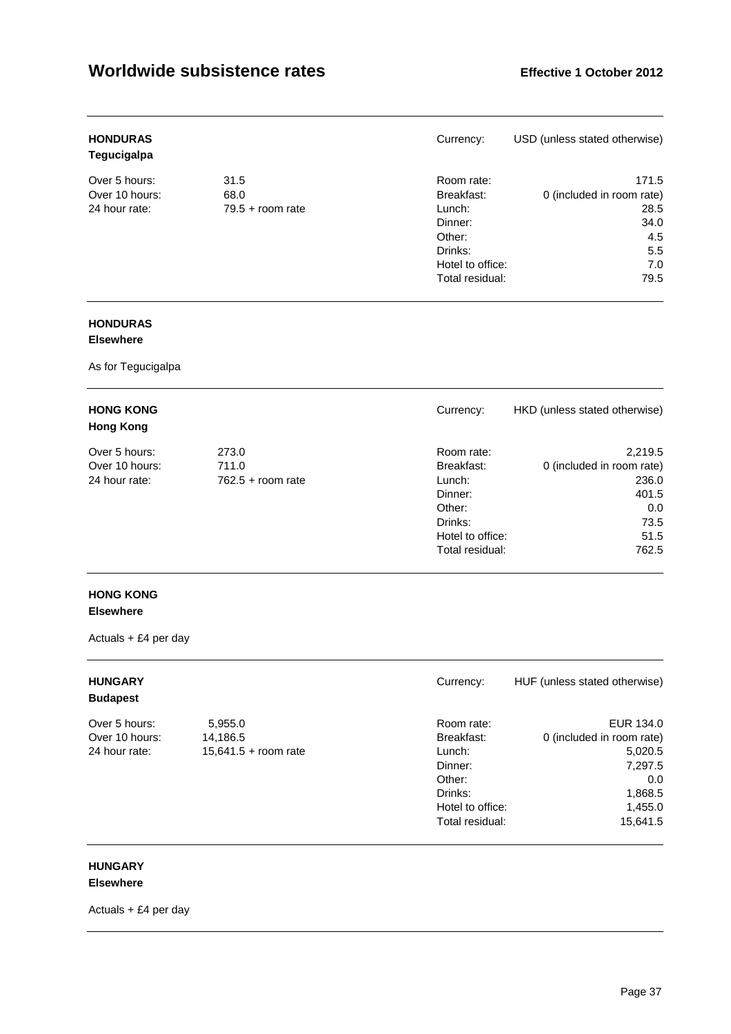# Worldwide subsistence rates

**Effective 1 October 2012**

---

**HONDURAS**
**Tegucigalpa**

Currency: USD (unless stated otherwise)

| | | | |
|---|---|---|---|
| Over 5 hours: | 31.5 | Room rate: | 171.5 |
| Over 10 hours: | 68.0 | Breakfast: | 0 (included in room rate) |
| 24 hour rate: | 79.5 + room rate | Lunch: | 28.5 |
| | | Dinner: | 34.0 |
| | | Other: | 4.5 |
| | | Drinks: | 5.5 |
| | | Hotel to office: | 7.0 |
| | | Total residual: | 79.5 |

---

**HONDURAS**
**Elsewhere**

As for Tegucigalpa

---

**HONG KONG**
**Hong Kong**

Currency: HKD (unless stated otherwise)

| | | | |
|---|---|---|---|
| Over 5 hours: | 273.0 | Room rate: | 2,219.5 |
| Over 10 hours: | 711.0 | Breakfast: | 0 (included in room rate) |
| 24 hour rate: | 762.5 + room rate | Lunch: | 236.0 |
| | | Dinner: | 401.5 |
| | | Other: | 0.0 |
| | | Drinks: | 73.5 |
| | | Hotel to office: | 51.5 |
| | | Total residual: | 762.5 |

---

**HONG KONG**
**Elsewhere**

Actuals + £4 per day

---

**HUNGARY**
**Budapest**

Currency: HUF (unless stated otherwise)

| | | | |
|---|---|---|---|
| Over 5 hours: | 5,955.0 | Room rate: | EUR 134.0 |
| Over 10 hours: | 14,186.5 | Breakfast: | 0 (included in room rate) |
| 24 hour rate: | 15,641.5 + room rate | Lunch: | 5,020.5 |
| | | Dinner: | 7,297.5 |
| | | Other: | 0.0 |
| | | Drinks: | 1,868.5 |
| | | Hotel to office: | 1,455.0 |
| | | Total residual: | 15,641.5 |

---

**HUNGARY**
**Elsewhere**

Actuals + £4 per day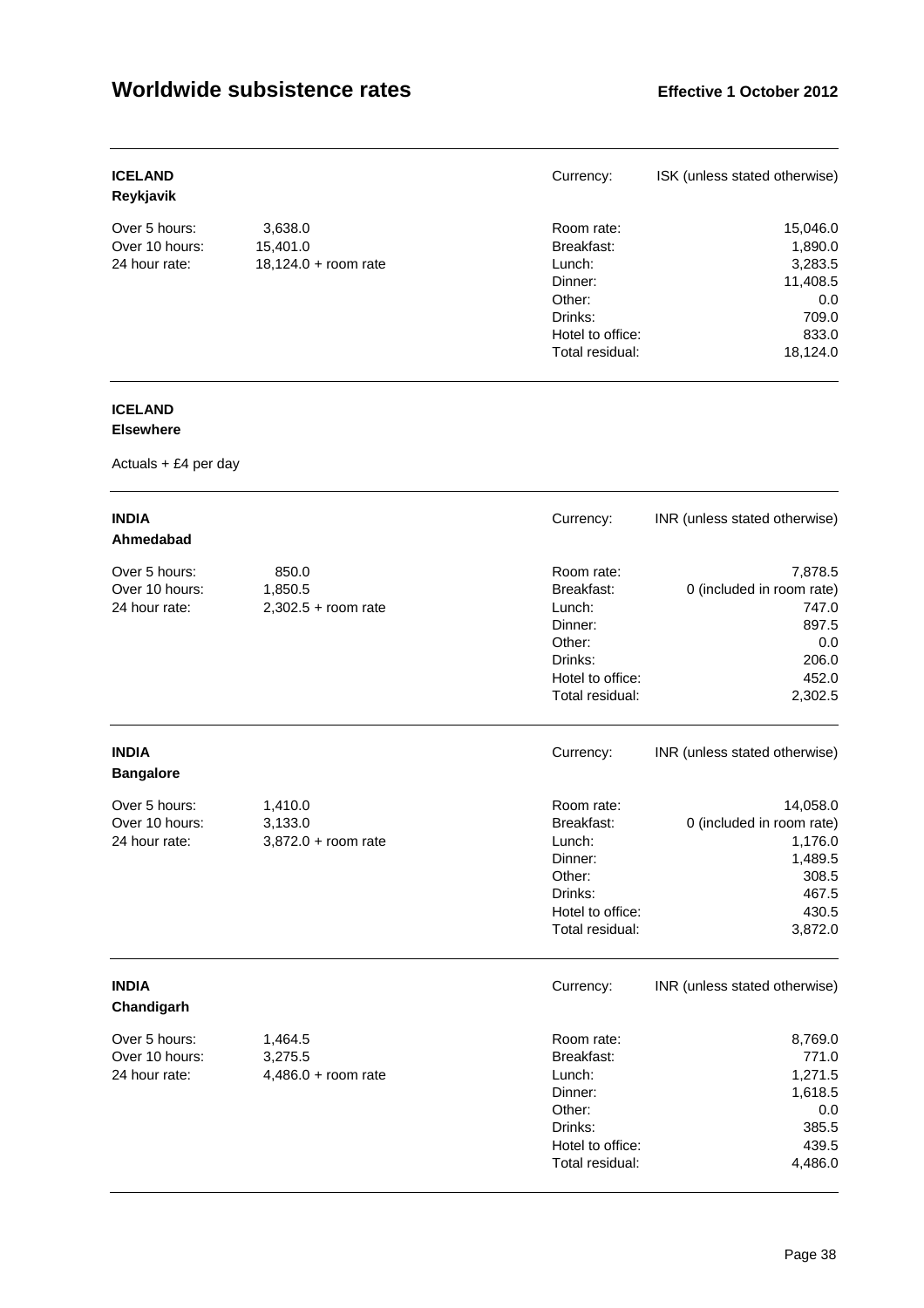# Worldwide subsistence rates

**Effective 1 October 2012**

---

**ICELAND**
**Reykjavik**

Currency: ISK (unless stated otherwise)

| | | | |
|---|---|---|---|
| Over 5 hours: | 3,638.0 | Room rate: | 15,046.0 |
| Over 10 hours: | 15,401.0 | Breakfast: | 1,890.0 |
| 24 hour rate: | 18,124.0 + room rate | Lunch: | 3,283.5 |
| | | Dinner: | 11,408.5 |
| | | Other: | 0.0 |
| | | Drinks: | 709.0 |
| | | Hotel to office: | 833.0 |
| | | Total residual: | 18,124.0 |

---

**ICELAND**
**Elsewhere**

Actuals + £4 per day

---

**INDIA**
**Ahmedabad**

Currency: INR (unless stated otherwise)

| | | | |
|---|---|---|---|
| Over 5 hours: | 850.0 | Room rate: | 7,878.5 |
| Over 10 hours: | 1,850.5 | Breakfast: | 0 (included in room rate) |
| 24 hour rate: | 2,302.5 + room rate | Lunch: | 747.0 |
| | | Dinner: | 897.5 |
| | | Other: | 0.0 |
| | | Drinks: | 206.0 |
| | | Hotel to office: | 452.0 |
| | | Total residual: | 2,302.5 |

---

**INDIA**
**Bangalore**

Currency: INR (unless stated otherwise)

| | | | |
|---|---|---|---|
| Over 5 hours: | 1,410.0 | Room rate: | 14,058.0 |
| Over 10 hours: | 3,133.0 | Breakfast: | 0 (included in room rate) |
| 24 hour rate: | 3,872.0 + room rate | Lunch: | 1,176.0 |
| | | Dinner: | 1,489.5 |
| | | Other: | 308.5 |
| | | Drinks: | 467.5 |
| | | Hotel to office: | 430.5 |
| | | Total residual: | 3,872.0 |

---

**INDIA**
**Chandigarh**

Currency: INR (unless stated otherwise)

| | | | |
|---|---|---|---|
| Over 5 hours: | 1,464.5 | Room rate: | 8,769.0 |
| Over 10 hours: | 3,275.5 | Breakfast: | 771.0 |
| 24 hour rate: | 4,486.0 + room rate | Lunch: | 1,271.5 |
| | | Dinner: | 1,618.5 |
| | | Other: | 0.0 |
| | | Drinks: | 385.5 |
| | | Hotel to office: | 439.5 |
| | | Total residual: | 4,486.0 |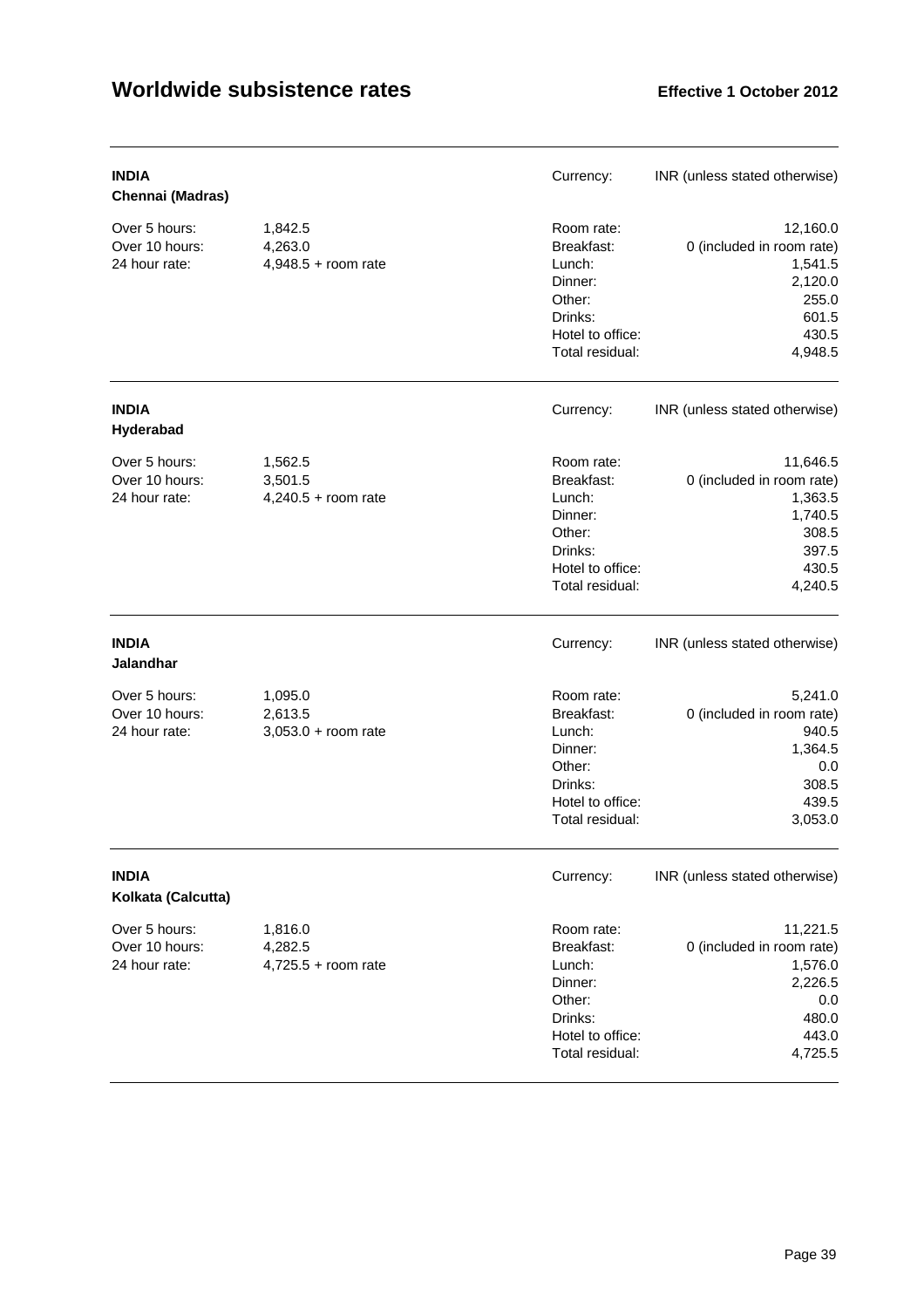# Worldwide subsistence rates

**Effective 1 October 2012**

---

**INDIA**
**Chennai (Madras)**

Currency: INR (unless stated otherwise)

| | | | |
|---|---|---|---|
| Over 5 hours: | 1,842.5 | Room rate: | 12,160.0 |
| Over 10 hours: | 4,263.0 | Breakfast: | 0 (included in room rate) |
| 24 hour rate: | 4,948.5 + room rate | Lunch: | 1,541.5 |
| | | Dinner: | 2,120.0 |
| | | Other: | 255.0 |
| | | Drinks: | 601.5 |
| | | Hotel to office: | 430.5 |
| | | Total residual: | 4,948.5 |

---

**INDIA**
**Hyderabad**

Currency: INR (unless stated otherwise)

| | | | |
|---|---|---|---|
| Over 5 hours: | 1,562.5 | Room rate: | 11,646.5 |
| Over 10 hours: | 3,501.5 | Breakfast: | 0 (included in room rate) |
| 24 hour rate: | 4,240.5 + room rate | Lunch: | 1,363.5 |
| | | Dinner: | 1,740.5 |
| | | Other: | 308.5 |
| | | Drinks: | 397.5 |
| | | Hotel to office: | 430.5 |
| | | Total residual: | 4,240.5 |

---

**INDIA**
**Jalandhar**

Currency: INR (unless stated otherwise)

| | | | |
|---|---|---|---|
| Over 5 hours: | 1,095.0 | Room rate: | 5,241.0 |
| Over 10 hours: | 2,613.5 | Breakfast: | 0 (included in room rate) |
| 24 hour rate: | 3,053.0 + room rate | Lunch: | 940.5 |
| | | Dinner: | 1,364.5 |
| | | Other: | 0.0 |
| | | Drinks: | 308.5 |
| | | Hotel to office: | 439.5 |
| | | Total residual: | 3,053.0 |

---

**INDIA**
**Kolkata (Calcutta)**

Currency: INR (unless stated otherwise)

| | | | |
|---|---|---|---|
| Over 5 hours: | 1,816.0 | Room rate: | 11,221.5 |
| Over 10 hours: | 4,282.5 | Breakfast: | 0 (included in room rate) |
| 24 hour rate: | 4,725.5 + room rate | Lunch: | 1,576.0 |
| | | Dinner: | 2,226.5 |
| | | Other: | 0.0 |
| | | Drinks: | 480.0 |
| | | Hotel to office: | 443.0 |
| | | Total residual: | 4,725.5 |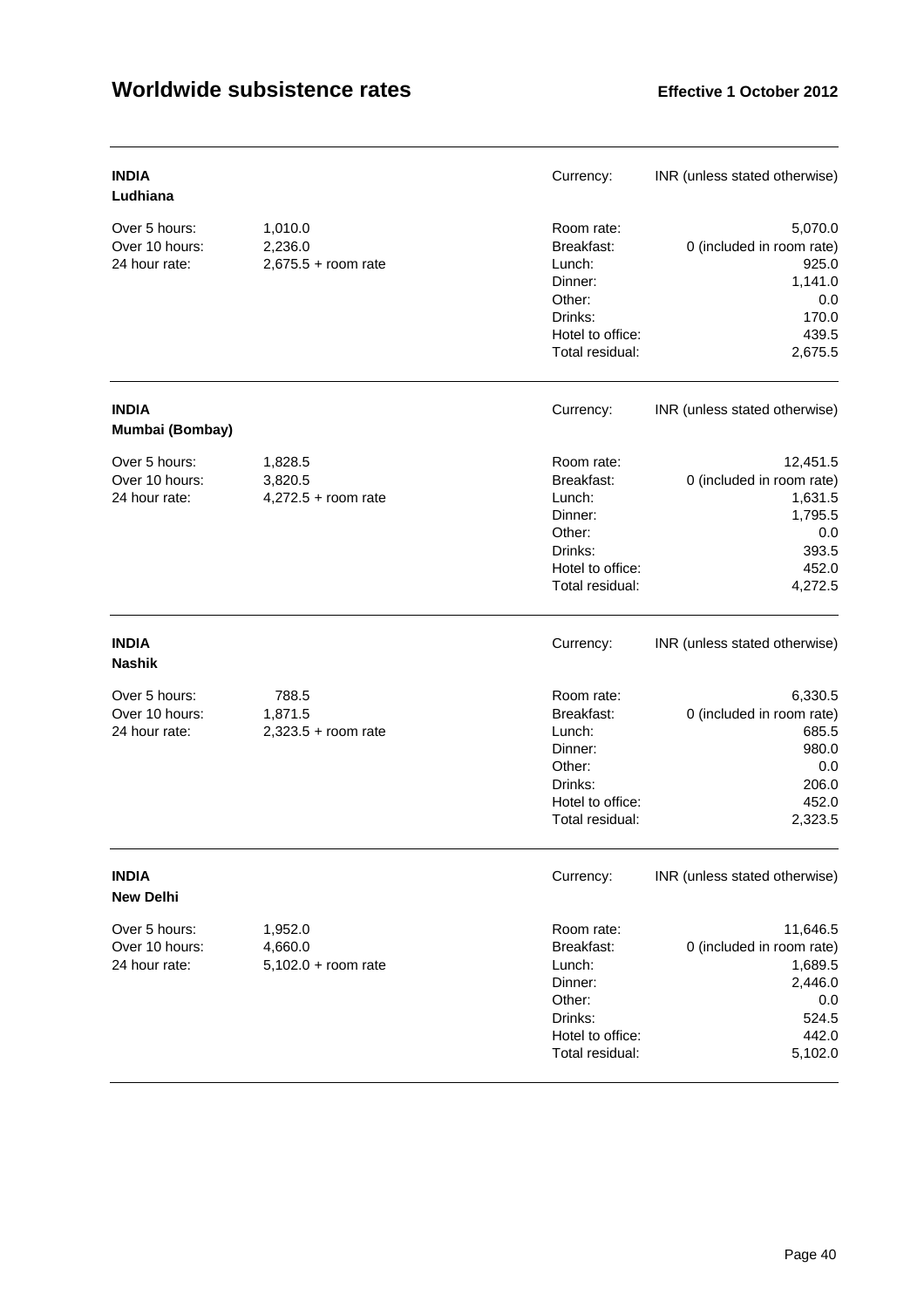# Worldwide subsistence rates

**Effective 1 October 2012**

**INDIA**
**Ludhiana**

Currency: INR (unless stated otherwise)

| | | | |
|---|---|---|---|
| Over 5 hours: | 1,010.0 | Room rate: | 5,070.0 |
| Over 10 hours: | 2,236.0 | Breakfast: | 0 (included in room rate) |
| 24 hour rate: | 2,675.5 + room rate | Lunch: | 925.0 |
| | | Dinner: | 1,141.0 |
| | | Other: | 0.0 |
| | | Drinks: | 170.0 |
| | | Hotel to office: | 439.5 |
| | | Total residual: | 2,675.5 |

**INDIA**
**Mumbai (Bombay)**

Currency: INR (unless stated otherwise)

| | | | |
|---|---|---|---|
| Over 5 hours: | 1,828.5 | Room rate: | 12,451.5 |
| Over 10 hours: | 3,820.5 | Breakfast: | 0 (included in room rate) |
| 24 hour rate: | 4,272.5 + room rate | Lunch: | 1,631.5 |
| | | Dinner: | 1,795.5 |
| | | Other: | 0.0 |
| | | Drinks: | 393.5 |
| | | Hotel to office: | 452.0 |
| | | Total residual: | 4,272.5 |

**INDIA**
**Nashik**

Currency: INR (unless stated otherwise)

| | | | |
|---|---|---|---|
| Over 5 hours: | 788.5 | Room rate: | 6,330.5 |
| Over 10 hours: | 1,871.5 | Breakfast: | 0 (included in room rate) |
| 24 hour rate: | 2,323.5 + room rate | Lunch: | 685.5 |
| | | Dinner: | 980.0 |
| | | Other: | 0.0 |
| | | Drinks: | 206.0 |
| | | Hotel to office: | 452.0 |
| | | Total residual: | 2,323.5 |

**INDIA**
**New Delhi**

Currency: INR (unless stated otherwise)

| | | | |
|---|---|---|---|
| Over 5 hours: | 1,952.0 | Room rate: | 11,646.5 |
| Over 10 hours: | 4,660.0 | Breakfast: | 0 (included in room rate) |
| 24 hour rate: | 5,102.0 + room rate | Lunch: | 1,689.5 |
| | | Dinner: | 2,446.0 |
| | | Other: | 0.0 |
| | | Drinks: | 524.5 |
| | | Hotel to office: | 442.0 |
| | | Total residual: | 5,102.0 |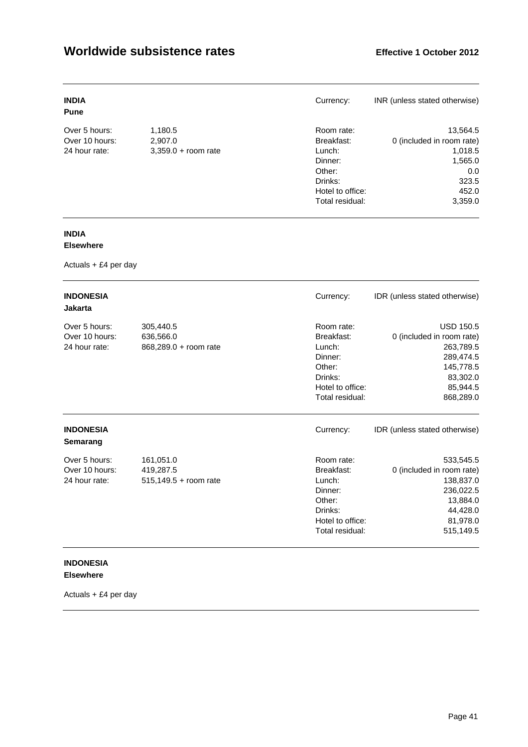# Worldwide subsistence rates

**Effective 1 October 2012**

---

**INDIA**
**Pune**

Currency: INR (unless stated otherwise)

| | | | |
|---|---|---|---|
| Over 5 hours: | 1,180.5 | Room rate: | 13,564.5 |
| Over 10 hours: | 2,907.0 | Breakfast: | 0 (included in room rate) |
| 24 hour rate: | 3,359.0 + room rate | Lunch: | 1,018.5 |
| | | Dinner: | 1,565.0 |
| | | Other: | 0.0 |
| | | Drinks: | 323.5 |
| | | Hotel to office: | 452.0 |
| | | Total residual: | 3,359.0 |

---

**INDIA**
**Elsewhere**

Actuals + £4 per day

---

**INDONESIA**
**Jakarta**

Currency: IDR (unless stated otherwise)

| | | | |
|---|---|---|---|
| Over 5 hours: | 305,440.5 | Room rate: | USD 150.5 |
| Over 10 hours: | 636,566.0 | Breakfast: | 0 (included in room rate) |
| 24 hour rate: | 868,289.0 + room rate | Lunch: | 263,789.5 |
| | | Dinner: | 289,474.5 |
| | | Other: | 145,778.5 |
| | | Drinks: | 83,302.0 |
| | | Hotel to office: | 85,944.5 |
| | | Total residual: | 868,289.0 |

---

**INDONESIA**
**Semarang**

Currency: IDR (unless stated otherwise)

| | | | |
|---|---|---|---|
| Over 5 hours: | 161,051.0 | Room rate: | 533,545.5 |
| Over 10 hours: | 419,287.5 | Breakfast: | 0 (included in room rate) |
| 24 hour rate: | 515,149.5 + room rate | Lunch: | 138,837.0 |
| | | Dinner: | 236,022.5 |
| | | Other: | 13,884.0 |
| | | Drinks: | 44,428.0 |
| | | Hotel to office: | 81,978.0 |
| | | Total residual: | 515,149.5 |

---

**INDONESIA**
**Elsewhere**

Actuals + £4 per day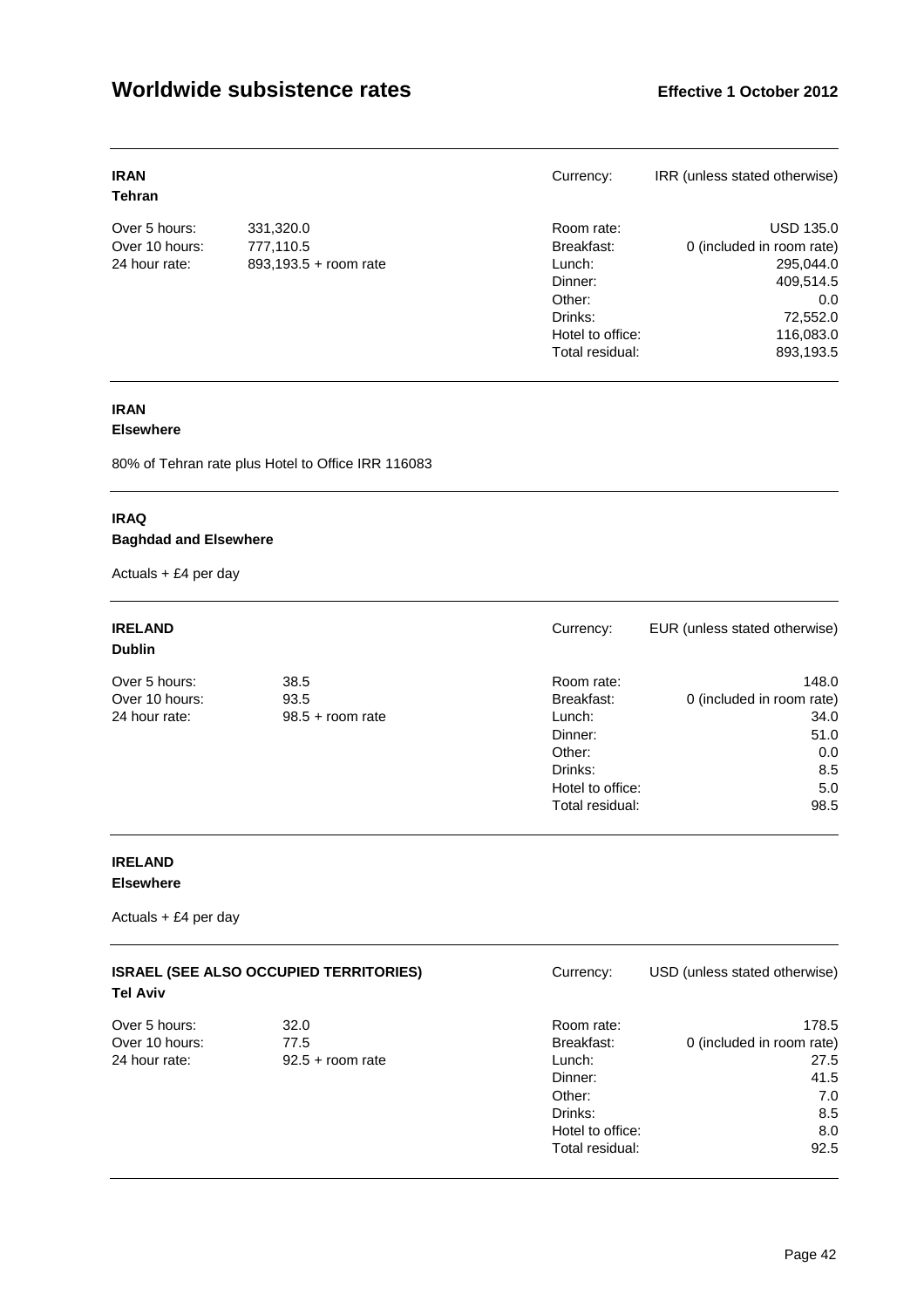# Worldwide subsistence rates

**Effective 1 October 2012**

---

**IRAN**
**Tehran**

Currency: IRR (unless stated otherwise)

| | | | |
|---|---|---|---|
| Over 5 hours: | 331,320.0 | Room rate: | USD 135.0 |
| Over 10 hours: | 777,110.5 | Breakfast: | 0 (included in room rate) |
| 24 hour rate: | 893,193.5 + room rate | Lunch: | 295,044.0 |
| | | Dinner: | 409,514.5 |
| | | Other: | 0.0 |
| | | Drinks: | 72,552.0 |
| | | Hotel to office: | 116,083.0 |
| | | Total residual: | 893,193.5 |

---

**IRAN**
**Elsewhere**

80% of Tehran rate plus Hotel to Office IRR 116083

---

**IRAQ**
**Baghdad and Elsewhere**

Actuals + £4 per day

---

**IRELAND**
**Dublin**

Currency: EUR (unless stated otherwise)

| | | | |
|---|---|---|---|
| Over 5 hours: | 38.5 | Room rate: | 148.0 |
| Over 10 hours: | 93.5 | Breakfast: | 0 (included in room rate) |
| 24 hour rate: | 98.5 + room rate | Lunch: | 34.0 |
| | | Dinner: | 51.0 |
| | | Other: | 0.0 |
| | | Drinks: | 8.5 |
| | | Hotel to office: | 5.0 |
| | | Total residual: | 98.5 |

---

**IRELAND**
**Elsewhere**

Actuals + £4 per day

---

**ISRAEL (SEE ALSO OCCUPIED TERRITORIES)**
**Tel Aviv**

Currency: USD (unless stated otherwise)

| | | | |
|---|---|---|---|
| Over 5 hours: | 32.0 | Room rate: | 178.5 |
| Over 10 hours: | 77.5 | Breakfast: | 0 (included in room rate) |
| 24 hour rate: | 92.5 + room rate | Lunch: | 27.5 |
| | | Dinner: | 41.5 |
| | | Other: | 7.0 |
| | | Drinks: | 8.5 |
| | | Hotel to office: | 8.0 |
| | | Total residual: | 92.5 |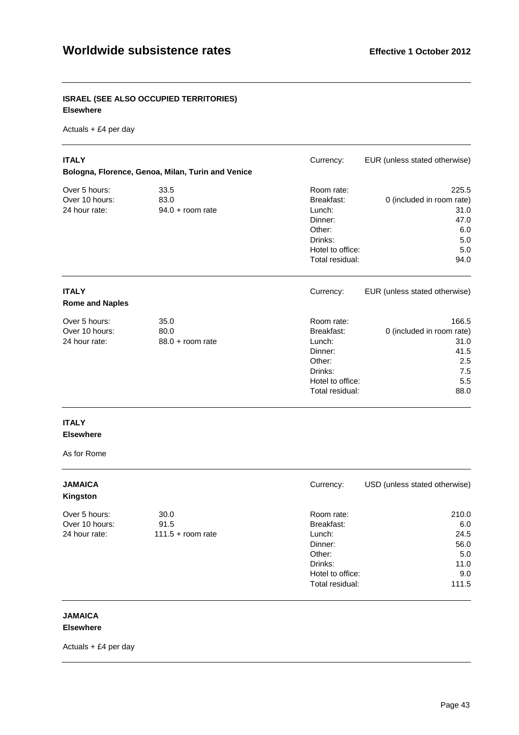### ISRAEL (SEE ALSO OCCUPIED TERRITORIES)
**Elsewhere**

Actuals + £4 per day

---

### ITALY
**Bologna, Florence, Genoa, Milan, Turin and Venice**

Currency: EUR (unless stated otherwise)

| | | | |
|---|---|---|---|
| Over 5 hours: | 33.5 | Room rate: | 225.5 |
| Over 10 hours: | 83.0 | Breakfast: | 0 (included in room rate) |
| 24 hour rate: | 94.0 + room rate | Lunch: | 31.0 |
| | | Dinner: | 47.0 |
| | | Other: | 6.0 |
| | | Drinks: | 5.0 |
| | | Hotel to office: | 5.0 |
| | | Total residual: | 94.0 |

---

### ITALY
**Rome and Naples**

Currency: EUR (unless stated otherwise)

| | | | |
|---|---|---|---|
| Over 5 hours: | 35.0 | Room rate: | 166.5 |
| Over 10 hours: | 80.0 | Breakfast: | 0 (included in room rate) |
| 24 hour rate: | 88.0 + room rate | Lunch: | 31.0 |
| | | Dinner: | 41.5 |
| | | Other: | 2.5 |
| | | Drinks: | 7.5 |
| | | Hotel to office: | 5.5 |
| | | Total residual: | 88.0 |

---

### ITALY
**Elsewhere**

As for Rome

---

### JAMAICA
**Kingston**

Currency: USD (unless stated otherwise)

| | | | |
|---|---|---|---|
| Over 5 hours: | 30.0 | Room rate: | 210.0 |
| Over 10 hours: | 91.5 | Breakfast: | 6.0 |
| 24 hour rate: | 111.5 + room rate | Lunch: | 24.5 |
| | | Dinner: | 56.0 |
| | | Other: | 5.0 |
| | | Drinks: | 11.0 |
| | | Hotel to office: | 9.0 |
| | | Total residual: | 111.5 |

---

### JAMAICA
**Elsewhere**

Actuals + £4 per day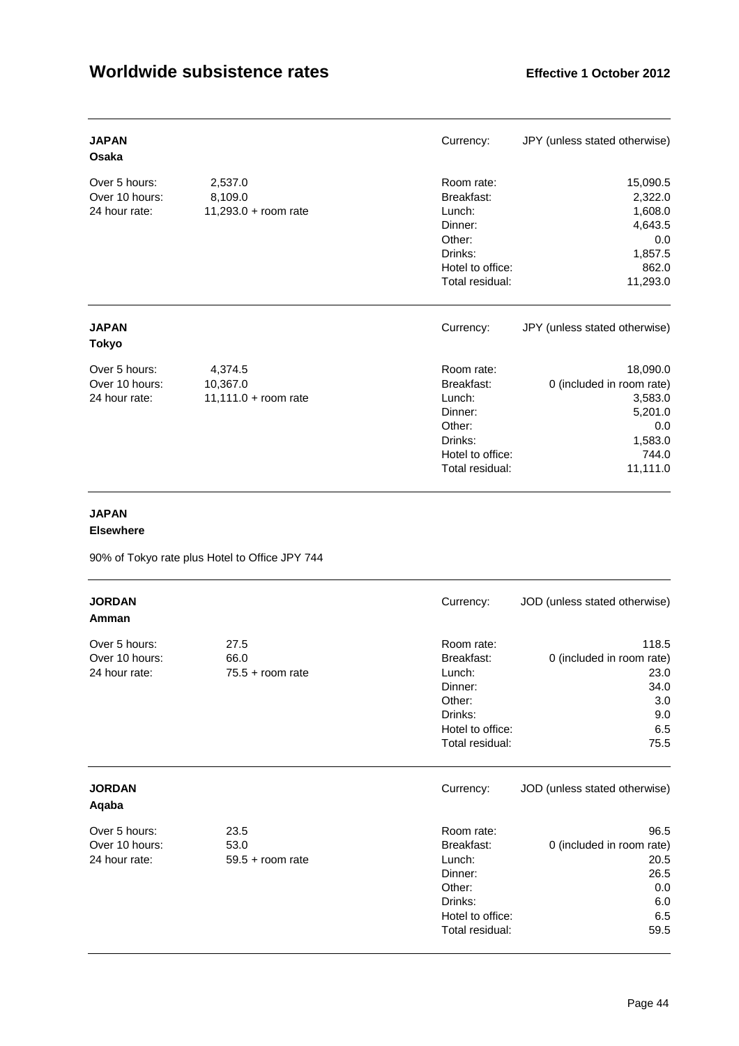## JAPAN
### Osaka

Currency: JPY (unless stated otherwise)

| | |
|---|---|
| Over 5 hours: | 2,537.0 |
| Over 10 hours: | 8,109.0 |
| 24 hour rate: | 11,293.0 + room rate |

| | |
|---|---|
| Room rate: | 15,090.5 |
| Breakfast: | 2,322.0 |
| Lunch: | 1,608.0 |
| Dinner: | 4,643.5 |
| Other: | 0.0 |
| Drinks: | 1,857.5 |
| Hotel to office: | 862.0 |
| Total residual: | 11,293.0 |

## JAPAN
### Tokyo

Currency: JPY (unless stated otherwise)

| | |
|---|---|
| Over 5 hours: | 4,374.5 |
| Over 10 hours: | 10,367.0 |
| 24 hour rate: | 11,111.0 + room rate |

| | |
|---|---|
| Room rate: | 18,090.0 |
| Breakfast: | 0 (included in room rate) |
| Lunch: | 3,583.0 |
| Dinner: | 5,201.0 |
| Other: | 0.0 |
| Drinks: | 1,583.0 |
| Hotel to office: | 744.0 |
| Total residual: | 11,111.0 |

## JAPAN
### Elsewhere

90% of Tokyo rate plus Hotel to Office JPY 744

## JORDAN
### Amman

Currency: JOD (unless stated otherwise)

| | |
|---|---|
| Over 5 hours: | 27.5 |
| Over 10 hours: | 66.0 |
| 24 hour rate: | 75.5 + room rate |

| | |
|---|---|
| Room rate: | 118.5 |
| Breakfast: | 0 (included in room rate) |
| Lunch: | 23.0 |
| Dinner: | 34.0 |
| Other: | 3.0 |
| Drinks: | 9.0 |
| Hotel to office: | 6.5 |
| Total residual: | 75.5 |

## JORDAN
### Aqaba

Currency: JOD (unless stated otherwise)

| | |
|---|---|
| Over 5 hours: | 23.5 |
| Over 10 hours: | 53.0 |
| 24 hour rate: | 59.5 + room rate |

| | |
|---|---|
| Room rate: | 96.5 |
| Breakfast: | 0 (included in room rate) |
| Lunch: | 20.5 |
| Dinner: | 26.5 |
| Other: | 0.0 |
| Drinks: | 6.0 |
| Hotel to office: | 6.5 |
| Total residual: | 59.5 |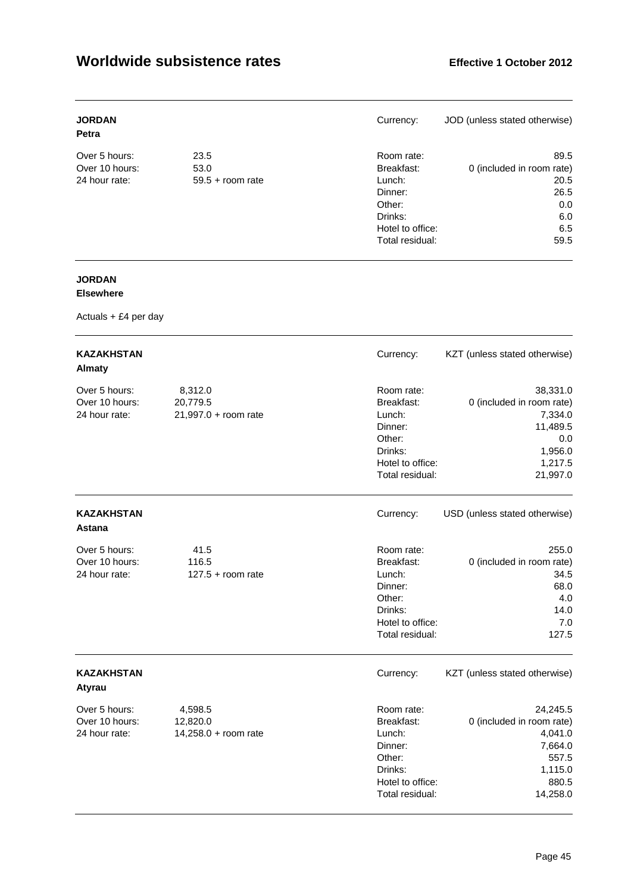# Worldwide subsistence rates

**Effective 1 October 2012**

---

**JORDAN**
**Petra**

Currency: JOD (unless stated otherwise)

| | | | |
|---|---|---|---|
| Over 5 hours: | 23.5 | Room rate: | 89.5 |
| Over 10 hours: | 53.0 | Breakfast: | 0 (included in room rate) |
| 24 hour rate: | 59.5 + room rate | Lunch: | 20.5 |
| | | Dinner: | 26.5 |
| | | Other: | 0.0 |
| | | Drinks: | 6.0 |
| | | Hotel to office: | 6.5 |
| | | Total residual: | 59.5 |

---

**JORDAN**
**Elsewhere**

Actuals + £4 per day

---

**KAZAKHSTAN**
**Almaty**

Currency: KZT (unless stated otherwise)

| | | | |
|---|---|---|---|
| Over 5 hours: | 8,312.0 | Room rate: | 38,331.0 |
| Over 10 hours: | 20,779.5 | Breakfast: | 0 (included in room rate) |
| 24 hour rate: | 21,997.0 + room rate | Lunch: | 7,334.0 |
| | | Dinner: | 11,489.5 |
| | | Other: | 0.0 |
| | | Drinks: | 1,956.0 |
| | | Hotel to office: | 1,217.5 |
| | | Total residual: | 21,997.0 |

---

**KAZAKHSTAN**
**Astana**

Currency: USD (unless stated otherwise)

| | | | |
|---|---|---|---|
| Over 5 hours: | 41.5 | Room rate: | 255.0 |
| Over 10 hours: | 116.5 | Breakfast: | 0 (included in room rate) |
| 24 hour rate: | 127.5 + room rate | Lunch: | 34.5 |
| | | Dinner: | 68.0 |
| | | Other: | 4.0 |
| | | Drinks: | 14.0 |
| | | Hotel to office: | 7.0 |
| | | Total residual: | 127.5 |

---

**KAZAKHSTAN**
**Atyrau**

Currency: KZT (unless stated otherwise)

| | | | |
|---|---|---|---|
| Over 5 hours: | 4,598.5 | Room rate: | 24,245.5 |
| Over 10 hours: | 12,820.0 | Breakfast: | 0 (included in room rate) |
| 24 hour rate: | 14,258.0 + room rate | Lunch: | 4,041.0 |
| | | Dinner: | 7,664.0 |
| | | Other: | 557.5 |
| | | Drinks: | 1,115.0 |
| | | Hotel to office: | 880.5 |
| | | Total residual: | 14,258.0 |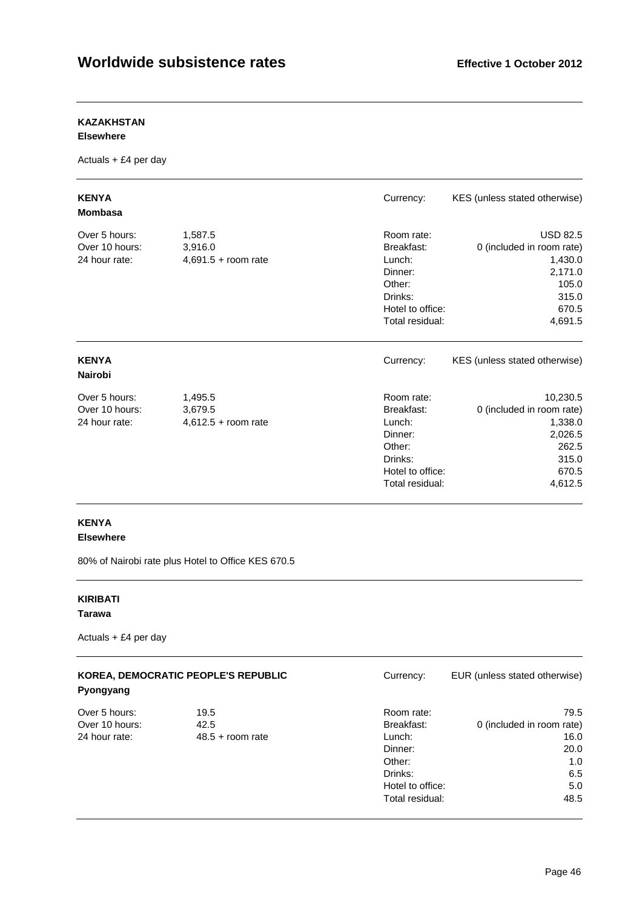**KAZAKHSTAN**
**Elsewhere**

Actuals + £4 per day

---

**KENYA**
**Mombasa**

Currency: KES (unless stated otherwise)

| | | | |
|---|---|---|---|
| Over 5 hours: | 1,587.5 | Room rate: | USD 82.5 |
| Over 10 hours: | 3,916.0 | Breakfast: | 0 (included in room rate) |
| 24 hour rate: | 4,691.5 + room rate | Lunch: | 1,430.0 |
| | | Dinner: | 2,171.0 |
| | | Other: | 105.0 |
| | | Drinks: | 315.0 |
| | | Hotel to office: | 670.5 |
| | | Total residual: | 4,691.5 |

---

**KENYA**
**Nairobi**

Currency: KES (unless stated otherwise)

| | | | |
|---|---|---|---|
| Over 5 hours: | 1,495.5 | Room rate: | 10,230.5 |
| Over 10 hours: | 3,679.5 | Breakfast: | 0 (included in room rate) |
| 24 hour rate: | 4,612.5 + room rate | Lunch: | 1,338.0 |
| | | Dinner: | 2,026.5 |
| | | Other: | 262.5 |
| | | Drinks: | 315.0 |
| | | Hotel to office: | 670.5 |
| | | Total residual: | 4,612.5 |

---

**KENYA**
**Elsewhere**

80% of Nairobi rate plus Hotel to Office KES 670.5

---

**KIRIBATI**
**Tarawa**

Actuals + £4 per day

---

**KOREA, DEMOCRATIC PEOPLE'S REPUBLIC**
**Pyongyang**

Currency: EUR (unless stated otherwise)

| | | | |
|---|---|---|---|
| Over 5 hours: | 19.5 | Room rate: | 79.5 |
| Over 10 hours: | 42.5 | Breakfast: | 0 (included in room rate) |
| 24 hour rate: | 48.5 + room rate | Lunch: | 16.0 |
| | | Dinner: | 20.0 |
| | | Other: | 1.0 |
| | | Drinks: | 6.5 |
| | | Hotel to office: | 5.0 |
| | | Total residual: | 48.5 |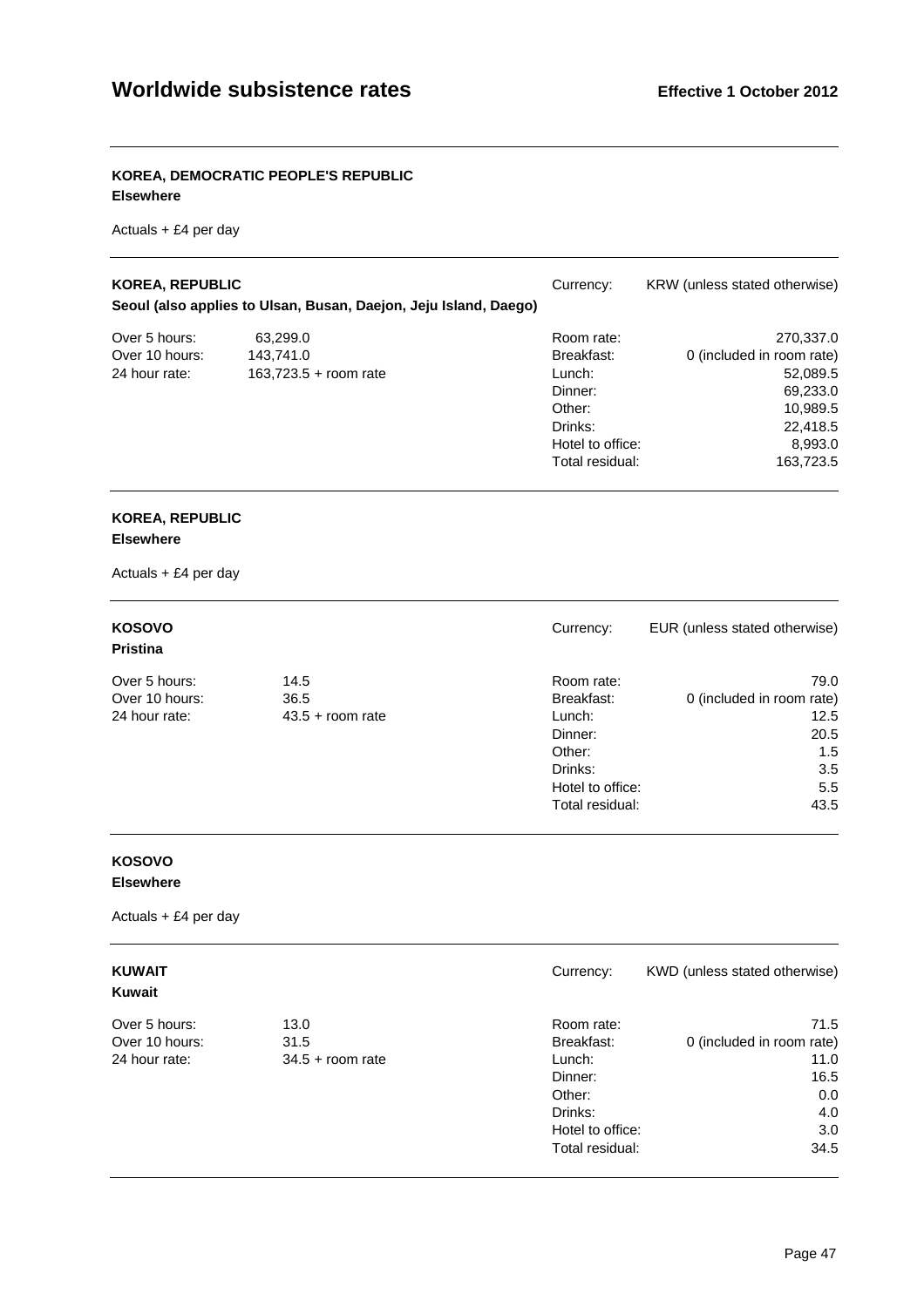**KOREA, DEMOCRATIC PEOPLE'S REPUBLIC**
**Elsewhere**

Actuals + £4 per day

---

**KOREA, REPUBLIC**
**Seoul (also applies to Ulsan, Busan, Daejon, Jeju Island, Daego)**

Currency: KRW (unless stated otherwise)

| | | | |
|---|---|---|---|
| Over 5 hours: | 63,299.0 | Room rate: | 270,337.0 |
| Over 10 hours: | 143,741.0 | Breakfast: | 0 (included in room rate) |
| 24 hour rate: | 163,723.5 + room rate | Lunch: | 52,089.5 |
| | | Dinner: | 69,233.0 |
| | | Other: | 10,989.5 |
| | | Drinks: | 22,418.5 |
| | | Hotel to office: | 8,993.0 |
| | | Total residual: | 163,723.5 |

---

**KOREA, REPUBLIC**
**Elsewhere**

Actuals + £4 per day

---

**KOSOVO**
**Pristina**

Currency: EUR (unless stated otherwise)

| | | | |
|---|---|---|---|
| Over 5 hours: | 14.5 | Room rate: | 79.0 |
| Over 10 hours: | 36.5 | Breakfast: | 0 (included in room rate) |
| 24 hour rate: | 43.5 + room rate | Lunch: | 12.5 |
| | | Dinner: | 20.5 |
| | | Other: | 1.5 |
| | | Drinks: | 3.5 |
| | | Hotel to office: | 5.5 |
| | | Total residual: | 43.5 |

---

**KOSOVO**
**Elsewhere**

Actuals + £4 per day

---

**KUWAIT**
**Kuwait**

Currency: KWD (unless stated otherwise)

| | | | |
|---|---|---|---|
| Over 5 hours: | 13.0 | Room rate: | 71.5 |
| Over 10 hours: | 31.5 | Breakfast: | 0 (included in room rate) |
| 24 hour rate: | 34.5 + room rate | Lunch: | 11.0 |
| | | Dinner: | 16.5 |
| | | Other: | 0.0 |
| | | Drinks: | 4.0 |
| | | Hotel to office: | 3.0 |
| | | Total residual: | 34.5 |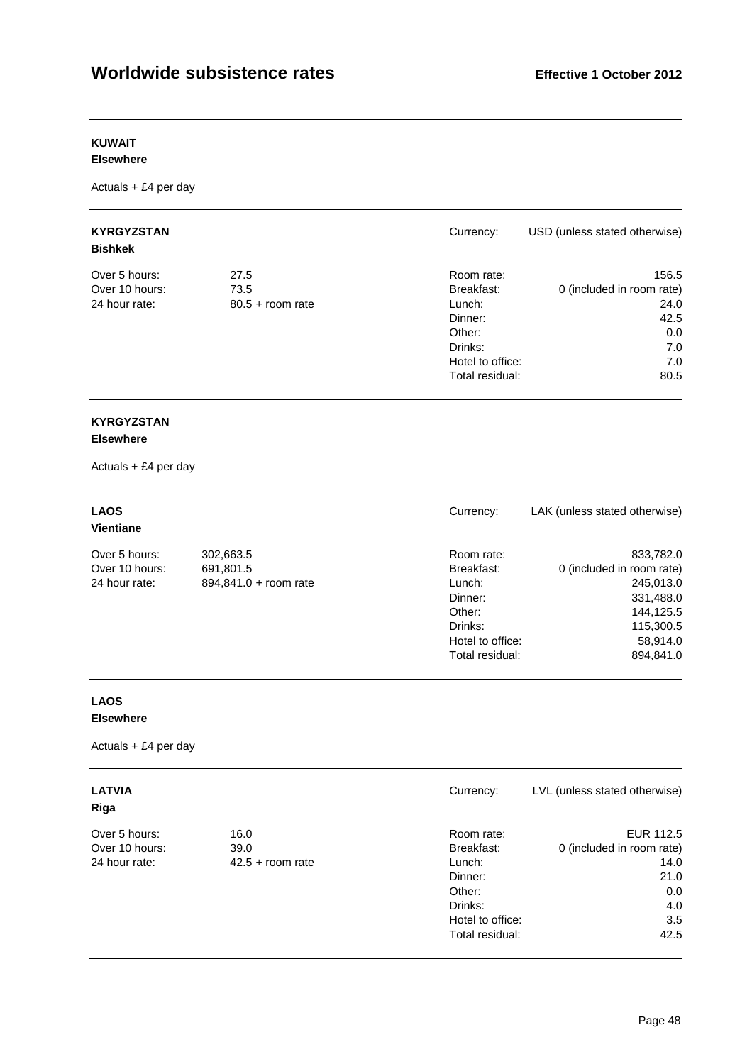**KUWAIT**
**Elsewhere**

Actuals + £4 per day

---

**KYRGYZSTAN**
**Bishkek**

Currency: USD (unless stated otherwise)

| | | | |
|---|---|---|---|
| Over 5 hours: | 27.5 | Room rate: | 156.5 |
| Over 10 hours: | 73.5 | Breakfast: | 0 (included in room rate) |
| 24 hour rate: | 80.5 + room rate | Lunch: | 24.0 |
| | | Dinner: | 42.5 |
| | | Other: | 0.0 |
| | | Drinks: | 7.0 |
| | | Hotel to office: | 7.0 |
| | | Total residual: | 80.5 |

---

**KYRGYZSTAN**
**Elsewhere**

Actuals + £4 per day

---

**LAOS**
**Vientiane**

Currency: LAK (unless stated otherwise)

| | | | |
|---|---|---|---|
| Over 5 hours: | 302,663.5 | Room rate: | 833,782.0 |
| Over 10 hours: | 691,801.5 | Breakfast: | 0 (included in room rate) |
| 24 hour rate: | 894,841.0 + room rate | Lunch: | 245,013.0 |
| | | Dinner: | 331,488.0 |
| | | Other: | 144,125.5 |
| | | Drinks: | 115,300.5 |
| | | Hotel to office: | 58,914.0 |
| | | Total residual: | 894,841.0 |

---

**LAOS**
**Elsewhere**

Actuals + £4 per day

---

**LATVIA**
**Riga**

Currency: LVL (unless stated otherwise)

| | | | |
|---|---|---|---|
| Over 5 hours: | 16.0 | Room rate: | EUR 112.5 |
| Over 10 hours: | 39.0 | Breakfast: | 0 (included in room rate) |
| 24 hour rate: | 42.5 + room rate | Lunch: | 14.0 |
| | | Dinner: | 21.0 |
| | | Other: | 0.0 |
| | | Drinks: | 4.0 |
| | | Hotel to office: | 3.5 |
| | | Total residual: | 42.5 |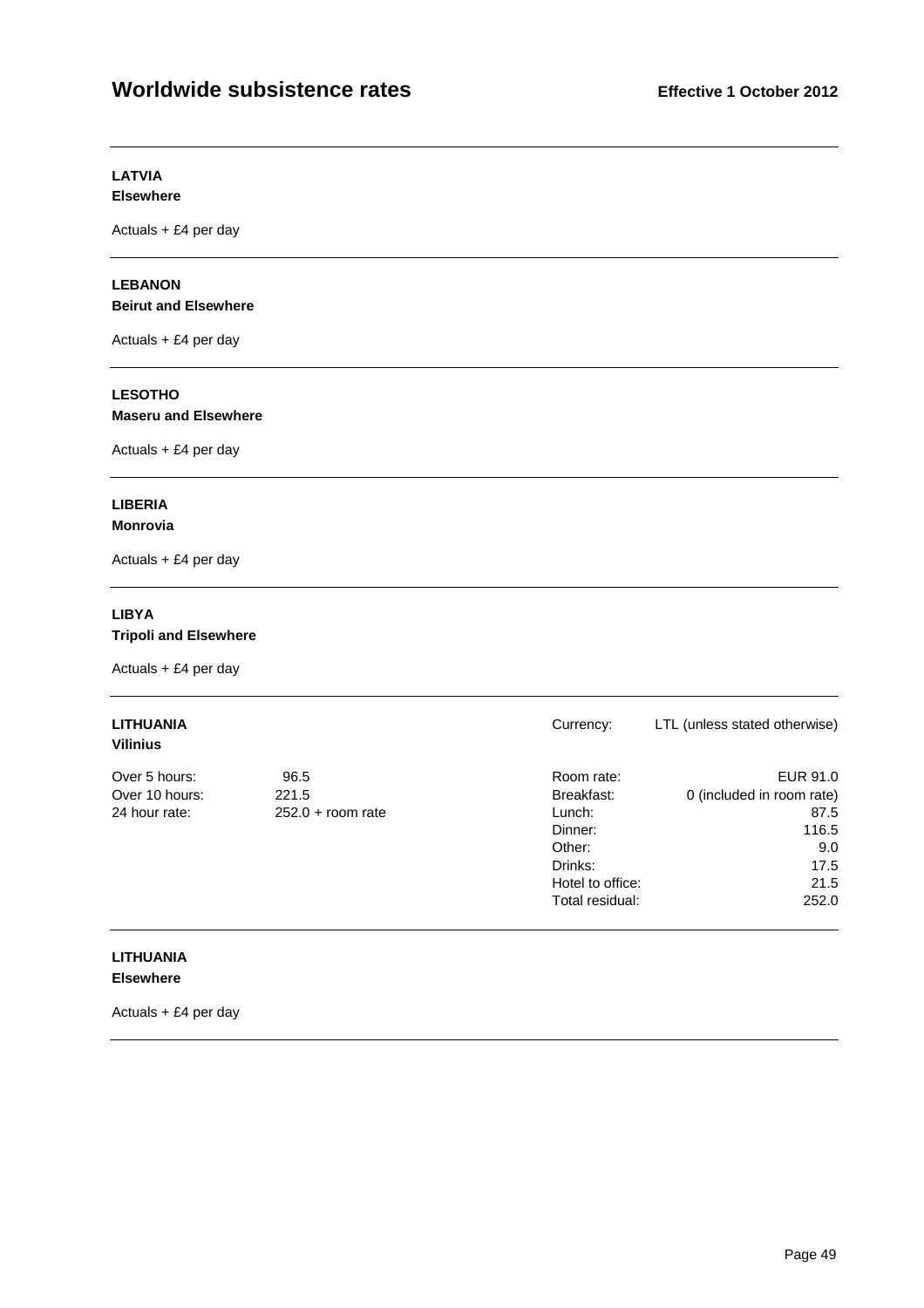# Worldwide subsistence rates

**Effective 1 October 2012**

---

**LATVIA**
**Elsewhere**

Actuals + £4 per day

---

**LEBANON**
**Beirut and Elsewhere**

Actuals + £4 per day

---

**LESOTHO**
**Maseru and Elsewhere**

Actuals + £4 per day

---

**LIBERIA**
**Monrovia**

Actuals + £4 per day

---

**LIBYA**
**Tripoli and Elsewhere**

Actuals + £4 per day

---

**LITHUANIA**
**Vilinius**

Currency: LTL (unless stated otherwise)

| | |
|---|---|
| Over 5 hours: | 96.5 |
| Over 10 hours: | 221.5 |
| 24 hour rate: | 252.0 + room rate |

| | |
|---|---|
| Room rate: | EUR 91.0 |
| Breakfast: | 0 (included in room rate) |
| Lunch: | 87.5 |
| Dinner: | 116.5 |
| Other: | 9.0 |
| Drinks: | 17.5 |
| Hotel to office: | 21.5 |
| Total residual: | 252.0 |

---

**LITHUANIA**
**Elsewhere**

Actuals + £4 per day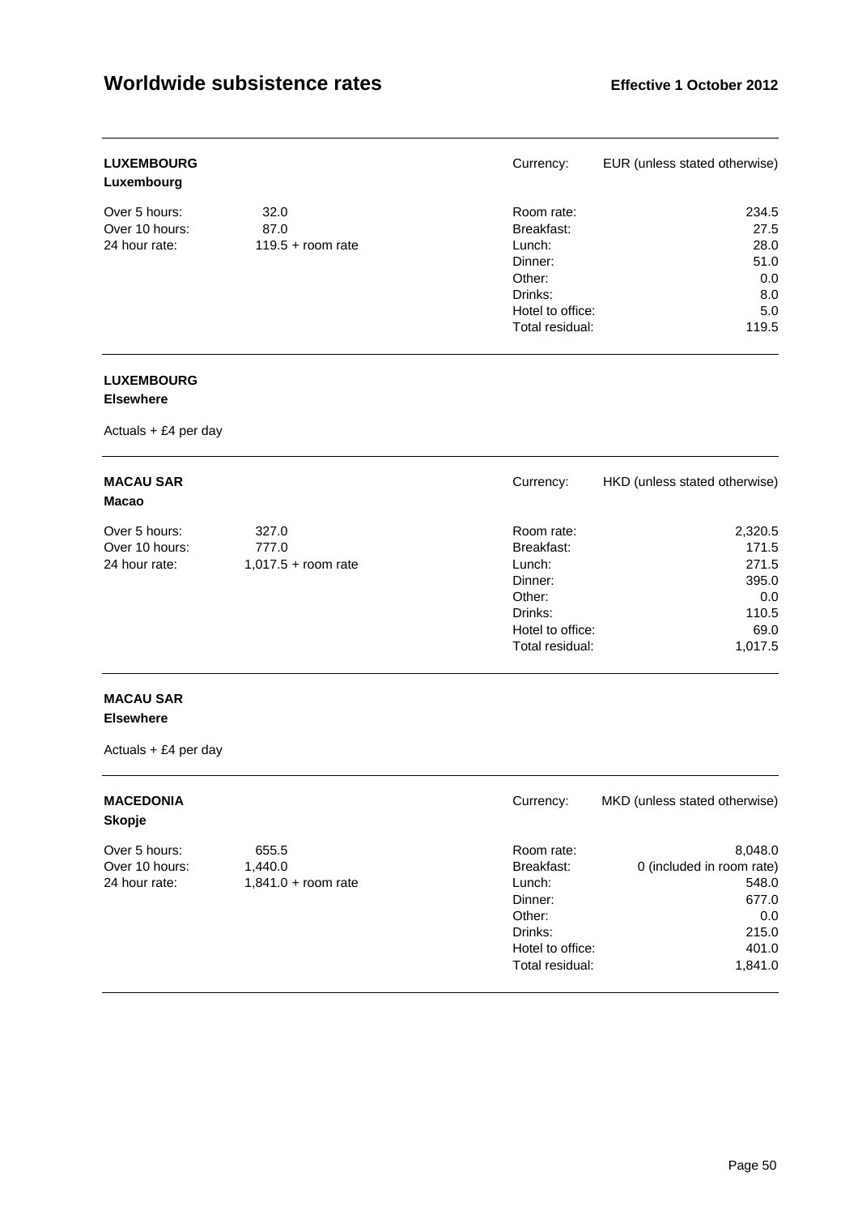# Worldwide subsistence rates

**Effective 1 October 2012**

---

**LUXEMBOURG**
**Luxembourg**

Currency: EUR (unless stated otherwise)

| | | | |
|---|---|---|---|
| Over 5 hours: | 32.0 | Room rate: | 234.5 |
| Over 10 hours: | 87.0 | Breakfast: | 27.5 |
| 24 hour rate: | 119.5 + room rate | Lunch: | 28.0 |
| | | Dinner: | 51.0 |
| | | Other: | 0.0 |
| | | Drinks: | 8.0 |
| | | Hotel to office: | 5.0 |
| | | Total residual: | 119.5 |

---

**LUXEMBOURG**
**Elsewhere**

Actuals + £4 per day

---

**MACAU SAR**
**Macao**

Currency: HKD (unless stated otherwise)

| | | | |
|---|---|---|---|
| Over 5 hours: | 327.0 | Room rate: | 2,320.5 |
| Over 10 hours: | 777.0 | Breakfast: | 171.5 |
| 24 hour rate: | 1,017.5 + room rate | Lunch: | 271.5 |
| | | Dinner: | 395.0 |
| | | Other: | 0.0 |
| | | Drinks: | 110.5 |
| | | Hotel to office: | 69.0 |
| | | Total residual: | 1,017.5 |

---

**MACAU SAR**
**Elsewhere**

Actuals + £4 per day

---

**MACEDONIA**
**Skopje**

Currency: MKD (unless stated otherwise)

| | | | |
|---|---|---|---|
| Over 5 hours: | 655.5 | Room rate: | 8,048.0 |
| Over 10 hours: | 1,440.0 | Breakfast: | 0 (included in room rate) |
| 24 hour rate: | 1,841.0 + room rate | Lunch: | 548.0 |
| | | Dinner: | 677.0 |
| | | Other: | 0.0 |
| | | Drinks: | 215.0 |
| | | Hotel to office: | 401.0 |
| | | Total residual: | 1,841.0 |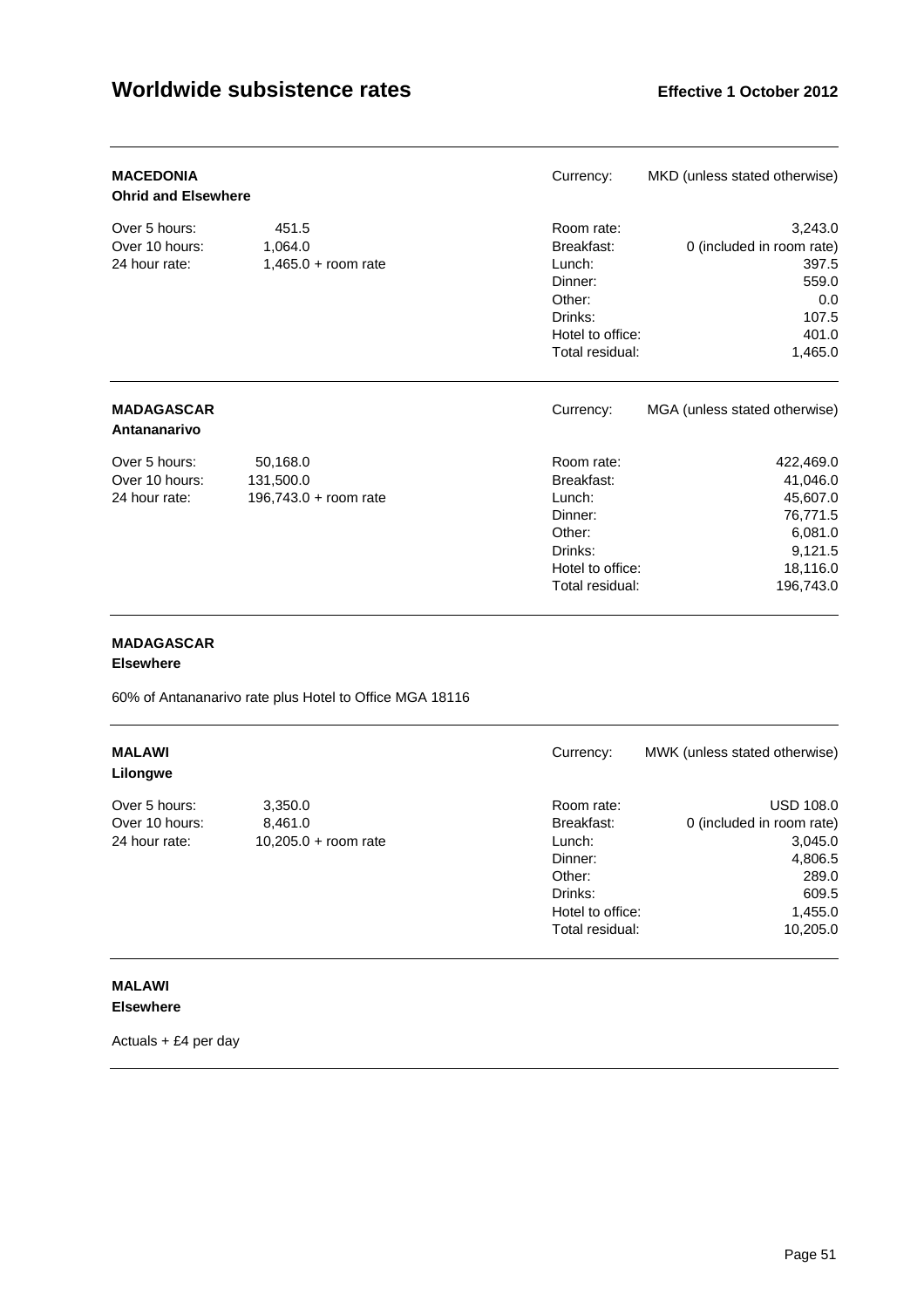## MACEDONIA
**Ohrid and Elsewhere**

Currency: MKD (unless stated otherwise)

| | | | |
|---|---|---|---|
| Over 5 hours: | 451.5 | Room rate: | 3,243.0 |
| Over 10 hours: | 1,064.0 | Breakfast: | 0 (included in room rate) |
| 24 hour rate: | 1,465.0 + room rate | Lunch: | 397.5 |
| | | Dinner: | 559.0 |
| | | Other: | 0.0 |
| | | Drinks: | 107.5 |
| | | Hotel to office: | 401.0 |
| | | Total residual: | 1,465.0 |

## MADAGASCAR
**Antananarivo**

Currency: MGA (unless stated otherwise)

| | | | |
|---|---|---|---|
| Over 5 hours: | 50,168.0 | Room rate: | 422,469.0 |
| Over 10 hours: | 131,500.0 | Breakfast: | 41,046.0 |
| 24 hour rate: | 196,743.0 + room rate | Lunch: | 45,607.0 |
| | | Dinner: | 76,771.5 |
| | | Other: | 6,081.0 |
| | | Drinks: | 9,121.5 |
| | | Hotel to office: | 18,116.0 |
| | | Total residual: | 196,743.0 |

## MADAGASCAR
**Elsewhere**

60% of Antananarivo rate plus Hotel to Office MGA 18116

## MALAWI
**Lilongwe**

Currency: MWK (unless stated otherwise)

| | | | |
|---|---|---|---|
| Over 5 hours: | 3,350.0 | Room rate: | USD 108.0 |
| Over 10 hours: | 8,461.0 | Breakfast: | 0 (included in room rate) |
| 24 hour rate: | 10,205.0 + room rate | Lunch: | 3,045.0 |
| | | Dinner: | 4,806.5 |
| | | Other: | 289.0 |
| | | Drinks: | 609.5 |
| | | Hotel to office: | 1,455.0 |
| | | Total residual: | 10,205.0 |

## MALAWI
**Elsewhere**

Actuals + £4 per day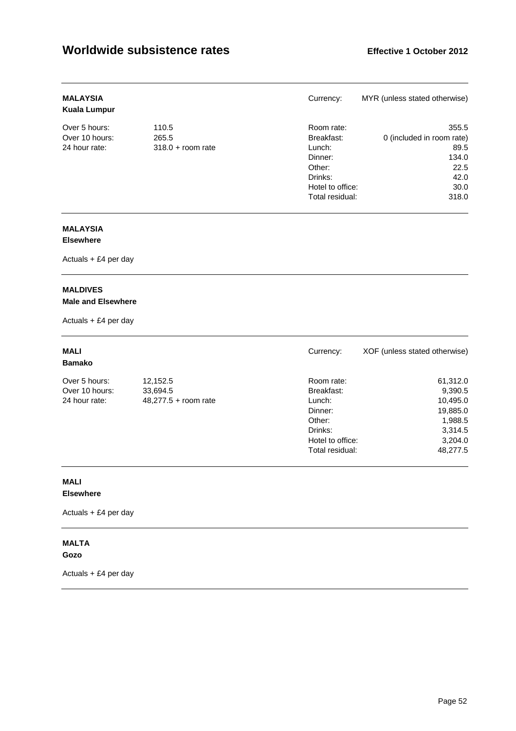**MALAYSIA**
**Kuala Lumpur**

Currency: MYR (unless stated otherwise)

| | | | |
|---|---|---|---|
| Over 5 hours: | 110.5 | Room rate: | 355.5 |
| Over 10 hours: | 265.5 | Breakfast: | 0 (included in room rate) |
| 24 hour rate: | 318.0 + room rate | Lunch: | 89.5 |
| | | Dinner: | 134.0 |
| | | Other: | 22.5 |
| | | Drinks: | 42.0 |
| | | Hotel to office: | 30.0 |
| | | Total residual: | 318.0 |

---

**MALAYSIA**
**Elsewhere**

Actuals + £4 per day

---

**MALDIVES**
**Male and Elsewhere**

Actuals + £4 per day

---

**MALI**
**Bamako**

Currency: XOF (unless stated otherwise)

| | | | |
|---|---|---|---|
| Over 5 hours: | 12,152.5 | Room rate: | 61,312.0 |
| Over 10 hours: | 33,694.5 | Breakfast: | 9,390.5 |
| 24 hour rate: | 48,277.5 + room rate | Lunch: | 10,495.0 |
| | | Dinner: | 19,885.0 |
| | | Other: | 1,988.5 |
| | | Drinks: | 3,314.5 |
| | | Hotel to office: | 3,204.0 |
| | | Total residual: | 48,277.5 |

---

**MALI**
**Elsewhere**

Actuals + £4 per day

---

**MALTA**
**Gozo**

Actuals + £4 per day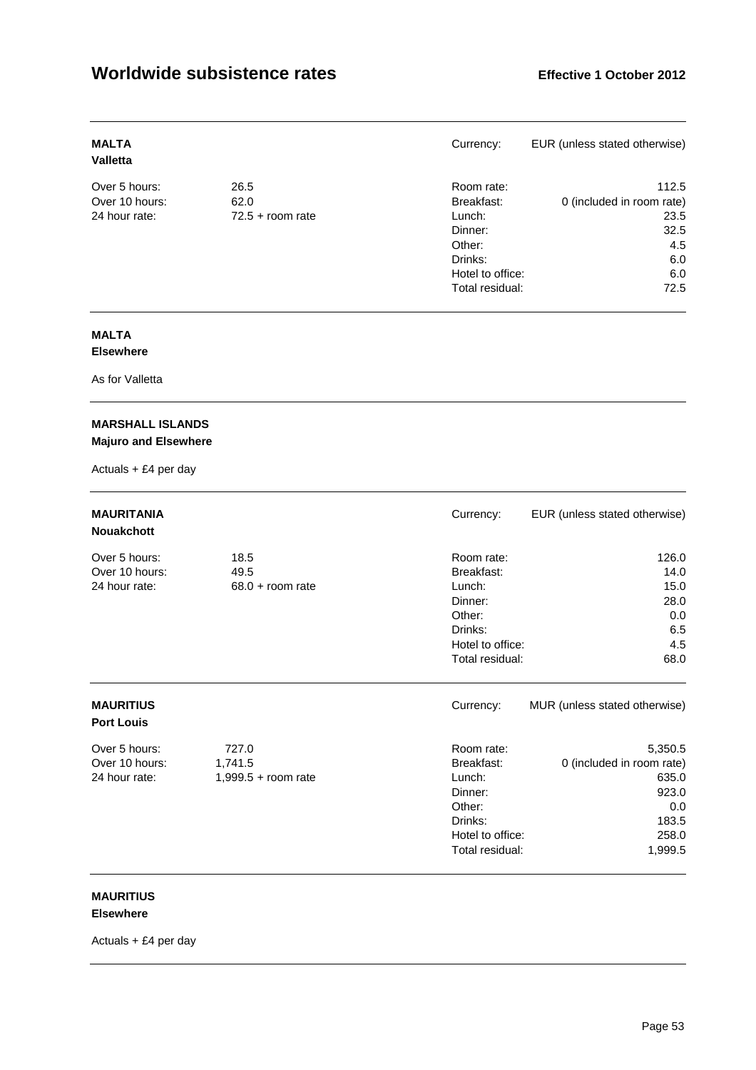# Worldwide subsistence rates

**Effective 1 October 2012**

---

**MALTA**
**Valletta**

Currency: EUR (unless stated otherwise)

| | | | |
|---|---|---|---|
| Over 5 hours: | 26.5 | Room rate: | 112.5 |
| Over 10 hours: | 62.0 | Breakfast: | 0 (included in room rate) |
| 24 hour rate: | 72.5 + room rate | Lunch: | 23.5 |
| | | Dinner: | 32.5 |
| | | Other: | 4.5 |
| | | Drinks: | 6.0 |
| | | Hotel to office: | 6.0 |
| | | Total residual: | 72.5 |

---

**MALTA**
**Elsewhere**

As for Valletta

---

**MARSHALL ISLANDS**
**Majuro and Elsewhere**

Actuals + £4 per day

---

**MAURITANIA**
**Nouakchott**

Currency: EUR (unless stated otherwise)

| | | | |
|---|---|---|---|
| Over 5 hours: | 18.5 | Room rate: | 126.0 |
| Over 10 hours: | 49.5 | Breakfast: | 14.0 |
| 24 hour rate: | 68.0 + room rate | Lunch: | 15.0 |
| | | Dinner: | 28.0 |
| | | Other: | 0.0 |
| | | Drinks: | 6.5 |
| | | Hotel to office: | 4.5 |
| | | Total residual: | 68.0 |

---

**MAURITIUS**
**Port Louis**

Currency: MUR (unless stated otherwise)

| | | | |
|---|---|---|---|
| Over 5 hours: | 727.0 | Room rate: | 5,350.5 |
| Over 10 hours: | 1,741.5 | Breakfast: | 0 (included in room rate) |
| 24 hour rate: | 1,999.5 + room rate | Lunch: | 635.0 |
| | | Dinner: | 923.0 |
| | | Other: | 0.0 |
| | | Drinks: | 183.5 |
| | | Hotel to office: | 258.0 |
| | | Total residual: | 1,999.5 |

---

**MAURITIUS**
**Elsewhere**

Actuals + £4 per day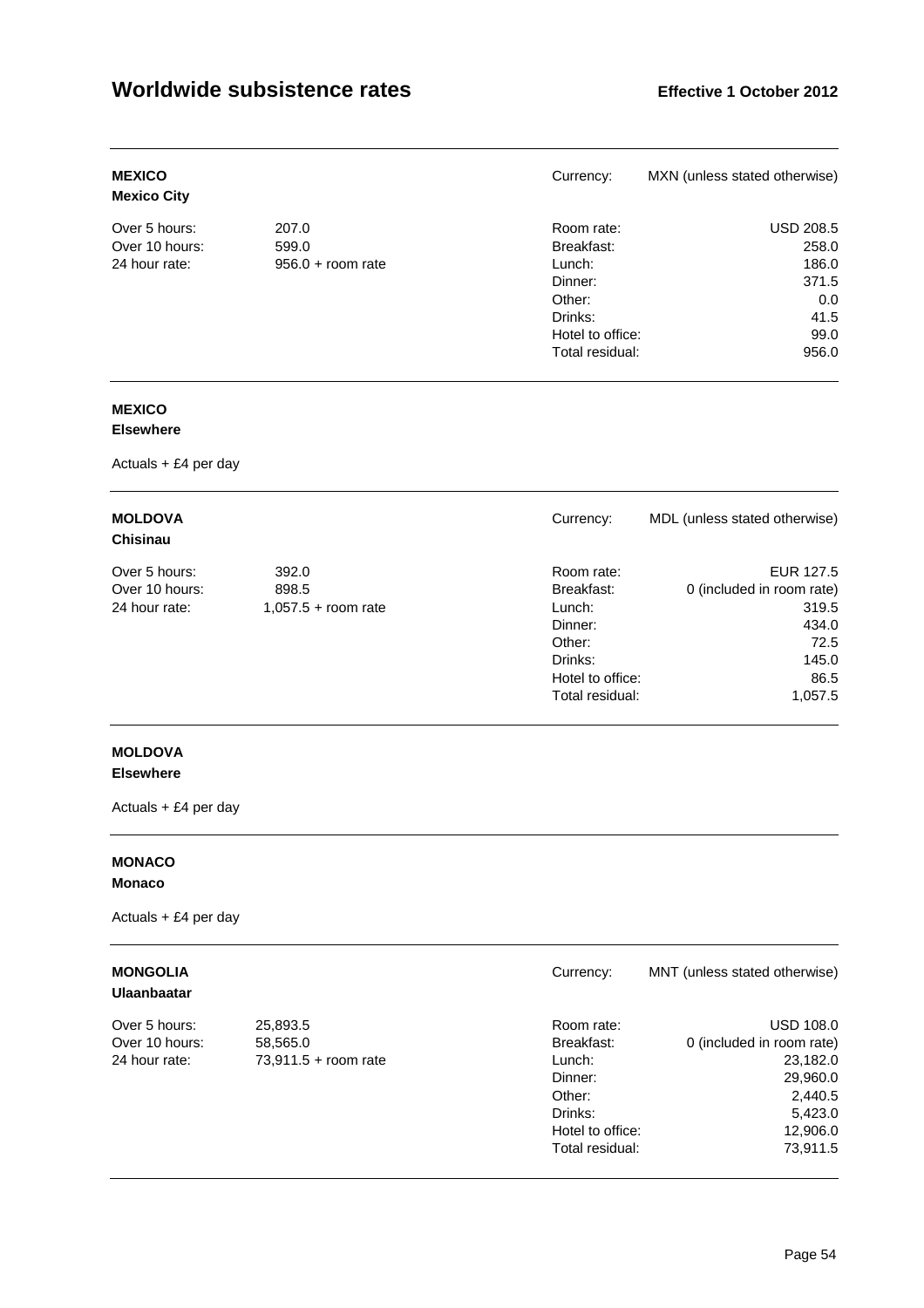# Worldwide subsistence rates

**Effective 1 October 2012**

---

**MEXICO**
**Mexico City**

Currency: MXN (unless stated otherwise)

| | | | |
|---|---|---|---|
| Over 5 hours: | 207.0 | Room rate: | USD 208.5 |
| Over 10 hours: | 599.0 | Breakfast: | 258.0 |
| 24 hour rate: | 956.0 + room rate | Lunch: | 186.0 |
| | | Dinner: | 371.5 |
| | | Other: | 0.0 |
| | | Drinks: | 41.5 |
| | | Hotel to office: | 99.0 |
| | | Total residual: | 956.0 |

---

**MEXICO**
**Elsewhere**

Actuals + £4 per day

---

**MOLDOVA**
**Chisinau**

Currency: MDL (unless stated otherwise)

| | | | |
|---|---|---|---|
| Over 5 hours: | 392.0 | Room rate: | EUR 127.5 |
| Over 10 hours: | 898.5 | Breakfast: | 0 (included in room rate) |
| 24 hour rate: | 1,057.5 + room rate | Lunch: | 319.5 |
| | | Dinner: | 434.0 |
| | | Other: | 72.5 |
| | | Drinks: | 145.0 |
| | | Hotel to office: | 86.5 |
| | | Total residual: | 1,057.5 |

---

**MOLDOVA**
**Elsewhere**

Actuals + £4 per day

---

**MONACO**
**Monaco**

Actuals + £4 per day

---

**MONGOLIA**
**Ulaanbaatar**

Currency: MNT (unless stated otherwise)

| | | | |
|---|---|---|---|
| Over 5 hours: | 25,893.5 | Room rate: | USD 108.0 |
| Over 10 hours: | 58,565.0 | Breakfast: | 0 (included in room rate) |
| 24 hour rate: | 73,911.5 + room rate | Lunch: | 23,182.0 |
| | | Dinner: | 29,960.0 |
| | | Other: | 2,440.5 |
| | | Drinks: | 5,423.0 |
| | | Hotel to office: | 12,906.0 |
| | | Total residual: | 73,911.5 |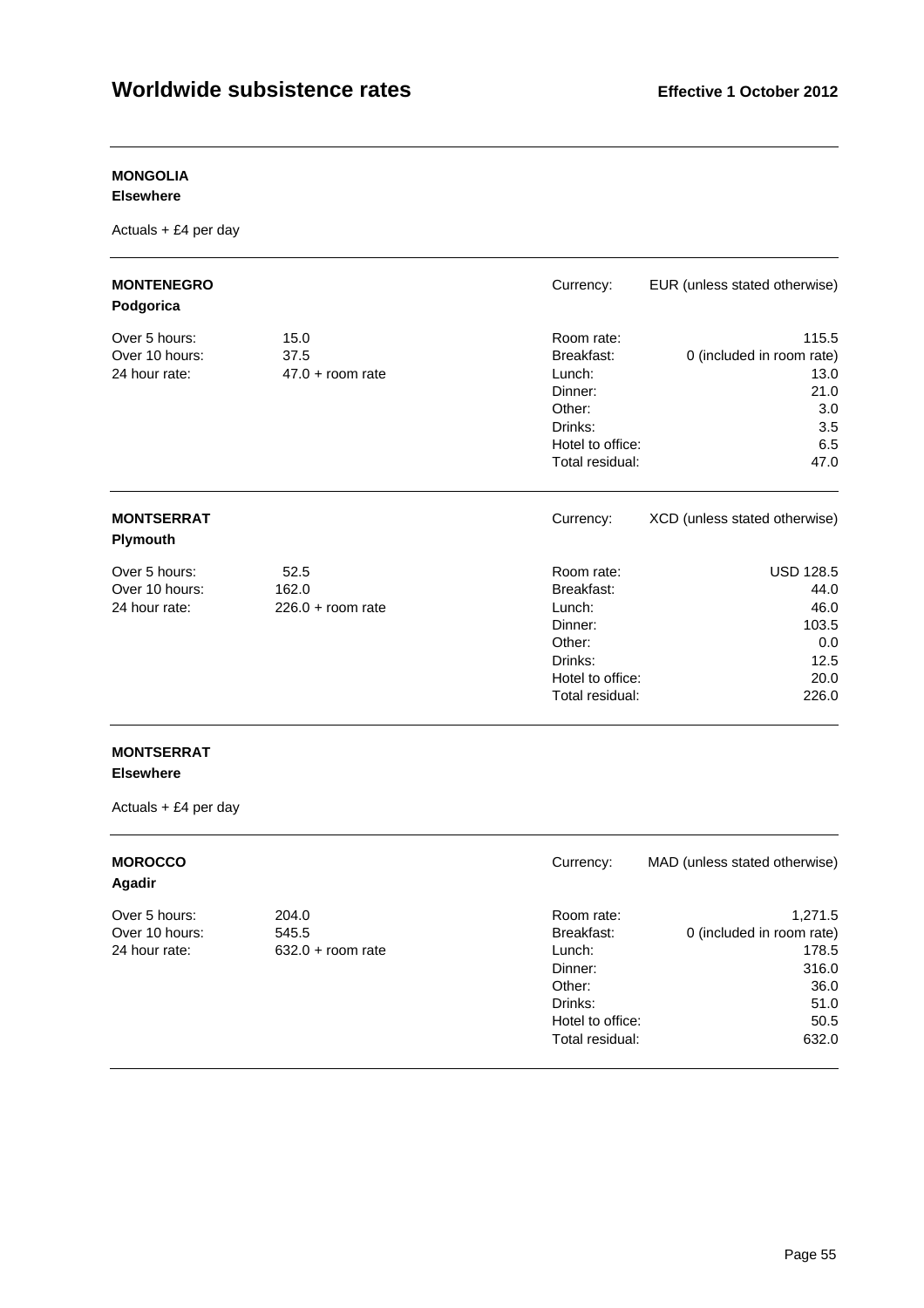# Worldwide subsistence rates

**Effective 1 October 2012**

---

**MONGOLIA**
**Elsewhere**

Actuals + £4 per day

---

**MONTENEGRO**
**Podgorica**

Currency: EUR (unless stated otherwise)

| | | | |
|---|---|---|---|
| Over 5 hours: | 15.0 | Room rate: | 115.5 |
| Over 10 hours: | 37.5 | Breakfast: | 0 (included in room rate) |
| 24 hour rate: | 47.0 + room rate | Lunch: | 13.0 |
| | | Dinner: | 21.0 |
| | | Other: | 3.0 |
| | | Drinks: | 3.5 |
| | | Hotel to office: | 6.5 |
| | | Total residual: | 47.0 |

---

**MONTSERRAT**
**Plymouth**

Currency: XCD (unless stated otherwise)

| | | | |
|---|---|---|---|
| Over 5 hours: | 52.5 | Room rate: | USD 128.5 |
| Over 10 hours: | 162.0 | Breakfast: | 44.0 |
| 24 hour rate: | 226.0 + room rate | Lunch: | 46.0 |
| | | Dinner: | 103.5 |
| | | Other: | 0.0 |
| | | Drinks: | 12.5 |
| | | Hotel to office: | 20.0 |
| | | Total residual: | 226.0 |

---

**MONTSERRAT**
**Elsewhere**

Actuals + £4 per day

---

**MOROCCO**
**Agadir**

Currency: MAD (unless stated otherwise)

| | | | |
|---|---|---|---|
| Over 5 hours: | 204.0 | Room rate: | 1,271.5 |
| Over 10 hours: | 545.5 | Breakfast: | 0 (included in room rate) |
| 24 hour rate: | 632.0 + room rate | Lunch: | 178.5 |
| | | Dinner: | 316.0 |
| | | Other: | 36.0 |
| | | Drinks: | 51.0 |
| | | Hotel to office: | 50.5 |
| | | Total residual: | 632.0 |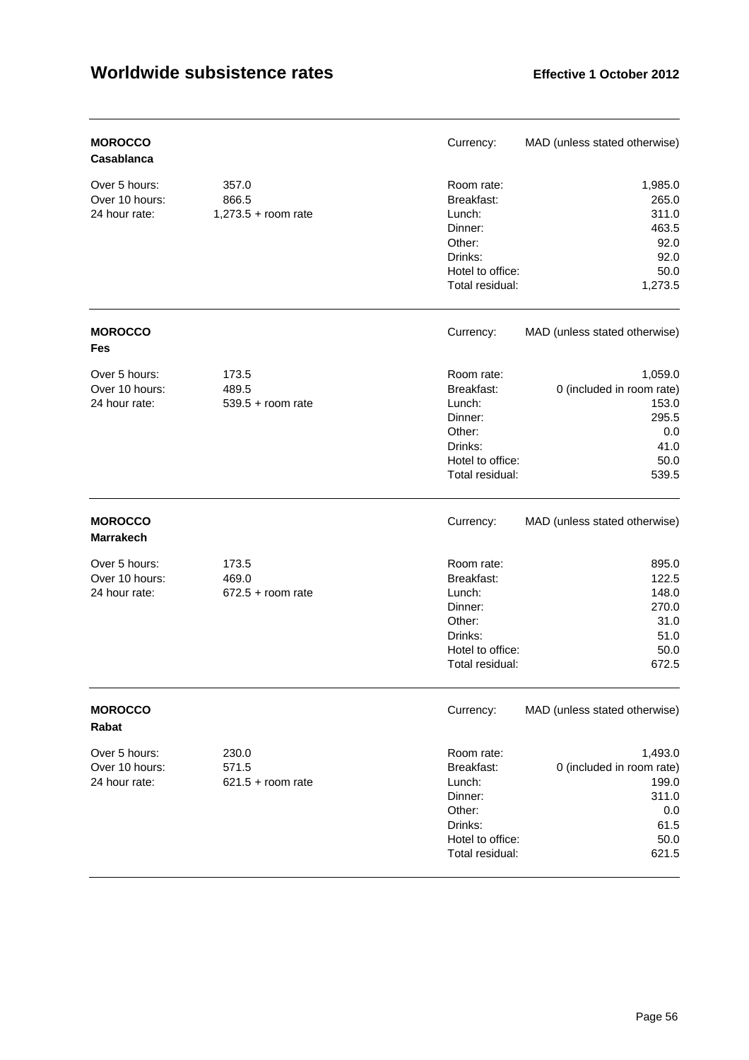# Worldwide subsistence rates

**Effective 1 October 2012**

---

**MOROCCO**
**Casablanca**

Currency: MAD (unless stated otherwise)

| | | | |
|---|---|---|---|
| Over 5 hours: | 357.0 | Room rate: | 1,985.0 |
| Over 10 hours: | 866.5 | Breakfast: | 265.0 |
| 24 hour rate: | 1,273.5 + room rate | Lunch: | 311.0 |
| | | Dinner: | 463.5 |
| | | Other: | 92.0 |
| | | Drinks: | 92.0 |
| | | Hotel to office: | 50.0 |
| | | Total residual: | 1,273.5 |

---

**MOROCCO**
**Fes**

Currency: MAD (unless stated otherwise)

| | | | |
|---|---|---|---|
| Over 5 hours: | 173.5 | Room rate: | 1,059.0 |
| Over 10 hours: | 489.5 | Breakfast: | 0 (included in room rate) |
| 24 hour rate: | 539.5 + room rate | Lunch: | 153.0 |
| | | Dinner: | 295.5 |
| | | Other: | 0.0 |
| | | Drinks: | 41.0 |
| | | Hotel to office: | 50.0 |
| | | Total residual: | 539.5 |

---

**MOROCCO**
**Marrakech**

Currency: MAD (unless stated otherwise)

| | | | |
|---|---|---|---|
| Over 5 hours: | 173.5 | Room rate: | 895.0 |
| Over 10 hours: | 469.0 | Breakfast: | 122.5 |
| 24 hour rate: | 672.5 + room rate | Lunch: | 148.0 |
| | | Dinner: | 270.0 |
| | | Other: | 31.0 |
| | | Drinks: | 51.0 |
| | | Hotel to office: | 50.0 |
| | | Total residual: | 672.5 |

---

**MOROCCO**
**Rabat**

Currency: MAD (unless stated otherwise)

| | | | |
|---|---|---|---|
| Over 5 hours: | 230.0 | Room rate: | 1,493.0 |
| Over 10 hours: | 571.5 | Breakfast: | 0 (included in room rate) |
| 24 hour rate: | 621.5 + room rate | Lunch: | 199.0 |
| | | Dinner: | 311.0 |
| | | Other: | 0.0 |
| | | Drinks: | 61.5 |
| | | Hotel to office: | 50.0 |
| | | Total residual: | 621.5 |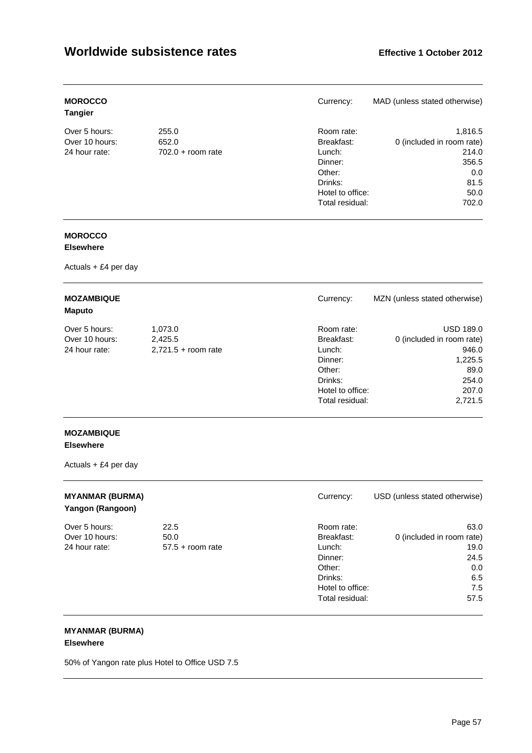**MOROCCO**
**Tangier**

| | | | |
|---|---|---|---|
| Over 5 hours: | 255.0 | Currency: | MAD (unless stated otherwise) |
| Over 10 hours: | 652.0 | Room rate: | 1,816.5 |
| 24 hour rate: | 702.0 + room rate | Breakfast: | 0 (included in room rate) |
| | | Lunch: | 214.0 |
| | | Dinner: | 356.5 |
| | | Other: | 0.0 |
| | | Drinks: | 81.5 |
| | | Hotel to office: | 50.0 |
| | | Total residual: | 702.0 |

---

**MOROCCO**
**Elsewhere**

Actuals + £4 per day

---

**MOZAMBIQUE**
**Maputo**

| | | | |
|---|---|---|---|
| Over 5 hours: | 1,073.0 | Currency: | MZN (unless stated otherwise) |
| Over 10 hours: | 2,425.5 | Room rate: | USD 189.0 |
| 24 hour rate: | 2,721.5 + room rate | Breakfast: | 0 (included in room rate) |
| | | Lunch: | 946.0 |
| | | Dinner: | 1,225.5 |
| | | Other: | 89.0 |
| | | Drinks: | 254.0 |
| | | Hotel to office: | 207.0 |
| | | Total residual: | 2,721.5 |

---

**MOZAMBIQUE**
**Elsewhere**

Actuals + £4 per day

---

**MYANMAR (BURMA)**
**Yangon (Rangoon)**

| | | | |
|---|---|---|---|
| Over 5 hours: | 22.5 | Currency: | USD (unless stated otherwise) |
| Over 10 hours: | 50.0 | Room rate: | 63.0 |
| 24 hour rate: | 57.5 + room rate | Breakfast: | 0 (included in room rate) |
| | | Lunch: | 19.0 |
| | | Dinner: | 24.5 |
| | | Other: | 0.0 |
| | | Drinks: | 6.5 |
| | | Hotel to office: | 7.5 |
| | | Total residual: | 57.5 |

---

**MYANMAR (BURMA)**
**Elsewhere**

50% of Yangon rate plus Hotel to Office USD 7.5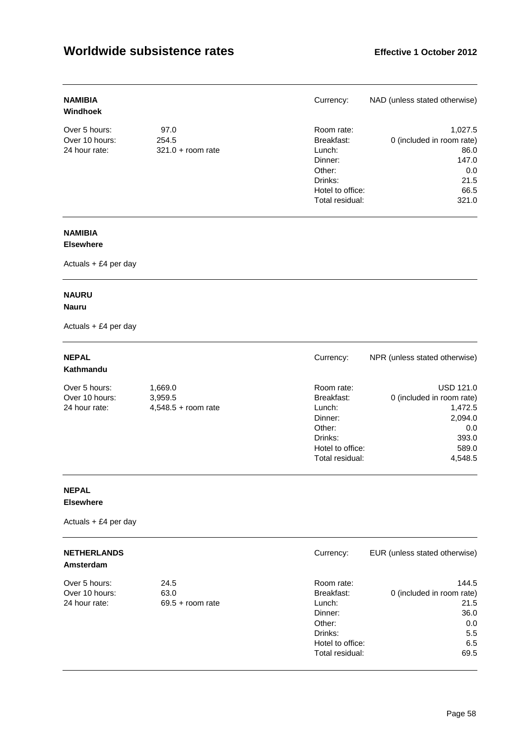# Worldwide subsistence rates

**Effective 1 October 2012**

---

**NAMIBIA**
**Windhoek**

Currency: NAD (unless stated otherwise)

| | | | |
|---|---|---|---|
| Over 5 hours: | 97.0 | Room rate: | 1,027.5 |
| Over 10 hours: | 254.5 | Breakfast: | 0 (included in room rate) |
| 24 hour rate: | 321.0 + room rate | Lunch: | 86.0 |
| | | Dinner: | 147.0 |
| | | Other: | 0.0 |
| | | Drinks: | 21.5 |
| | | Hotel to office: | 66.5 |
| | | Total residual: | 321.0 |

---

**NAMIBIA**
**Elsewhere**

Actuals + £4 per day

---

**NAURU**
**Nauru**

Actuals + £4 per day

---

**NEPAL**
**Kathmandu**

Currency: NPR (unless stated otherwise)

| | | | |
|---|---|---|---|
| Over 5 hours: | 1,669.0 | Room rate: | USD 121.0 |
| Over 10 hours: | 3,959.5 | Breakfast: | 0 (included in room rate) |
| 24 hour rate: | 4,548.5 + room rate | Lunch: | 1,472.5 |
| | | Dinner: | 2,094.0 |
| | | Other: | 0.0 |
| | | Drinks: | 393.0 |
| | | Hotel to office: | 589.0 |
| | | Total residual: | 4,548.5 |

---

**NEPAL**
**Elsewhere**

Actuals + £4 per day

---

**NETHERLANDS**
**Amsterdam**

Currency: EUR (unless stated otherwise)

| | | | |
|---|---|---|---|
| Over 5 hours: | 24.5 | Room rate: | 144.5 |
| Over 10 hours: | 63.0 | Breakfast: | 0 (included in room rate) |
| 24 hour rate: | 69.5 + room rate | Lunch: | 21.5 |
| | | Dinner: | 36.0 |
| | | Other: | 0.0 |
| | | Drinks: | 5.5 |
| | | Hotel to office: | 6.5 |
| | | Total residual: | 69.5 |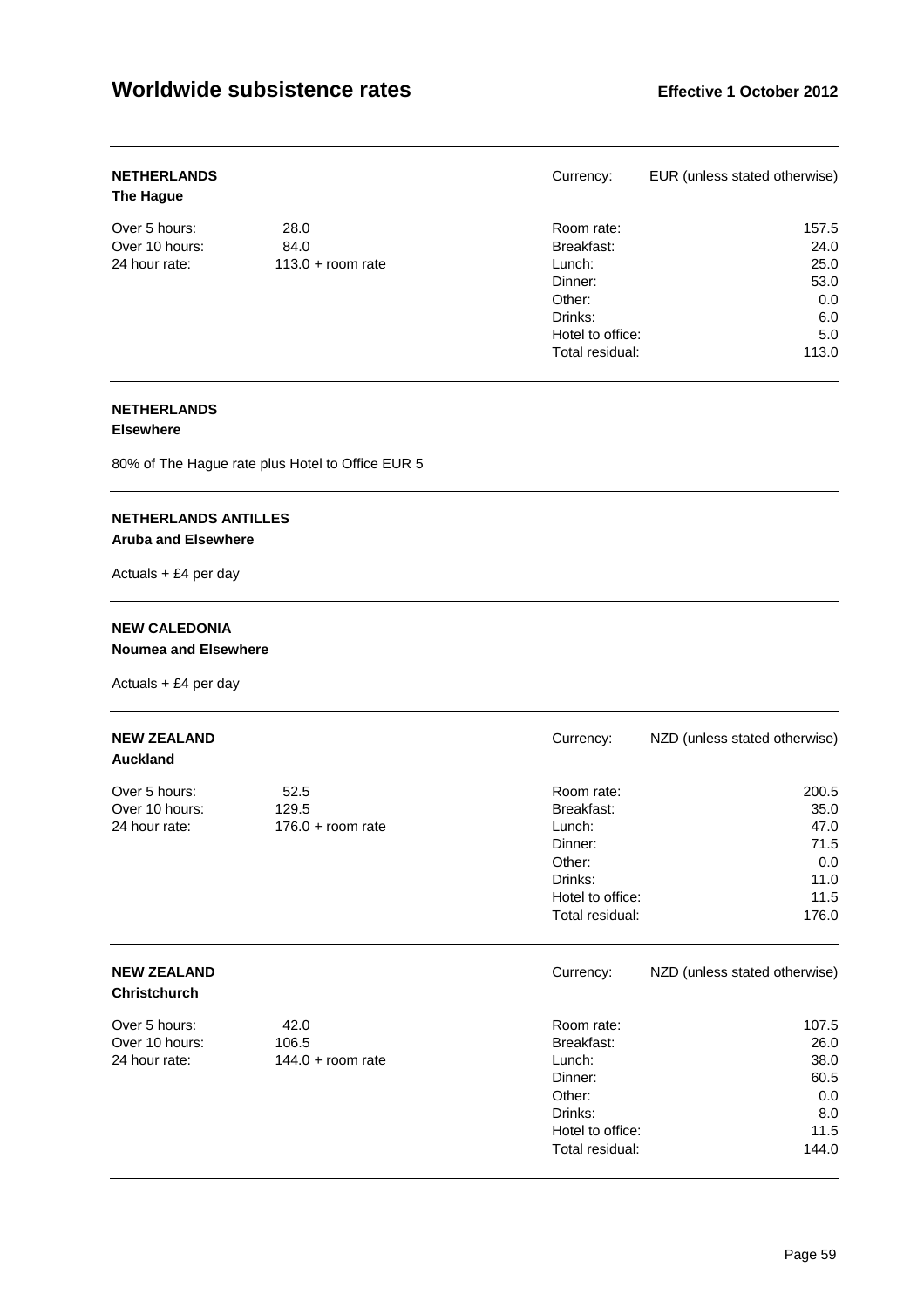## NETHERLANDS
**The Hague**

Currency: EUR (unless stated otherwise)

| | | | |
|---|---|---|---|
| Over 5 hours: | 28.0 | Room rate: | 157.5 |
| Over 10 hours: | 84.0 | Breakfast: | 24.0 |
| 24 hour rate: | 113.0 + room rate | Lunch: | 25.0 |
| | | Dinner: | 53.0 |
| | | Other: | 0.0 |
| | | Drinks: | 6.0 |
| | | Hotel to office: | 5.0 |
| | | Total residual: | 113.0 |

## NETHERLANDS
**Elsewhere**

80% of The Hague rate plus Hotel to Office EUR 5

## NETHERLANDS ANTILLES
**Aruba and Elsewhere**

Actuals + £4 per day

## NEW CALEDONIA
**Noumea and Elsewhere**

Actuals + £4 per day

## NEW ZEALAND
**Auckland**

Currency: NZD (unless stated otherwise)

| | | | |
|---|---|---|---|
| Over 5 hours: | 52.5 | Room rate: | 200.5 |
| Over 10 hours: | 129.5 | Breakfast: | 35.0 |
| 24 hour rate: | 176.0 + room rate | Lunch: | 47.0 |
| | | Dinner: | 71.5 |
| | | Other: | 0.0 |
| | | Drinks: | 11.0 |
| | | Hotel to office: | 11.5 |
| | | Total residual: | 176.0 |

## NEW ZEALAND
**Christchurch**

Currency: NZD (unless stated otherwise)

| | | | |
|---|---|---|---|
| Over 5 hours: | 42.0 | Room rate: | 107.5 |
| Over 10 hours: | 106.5 | Breakfast: | 26.0 |
| 24 hour rate: | 144.0 + room rate | Lunch: | 38.0 |
| | | Dinner: | 60.5 |
| | | Other: | 0.0 |
| | | Drinks: | 8.0 |
| | | Hotel to office: | 11.5 |
| | | Total residual: | 144.0 |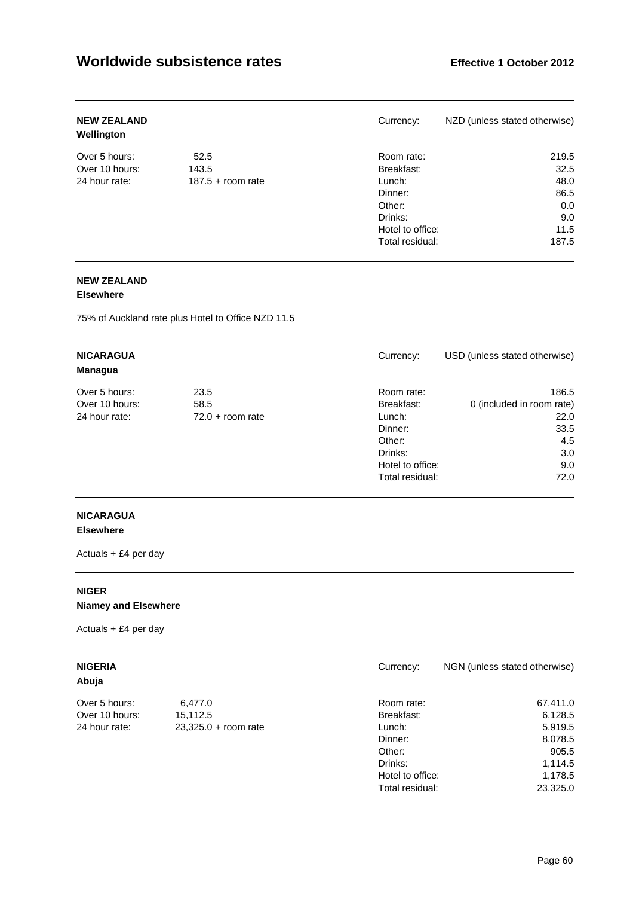# Worldwide subsistence rates

**Effective 1 October 2012**

**NEW ZEALAND**
**Wellington**

Currency: NZD (unless stated otherwise)

| | | | |
|---|---|---|---|
| Over 5 hours: | 52.5 | Room rate: | 219.5 |
| Over 10 hours: | 143.5 | Breakfast: | 32.5 |
| 24 hour rate: | 187.5 + room rate | Lunch: | 48.0 |
| | | Dinner: | 86.5 |
| | | Other: | 0.0 |
| | | Drinks: | 9.0 |
| | | Hotel to office: | 11.5 |
| | | Total residual: | 187.5 |

**NEW ZEALAND**
**Elsewhere**

75% of Auckland rate plus Hotel to Office NZD 11.5

**NICARAGUA**
**Managua**

Currency: USD (unless stated otherwise)

| | | | |
|---|---|---|---|
| Over 5 hours: | 23.5 | Room rate: | 186.5 |
| Over 10 hours: | 58.5 | Breakfast: | 0 (included in room rate) |
| 24 hour rate: | 72.0 + room rate | Lunch: | 22.0 |
| | | Dinner: | 33.5 |
| | | Other: | 4.5 |
| | | Drinks: | 3.0 |
| | | Hotel to office: | 9.0 |
| | | Total residual: | 72.0 |

**NICARAGUA**
**Elsewhere**

Actuals + £4 per day

**NIGER**
**Niamey and Elsewhere**

Actuals + £4 per day

**NIGERIA**
**Abuja**

Currency: NGN (unless stated otherwise)

| | | | |
|---|---|---|---|
| Over 5 hours: | 6,477.0 | Room rate: | 67,411.0 |
| Over 10 hours: | 15,112.5 | Breakfast: | 6,128.5 |
| 24 hour rate: | 23,325.0 + room rate | Lunch: | 5,919.5 |
| | | Dinner: | 8,078.5 |
| | | Other: | 905.5 |
| | | Drinks: | 1,114.5 |
| | | Hotel to office: | 1,178.5 |
| | | Total residual: | 23,325.0 |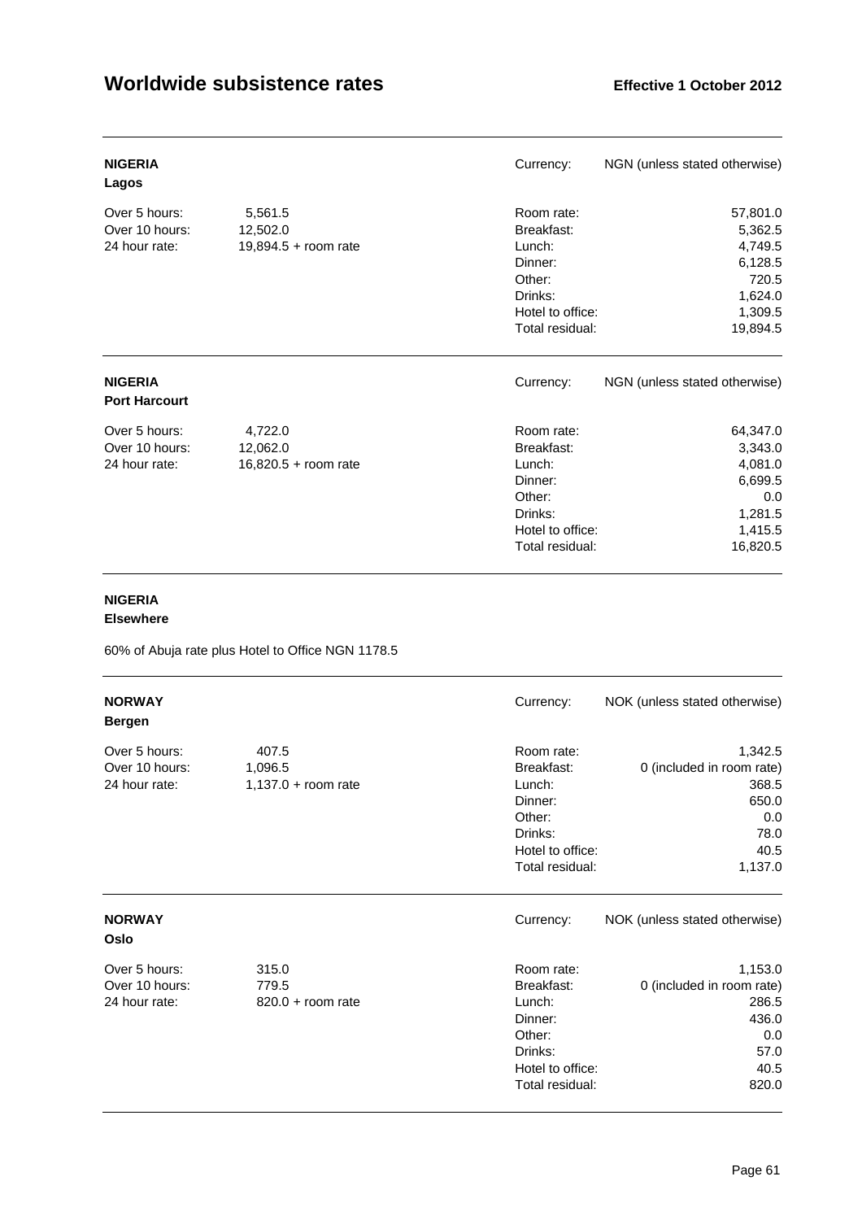# Worldwide subsistence rates

**Effective 1 October 2012**

---

**NIGERIA**
**Lagos**

Currency: NGN (unless stated otherwise)

| | | | |
|---|---|---|---|
| Over 5 hours: | 5,561.5 | Room rate: | 57,801.0 |
| Over 10 hours: | 12,502.0 | Breakfast: | 5,362.5 |
| 24 hour rate: | 19,894.5 + room rate | Lunch: | 4,749.5 |
| | | Dinner: | 6,128.5 |
| | | Other: | 720.5 |
| | | Drinks: | 1,624.0 |
| | | Hotel to office: | 1,309.5 |
| | | Total residual: | 19,894.5 |

---

**NIGERIA**
**Port Harcourt**

Currency: NGN (unless stated otherwise)

| | | | |
|---|---|---|---|
| Over 5 hours: | 4,722.0 | Room rate: | 64,347.0 |
| Over 10 hours: | 12,062.0 | Breakfast: | 3,343.0 |
| 24 hour rate: | 16,820.5 + room rate | Lunch: | 4,081.0 |
| | | Dinner: | 6,699.5 |
| | | Other: | 0.0 |
| | | Drinks: | 1,281.5 |
| | | Hotel to office: | 1,415.5 |
| | | Total residual: | 16,820.5 |

---

**NIGERIA**
**Elsewhere**

60% of Abuja rate plus Hotel to Office NGN 1178.5

---

**NORWAY**
**Bergen**

Currency: NOK (unless stated otherwise)

| | | | |
|---|---|---|---|
| Over 5 hours: | 407.5 | Room rate: | 1,342.5 |
| Over 10 hours: | 1,096.5 | Breakfast: | 0 (included in room rate) |
| 24 hour rate: | 1,137.0 + room rate | Lunch: | 368.5 |
| | | Dinner: | 650.0 |
| | | Other: | 0.0 |
| | | Drinks: | 78.0 |
| | | Hotel to office: | 40.5 |
| | | Total residual: | 1,137.0 |

---

**NORWAY**
**Oslo**

Currency: NOK (unless stated otherwise)

| | | | |
|---|---|---|---|
| Over 5 hours: | 315.0 | Room rate: | 1,153.0 |
| Over 10 hours: | 779.5 | Breakfast: | 0 (included in room rate) |
| 24 hour rate: | 820.0 + room rate | Lunch: | 286.5 |
| | | Dinner: | 436.0 |
| | | Other: | 0.0 |
| | | Drinks: | 57.0 |
| | | Hotel to office: | 40.5 |
| | | Total residual: | 820.0 |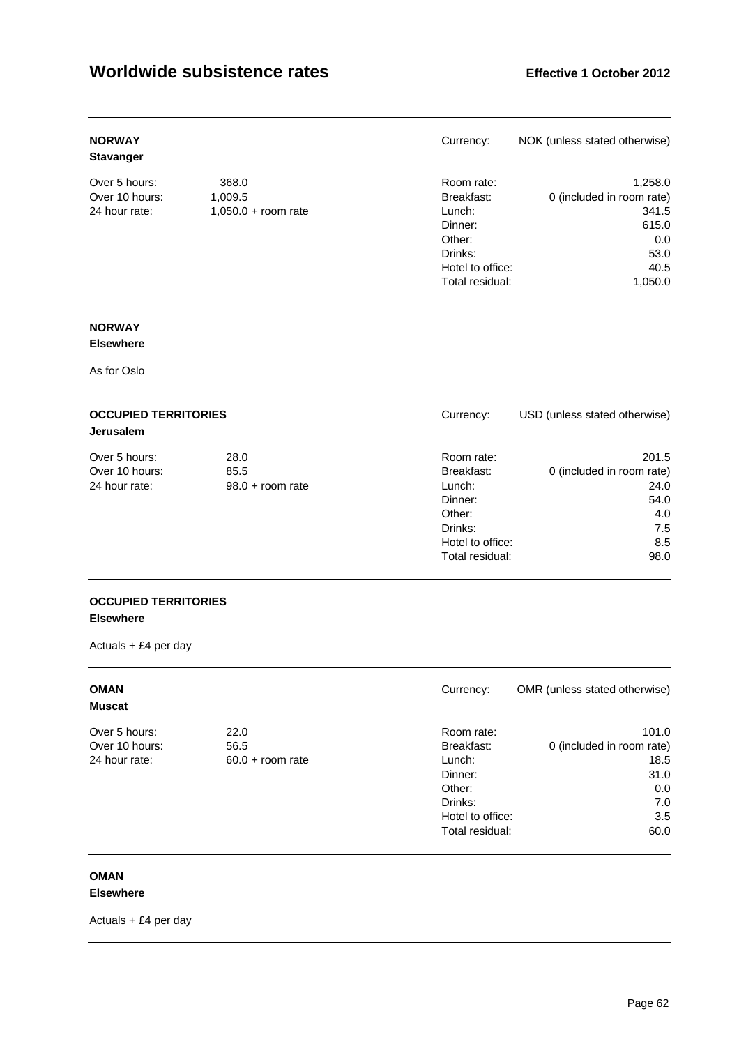## NORWAY
**Stavanger**

Currency: NOK (unless stated otherwise)

| | | | |
|---|---|---|---|
| Over 5 hours: | 368.0 | Room rate: | 1,258.0 |
| Over 10 hours: | 1,009.5 | Breakfast: | 0 (included in room rate) |
| 24 hour rate: | 1,050.0 + room rate | Lunch: | 341.5 |
| | | Dinner: | 615.0 |
| | | Other: | 0.0 |
| | | Drinks: | 53.0 |
| | | Hotel to office: | 40.5 |
| | | Total residual: | 1,050.0 |

## NORWAY
**Elsewhere**

As for Oslo

## OCCUPIED TERRITORIES
**Jerusalem**

Currency: USD (unless stated otherwise)

| | | | |
|---|---|---|---|
| Over 5 hours: | 28.0 | Room rate: | 201.5 |
| Over 10 hours: | 85.5 | Breakfast: | 0 (included in room rate) |
| 24 hour rate: | 98.0 + room rate | Lunch: | 24.0 |
| | | Dinner: | 54.0 |
| | | Other: | 4.0 |
| | | Drinks: | 7.5 |
| | | Hotel to office: | 8.5 |
| | | Total residual: | 98.0 |

## OCCUPIED TERRITORIES
**Elsewhere**

Actuals + £4 per day

## OMAN
**Muscat**

Currency: OMR (unless stated otherwise)

| | | | |
|---|---|---|---|
| Over 5 hours: | 22.0 | Room rate: | 101.0 |
| Over 10 hours: | 56.5 | Breakfast: | 0 (included in room rate) |
| 24 hour rate: | 60.0 + room rate | Lunch: | 18.5 |
| | | Dinner: | 31.0 |
| | | Other: | 0.0 |
| | | Drinks: | 7.0 |
| | | Hotel to office: | 3.5 |
| | | Total residual: | 60.0 |

## OMAN
**Elsewhere**

Actuals + £4 per day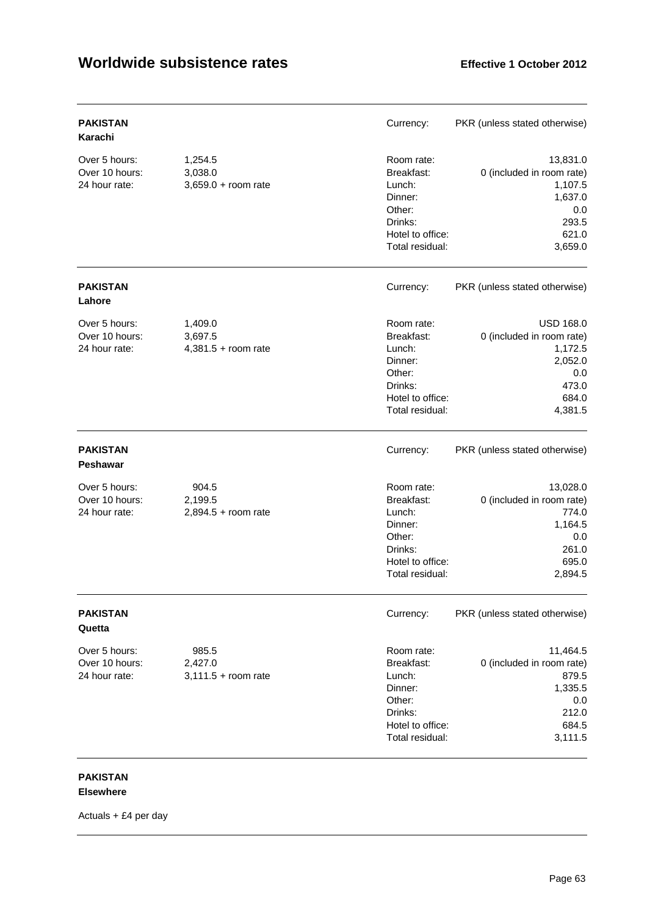# Worldwide subsistence rates

**Effective 1 October 2012**

---

**PAKISTAN**
**Karachi**

Currency: PKR (unless stated otherwise)

| | | | |
|---|---|---|---|
| Over 5 hours: | 1,254.5 | Room rate: | 13,831.0 |
| Over 10 hours: | 3,038.0 | Breakfast: | 0 (included in room rate) |
| 24 hour rate: | 3,659.0 + room rate | Lunch: | 1,107.5 |
| | | Dinner: | 1,637.0 |
| | | Other: | 0.0 |
| | | Drinks: | 293.5 |
| | | Hotel to office: | 621.0 |
| | | Total residual: | 3,659.0 |

---

**PAKISTAN**
**Lahore**

Currency: PKR (unless stated otherwise)

| | | | |
|---|---|---|---|
| Over 5 hours: | 1,409.0 | Room rate: | USD 168.0 |
| Over 10 hours: | 3,697.5 | Breakfast: | 0 (included in room rate) |
| 24 hour rate: | 4,381.5 + room rate | Lunch: | 1,172.5 |
| | | Dinner: | 2,052.0 |
| | | Other: | 0.0 |
| | | Drinks: | 473.0 |
| | | Hotel to office: | 684.0 |
| | | Total residual: | 4,381.5 |

---

**PAKISTAN**
**Peshawar**

Currency: PKR (unless stated otherwise)

| | | | |
|---|---|---|---|
| Over 5 hours: | 904.5 | Room rate: | 13,028.0 |
| Over 10 hours: | 2,199.5 | Breakfast: | 0 (included in room rate) |
| 24 hour rate: | 2,894.5 + room rate | Lunch: | 774.0 |
| | | Dinner: | 1,164.5 |
| | | Other: | 0.0 |
| | | Drinks: | 261.0 |
| | | Hotel to office: | 695.0 |
| | | Total residual: | 2,894.5 |

---

**PAKISTAN**
**Quetta**

Currency: PKR (unless stated otherwise)

| | | | |
|---|---|---|---|
| Over 5 hours: | 985.5 | Room rate: | 11,464.5 |
| Over 10 hours: | 2,427.0 | Breakfast: | 0 (included in room rate) |
| 24 hour rate: | 3,111.5 + room rate | Lunch: | 879.5 |
| | | Dinner: | 1,335.5 |
| | | Other: | 0.0 |
| | | Drinks: | 212.0 |
| | | Hotel to office: | 684.5 |
| | | Total residual: | 3,111.5 |

---

**PAKISTAN**
**Elsewhere**

Actuals + £4 per day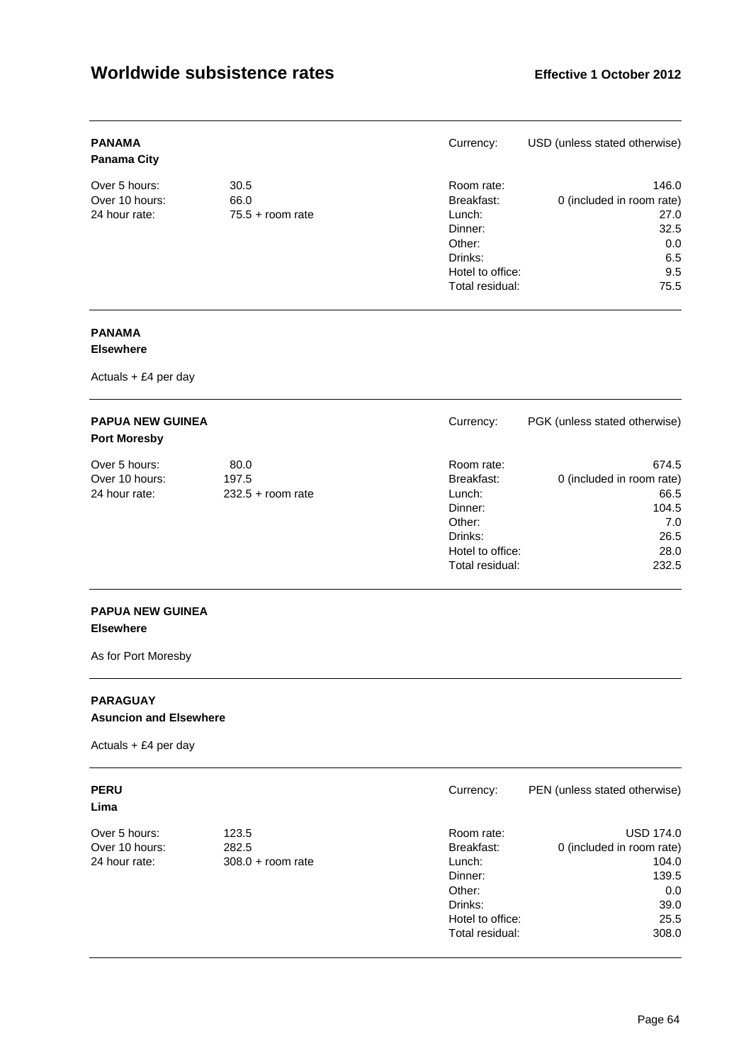# Worldwide subsistence rates

**Effective 1 October 2012**

---

**PANAMA**
**Panama City**

Currency: USD (unless stated otherwise)

| | | | |
|---|---|---|---|
| Over 5 hours: | 30.5 | Room rate: | 146.0 |
| Over 10 hours: | 66.0 | Breakfast: | 0 (included in room rate) |
| 24 hour rate: | 75.5 + room rate | Lunch: | 27.0 |
| | | Dinner: | 32.5 |
| | | Other: | 0.0 |
| | | Drinks: | 6.5 |
| | | Hotel to office: | 9.5 |
| | | Total residual: | 75.5 |

---

**PANAMA**
**Elsewhere**

Actuals + £4 per day

---

**PAPUA NEW GUINEA**
**Port Moresby**

Currency: PGK (unless stated otherwise)

| | | | |
|---|---|---|---|
| Over 5 hours: | 80.0 | Room rate: | 674.5 |
| Over 10 hours: | 197.5 | Breakfast: | 0 (included in room rate) |
| 24 hour rate: | 232.5 + room rate | Lunch: | 66.5 |
| | | Dinner: | 104.5 |
| | | Other: | 7.0 |
| | | Drinks: | 26.5 |
| | | Hotel to office: | 28.0 |
| | | Total residual: | 232.5 |

---

**PAPUA NEW GUINEA**
**Elsewhere**

As for Port Moresby

---

**PARAGUAY**
**Asuncion and Elsewhere**

Actuals + £4 per day

---

**PERU**
**Lima**

Currency: PEN (unless stated otherwise)

| | | | |
|---|---|---|---|
| Over 5 hours: | 123.5 | Room rate: | USD 174.0 |
| Over 10 hours: | 282.5 | Breakfast: | 0 (included in room rate) |
| 24 hour rate: | 308.0 + room rate | Lunch: | 104.0 |
| | | Dinner: | 139.5 |
| | | Other: | 0.0 |
| | | Drinks: | 39.0 |
| | | Hotel to office: | 25.5 |
| | | Total residual: | 308.0 |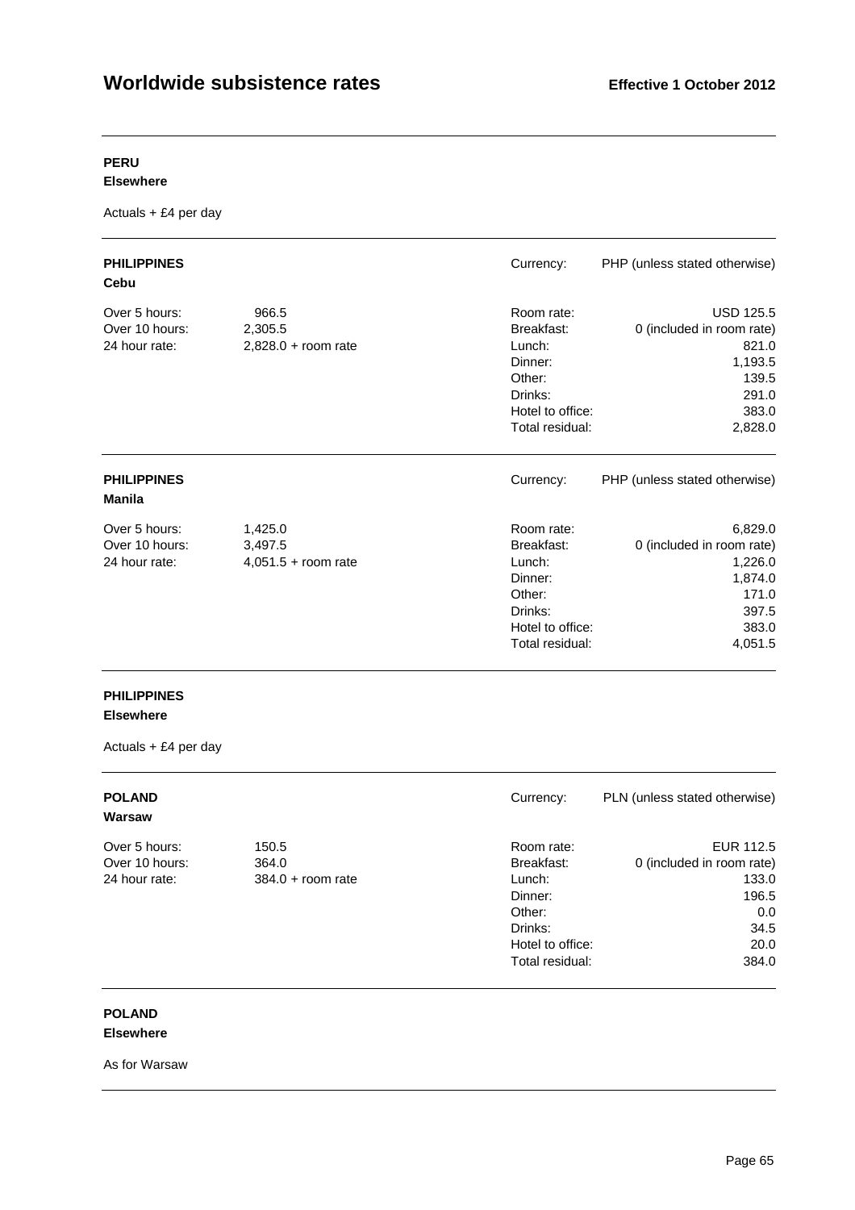## PERU
**Elsewhere**

Actuals + £4 per day

---

## PHILIPPINES
**Cebu**

Currency: PHP (unless stated otherwise)

| | | | |
|---|---|---|---|
| Over 5 hours: | 966.5 | Room rate: | USD 125.5 |
| Over 10 hours: | 2,305.5 | Breakfast: | 0 (included in room rate) |
| 24 hour rate: | 2,828.0 + room rate | Lunch: | 821.0 |
| | | Dinner: | 1,193.5 |
| | | Other: | 139.5 |
| | | Drinks: | 291.0 |
| | | Hotel to office: | 383.0 |
| | | Total residual: | 2,828.0 |

---

## PHILIPPINES
**Manila**

Currency: PHP (unless stated otherwise)

| | | | |
|---|---|---|---|
| Over 5 hours: | 1,425.0 | Room rate: | 6,829.0 |
| Over 10 hours: | 3,497.5 | Breakfast: | 0 (included in room rate) |
| 24 hour rate: | 4,051.5 + room rate | Lunch: | 1,226.0 |
| | | Dinner: | 1,874.0 |
| | | Other: | 171.0 |
| | | Drinks: | 397.5 |
| | | Hotel to office: | 383.0 |
| | | Total residual: | 4,051.5 |

---

## PHILIPPINES
**Elsewhere**

Actuals + £4 per day

---

## POLAND
**Warsaw**

Currency: PLN (unless stated otherwise)

| | | | |
|---|---|---|---|
| Over 5 hours: | 150.5 | Room rate: | EUR 112.5 |
| Over 10 hours: | 364.0 | Breakfast: | 0 (included in room rate) |
| 24 hour rate: | 384.0 + room rate | Lunch: | 133.0 |
| | | Dinner: | 196.5 |
| | | Other: | 0.0 |
| | | Drinks: | 34.5 |
| | | Hotel to office: | 20.0 |
| | | Total residual: | 384.0 |

---

## POLAND
**Elsewhere**

As for Warsaw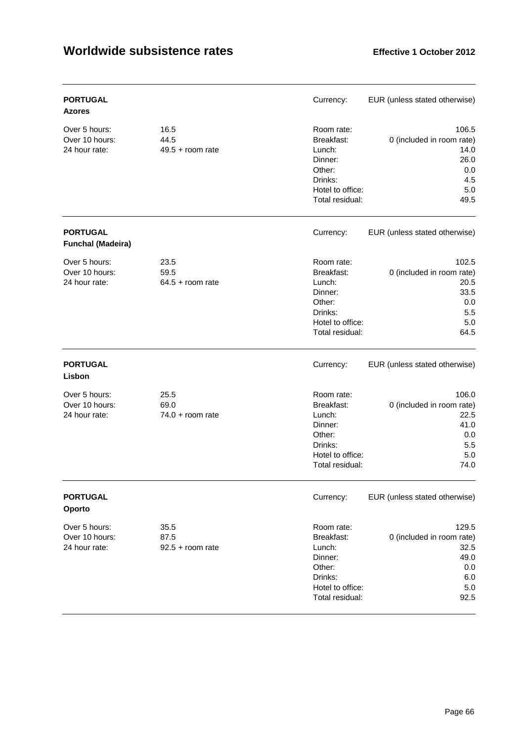# Worldwide subsistence rates

**Effective 1 October 2012**

---

**PORTUGAL**
**Azores**

Currency: EUR (unless stated otherwise)

| | | | |
|---|---|---|---|
| Over 5 hours: | 16.5 | Room rate: | 106.5 |
| Over 10 hours: | 44.5 | Breakfast: | 0 (included in room rate) |
| 24 hour rate: | 49.5 + room rate | Lunch: | 14.0 |
| | | Dinner: | 26.0 |
| | | Other: | 0.0 |
| | | Drinks: | 4.5 |
| | | Hotel to office: | 5.0 |
| | | Total residual: | 49.5 |

---

**PORTUGAL**
**Funchal (Madeira)**

Currency: EUR (unless stated otherwise)

| | | | |
|---|---|---|---|
| Over 5 hours: | 23.5 | Room rate: | 102.5 |
| Over 10 hours: | 59.5 | Breakfast: | 0 (included in room rate) |
| 24 hour rate: | 64.5 + room rate | Lunch: | 20.5 |
| | | Dinner: | 33.5 |
| | | Other: | 0.0 |
| | | Drinks: | 5.5 |
| | | Hotel to office: | 5.0 |
| | | Total residual: | 64.5 |

---

**PORTUGAL**
**Lisbon**

Currency: EUR (unless stated otherwise)

| | | | |
|---|---|---|---|
| Over 5 hours: | 25.5 | Room rate: | 106.0 |
| Over 10 hours: | 69.0 | Breakfast: | 0 (included in room rate) |
| 24 hour rate: | 74.0 + room rate | Lunch: | 22.5 |
| | | Dinner: | 41.0 |
| | | Other: | 0.0 |
| | | Drinks: | 5.5 |
| | | Hotel to office: | 5.0 |
| | | Total residual: | 74.0 |

---

**PORTUGAL**
**Oporto**

Currency: EUR (unless stated otherwise)

| | | | |
|---|---|---|---|
| Over 5 hours: | 35.5 | Room rate: | 129.5 |
| Over 10 hours: | 87.5 | Breakfast: | 0 (included in room rate) |
| 24 hour rate: | 92.5 + room rate | Lunch: | 32.5 |
| | | Dinner: | 49.0 |
| | | Other: | 0.0 |
| | | Drinks: | 6.0 |
| | | Hotel to office: | 5.0 |
| | | Total residual: | 92.5 |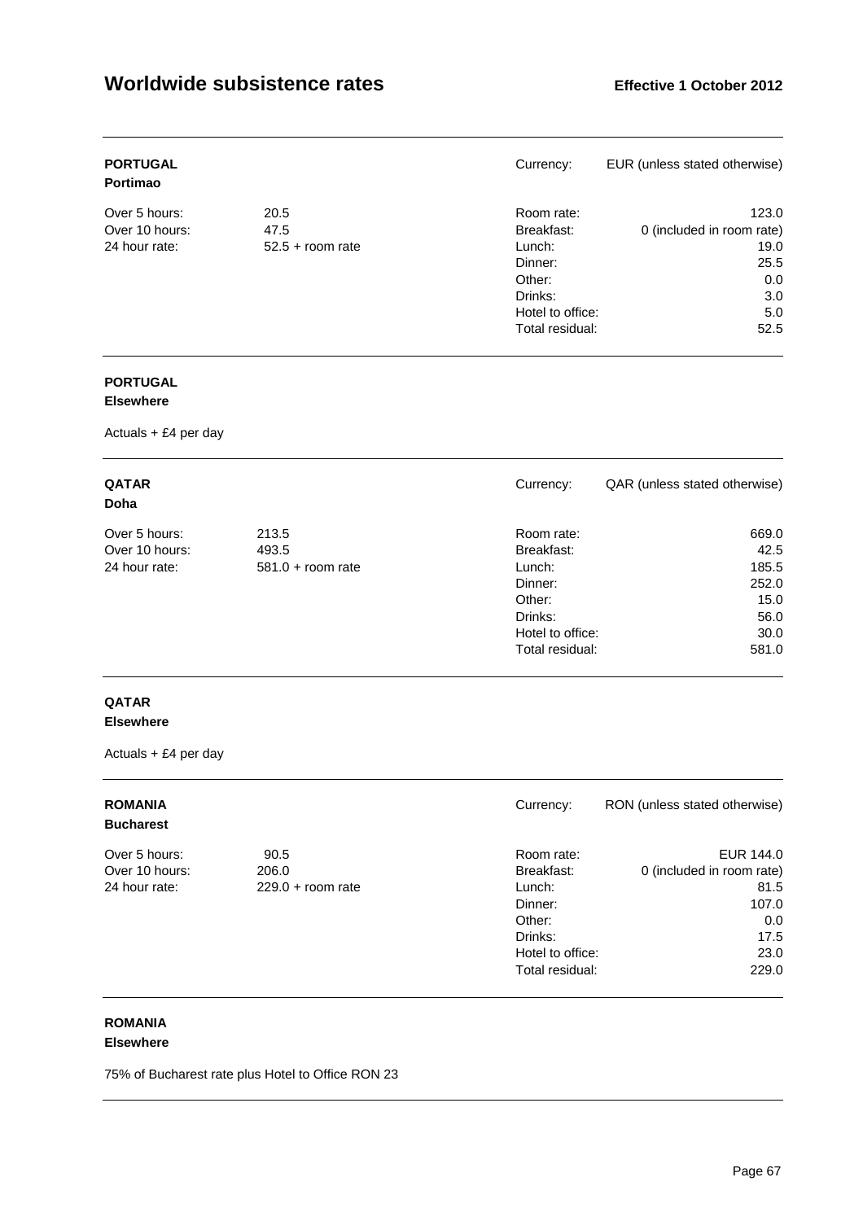**PORTUGAL**
**Portimao**

| | | | |
|---|---|---|---|
| Over 5 hours: | 20.5 | Currency: | EUR (unless stated otherwise) |
| Over 10 hours: | 47.5 | Room rate: | 123.0 |
| 24 hour rate: | 52.5 + room rate | Breakfast: | 0 (included in room rate) |
| | | Lunch: | 19.0 |
| | | Dinner: | 25.5 |
| | | Other: | 0.0 |
| | | Drinks: | 3.0 |
| | | Hotel to office: | 5.0 |
| | | Total residual: | 52.5 |

**PORTUGAL**
**Elsewhere**

Actuals + £4 per day

**QATAR**
**Doha**

| | | | |
|---|---|---|---|
| Over 5 hours: | 213.5 | Currency: | QAR (unless stated otherwise) |
| Over 10 hours: | 493.5 | Room rate: | 669.0 |
| 24 hour rate: | 581.0 + room rate | Breakfast: | 42.5 |
| | | Lunch: | 185.5 |
| | | Dinner: | 252.0 |
| | | Other: | 15.0 |
| | | Drinks: | 56.0 |
| | | Hotel to office: | 30.0 |
| | | Total residual: | 581.0 |

**QATAR**
**Elsewhere**

Actuals + £4 per day

**ROMANIA**
**Bucharest**

| | | | |
|---|---|---|---|
| Over 5 hours: | 90.5 | Currency: | RON (unless stated otherwise) |
| Over 10 hours: | 206.0 | Room rate: | EUR 144.0 |
| 24 hour rate: | 229.0 + room rate | Breakfast: | 0 (included in room rate) |
| | | Lunch: | 81.5 |
| | | Dinner: | 107.0 |
| | | Other: | 0.0 |
| | | Drinks: | 17.5 |
| | | Hotel to office: | 23.0 |
| | | Total residual: | 229.0 |

**ROMANIA**
**Elsewhere**

75% of Bucharest rate plus Hotel to Office RON 23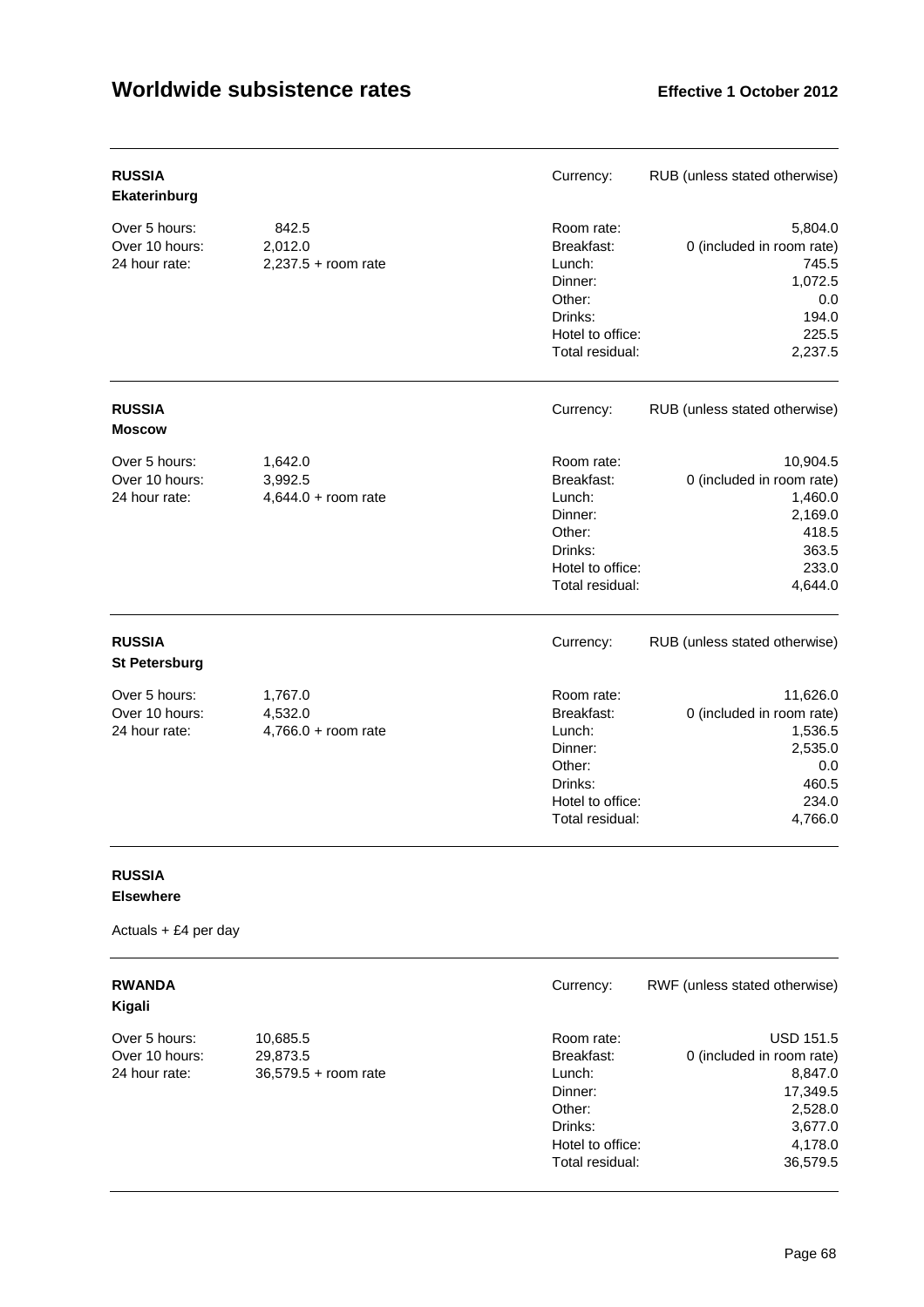# Worldwide subsistence rates

**Effective 1 October 2012**

---

**RUSSIA**
**Ekaterinburg**

Currency: RUB (unless stated otherwise)

| | | | |
|---|---|---|---|
| Over 5 hours: | 842.5 | Room rate: | 5,804.0 |
| Over 10 hours: | 2,012.0 | Breakfast: | 0 (included in room rate) |
| 24 hour rate: | 2,237.5 + room rate | Lunch: | 745.5 |
| | | Dinner: | 1,072.5 |
| | | Other: | 0.0 |
| | | Drinks: | 194.0 |
| | | Hotel to office: | 225.5 |
| | | Total residual: | 2,237.5 |

---

**RUSSIA**
**Moscow**

Currency: RUB (unless stated otherwise)

| | | | |
|---|---|---|---|
| Over 5 hours: | 1,642.0 | Room rate: | 10,904.5 |
| Over 10 hours: | 3,992.5 | Breakfast: | 0 (included in room rate) |
| 24 hour rate: | 4,644.0 + room rate | Lunch: | 1,460.0 |
| | | Dinner: | 2,169.0 |
| | | Other: | 418.5 |
| | | Drinks: | 363.5 |
| | | Hotel to office: | 233.0 |
| | | Total residual: | 4,644.0 |

---

**RUSSIA**
**St Petersburg**

Currency: RUB (unless stated otherwise)

| | | | |
|---|---|---|---|
| Over 5 hours: | 1,767.0 | Room rate: | 11,626.0 |
| Over 10 hours: | 4,532.0 | Breakfast: | 0 (included in room rate) |
| 24 hour rate: | 4,766.0 + room rate | Lunch: | 1,536.5 |
| | | Dinner: | 2,535.0 |
| | | Other: | 0.0 |
| | | Drinks: | 460.5 |
| | | Hotel to office: | 234.0 |
| | | Total residual: | 4,766.0 |

---

**RUSSIA**
**Elsewhere**

Actuals + £4 per day

---

**RWANDA**
**Kigali**

Currency: RWF (unless stated otherwise)

| | | | |
|---|---|---|---|
| Over 5 hours: | 10,685.5 | Room rate: | USD 151.5 |
| Over 10 hours: | 29,873.5 | Breakfast: | 0 (included in room rate) |
| 24 hour rate: | 36,579.5 + room rate | Lunch: | 8,847.0 |
| | | Dinner: | 17,349.5 |
| | | Other: | 2,528.0 |
| | | Drinks: | 3,677.0 |
| | | Hotel to office: | 4,178.0 |
| | | Total residual: | 36,579.5 |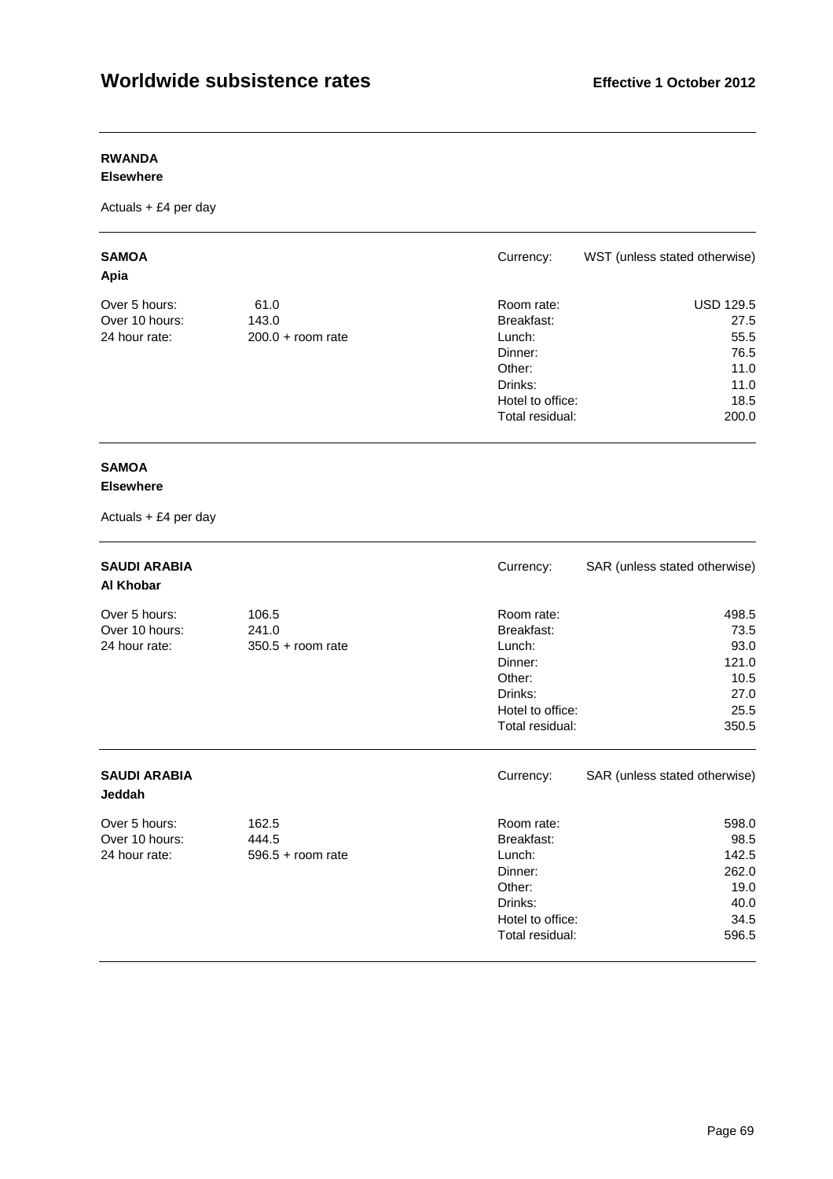# Worldwide subsistence rates

**Effective 1 October 2012**

**RWANDA**
**Elsewhere**

Actuals + £4 per day

---

**SAMOA**
**Apia**

Currency: WST (unless stated otherwise)

| | | | |
|---|---|---|---|
| Over 5 hours: | 61.0 | Room rate: | USD 129.5 |
| Over 10 hours: | 143.0 | Breakfast: | 27.5 |
| 24 hour rate: | 200.0 + room rate | Lunch: | 55.5 |
| | | Dinner: | 76.5 |
| | | Other: | 11.0 |
| | | Drinks: | 11.0 |
| | | Hotel to office: | 18.5 |
| | | Total residual: | 200.0 |

---

**SAMOA**
**Elsewhere**

Actuals + £4 per day

---

**SAUDI ARABIA**
**Al Khobar**

Currency: SAR (unless stated otherwise)

| | | | |
|---|---|---|---|
| Over 5 hours: | 106.5 | Room rate: | 498.5 |
| Over 10 hours: | 241.0 | Breakfast: | 73.5 |
| 24 hour rate: | 350.5 + room rate | Lunch: | 93.0 |
| | | Dinner: | 121.0 |
| | | Other: | 10.5 |
| | | Drinks: | 27.0 |
| | | Hotel to office: | 25.5 |
| | | Total residual: | 350.5 |

---

**SAUDI ARABIA**
**Jeddah**

Currency: SAR (unless stated otherwise)

| | | | |
|---|---|---|---|
| Over 5 hours: | 162.5 | Room rate: | 598.0 |
| Over 10 hours: | 444.5 | Breakfast: | 98.5 |
| 24 hour rate: | 596.5 + room rate | Lunch: | 142.5 |
| | | Dinner: | 262.0 |
| | | Other: | 19.0 |
| | | Drinks: | 40.0 |
| | | Hotel to office: | 34.5 |
| | | Total residual: | 596.5 |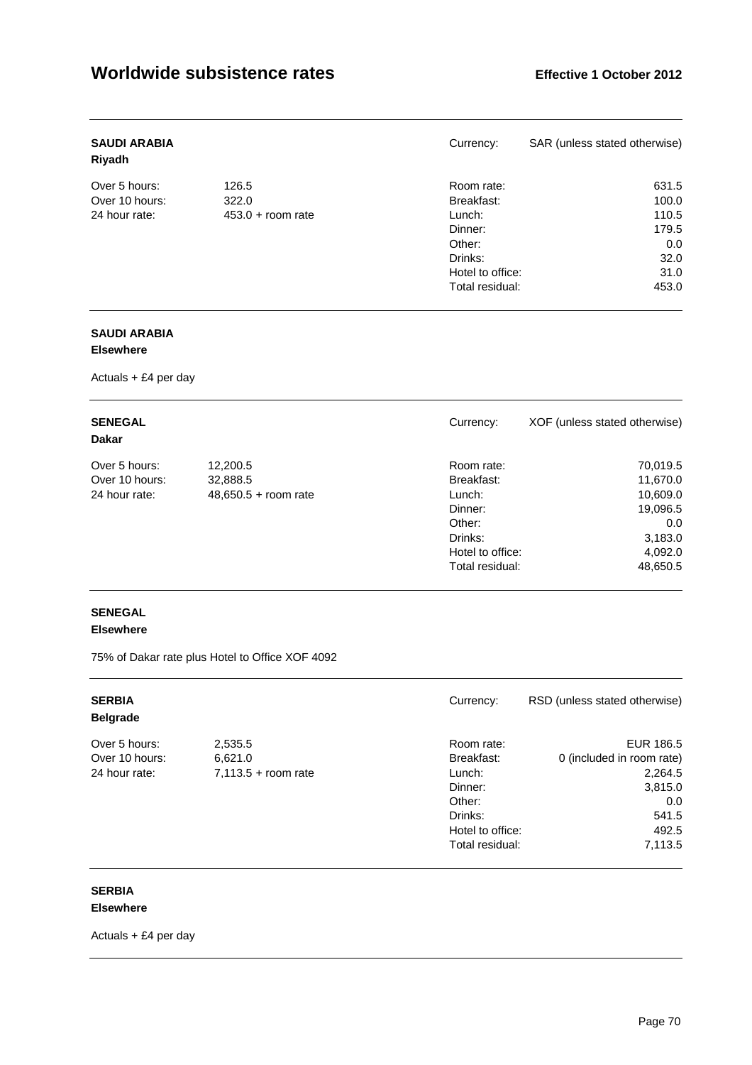**SAUDI ARABIA**
**Riyadh**

Currency: SAR (unless stated otherwise)

| | | | |
|---|---|---|---|
| Over 5 hours: | 126.5 | Room rate: | 631.5 |
| Over 10 hours: | 322.0 | Breakfast: | 100.0 |
| 24 hour rate: | 453.0 + room rate | Lunch: | 110.5 |
| | | Dinner: | 179.5 |
| | | Other: | 0.0 |
| | | Drinks: | 32.0 |
| | | Hotel to office: | 31.0 |
| | | Total residual: | 453.0 |

**SAUDI ARABIA**
**Elsewhere**

Actuals + £4 per day

**SENEGAL**
**Dakar**

Currency: XOF (unless stated otherwise)

| | | | |
|---|---|---|---|
| Over 5 hours: | 12,200.5 | Room rate: | 70,019.5 |
| Over 10 hours: | 32,888.5 | Breakfast: | 11,670.0 |
| 24 hour rate: | 48,650.5 + room rate | Lunch: | 10,609.0 |
| | | Dinner: | 19,096.5 |
| | | Other: | 0.0 |
| | | Drinks: | 3,183.0 |
| | | Hotel to office: | 4,092.0 |
| | | Total residual: | 48,650.5 |

**SENEGAL**
**Elsewhere**

75% of Dakar rate plus Hotel to Office XOF 4092

**SERBIA**
**Belgrade**

Currency: RSD (unless stated otherwise)

| | | | |
|---|---|---|---|
| Over 5 hours: | 2,535.5 | Room rate: | EUR 186.5 |
| Over 10 hours: | 6,621.0 | Breakfast: | 0 (included in room rate) |
| 24 hour rate: | 7,113.5 + room rate | Lunch: | 2,264.5 |
| | | Dinner: | 3,815.0 |
| | | Other: | 0.0 |
| | | Drinks: | 541.5 |
| | | Hotel to office: | 492.5 |
| | | Total residual: | 7,113.5 |

**SERBIA**
**Elsewhere**

Actuals + £4 per day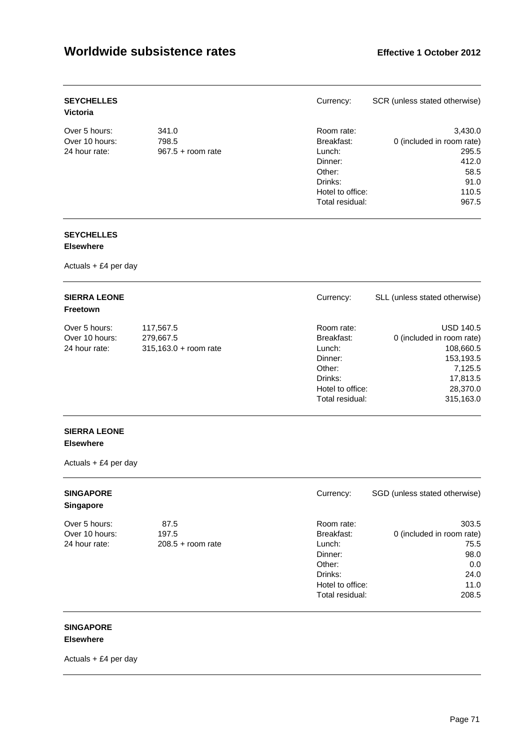# Worldwide subsistence rates

**Effective 1 October 2012**

---

**SEYCHELLES**
**Victoria**

| | | | |
|---|---|---|---|
| Over 5 hours: | 341.0 | Currency: | SCR (unless stated otherwise) |
| Over 10 hours: | 798.5 | Room rate: | 3,430.0 |
| 24 hour rate: | 967.5 + room rate | Breakfast: | 0 (included in room rate) |
| | | Lunch: | 295.5 |
| | | Dinner: | 412.0 |
| | | Other: | 58.5 |
| | | Drinks: | 91.0 |
| | | Hotel to office: | 110.5 |
| | | Total residual: | 967.5 |

---

**SEYCHELLES**
**Elsewhere**

Actuals + £4 per day

---

**SIERRA LEONE**
**Freetown**

| | | | |
|---|---|---|---|
| Over 5 hours: | 117,567.5 | Currency: | SLL (unless stated otherwise) |
| Over 10 hours: | 279,667.5 | Room rate: | USD 140.5 |
| 24 hour rate: | 315,163.0 + room rate | Breakfast: | 0 (included in room rate) |
| | | Lunch: | 108,660.5 |
| | | Dinner: | 153,193.5 |
| | | Other: | 7,125.5 |
| | | Drinks: | 17,813.5 |
| | | Hotel to office: | 28,370.0 |
| | | Total residual: | 315,163.0 |

---

**SIERRA LEONE**
**Elsewhere**

Actuals + £4 per day

---

**SINGAPORE**
**Singapore**

| | | | |
|---|---|---|---|
| Over 5 hours: | 87.5 | Currency: | SGD (unless stated otherwise) |
| Over 10 hours: | 197.5 | Room rate: | 303.5 |
| 24 hour rate: | 208.5 + room rate | Breakfast: | 0 (included in room rate) |
| | | Lunch: | 75.5 |
| | | Dinner: | 98.0 |
| | | Other: | 0.0 |
| | | Drinks: | 24.0 |
| | | Hotel to office: | 11.0 |
| | | Total residual: | 208.5 |

---

**SINGAPORE**
**Elsewhere**

Actuals + £4 per day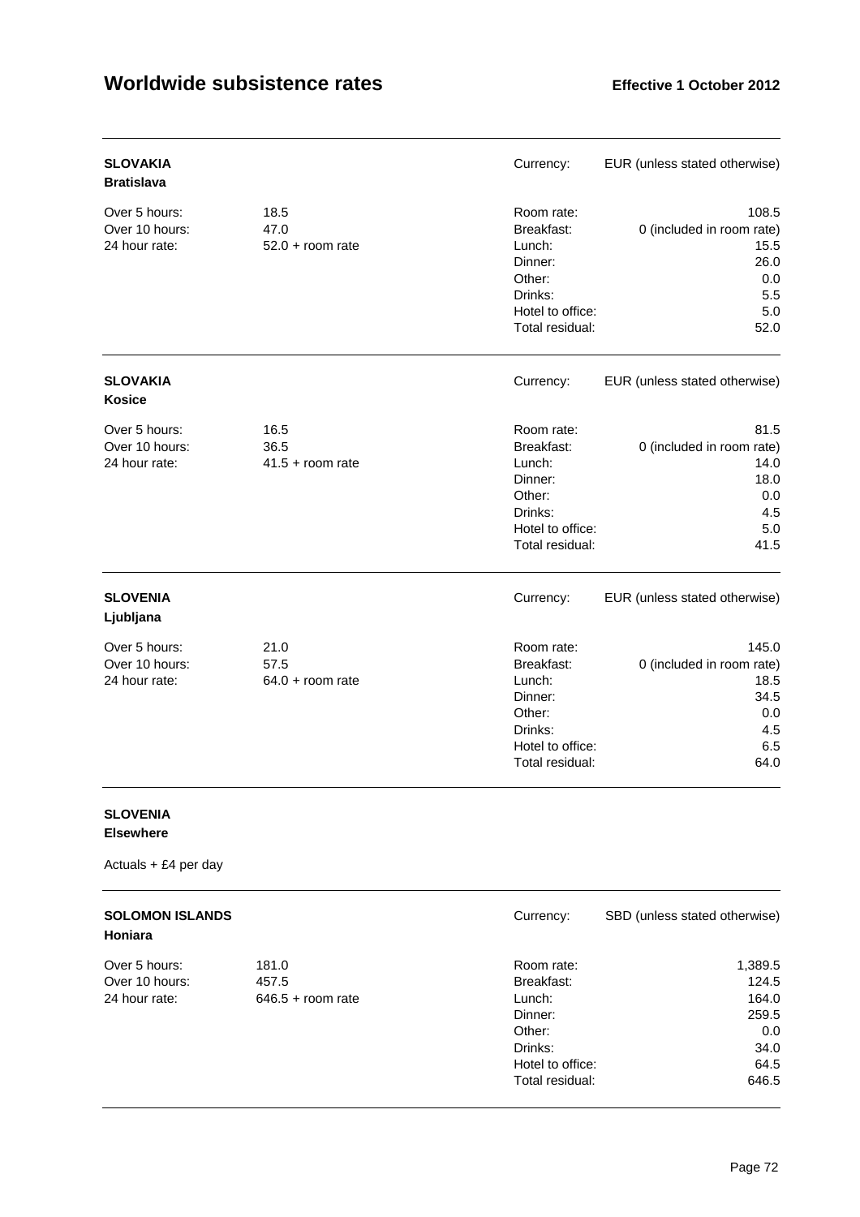# Worldwide subsistence rates

**Effective 1 October 2012**

---

**SLOVAKIA**
**Bratislava**

Currency: EUR (unless stated otherwise)

| | | | |
|---|---|---|---|
| Over 5 hours: | 18.5 | Room rate: | 108.5 |
| Over 10 hours: | 47.0 | Breakfast: | 0 (included in room rate) |
| 24 hour rate: | 52.0 + room rate | Lunch: | 15.5 |
| | | Dinner: | 26.0 |
| | | Other: | 0.0 |
| | | Drinks: | 5.5 |
| | | Hotel to office: | 5.0 |
| | | Total residual: | 52.0 |

---

**SLOVAKIA**
**Kosice**

Currency: EUR (unless stated otherwise)

| | | | |
|---|---|---|---|
| Over 5 hours: | 16.5 | Room rate: | 81.5 |
| Over 10 hours: | 36.5 | Breakfast: | 0 (included in room rate) |
| 24 hour rate: | 41.5 + room rate | Lunch: | 14.0 |
| | | Dinner: | 18.0 |
| | | Other: | 0.0 |
| | | Drinks: | 4.5 |
| | | Hotel to office: | 5.0 |
| | | Total residual: | 41.5 |

---

**SLOVENIA**
**Ljubljana**

Currency: EUR (unless stated otherwise)

| | | | |
|---|---|---|---|
| Over 5 hours: | 21.0 | Room rate: | 145.0 |
| Over 10 hours: | 57.5 | Breakfast: | 0 (included in room rate) |
| 24 hour rate: | 64.0 + room rate | Lunch: | 18.5 |
| | | Dinner: | 34.5 |
| | | Other: | 0.0 |
| | | Drinks: | 4.5 |
| | | Hotel to office: | 6.5 |
| | | Total residual: | 64.0 |

---

**SLOVENIA**
**Elsewhere**

Actuals + £4 per day

---

**SOLOMON ISLANDS**
**Honiara**

Currency: SBD (unless stated otherwise)

| | | | |
|---|---|---|---|
| Over 5 hours: | 181.0 | Room rate: | 1,389.5 |
| Over 10 hours: | 457.5 | Breakfast: | 124.5 |
| 24 hour rate: | 646.5 + room rate | Lunch: | 164.0 |
| | | Dinner: | 259.5 |
| | | Other: | 0.0 |
| | | Drinks: | 34.0 |
| | | Hotel to office: | 64.5 |
| | | Total residual: | 646.5 |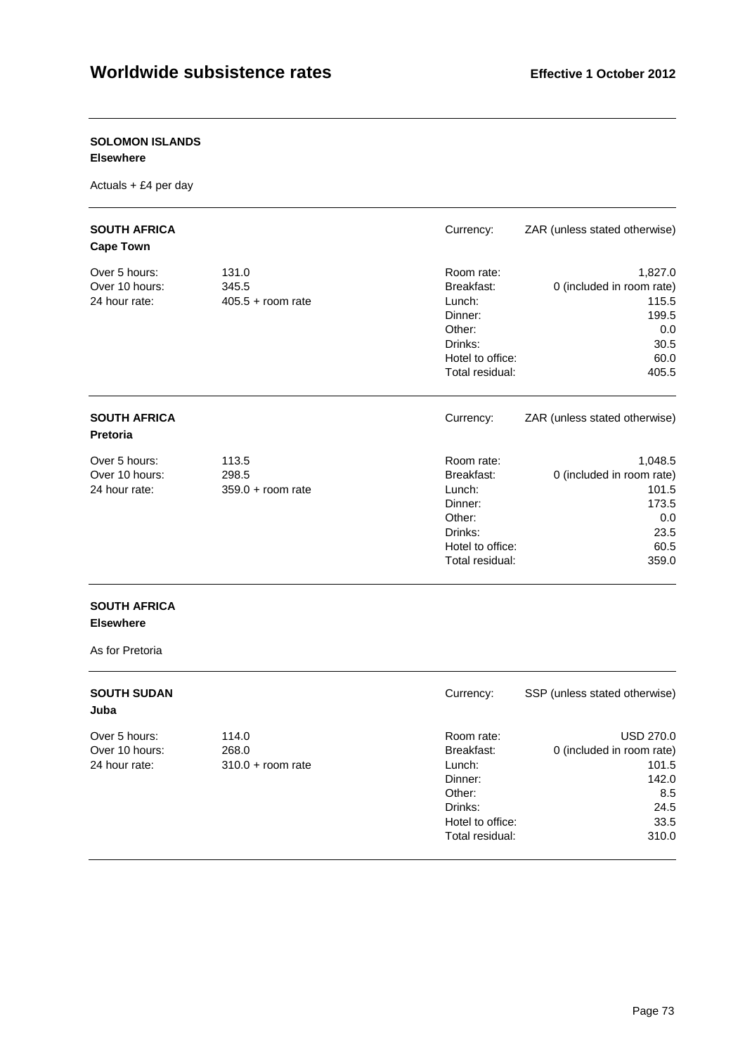**SOLOMON ISLANDS**
**Elsewhere**

Actuals + £4 per day

---

**SOUTH AFRICA**
**Cape Town**

Currency: ZAR (unless stated otherwise)

| | | | |
|---|---|---|---|
| Over 5 hours: | 131.0 | Room rate: | 1,827.0 |
| Over 10 hours: | 345.5 | Breakfast: | 0 (included in room rate) |
| 24 hour rate: | 405.5 + room rate | Lunch: | 115.5 |
| | | Dinner: | 199.5 |
| | | Other: | 0.0 |
| | | Drinks: | 30.5 |
| | | Hotel to office: | 60.0 |
| | | Total residual: | 405.5 |

---

**SOUTH AFRICA**
**Pretoria**

Currency: ZAR (unless stated otherwise)

| | | | |
|---|---|---|---|
| Over 5 hours: | 113.5 | Room rate: | 1,048.5 |
| Over 10 hours: | 298.5 | Breakfast: | 0 (included in room rate) |
| 24 hour rate: | 359.0 + room rate | Lunch: | 101.5 |
| | | Dinner: | 173.5 |
| | | Other: | 0.0 |
| | | Drinks: | 23.5 |
| | | Hotel to office: | 60.5 |
| | | Total residual: | 359.0 |

---

**SOUTH AFRICA**
**Elsewhere**

As for Pretoria

---

**SOUTH SUDAN**
**Juba**

Currency: SSP (unless stated otherwise)

| | | | |
|---|---|---|---|
| Over 5 hours: | 114.0 | Room rate: | USD 270.0 |
| Over 10 hours: | 268.0 | Breakfast: | 0 (included in room rate) |
| 24 hour rate: | 310.0 + room rate | Lunch: | 101.5 |
| | | Dinner: | 142.0 |
| | | Other: | 8.5 |
| | | Drinks: | 24.5 |
| | | Hotel to office: | 33.5 |
| | | Total residual: | 310.0 |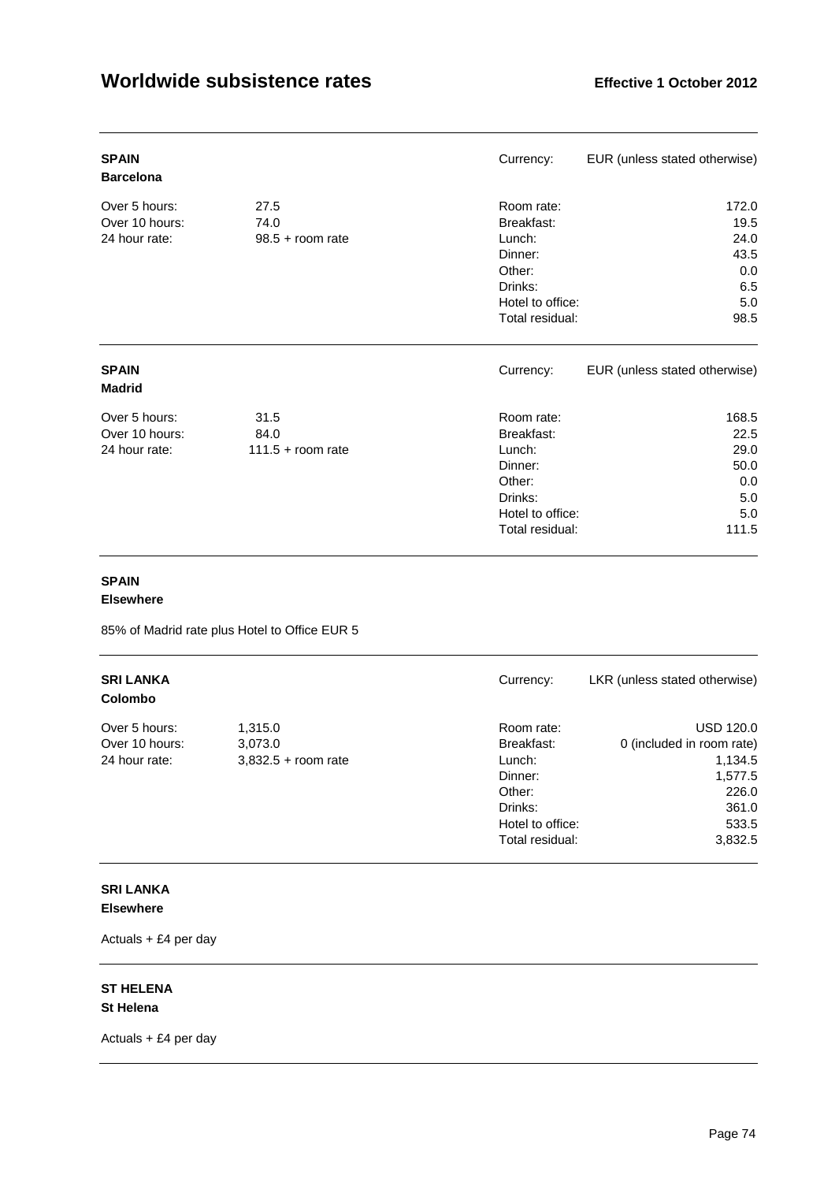# Worldwide subsistence rates

**Effective 1 October 2012**

---

**SPAIN**
**Barcelona**

Currency: EUR (unless stated otherwise)

| | | | |
|---|---|---|---|
| Over 5 hours: | 27.5 | Room rate: | 172.0 |
| Over 10 hours: | 74.0 | Breakfast: | 19.5 |
| 24 hour rate: | 98.5 + room rate | Lunch: | 24.0 |
| | | Dinner: | 43.5 |
| | | Other: | 0.0 |
| | | Drinks: | 6.5 |
| | | Hotel to office: | 5.0 |
| | | Total residual: | 98.5 |

---

**SPAIN**
**Madrid**

Currency: EUR (unless stated otherwise)

| | | | |
|---|---|---|---|
| Over 5 hours: | 31.5 | Room rate: | 168.5 |
| Over 10 hours: | 84.0 | Breakfast: | 22.5 |
| 24 hour rate: | 111.5 + room rate | Lunch: | 29.0 |
| | | Dinner: | 50.0 |
| | | Other: | 0.0 |
| | | Drinks: | 5.0 |
| | | Hotel to office: | 5.0 |
| | | Total residual: | 111.5 |

---

**SPAIN**
**Elsewhere**

85% of Madrid rate plus Hotel to Office EUR 5

---

**SRI LANKA**
**Colombo**

Currency: LKR (unless stated otherwise)

| | | | |
|---|---|---|---|
| Over 5 hours: | 1,315.0 | Room rate: | USD 120.0 |
| Over 10 hours: | 3,073.0 | Breakfast: | 0 (included in room rate) |
| 24 hour rate: | 3,832.5 + room rate | Lunch: | 1,134.5 |
| | | Dinner: | 1,577.5 |
| | | Other: | 226.0 |
| | | Drinks: | 361.0 |
| | | Hotel to office: | 533.5 |
| | | Total residual: | 3,832.5 |

---

**SRI LANKA**
**Elsewhere**

Actuals + £4 per day

---

**ST HELENA**
**St Helena**

Actuals + £4 per day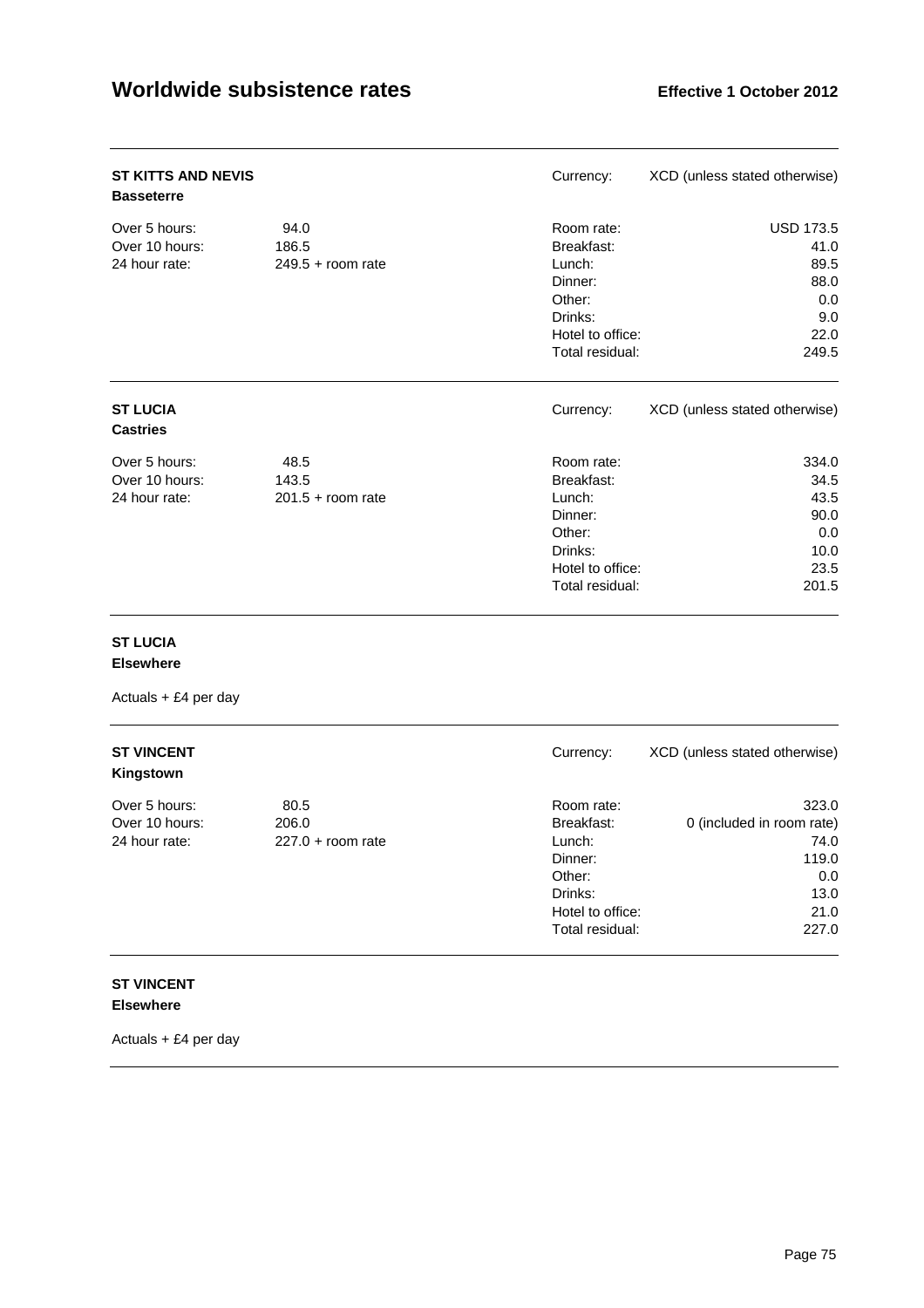# Worldwide subsistence rates

**Effective 1 October 2012**

---

**ST KITTS AND NEVIS**
**Basseterre**

Currency: XCD (unless stated otherwise)

| | | | |
|---|---|---|---|
| Over 5 hours: | 94.0 | Room rate: | USD 173.5 |
| Over 10 hours: | 186.5 | Breakfast: | 41.0 |
| 24 hour rate: | 249.5 + room rate | Lunch: | 89.5 |
| | | Dinner: | 88.0 |
| | | Other: | 0.0 |
| | | Drinks: | 9.0 |
| | | Hotel to office: | 22.0 |
| | | Total residual: | 249.5 |

---

**ST LUCIA**
**Castries**

Currency: XCD (unless stated otherwise)

| | | | |
|---|---|---|---|
| Over 5 hours: | 48.5 | Room rate: | 334.0 |
| Over 10 hours: | 143.5 | Breakfast: | 34.5 |
| 24 hour rate: | 201.5 + room rate | Lunch: | 43.5 |
| | | Dinner: | 90.0 |
| | | Other: | 0.0 |
| | | Drinks: | 10.0 |
| | | Hotel to office: | 23.5 |
| | | Total residual: | 201.5 |

---

**ST LUCIA**
**Elsewhere**

Actuals + £4 per day

---

**ST VINCENT**
**Kingstown**

Currency: XCD (unless stated otherwise)

| | | | |
|---|---|---|---|
| Over 5 hours: | 80.5 | Room rate: | 323.0 |
| Over 10 hours: | 206.0 | Breakfast: | 0 (included in room rate) |
| 24 hour rate: | 227.0 + room rate | Lunch: | 74.0 |
| | | Dinner: | 119.0 |
| | | Other: | 0.0 |
| | | Drinks: | 13.0 |
| | | Hotel to office: | 21.0 |
| | | Total residual: | 227.0 |

---

**ST VINCENT**
**Elsewhere**

Actuals + £4 per day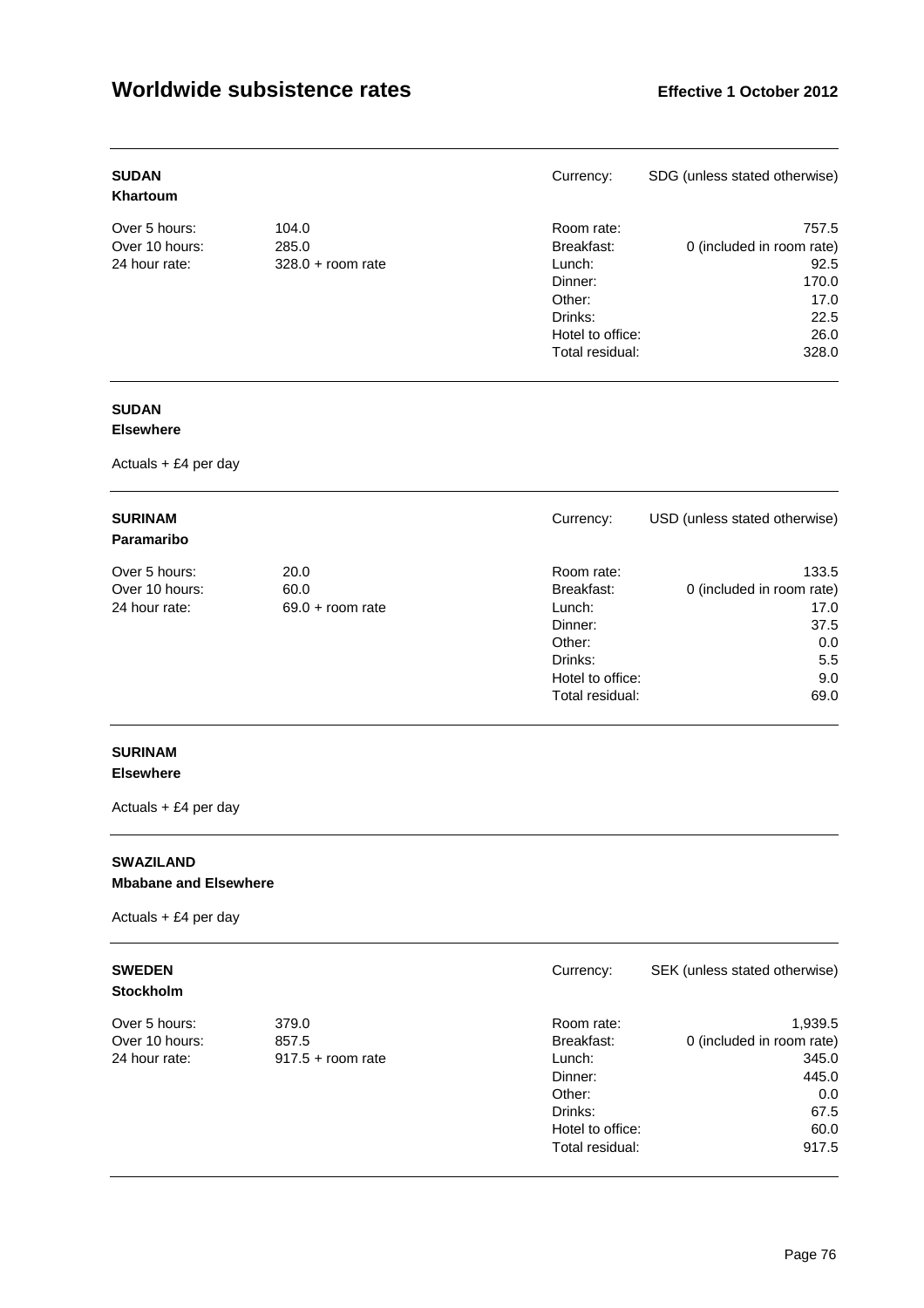# Worldwide subsistence rates

**Effective 1 October 2012**

---

**SUDAN**
**Khartoum**

Currency: SDG (unless stated otherwise)

| | | | |
|---|---|---|---|
| Over 5 hours: | 104.0 | Room rate: | 757.5 |
| Over 10 hours: | 285.0 | Breakfast: | 0 (included in room rate) |
| 24 hour rate: | 328.0 + room rate | Lunch: | 92.5 |
| | | Dinner: | 170.0 |
| | | Other: | 17.0 |
| | | Drinks: | 22.5 |
| | | Hotel to office: | 26.0 |
| | | Total residual: | 328.0 |

---

**SUDAN**
**Elsewhere**

Actuals + £4 per day

---

**SURINAM**
**Paramaribo**

Currency: USD (unless stated otherwise)

| | | | |
|---|---|---|---|
| Over 5 hours: | 20.0 | Room rate: | 133.5 |
| Over 10 hours: | 60.0 | Breakfast: | 0 (included in room rate) |
| 24 hour rate: | 69.0 + room rate | Lunch: | 17.0 |
| | | Dinner: | 37.5 |
| | | Other: | 0.0 |
| | | Drinks: | 5.5 |
| | | Hotel to office: | 9.0 |
| | | Total residual: | 69.0 |

---

**SURINAM**
**Elsewhere**

Actuals + £4 per day

---

**SWAZILAND**
**Mbabane and Elsewhere**

Actuals + £4 per day

---

**SWEDEN**
**Stockholm**

Currency: SEK (unless stated otherwise)

| | | | |
|---|---|---|---|
| Over 5 hours: | 379.0 | Room rate: | 1,939.5 |
| Over 10 hours: | 857.5 | Breakfast: | 0 (included in room rate) |
| 24 hour rate: | 917.5 + room rate | Lunch: | 345.0 |
| | | Dinner: | 445.0 |
| | | Other: | 0.0 |
| | | Drinks: | 67.5 |
| | | Hotel to office: | 60.0 |
| | | Total residual: | 917.5 |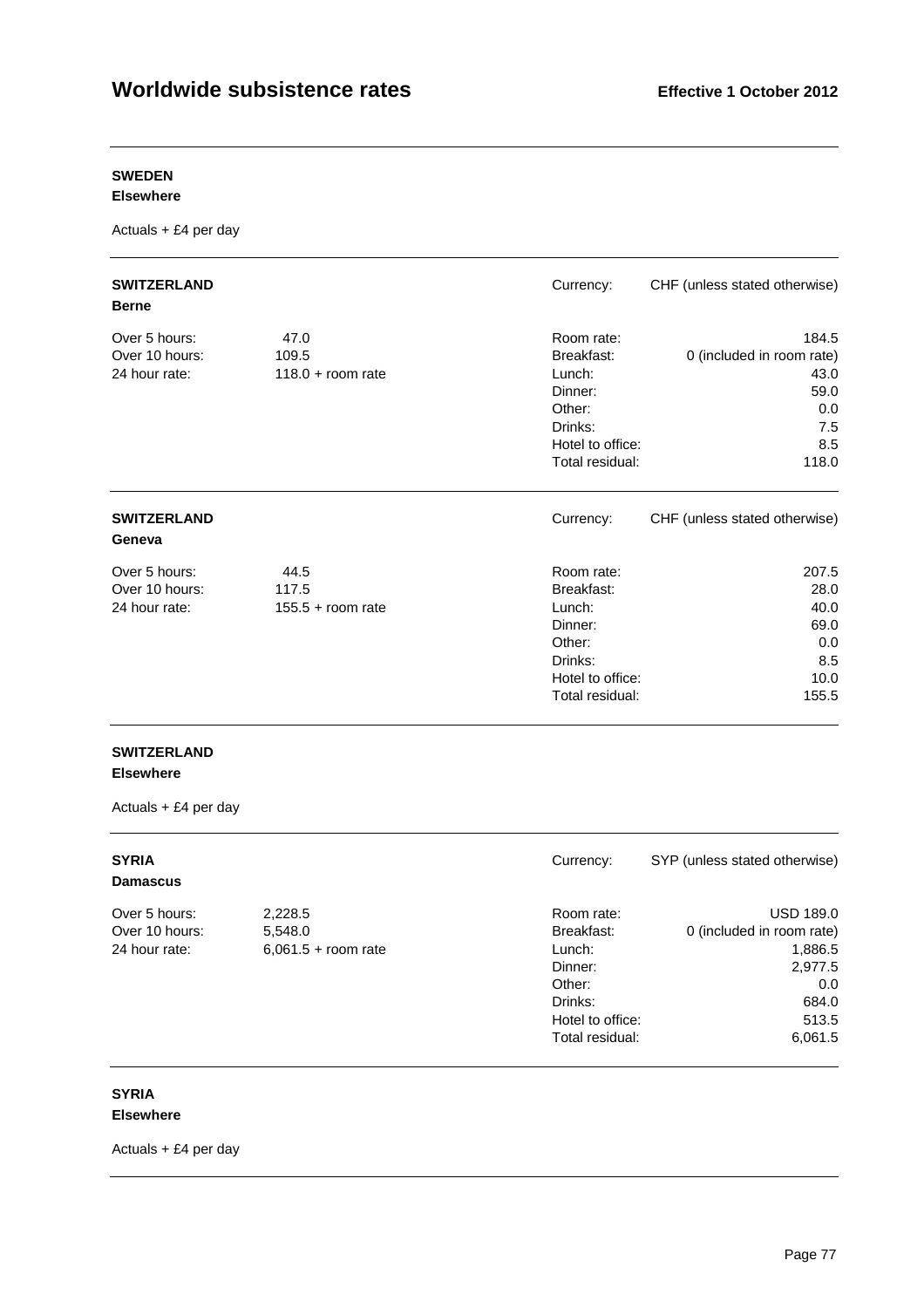# Worldwide subsistence rates

**Effective 1 October 2012**

---

**SWEDEN**
**Elsewhere**

Actuals + £4 per day

---

**SWITZERLAND**
**Berne**

Currency: CHF (unless stated otherwise)

| | |
|---|---|
| Over 5 hours: | 47.0 |
| Over 10 hours: | 109.5 |
| 24 hour rate: | 118.0 + room rate |

| | |
|---|---|
| Room rate: | 184.5 |
| Breakfast: | 0 (included in room rate) |
| Lunch: | 43.0 |
| Dinner: | 59.0 |
| Other: | 0.0 |
| Drinks: | 7.5 |
| Hotel to office: | 8.5 |
| Total residual: | 118.0 |

---

**SWITZERLAND**
**Geneva**

Currency: CHF (unless stated otherwise)

| | |
|---|---|
| Over 5 hours: | 44.5 |
| Over 10 hours: | 117.5 |
| 24 hour rate: | 155.5 + room rate |

| | |
|---|---|
| Room rate: | 207.5 |
| Breakfast: | 28.0 |
| Lunch: | 40.0 |
| Dinner: | 69.0 |
| Other: | 0.0 |
| Drinks: | 8.5 |
| Hotel to office: | 10.0 |
| Total residual: | 155.5 |

---

**SWITZERLAND**
**Elsewhere**

Actuals + £4 per day

---

**SYRIA**
**Damascus**

Currency: SYP (unless stated otherwise)

| | |
|---|---|
| Over 5 hours: | 2,228.5 |
| Over 10 hours: | 5,548.0 |
| 24 hour rate: | 6,061.5 + room rate |

| | |
|---|---|
| Room rate: | USD 189.0 |
| Breakfast: | 0 (included in room rate) |
| Lunch: | 1,886.5 |
| Dinner: | 2,977.5 |
| Other: | 0.0 |
| Drinks: | 684.0 |
| Hotel to office: | 513.5 |
| Total residual: | 6,061.5 |

---

**SYRIA**
**Elsewhere**

Actuals + £4 per day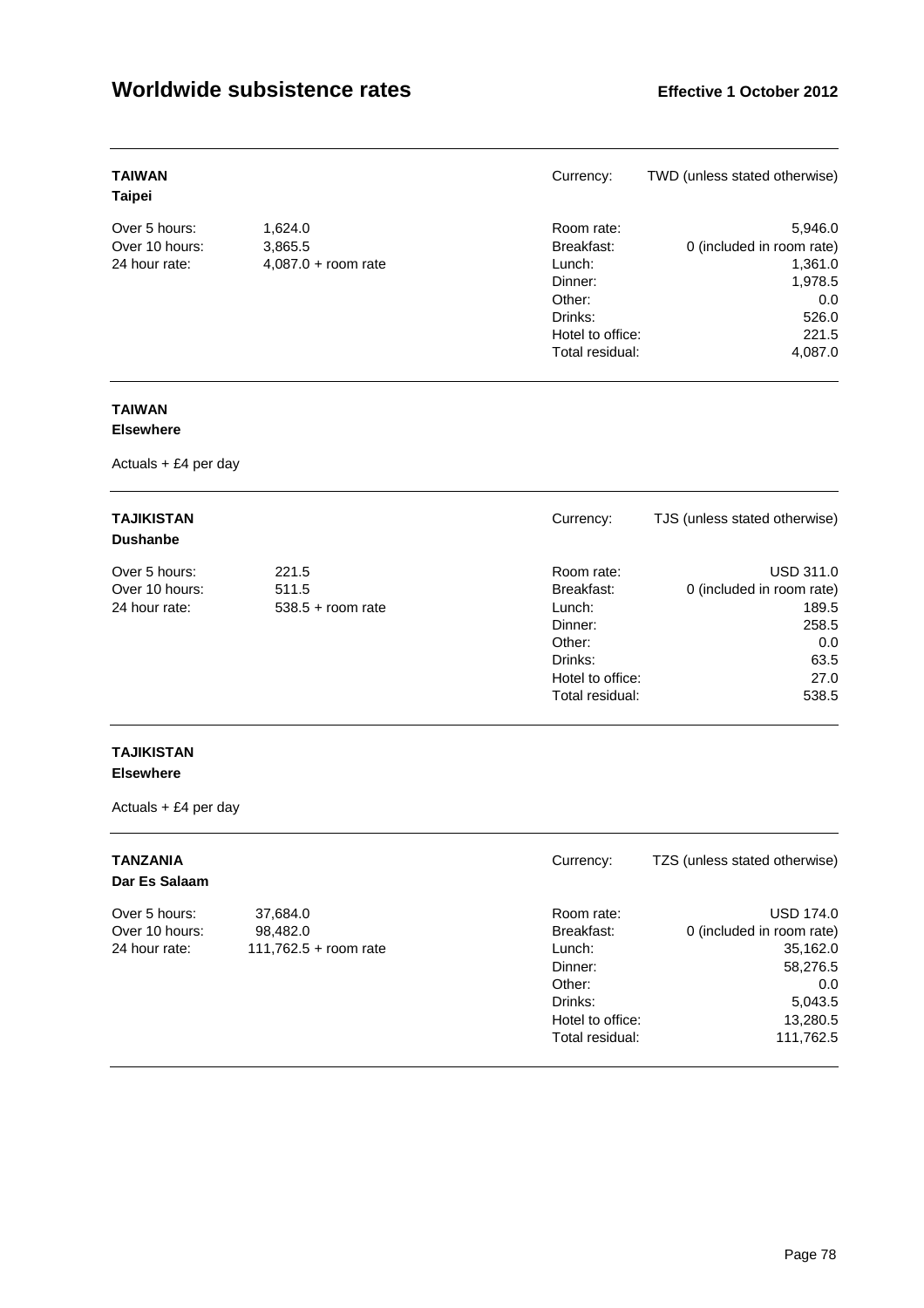**TAIWAN**
**Taipei**

Currency: TWD (unless stated otherwise)

| | | | |
|---|---|---|---|
| Over 5 hours: | 1,624.0 | Room rate: | 5,946.0 |
| Over 10 hours: | 3,865.5 | Breakfast: | 0 (included in room rate) |
| 24 hour rate: | 4,087.0 + room rate | Lunch: | 1,361.0 |
| | | Dinner: | 1,978.5 |
| | | Other: | 0.0 |
| | | Drinks: | 526.0 |
| | | Hotel to office: | 221.5 |
| | | Total residual: | 4,087.0 |

**TAIWAN**
**Elsewhere**

Actuals + £4 per day

**TAJIKISTAN**
**Dushanbe**

Currency: TJS (unless stated otherwise)

| | | | |
|---|---|---|---|
| Over 5 hours: | 221.5 | Room rate: | USD 311.0 |
| Over 10 hours: | 511.5 | Breakfast: | 0 (included in room rate) |
| 24 hour rate: | 538.5 + room rate | Lunch: | 189.5 |
| | | Dinner: | 258.5 |
| | | Other: | 0.0 |
| | | Drinks: | 63.5 |
| | | Hotel to office: | 27.0 |
| | | Total residual: | 538.5 |

**TAJIKISTAN**
**Elsewhere**

Actuals + £4 per day

**TANZANIA**
**Dar Es Salaam**

Currency: TZS (unless stated otherwise)

| | | | |
|---|---|---|---|
| Over 5 hours: | 37,684.0 | Room rate: | USD 174.0 |
| Over 10 hours: | 98,482.0 | Breakfast: | 0 (included in room rate) |
| 24 hour rate: | 111,762.5 + room rate | Lunch: | 35,162.0 |
| | | Dinner: | 58,276.5 |
| | | Other: | 0.0 |
| | | Drinks: | 5,043.5 |
| | | Hotel to office: | 13,280.5 |
| | | Total residual: | 111,762.5 |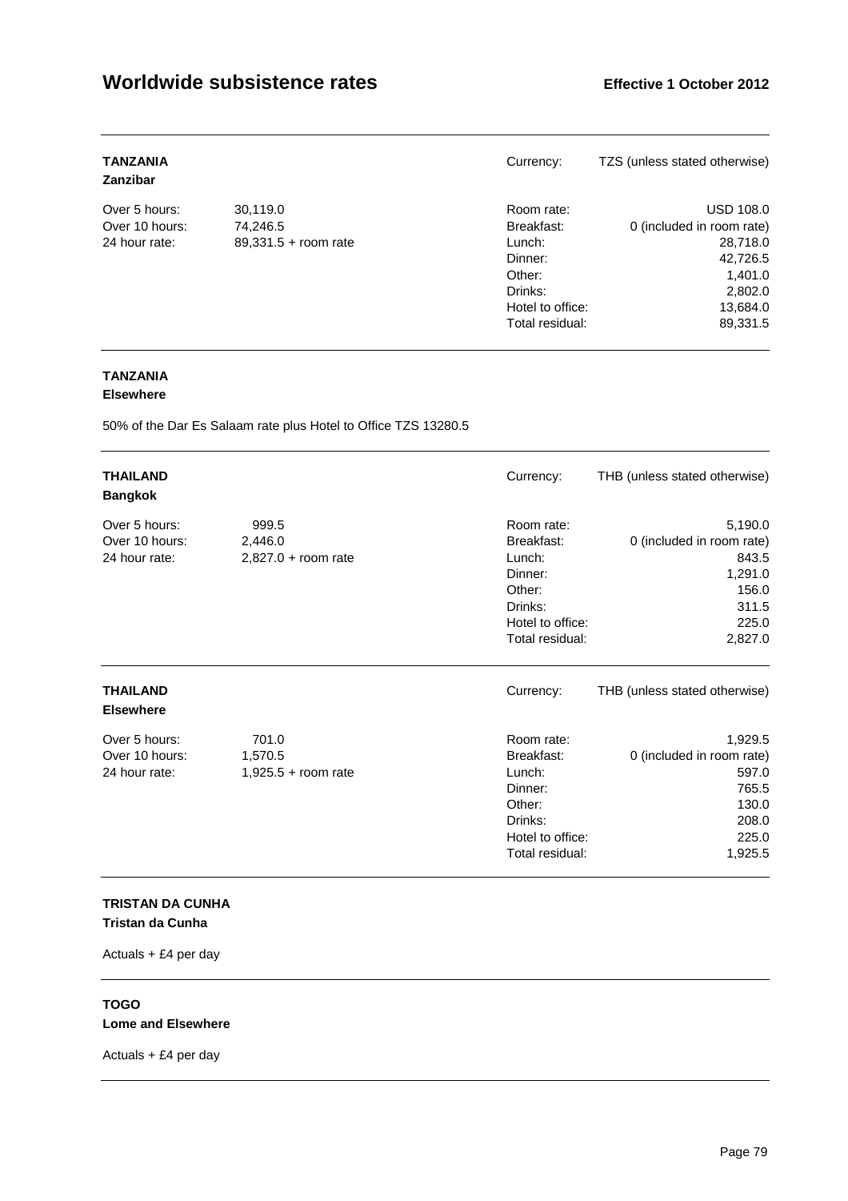## TANZANIA
### Zanzibar

Currency: TZS (unless stated otherwise)

| | | | |
|---|---|---|---|
| Over 5 hours: | 30,119.0 | Room rate: | USD 108.0 |
| Over 10 hours: | 74,246.5 | Breakfast: | 0 (included in room rate) |
| 24 hour rate: | 89,331.5 + room rate | Lunch: | 28,718.0 |
| | | Dinner: | 42,726.5 |
| | | Other: | 1,401.0 |
| | | Drinks: | 2,802.0 |
| | | Hotel to office: | 13,684.0 |
| | | Total residual: | 89,331.5 |

## TANZANIA
### Elsewhere

50% of the Dar Es Salaam rate plus Hotel to Office TZS 13280.5

## THAILAND
### Bangkok

Currency: THB (unless stated otherwise)

| | | | |
|---|---|---|---|
| Over 5 hours: | 999.5 | Room rate: | 5,190.0 |
| Over 10 hours: | 2,446.0 | Breakfast: | 0 (included in room rate) |
| 24 hour rate: | 2,827.0 + room rate | Lunch: | 843.5 |
| | | Dinner: | 1,291.0 |
| | | Other: | 156.0 |
| | | Drinks: | 311.5 |
| | | Hotel to office: | 225.0 |
| | | Total residual: | 2,827.0 |

## THAILAND
### Elsewhere

Currency: THB (unless stated otherwise)

| | | | |
|---|---|---|---|
| Over 5 hours: | 701.0 | Room rate: | 1,929.5 |
| Over 10 hours: | 1,570.5 | Breakfast: | 0 (included in room rate) |
| 24 hour rate: | 1,925.5 + room rate | Lunch: | 597.0 |
| | | Dinner: | 765.5 |
| | | Other: | 130.0 |
| | | Drinks: | 208.0 |
| | | Hotel to office: | 225.0 |
| | | Total residual: | 1,925.5 |

## TRISTAN DA CUNHA
### Tristan da Cunha

Actuals + £4 per day

## TOGO
### Lome and Elsewhere

Actuals + £4 per day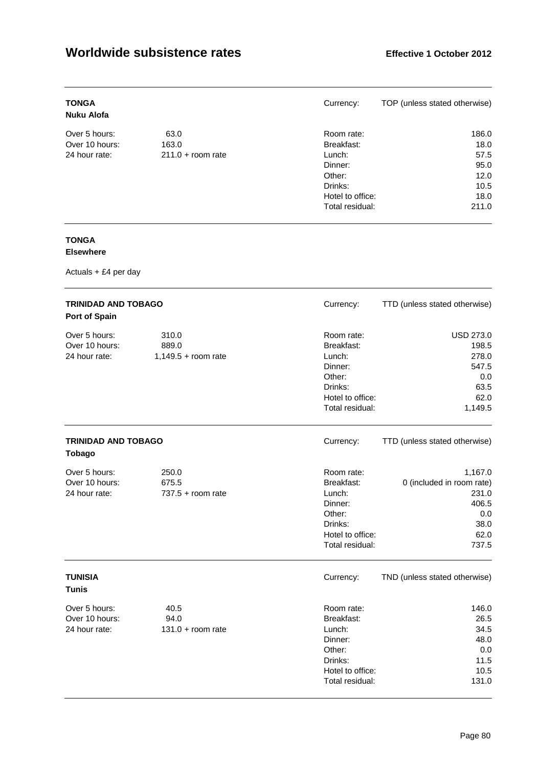# Worldwide subsistence rates

**Effective 1 October 2012**

---

**TONGA**
**Nuku Alofa**

Currency: TOP (unless stated otherwise)

| | | | |
|---|---|---|---|
| Over 5 hours: | 63.0 | Room rate: | 186.0 |
| Over 10 hours: | 163.0 | Breakfast: | 18.0 |
| 24 hour rate: | 211.0 + room rate | Lunch: | 57.5 |
| | | Dinner: | 95.0 |
| | | Other: | 12.0 |
| | | Drinks: | 10.5 |
| | | Hotel to office: | 18.0 |
| | | Total residual: | 211.0 |

---

**TONGA**
**Elsewhere**

Actuals + £4 per day

---

**TRINIDAD AND TOBAGO**
**Port of Spain**

Currency: TTD (unless stated otherwise)

| | | | |
|---|---|---|---|
| Over 5 hours: | 310.0 | Room rate: | USD 273.0 |
| Over 10 hours: | 889.0 | Breakfast: | 198.5 |
| 24 hour rate: | 1,149.5 + room rate | Lunch: | 278.0 |
| | | Dinner: | 547.5 |
| | | Other: | 0.0 |
| | | Drinks: | 63.5 |
| | | Hotel to office: | 62.0 |
| | | Total residual: | 1,149.5 |

---

**TRINIDAD AND TOBAGO**
**Tobago**

Currency: TTD (unless stated otherwise)

| | | | |
|---|---|---|---|
| Over 5 hours: | 250.0 | Room rate: | 1,167.0 |
| Over 10 hours: | 675.5 | Breakfast: | 0 (included in room rate) |
| 24 hour rate: | 737.5 + room rate | Lunch: | 231.0 |
| | | Dinner: | 406.5 |
| | | Other: | 0.0 |
| | | Drinks: | 38.0 |
| | | Hotel to office: | 62.0 |
| | | Total residual: | 737.5 |

---

**TUNISIA**
**Tunis**

Currency: TND (unless stated otherwise)

| | | | |
|---|---|---|---|
| Over 5 hours: | 40.5 | Room rate: | 146.0 |
| Over 10 hours: | 94.0 | Breakfast: | 26.5 |
| 24 hour rate: | 131.0 + room rate | Lunch: | 34.5 |
| | | Dinner: | 48.0 |
| | | Other: | 0.0 |
| | | Drinks: | 11.5 |
| | | Hotel to office: | 10.5 |
| | | Total residual: | 131.0 |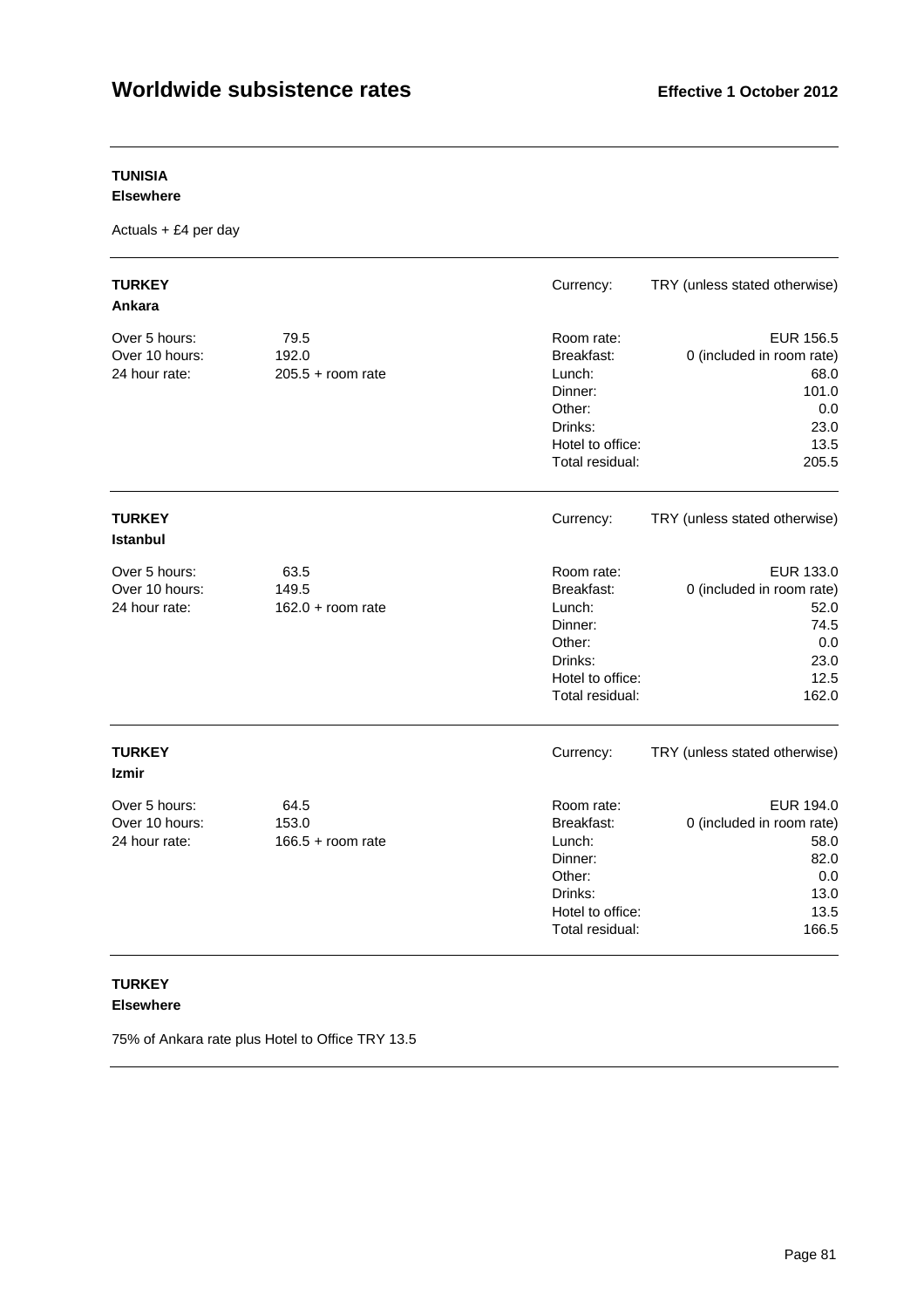## TUNISIA
**Elsewhere**

Actuals + £4 per day

---

## TURKEY
**Ankara**

Currency: TRY (unless stated otherwise)

| | | | |
|---|---|---|---|
| Over 5 hours: | 79.5 | Room rate: | EUR 156.5 |
| Over 10 hours: | 192.0 | Breakfast: | 0 (included in room rate) |
| 24 hour rate: | 205.5 + room rate | Lunch: | 68.0 |
| | | Dinner: | 101.0 |
| | | Other: | 0.0 |
| | | Drinks: | 23.0 |
| | | Hotel to office: | 13.5 |
| | | Total residual: | 205.5 |

---

## TURKEY
**Istanbul**

Currency: TRY (unless stated otherwise)

| | | | |
|---|---|---|---|
| Over 5 hours: | 63.5 | Room rate: | EUR 133.0 |
| Over 10 hours: | 149.5 | Breakfast: | 0 (included in room rate) |
| 24 hour rate: | 162.0 + room rate | Lunch: | 52.0 |
| | | Dinner: | 74.5 |
| | | Other: | 0.0 |
| | | Drinks: | 23.0 |
| | | Hotel to office: | 12.5 |
| | | Total residual: | 162.0 |

---

## TURKEY
**Izmir**

Currency: TRY (unless stated otherwise)

| | | | |
|---|---|---|---|
| Over 5 hours: | 64.5 | Room rate: | EUR 194.0 |
| Over 10 hours: | 153.0 | Breakfast: | 0 (included in room rate) |
| 24 hour rate: | 166.5 + room rate | Lunch: | 58.0 |
| | | Dinner: | 82.0 |
| | | Other: | 0.0 |
| | | Drinks: | 13.0 |
| | | Hotel to office: | 13.5 |
| | | Total residual: | 166.5 |

---

## TURKEY
**Elsewhere**

75% of Ankara rate plus Hotel to Office TRY 13.5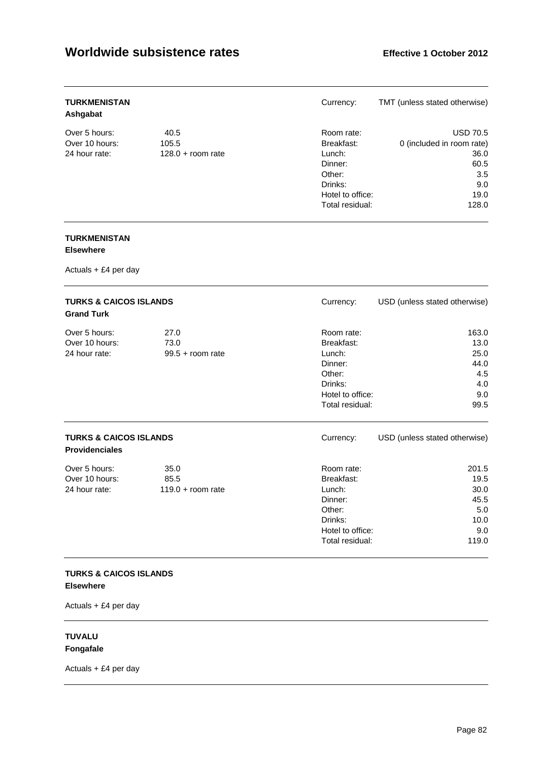# Worldwide subsistence rates

**Effective 1 October 2012**

---

**TURKMENISTAN**
**Ashgabat**

Currency: TMT (unless stated otherwise)

| | | | |
|---|---|---|---|
| Over 5 hours: | 40.5 | Room rate: | USD 70.5 |
| Over 10 hours: | 105.5 | Breakfast: | 0 (included in room rate) |
| 24 hour rate: | 128.0 + room rate | Lunch: | 36.0 |
| | | Dinner: | 60.5 |
| | | Other: | 3.5 |
| | | Drinks: | 9.0 |
| | | Hotel to office: | 19.0 |
| | | Total residual: | 128.0 |

---

**TURKMENISTAN**
**Elsewhere**

Actuals + £4 per day

---

**TURKS & CAICOS ISLANDS**
**Grand Turk**

Currency: USD (unless stated otherwise)

| | | | |
|---|---|---|---|
| Over 5 hours: | 27.0 | Room rate: | 163.0 |
| Over 10 hours: | 73.0 | Breakfast: | 13.0 |
| 24 hour rate: | 99.5 + room rate | Lunch: | 25.0 |
| | | Dinner: | 44.0 |
| | | Other: | 4.5 |
| | | Drinks: | 4.0 |
| | | Hotel to office: | 9.0 |
| | | Total residual: | 99.5 |

---

**TURKS & CAICOS ISLANDS**
**Providenciales**

Currency: USD (unless stated otherwise)

| | | | |
|---|---|---|---|
| Over 5 hours: | 35.0 | Room rate: | 201.5 |
| Over 10 hours: | 85.5 | Breakfast: | 19.5 |
| 24 hour rate: | 119.0 + room rate | Lunch: | 30.0 |
| | | Dinner: | 45.5 |
| | | Other: | 5.0 |
| | | Drinks: | 10.0 |
| | | Hotel to office: | 9.0 |
| | | Total residual: | 119.0 |

---

**TURKS & CAICOS ISLANDS**
**Elsewhere**

Actuals + £4 per day

---

**TUVALU**
**Fongafale**

Actuals + £4 per day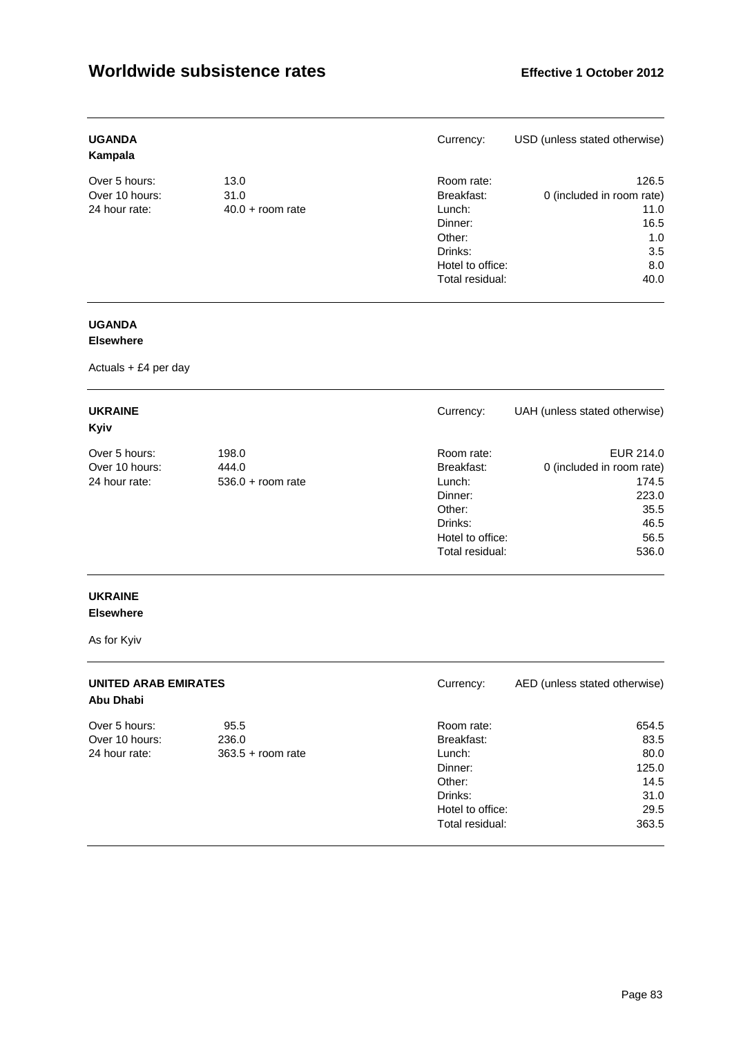# Worldwide subsistence rates

**Effective 1 October 2012**

---

**UGANDA**
**Kampala**

| | | | Currency: | USD (unless stated otherwise) |
|---|---|---|---|---|
| Over 5 hours: | 13.0 | | Room rate: | 126.5 |
| Over 10 hours: | 31.0 | | Breakfast: | 0 (included in room rate) |
| 24 hour rate: | 40.0 + room rate | | Lunch: | 11.0 |
| | | | Dinner: | 16.5 |
| | | | Other: | 1.0 |
| | | | Drinks: | 3.5 |
| | | | Hotel to office: | 8.0 |
| | | | Total residual: | 40.0 |

---

**UGANDA**
**Elsewhere**

Actuals + £4 per day

---

**UKRAINE**
**Kyiv**

| | | | Currency: | UAH (unless stated otherwise) |
|---|---|---|---|---|
| Over 5 hours: | 198.0 | | Room rate: | EUR 214.0 |
| Over 10 hours: | 444.0 | | Breakfast: | 0 (included in room rate) |
| 24 hour rate: | 536.0 + room rate | | Lunch: | 174.5 |
| | | | Dinner: | 223.0 |
| | | | Other: | 35.5 |
| | | | Drinks: | 46.5 |
| | | | Hotel to office: | 56.5 |
| | | | Total residual: | 536.0 |

---

**UKRAINE**
**Elsewhere**

As for Kyiv

---

**UNITED ARAB EMIRATES**
**Abu Dhabi**

| | | | Currency: | AED (unless stated otherwise) |
|---|---|---|---|---|
| Over 5 hours: | 95.5 | | Room rate: | 654.5 |
| Over 10 hours: | 236.0 | | Breakfast: | 83.5 |
| 24 hour rate: | 363.5 + room rate | | Lunch: | 80.0 |
| | | | Dinner: | 125.0 |
| | | | Other: | 14.5 |
| | | | Drinks: | 31.0 |
| | | | Hotel to office: | 29.5 |
| | | | Total residual: | 363.5 |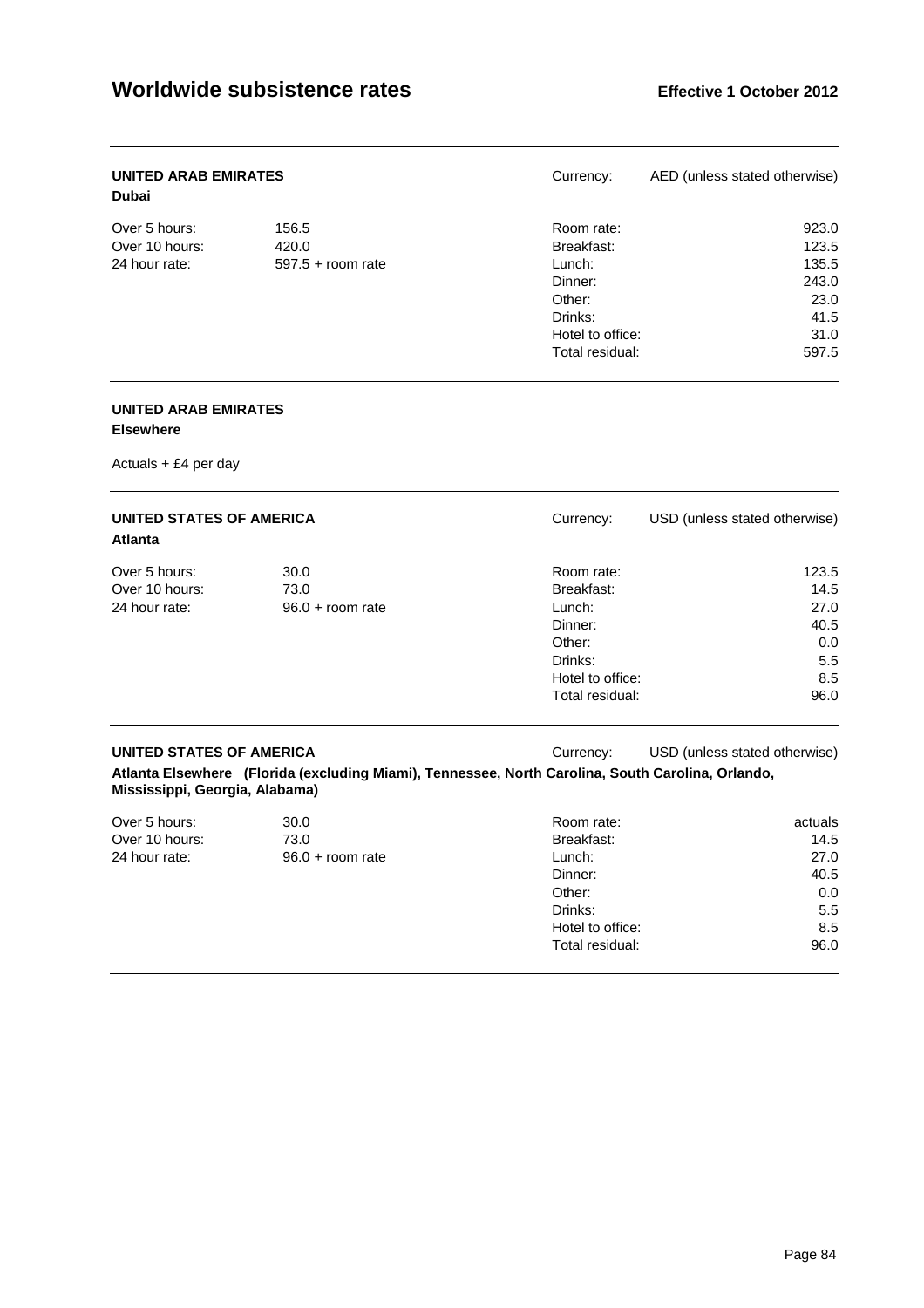## UNITED ARAB EMIRATES

**Dubai**

Currency: AED (unless stated otherwise)

| | |
|---|---|
| Over 5 hours: | 156.5 |
| Over 10 hours: | 420.0 |
| 24 hour rate: | 597.5 + room rate |

| | |
|---|---|
| Room rate: | 923.0 |
| Breakfast: | 123.5 |
| Lunch: | 135.5 |
| Dinner: | 243.0 |
| Other: | 23.0 |
| Drinks: | 41.5 |
| Hotel to office: | 31.0 |
| Total residual: | 597.5 |

## UNITED ARAB EMIRATES

**Elsewhere**

Actuals + £4 per day

## UNITED STATES OF AMERICA

**Atlanta**

Currency: USD (unless stated otherwise)

| | |
|---|---|
| Over 5 hours: | 30.0 |
| Over 10 hours: | 73.0 |
| 24 hour rate: | 96.0 + room rate |

| | |
|---|---|
| Room rate: | 123.5 |
| Breakfast: | 14.5 |
| Lunch: | 27.0 |
| Dinner: | 40.5 |
| Other: | 0.0 |
| Drinks: | 5.5 |
| Hotel to office: | 8.5 |
| Total residual: | 96.0 |

## UNITED STATES OF AMERICA

**Atlanta Elsewhere (Florida (excluding Miami), Tennessee, North Carolina, South Carolina, Orlando, Mississippi, Georgia, Alabama)**

Currency: USD (unless stated otherwise)

| | |
|---|---|
| Over 5 hours: | 30.0 |
| Over 10 hours: | 73.0 |
| 24 hour rate: | 96.0 + room rate |

| | |
|---|---|
| Room rate: | actuals |
| Breakfast: | 14.5 |
| Lunch: | 27.0 |
| Dinner: | 40.5 |
| Other: | 0.0 |
| Drinks: | 5.5 |
| Hotel to office: | 8.5 |
| Total residual: | 96.0 |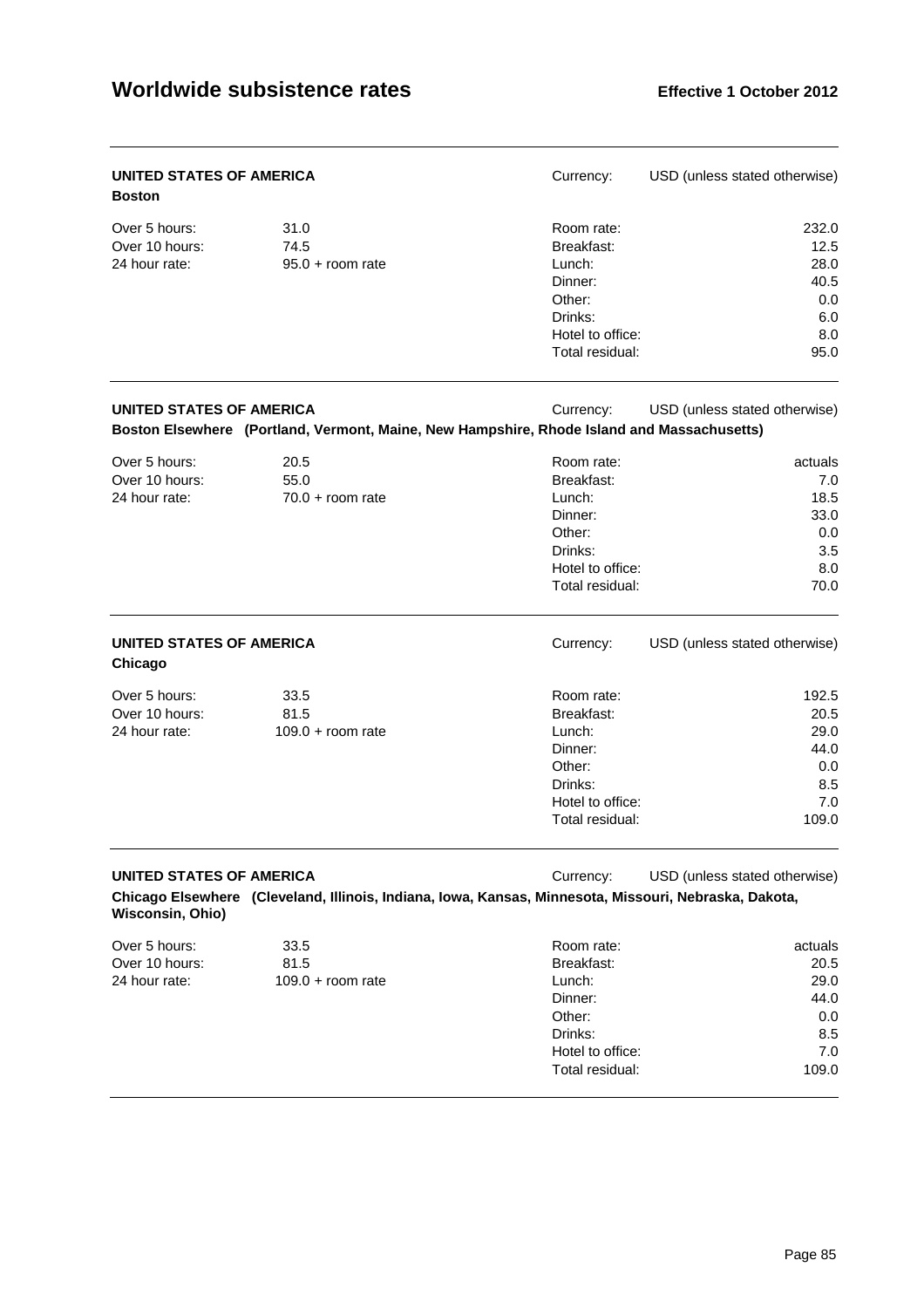## UNITED STATES OF AMERICA

**Boston**

Currency: USD (unless stated otherwise)

| | | | |
|---|---|---|---|
| Over 5 hours: | 31.0 | Room rate: | 232.0 |
| Over 10 hours: | 74.5 | Breakfast: | 12.5 |
| 24 hour rate: | 95.0 + room rate | Lunch: | 28.0 |
| | | Dinner: | 40.5 |
| | | Other: | 0.0 |
| | | Drinks: | 6.0 |
| | | Hotel to office: | 8.0 |
| | | Total residual: | 95.0 |

## UNITED STATES OF AMERICA

**Boston Elsewhere (Portland, Vermont, Maine, New Hampshire, Rhode Island and Massachusetts)**

Currency: USD (unless stated otherwise)

| | | | |
|---|---|---|---|
| Over 5 hours: | 20.5 | Room rate: | actuals |
| Over 10 hours: | 55.0 | Breakfast: | 7.0 |
| 24 hour rate: | 70.0 + room rate | Lunch: | 18.5 |
| | | Dinner: | 33.0 |
| | | Other: | 0.0 |
| | | Drinks: | 3.5 |
| | | Hotel to office: | 8.0 |
| | | Total residual: | 70.0 |

## UNITED STATES OF AMERICA

**Chicago**

Currency: USD (unless stated otherwise)

| | | | |
|---|---|---|---|
| Over 5 hours: | 33.5 | Room rate: | 192.5 |
| Over 10 hours: | 81.5 | Breakfast: | 20.5 |
| 24 hour rate: | 109.0 + room rate | Lunch: | 29.0 |
| | | Dinner: | 44.0 |
| | | Other: | 0.0 |
| | | Drinks: | 8.5 |
| | | Hotel to office: | 7.0 |
| | | Total residual: | 109.0 |

## UNITED STATES OF AMERICA

**Chicago Elsewhere (Cleveland, Illinois, Indiana, Iowa, Kansas, Minnesota, Missouri, Nebraska, Dakota, Wisconsin, Ohio)**

Currency: USD (unless stated otherwise)

| | | | |
|---|---|---|---|
| Over 5 hours: | 33.5 | Room rate: | actuals |
| Over 10 hours: | 81.5 | Breakfast: | 20.5 |
| 24 hour rate: | 109.0 + room rate | Lunch: | 29.0 |
| | | Dinner: | 44.0 |
| | | Other: | 0.0 |
| | | Drinks: | 8.5 |
| | | Hotel to office: | 7.0 |
| | | Total residual: | 109.0 |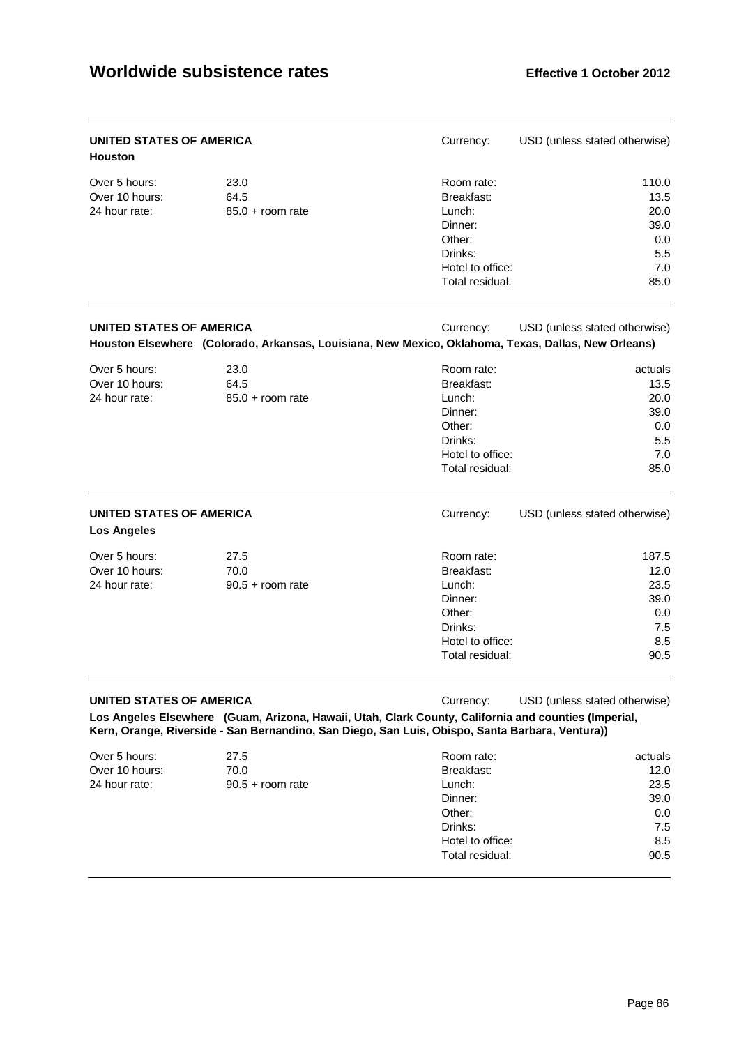## UNITED STATES OF AMERICA

**Houston**

Currency: USD (unless stated otherwise)

| | | | |
|---|---|---|---|
| Over 5 hours: | 23.0 | Room rate: | 110.0 |
| Over 10 hours: | 64.5 | Breakfast: | 13.5 |
| 24 hour rate: | 85.0 + room rate | Lunch: | 20.0 |
| | | Dinner: | 39.0 |
| | | Other: | 0.0 |
| | | Drinks: | 5.5 |
| | | Hotel to office: | 7.0 |
| | | Total residual: | 85.0 |

## UNITED STATES OF AMERICA

**Houston Elsewhere (Colorado, Arkansas, Louisiana, New Mexico, Oklahoma, Texas, Dallas, New Orleans)**

Currency: USD (unless stated otherwise)

| | | | |
|---|---|---|---|
| Over 5 hours: | 23.0 | Room rate: | actuals |
| Over 10 hours: | 64.5 | Breakfast: | 13.5 |
| 24 hour rate: | 85.0 + room rate | Lunch: | 20.0 |
| | | Dinner: | 39.0 |
| | | Other: | 0.0 |
| | | Drinks: | 5.5 |
| | | Hotel to office: | 7.0 |
| | | Total residual: | 85.0 |

## UNITED STATES OF AMERICA

**Los Angeles**

Currency: USD (unless stated otherwise)

| | | | |
|---|---|---|---|
| Over 5 hours: | 27.5 | Room rate: | 187.5 |
| Over 10 hours: | 70.0 | Breakfast: | 12.0 |
| 24 hour rate: | 90.5 + room rate | Lunch: | 23.5 |
| | | Dinner: | 39.0 |
| | | Other: | 0.0 |
| | | Drinks: | 7.5 |
| | | Hotel to office: | 8.5 |
| | | Total residual: | 90.5 |

## UNITED STATES OF AMERICA

**Los Angeles Elsewhere (Guam, Arizona, Hawaii, Utah, Clark County, California and counties (Imperial, Kern, Orange, Riverside - San Bernandino, San Diego, San Luis, Obispo, Santa Barbara, Ventura))**

Currency: USD (unless stated otherwise)

| | | | |
|---|---|---|---|
| Over 5 hours: | 27.5 | Room rate: | actuals |
| Over 10 hours: | 70.0 | Breakfast: | 12.0 |
| 24 hour rate: | 90.5 + room rate | Lunch: | 23.5 |
| | | Dinner: | 39.0 |
| | | Other: | 0.0 |
| | | Drinks: | 7.5 |
| | | Hotel to office: | 8.5 |
| | | Total residual: | 90.5 |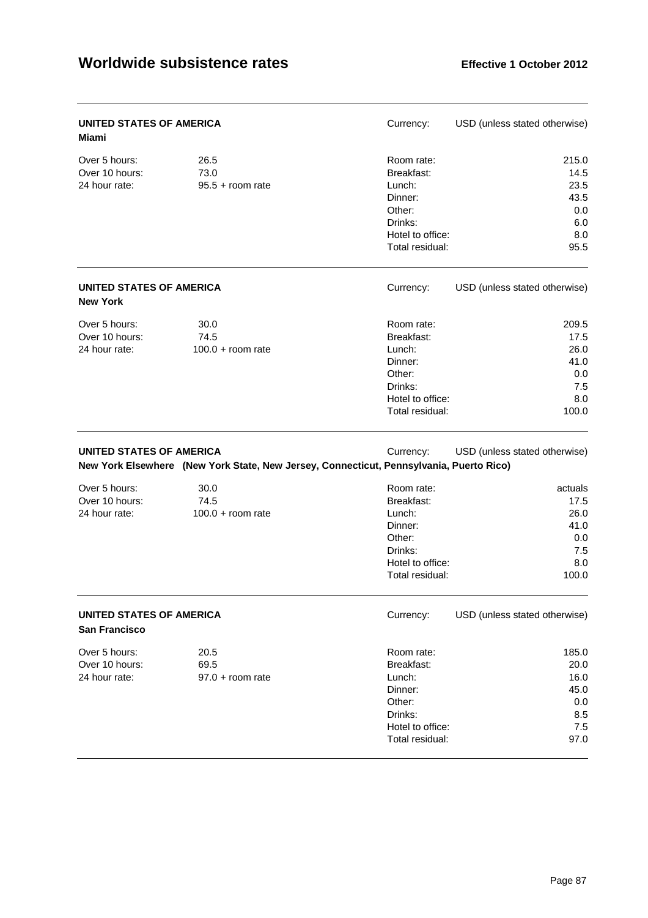# Worldwide subsistence rates

**Effective 1 October 2012**

**UNITED STATES OF AMERICA**
**Miami**

Currency: USD (unless stated otherwise)

| | | | |
|---|---|---|---|
| Over 5 hours: | 26.5 | Room rate: | 215.0 |
| Over 10 hours: | 73.0 | Breakfast: | 14.5 |
| 24 hour rate: | 95.5 + room rate | Lunch: | 23.5 |
| | | Dinner: | 43.5 |
| | | Other: | 0.0 |
| | | Drinks: | 6.0 |
| | | Hotel to office: | 8.0 |
| | | Total residual: | 95.5 |

**UNITED STATES OF AMERICA**
**New York**

Currency: USD (unless stated otherwise)

| | | | |
|---|---|---|---|
| Over 5 hours: | 30.0 | Room rate: | 209.5 |
| Over 10 hours: | 74.5 | Breakfast: | 17.5 |
| 24 hour rate: | 100.0 + room rate | Lunch: | 26.0 |
| | | Dinner: | 41.0 |
| | | Other: | 0.0 |
| | | Drinks: | 7.5 |
| | | Hotel to office: | 8.0 |
| | | Total residual: | 100.0 |

**UNITED STATES OF AMERICA**
**New York Elsewhere (New York State, New Jersey, Connecticut, Pennsylvania, Puerto Rico)**

Currency: USD (unless stated otherwise)

| | | | |
|---|---|---|---|
| Over 5 hours: | 30.0 | Room rate: | actuals |
| Over 10 hours: | 74.5 | Breakfast: | 17.5 |
| 24 hour rate: | 100.0 + room rate | Lunch: | 26.0 |
| | | Dinner: | 41.0 |
| | | Other: | 0.0 |
| | | Drinks: | 7.5 |
| | | Hotel to office: | 8.0 |
| | | Total residual: | 100.0 |

**UNITED STATES OF AMERICA**
**San Francisco**

Currency: USD (unless stated otherwise)

| | | | |
|---|---|---|---|
| Over 5 hours: | 20.5 | Room rate: | 185.0 |
| Over 10 hours: | 69.5 | Breakfast: | 20.0 |
| 24 hour rate: | 97.0 + room rate | Lunch: | 16.0 |
| | | Dinner: | 45.0 |
| | | Other: | 0.0 |
| | | Drinks: | 8.5 |
| | | Hotel to office: | 7.5 |
| | | Total residual: | 97.0 |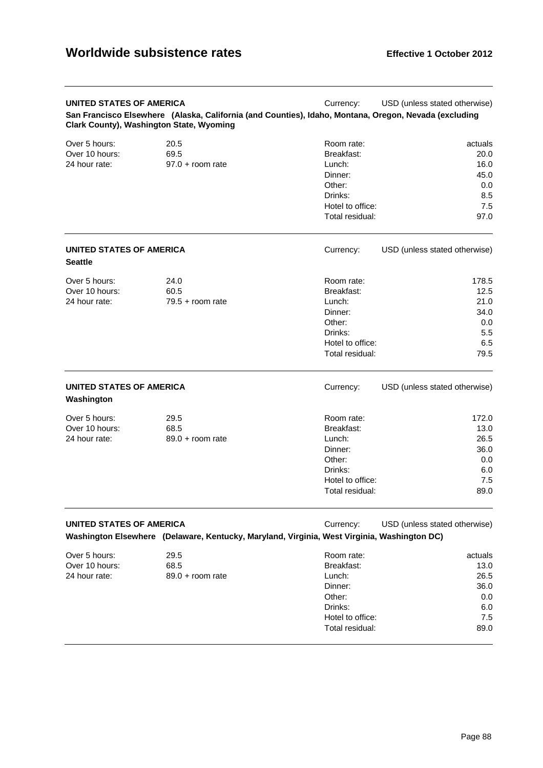# Worldwide subsistence rates

**Effective 1 October 2012**

---

**UNITED STATES OF AMERICA** — Currency: USD (unless stated otherwise)

**San Francisco Elsewhere (Alaska, California (and Counties), Idaho, Montana, Oregon, Nevada (excluding Clark County), Washington State, Wyoming**

| | | | |
|---|---|---|---|
| Over 5 hours: | 20.5 | Room rate: | actuals |
| Over 10 hours: | 69.5 | Breakfast: | 20.0 |
| 24 hour rate: | 97.0 + room rate | Lunch: | 16.0 |
| | | Dinner: | 45.0 |
| | | Other: | 0.0 |
| | | Drinks: | 8.5 |
| | | Hotel to office: | 7.5 |
| | | Total residual: | 97.0 |

---

**UNITED STATES OF AMERICA** — Currency: USD (unless stated otherwise)

**Seattle**

| | | | |
|---|---|---|---|
| Over 5 hours: | 24.0 | Room rate: | 178.5 |
| Over 10 hours: | 60.5 | Breakfast: | 12.5 |
| 24 hour rate: | 79.5 + room rate | Lunch: | 21.0 |
| | | Dinner: | 34.0 |
| | | Other: | 0.0 |
| | | Drinks: | 5.5 |
| | | Hotel to office: | 6.5 |
| | | Total residual: | 79.5 |

---

**UNITED STATES OF AMERICA** — Currency: USD (unless stated otherwise)

**Washington**

| | | | |
|---|---|---|---|
| Over 5 hours: | 29.5 | Room rate: | 172.0 |
| Over 10 hours: | 68.5 | Breakfast: | 13.0 |
| 24 hour rate: | 89.0 + room rate | Lunch: | 26.5 |
| | | Dinner: | 36.0 |
| | | Other: | 0.0 |
| | | Drinks: | 6.0 |
| | | Hotel to office: | 7.5 |
| | | Total residual: | 89.0 |

---

**UNITED STATES OF AMERICA** — Currency: USD (unless stated otherwise)

**Washington Elsewhere (Delaware, Kentucky, Maryland, Virginia, West Virginia, Washington DC)**

| | | | |
|---|---|---|---|
| Over 5 hours: | 29.5 | Room rate: | actuals |
| Over 10 hours: | 68.5 | Breakfast: | 13.0 |
| 24 hour rate: | 89.0 + room rate | Lunch: | 26.5 |
| | | Dinner: | 36.0 |
| | | Other: | 0.0 |
| | | Drinks: | 6.0 |
| | | Hotel to office: | 7.5 |
| | | Total residual: | 89.0 |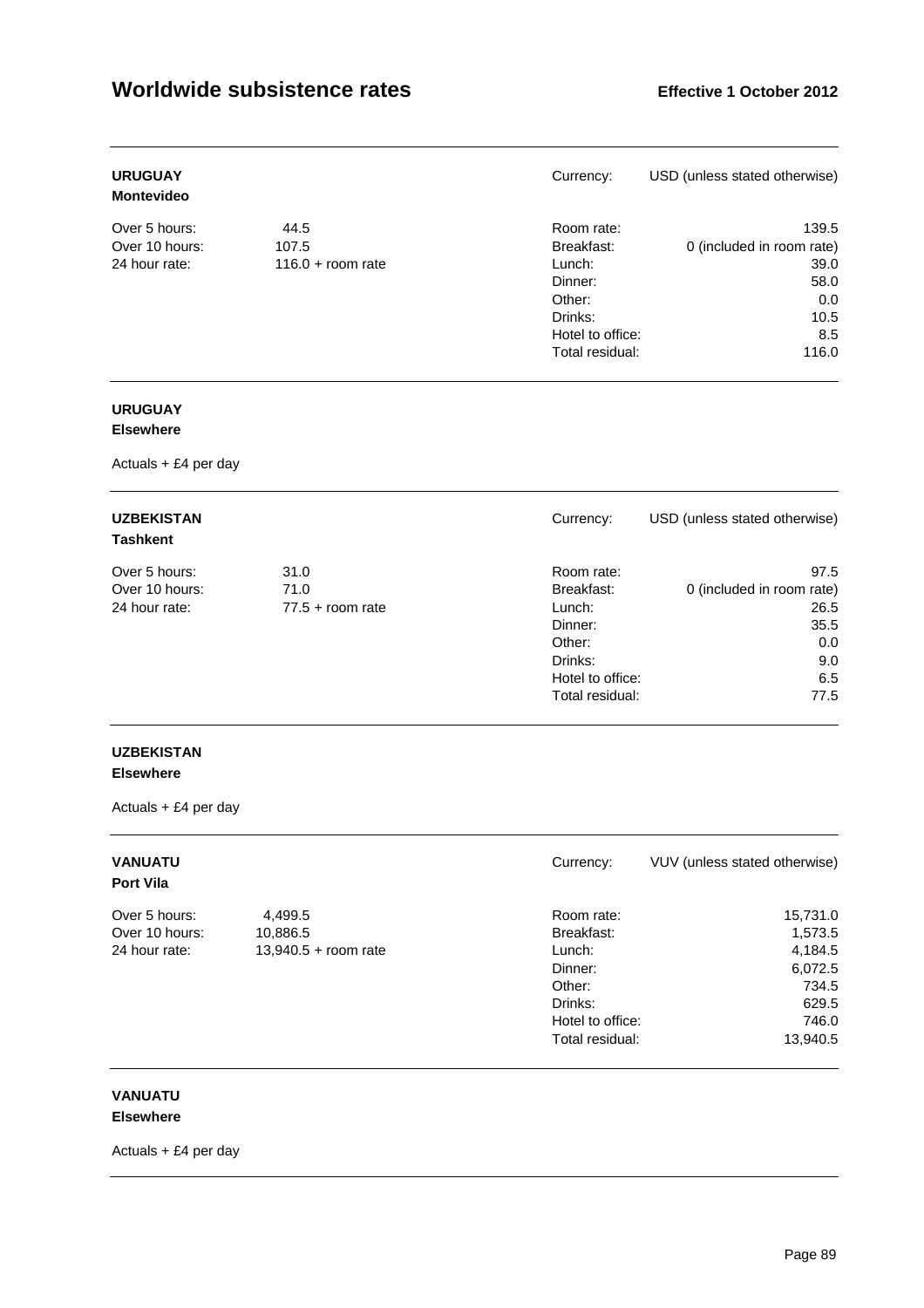# Worldwide subsidence rates

**Effective 1 October 2012**

---

**URUGUAY**
**Montevideo**

| | | | Currency: | USD (unless stated otherwise) |
|---|---|---|---|---|
| Over 5 hours: | 44.5 | | Room rate: | 139.5 |
| Over 10 hours: | 107.5 | | Breakfast: | 0 (included in room rate) |
| 24 hour rate: | 116.0 + room rate | | Lunch: | 39.0 |
| | | | Dinner: | 58.0 |
| | | | Other: | 0.0 |
| | | | Drinks: | 10.5 |
| | | | Hotel to office: | 8.5 |
| | | | Total residual: | 116.0 |

---

**URUGUAY**
**Elsewhere**

Actuals + £4 per day

---

**UZBEKISTAN**
**Tashkent**

| | | | Currency: | USD (unless stated otherwise) |
|---|---|---|---|---|
| Over 5 hours: | 31.0 | | Room rate: | 97.5 |
| Over 10 hours: | 71.0 | | Breakfast: | 0 (included in room rate) |
| 24 hour rate: | 77.5 + room rate | | Lunch: | 26.5 |
| | | | Dinner: | 35.5 |
| | | | Other: | 0.0 |
| | | | Drinks: | 9.0 |
| | | | Hotel to office: | 6.5 |
| | | | Total residual: | 77.5 |

---

**UZBEKISTAN**
**Elsewhere**

Actuals + £4 per day

---

**VANUATU**
**Port Vila**

| | | | Currency: | VUV (unless stated otherwise) |
|---|---|---|---|---|
| Over 5 hours: | 4,499.5 | | Room rate: | 15,731.0 |
| Over 10 hours: | 10,886.5 | | Breakfast: | 1,573.5 |
| 24 hour rate: | 13,940.5 + room rate | | Lunch: | 4,184.5 |
| | | | Dinner: | 6,072.5 |
| | | | Other: | 734.5 |
| | | | Drinks: | 629.5 |
| | | | Hotel to office: | 746.0 |
| | | | Total residual: | 13,940.5 |

---

**VANUATU**
**Elsewhere**

Actuals + £4 per day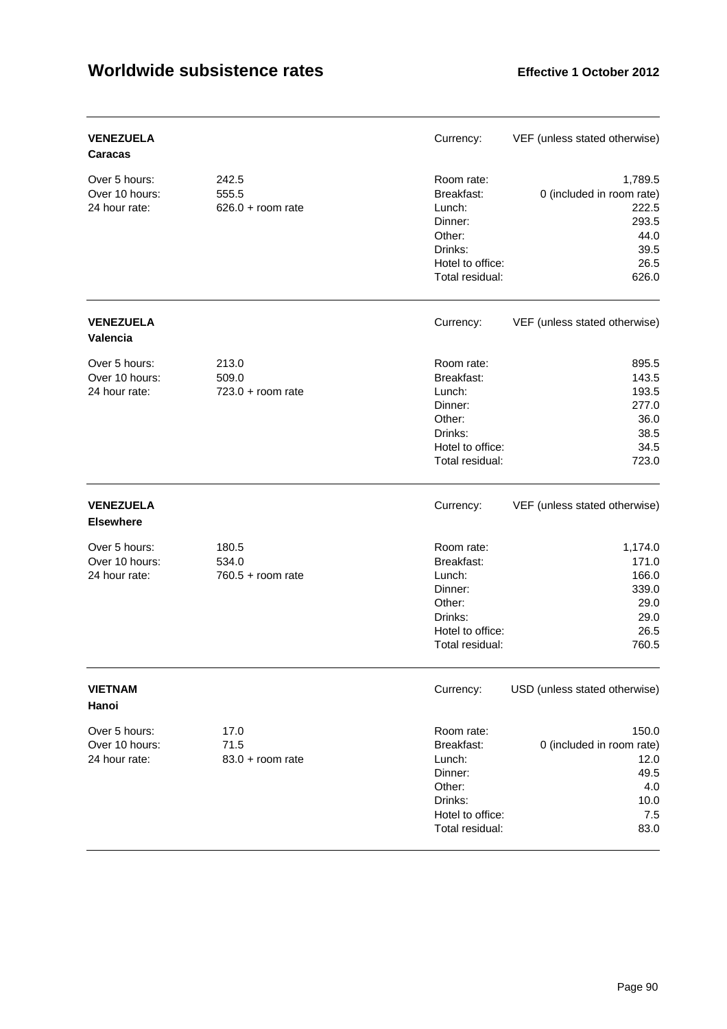# Worldwide subsistence rates

**Effective 1 October 2012**

## VENEZUELA

### Caracas

Currency: VEF (unless stated otherwise)

| | | | |
|---|---|---|---|
| Over 5 hours: | 242.5 | Room rate: | 1,789.5 |
| Over 10 hours: | 555.5 | Breakfast: | 0 (included in room rate) |
| 24 hour rate: | 626.0 + room rate | Lunch: | 222.5 |
| | | Dinner: | 293.5 |
| | | Other: | 44.0 |
| | | Drinks: | 39.5 |
| | | Hotel to office: | 26.5 |
| | | Total residual: | 626.0 |

## VENEZUELA

### Valencia

Currency: VEF (unless stated otherwise)

| | | | |
|---|---|---|---|
| Over 5 hours: | 213.0 | Room rate: | 895.5 |
| Over 10 hours: | 509.0 | Breakfast: | 143.5 |
| 24 hour rate: | 723.0 + room rate | Lunch: | 193.5 |
| | | Dinner: | 277.0 |
| | | Other: | 36.0 |
| | | Drinks: | 38.5 |
| | | Hotel to office: | 34.5 |
| | | Total residual: | 723.0 |

## VENEZUELA

### Elsewhere

Currency: VEF (unless stated otherwise)

| | | | |
|---|---|---|---|
| Over 5 hours: | 180.5 | Room rate: | 1,174.0 |
| Over 10 hours: | 534.0 | Breakfast: | 171.0 |
| 24 hour rate: | 760.5 + room rate | Lunch: | 166.0 |
| | | Dinner: | 339.0 |
| | | Other: | 29.0 |
| | | Drinks: | 29.0 |
| | | Hotel to office: | 26.5 |
| | | Total residual: | 760.5 |

## VIETNAM

### Hanoi

Currency: USD (unless stated otherwise)

| | | | |
|---|---|---|---|
| Over 5 hours: | 17.0 | Room rate: | 150.0 |
| Over 10 hours: | 71.5 | Breakfast: | 0 (included in room rate) |
| 24 hour rate: | 83.0 + room rate | Lunch: | 12.0 |
| | | Dinner: | 49.5 |
| | | Other: | 4.0 |
| | | Drinks: | 10.0 |
| | | Hotel to office: | 7.5 |
| | | Total residual: | 83.0 |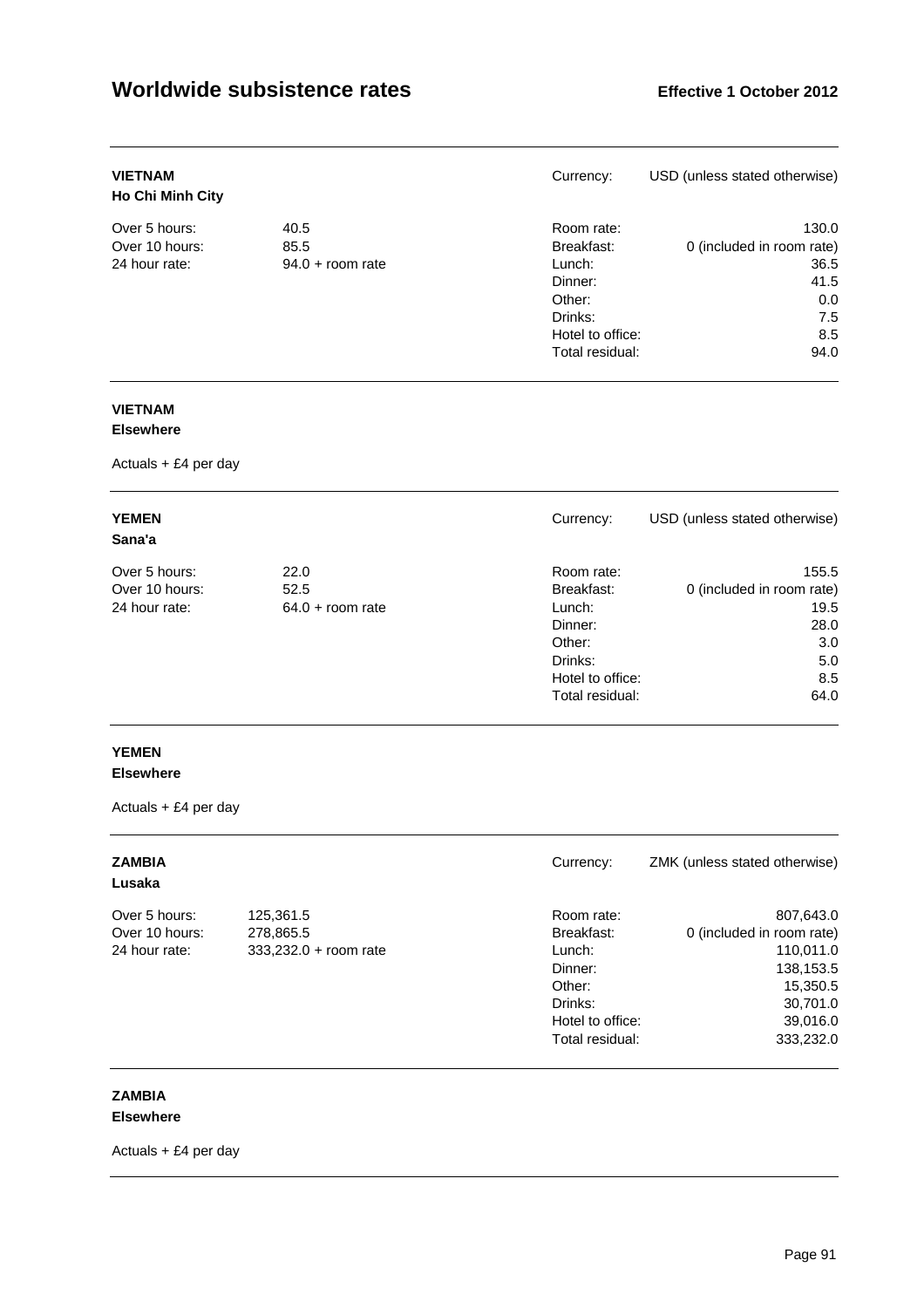## VIETNAM

**Ho Chi Minh City**

Currency: USD (unless stated otherwise)

| | | | |
|---|---|---|---|
| Over 5 hours: | 40.5 | Room rate: | 130.0 |
| Over 10 hours: | 85.5 | Breakfast: | 0 (included in room rate) |
| 24 hour rate: | 94.0 + room rate | Lunch: | 36.5 |
| | | Dinner: | 41.5 |
| | | Other: | 0.0 |
| | | Drinks: | 7.5 |
| | | Hotel to office: | 8.5 |
| | | Total residual: | 94.0 |

## VIETNAM

**Elsewhere**

Actuals + £4 per day

## YEMEN

**Sana'a**

Currency: USD (unless stated otherwise)

| | | | |
|---|---|---|---|
| Over 5 hours: | 22.0 | Room rate: | 155.5 |
| Over 10 hours: | 52.5 | Breakfast: | 0 (included in room rate) |
| 24 hour rate: | 64.0 + room rate | Lunch: | 19.5 |
| | | Dinner: | 28.0 |
| | | Other: | 3.0 |
| | | Drinks: | 5.0 |
| | | Hotel to office: | 8.5 |
| | | Total residual: | 64.0 |

## YEMEN

**Elsewhere**

Actuals + £4 per day

## ZAMBIA

**Lusaka**

Currency: ZMK (unless stated otherwise)

| | | | |
|---|---|---|---|
| Over 5 hours: | 125,361.5 | Room rate: | 807,643.0 |
| Over 10 hours: | 278,865.5 | Breakfast: | 0 (included in room rate) |
| 24 hour rate: | 333,232.0 + room rate | Lunch: | 110,011.0 |
| | | Dinner: | 138,153.5 |
| | | Other: | 15,350.5 |
| | | Drinks: | 30,701.0 |
| | | Hotel to office: | 39,016.0 |
| | | Total residual: | 333,232.0 |

## ZAMBIA

**Elsewhere**

Actuals + £4 per day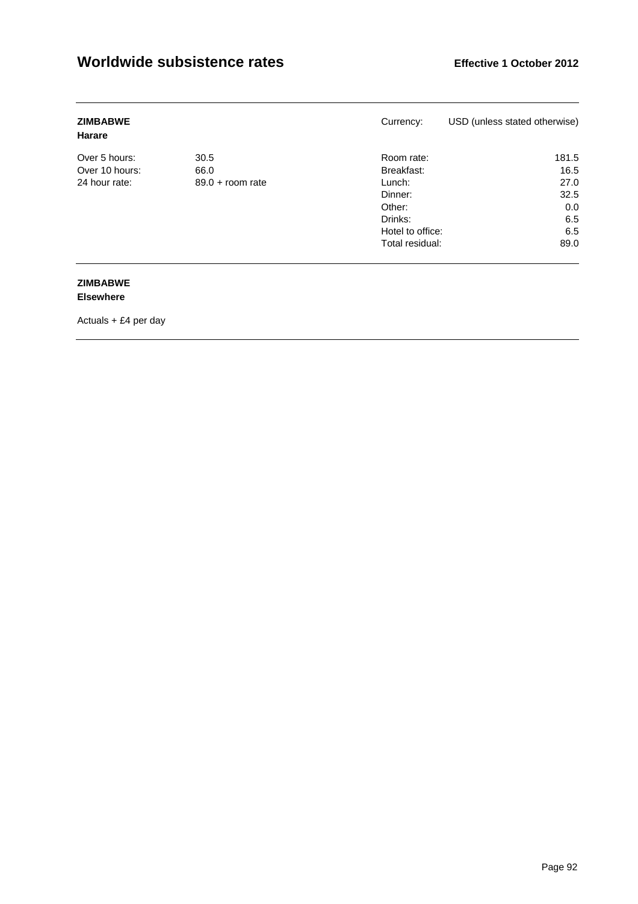**ZIMBABWE**
**Harare**

Currency: USD (unless stated otherwise)

| | | | |
|---|---|---|---|
| Over 5 hours: | 30.5 | Room rate: | 181.5 |
| Over 10 hours: | 66.0 | Breakfast: | 16.5 |
| 24 hour rate: | 89.0 + room rate | Lunch: | 27.0 |
| | | Dinner: | 32.5 |
| | | Other: | 0.0 |
| | | Drinks: | 6.5 |
| | | Hotel to office: | 6.5 |
| | | Total residual: | 89.0 |

**ZIMBABWE**
**Elsewhere**

Actuals + £4 per day